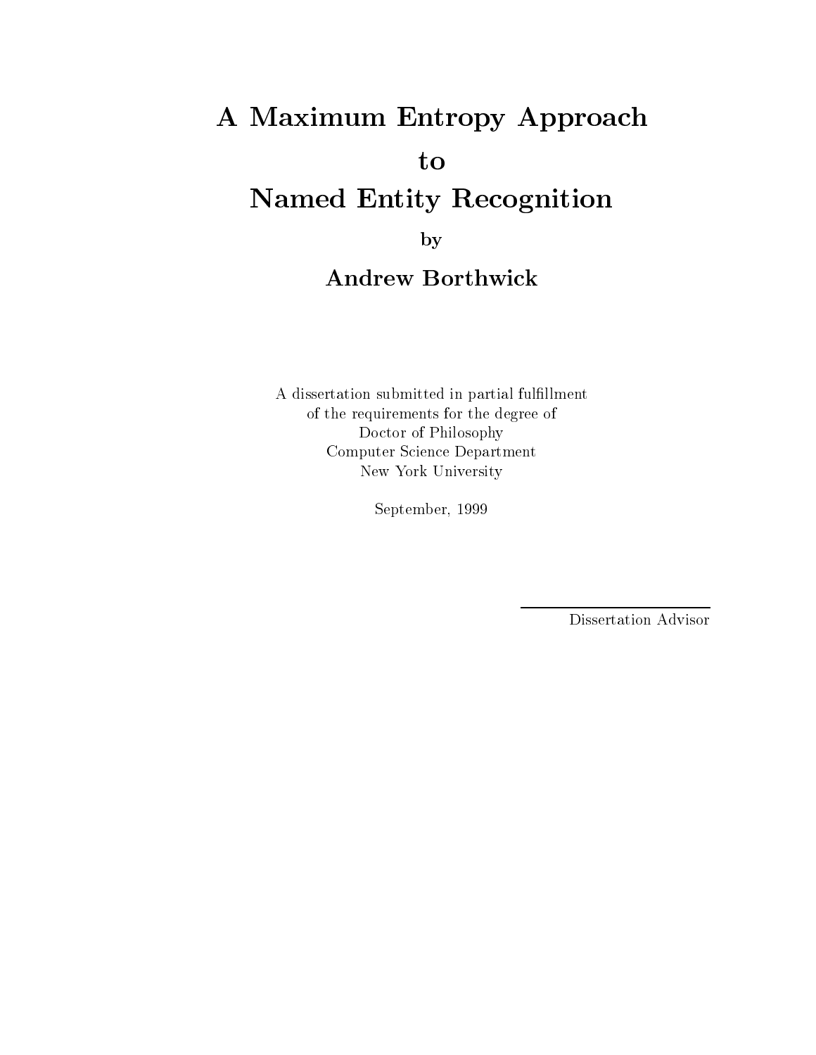# A Maximum Entropy Approach to Named Entity Recognition

by

**Andrew Borthwick**

A dissertation submitted in partial fulfillment
of the requirements for the degree of
Doctor of Philosophy
Computer Science Department
New York University

September, 1999

Dissertation Advisor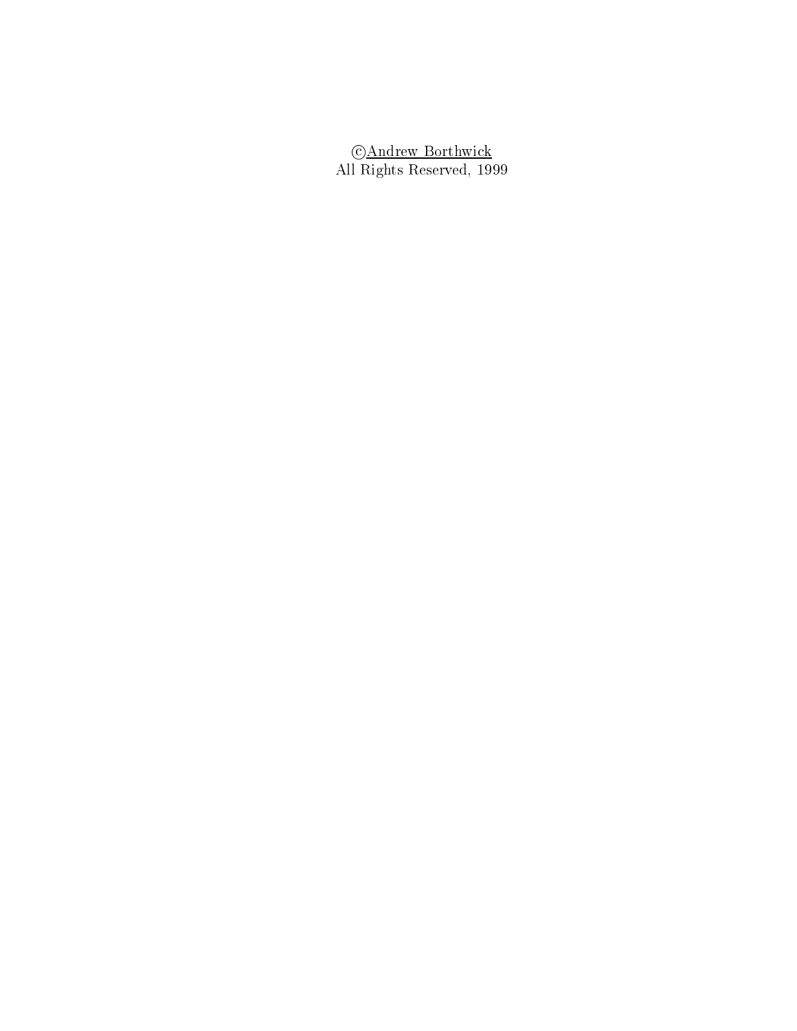©Andrew Borthwick
All Rights Reserved, 1999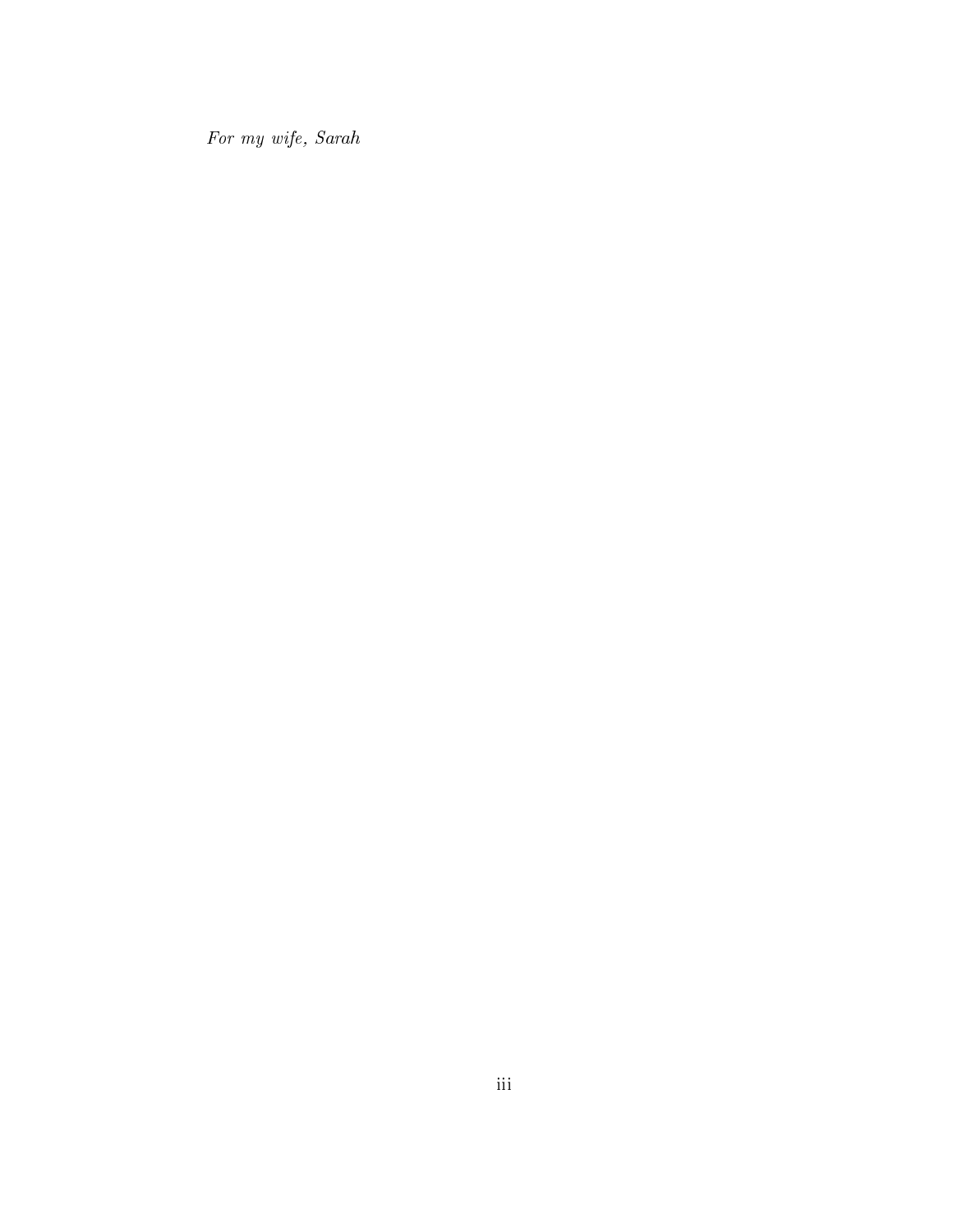*For my wife, Sarah*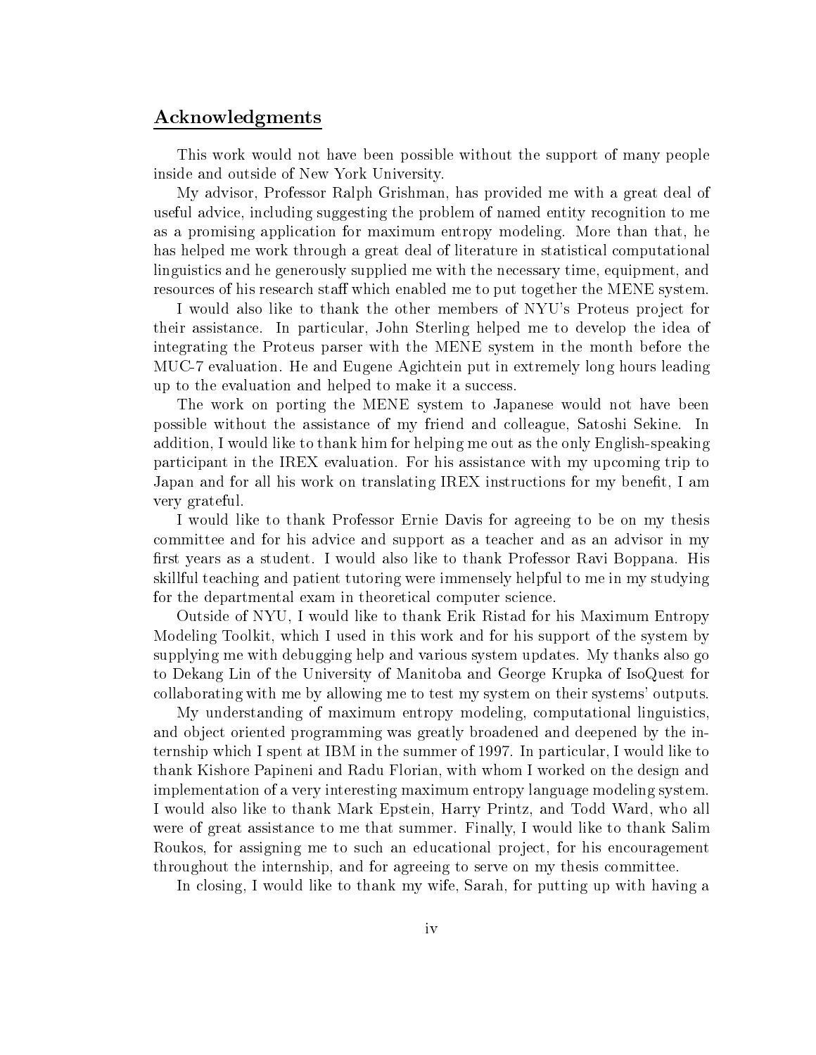## Acknowledgments

This work would not have been possible without the support of many people inside and outside of New York University.

My advisor, Professor Ralph Grishman, has provided me with a great deal of useful advice, including suggesting the problem of named entity recognition to me as a promising application for maximum entropy modeling. More than that, he has helped me work through a great deal of literature in statistical computational linguistics and he generously supplied me with the necessary time, equipment, and resources of his research staff which enabled me to put together the MENE system.

I would also like to thank the other members of NYU's Proteus project for their assistance. In particular, John Sterling helped me to develop the idea of integrating the Proteus parser with the MENE system in the month before the MUC-7 evaluation. He and Eugene Agichtein put in extremely long hours leading up to the evaluation and helped to make it a success.

The work on porting the MENE system to Japanese would not have been possible without the assistance of my friend and colleague, Satoshi Sekine. In addition, I would like to thank him for helping me out as the only English-speaking participant in the IREX evaluation. For his assistance with my upcoming trip to Japan and for all his work on translating IREX instructions for my benefit, I am very grateful.

I would like to thank Professor Ernie Davis for agreeing to be on my thesis committee and for his advice and support as a teacher and as an advisor in my first years as a student. I would also like to thank Professor Ravi Boppana. His skillful teaching and patient tutoring were immensely helpful to me in my studying for the departmental exam in theoretical computer science.

Outside of NYU, I would like to thank Erik Ristad for his Maximum Entropy Modeling Toolkit, which I used in this work and for his support of the system by supplying me with debugging help and various system updates. My thanks also go to Dekang Lin of the University of Manitoba and George Krupka of IsoQuest for collaborating with me by allowing me to test my system on their systems' outputs.

My understanding of maximum entropy modeling, computational linguistics, and object oriented programming was greatly broadened and deepened by the internship which I spent at IBM in the summer of 1997. In particular, I would like to thank Kishore Papineni and Radu Florian, with whom I worked on the design and implementation of a very interesting maximum entropy language modeling system. I would also like to thank Mark Epstein, Harry Printz, and Todd Ward, who all were of great assistance to me that summer. Finally, I would like to thank Salim Roukos, for assigning me to such an educational project, for his encouragement throughout the internship, and for agreeing to serve on my thesis committee.

In closing, I would like to thank my wife, Sarah, for putting up with having a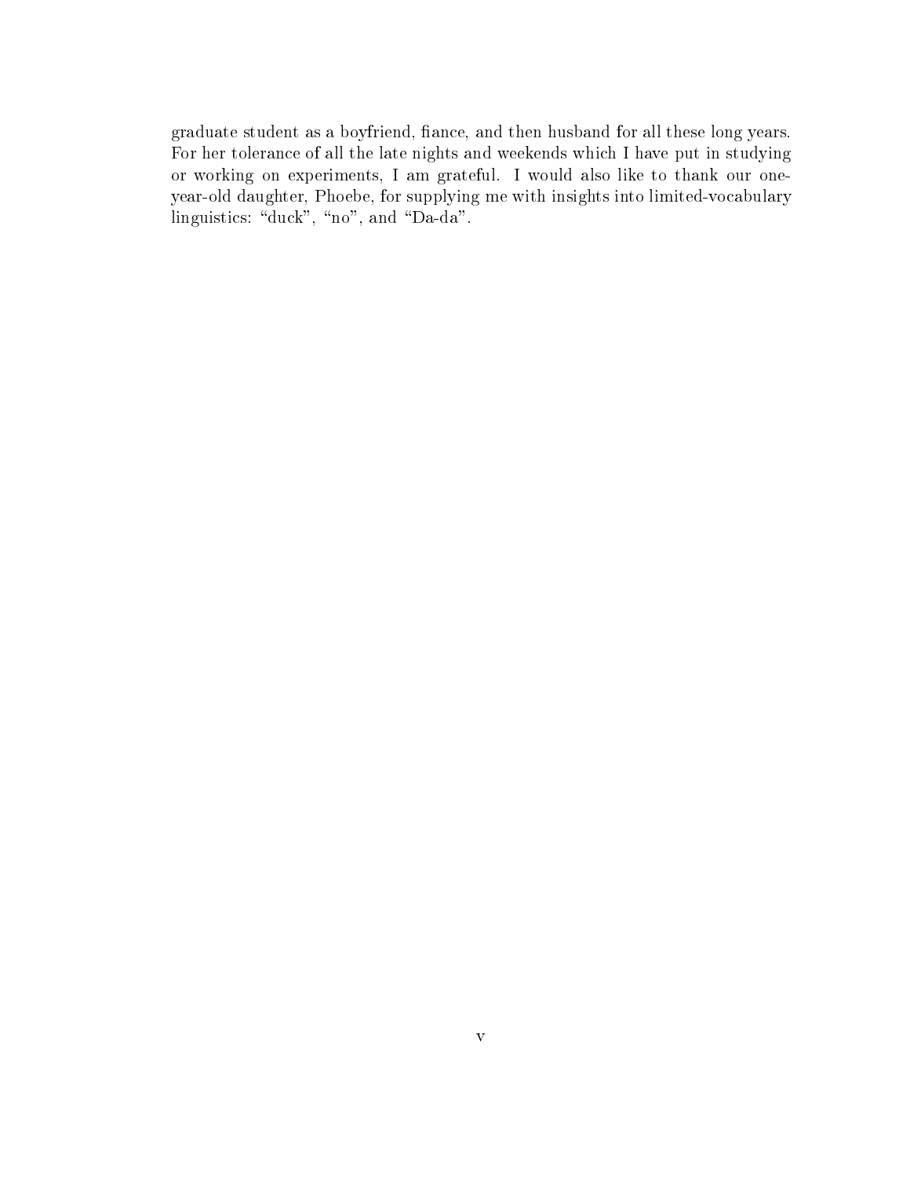graduate student as a boyfriend, fiance, and then husband for all these long years. For her tolerance of all the late nights and weekends which I have put in studying or working on experiments, I am grateful. I would also like to thank our one-year-old daughter, Phoebe, for supplying me with insights into limited-vocabulary linguistics: “duck”, “no”, and “Da-da”.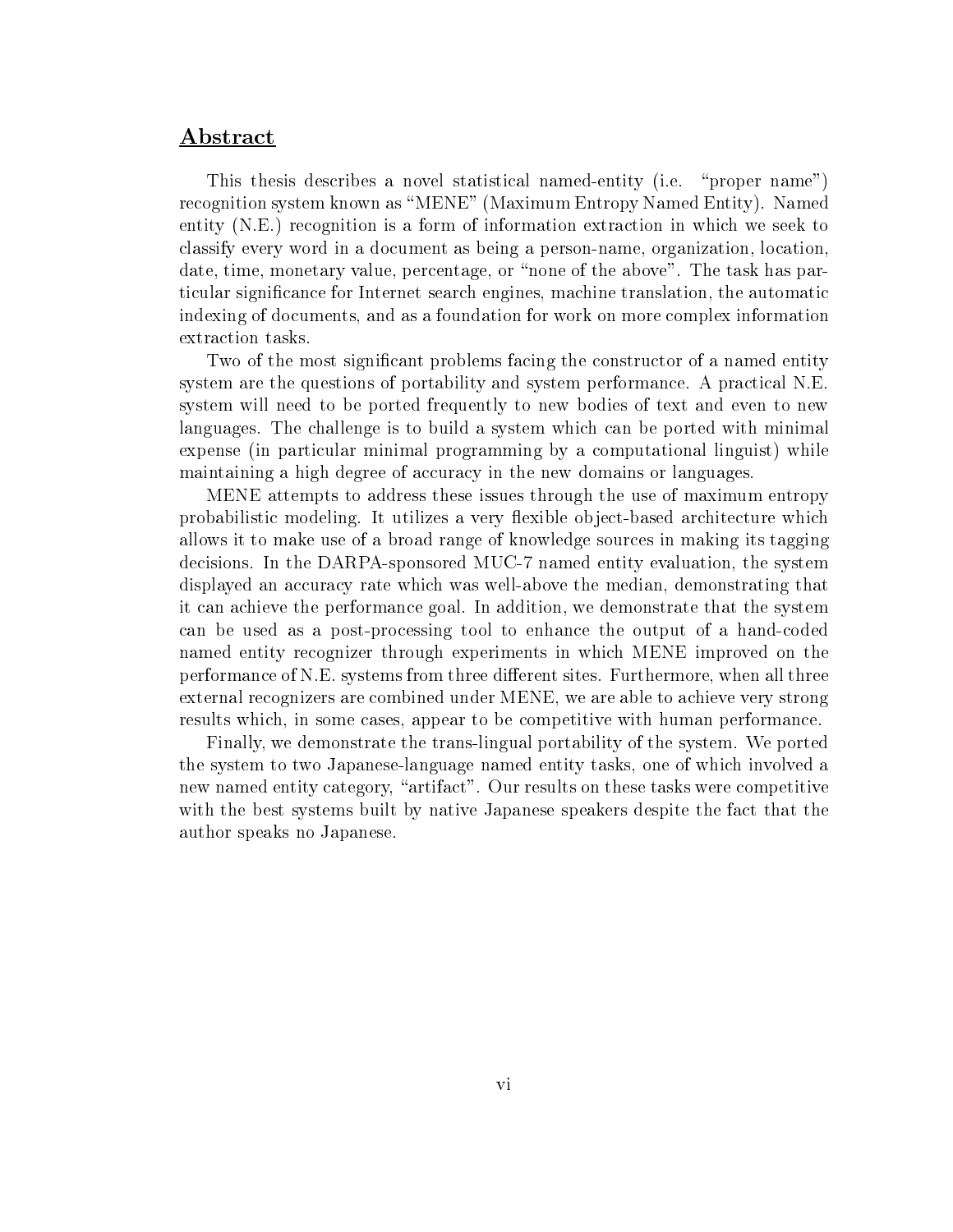## Abstract

This thesis describes a novel statistical named-entity (i.e. "proper name") recognition system known as "MENE" (Maximum Entropy Named Entity). Named entity (N.E.) recognition is a form of information extraction in which we seek to classify every word in a document as being a person-name, organization, location, date, time, monetary value, percentage, or "none of the above". The task has particular significance for Internet search engines, machine translation, the automatic indexing of documents, and as a foundation for work on more complex information extraction tasks.

Two of the most significant problems facing the constructor of a named entity system are the questions of portability and system performance. A practical N.E. system will need to be ported frequently to new bodies of text and even to new languages. The challenge is to build a system which can be ported with minimal expense (in particular minimal programming by a computational linguist) while maintaining a high degree of accuracy in the new domains or languages.

MENE attempts to address these issues through the use of maximum entropy probabilistic modeling. It utilizes a very flexible object-based architecture which allows it to make use of a broad range of knowledge sources in making its tagging decisions. In the DARPA-sponsored MUC-7 named entity evaluation, the system displayed an accuracy rate which was well-above the median, demonstrating that it can achieve the performance goal. In addition, we demonstrate that the system can be used as a post-processing tool to enhance the output of a hand-coded named entity recognizer through experiments in which MENE improved on the performance of N.E. systems from three different sites. Furthermore, when all three external recognizers are combined under MENE, we are able to achieve very strong results which, in some cases, appear to be competitive with human performance.

Finally, we demonstrate the trans-lingual portability of the system. We ported the system to two Japanese-language named entity tasks, one of which involved a new named entity category, "artifact". Our results on these tasks were competitive with the best systems built by native Japanese speakers despite the fact that the author speaks no Japanese.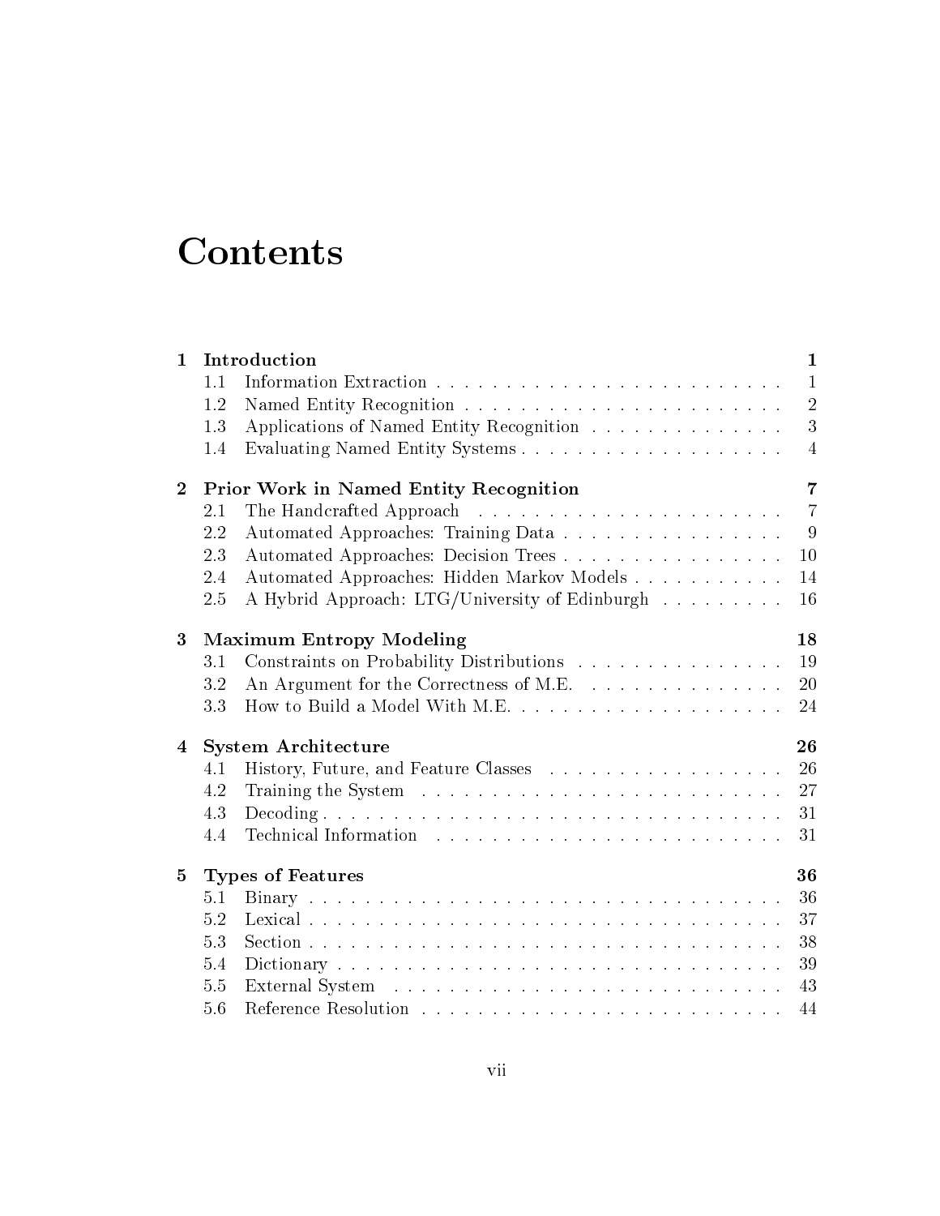# Contents

| | | |
|---|---|---|
| **1** | **Introduction** | **1** |
| 1.1 | Information Extraction | 1 |
| 1.2 | Named Entity Recognition | 2 |
| 1.3 | Applications of Named Entity Recognition | 3 |
| 1.4 | Evaluating Named Entity Systems | 4 |
| **2** | **Prior Work in Named Entity Recognition** | **7** |
| 2.1 | The Handcrafted Approach | 7 |
| 2.2 | Automated Approaches: Training Data | 9 |
| 2.3 | Automated Approaches: Decision Trees | 10 |
| 2.4 | Automated Approaches: Hidden Markov Models | 14 |
| 2.5 | A Hybrid Approach: LTG/University of Edinburgh | 16 |
| **3** | **Maximum Entropy Modeling** | **18** |
| 3.1 | Constraints on Probability Distributions | 19 |
| 3.2 | An Argument for the Correctness of M.E. | 20 |
| 3.3 | How to Build a Model With M.E. | 24 |
| **4** | **System Architecture** | **26** |
| 4.1 | History, Future, and Feature Classes | 26 |
| 4.2 | Training the System | 27 |
| 4.3 | Decoding | 31 |
| 4.4 | Technical Information | 31 |
| **5** | **Types of Features** | **36** |
| 5.1 | Binary | 36 |
| 5.2 | Lexical | 37 |
| 5.3 | Section | 38 |
| 5.4 | Dictionary | 39 |
| 5.5 | External System | 43 |
| 5.6 | Reference Resolution | 44 |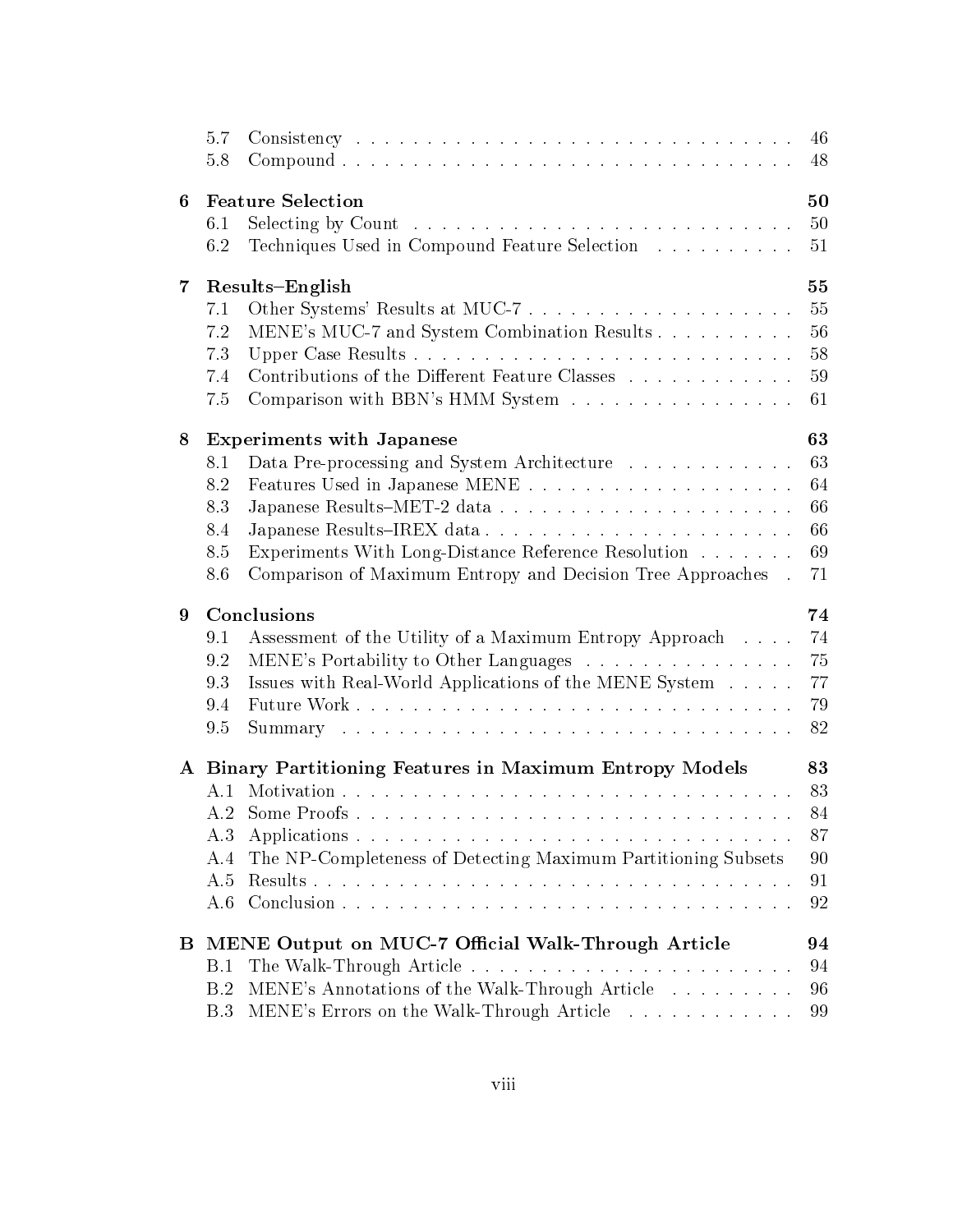- 5.7 Consistency . . . . . . . . . . . . . . . . . . . . . . . . . . . . . . . 46
- 5.8 Compound . . . . . . . . . . . . . . . . . . . . . . . . . . . . . . . . 48

**6 Feature Selection** **50**

- 6.1 Selecting by Count . . . . . . . . . . . . . . . . . . . . . . . . . . . 50
- 6.2 Techniques Used in Compound Feature Selection . . . . . . . . . . 51

**7 Results–English** **55**

- 7.1 Other Systems' Results at MUC-7 . . . . . . . . . . . . . . . . . . . 55
- 7.2 MENE's MUC-7 and System Combination Results . . . . . . . . . . 56
- 7.3 Upper Case Results . . . . . . . . . . . . . . . . . . . . . . . . . . . 58
- 7.4 Contributions of the Different Feature Classes . . . . . . . . . . . . 59
- 7.5 Comparison with BBN's HMM System . . . . . . . . . . . . . . . . 61

**8 Experiments with Japanese** **63**

- 8.1 Data Pre-processing and System Architecture . . . . . . . . . . . . 63
- 8.2 Features Used in Japanese MENE . . . . . . . . . . . . . . . . . . . 64
- 8.3 Japanese Results–MET-2 data . . . . . . . . . . . . . . . . . . . . . 66
- 8.4 Japanese Results–IREX data . . . . . . . . . . . . . . . . . . . . . . 66
- 8.5 Experiments With Long-Distance Reference Resolution . . . . . . . 69
- 8.6 Comparison of Maximum Entropy and Decision Tree Approaches . 71

**9 Conclusions** **74**

- 9.1 Assessment of the Utility of a Maximum Entropy Approach . . . . 74
- 9.2 MENE's Portability to Other Languages . . . . . . . . . . . . . . . 75
- 9.3 Issues with Real-World Applications of the MENE System . . . . . 77
- 9.4 Future Work . . . . . . . . . . . . . . . . . . . . . . . . . . . . . . . 79
- 9.5 Summary . . . . . . . . . . . . . . . . . . . . . . . . . . . . . . . . . 82

**A Binary Partitioning Features in Maximum Entropy Models** **83**

- A.1 Motivation . . . . . . . . . . . . . . . . . . . . . . . . . . . . . . . . 83
- A.2 Some Proofs . . . . . . . . . . . . . . . . . . . . . . . . . . . . . . . 84
- A.3 Applications . . . . . . . . . . . . . . . . . . . . . . . . . . . . . . . 87
- A.4 The NP-Completeness of Detecting Maximum Partitioning Subsets 90
- A.5 Results . . . . . . . . . . . . . . . . . . . . . . . . . . . . . . . . . . 91
- A.6 Conclusion . . . . . . . . . . . . . . . . . . . . . . . . . . . . . . . . 92

**B MENE Output on MUC-7 Official Walk-Through Article** **94**

- B.1 The Walk-Through Article . . . . . . . . . . . . . . . . . . . . . . . 94
- B.2 MENE's Annotations of the Walk-Through Article . . . . . . . . . 96
- B.3 MENE's Errors on the Walk-Through Article . . . . . . . . . . . . 99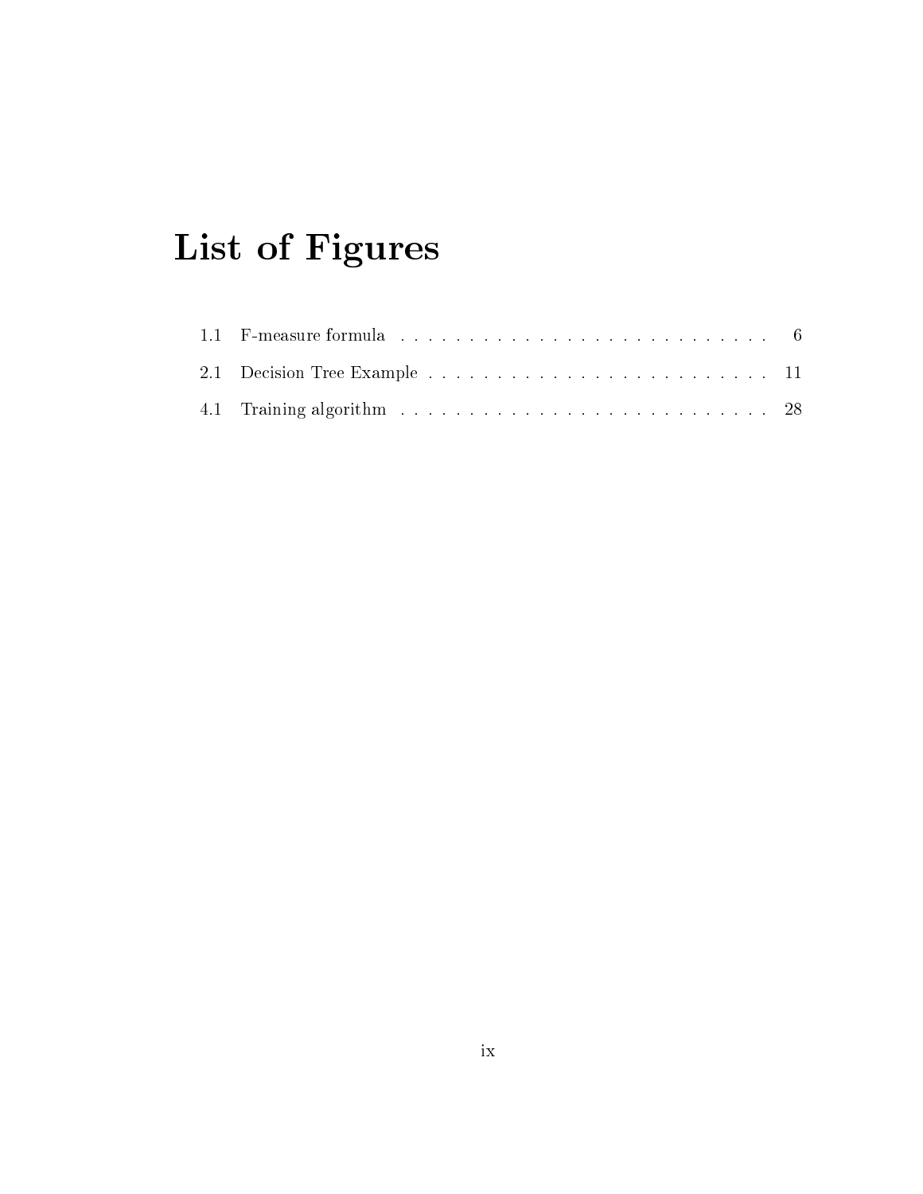# List of Figures

1.1 F-measure formula . . . . . . . . . . . . . . . . . . . . . . . . . . . . 6

2.1 Decision Tree Example . . . . . . . . . . . . . . . . . . . . . . . . . . 11

4.1 Training algorithm . . . . . . . . . . . . . . . . . . . . . . . . . . . . 28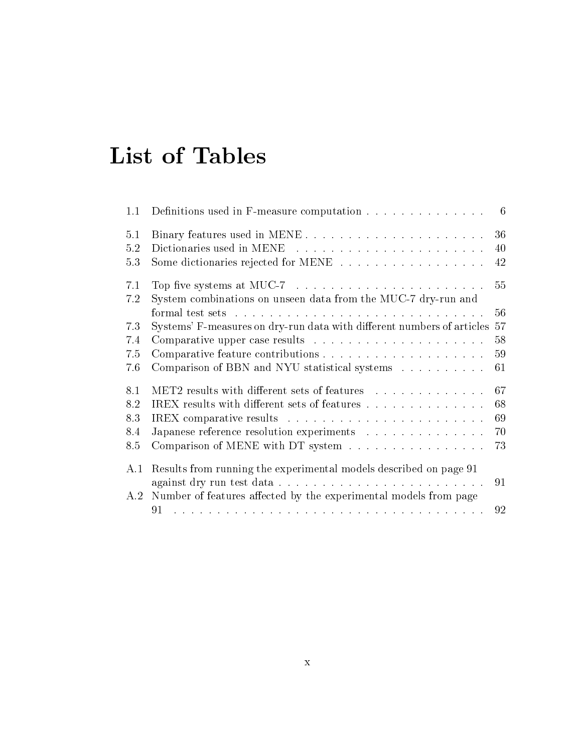# List of Tables

| | | |
|---|---|---|
| 1.1 | Definitions used in F-measure computation | 6 |
| 5.1 | Binary features used in MENE | 36 |
| 5.2 | Dictionaries used in MENE | 40 |
| 5.3 | Some dictionaries rejected for MENE | 42 |
| 7.1 | Top five systems at MUC-7 | 55 |
| 7.2 | System combinations on unseen data from the MUC-7 dry-run and formal test sets | 56 |
| 7.3 | Systems' F-measures on dry-run data with different numbers of articles | 57 |
| 7.4 | Comparative upper case results | 58 |
| 7.5 | Comparative feature contributions | 59 |
| 7.6 | Comparison of BBN and NYU statistical systems | 61 |
| 8.1 | MET2 results with different sets of features | 67 |
| 8.2 | IREX results with different sets of features | 68 |
| 8.3 | IREX comparative results | 69 |
| 8.4 | Japanese reference resolution experiments | 70 |
| 8.5 | Comparison of MENE with DT system | 73 |
| A.1 | Results from running the experimental models described on page 91 against dry run test data | 91 |
| A.2 | Number of features affected by the experimental models from page 91 | 92 |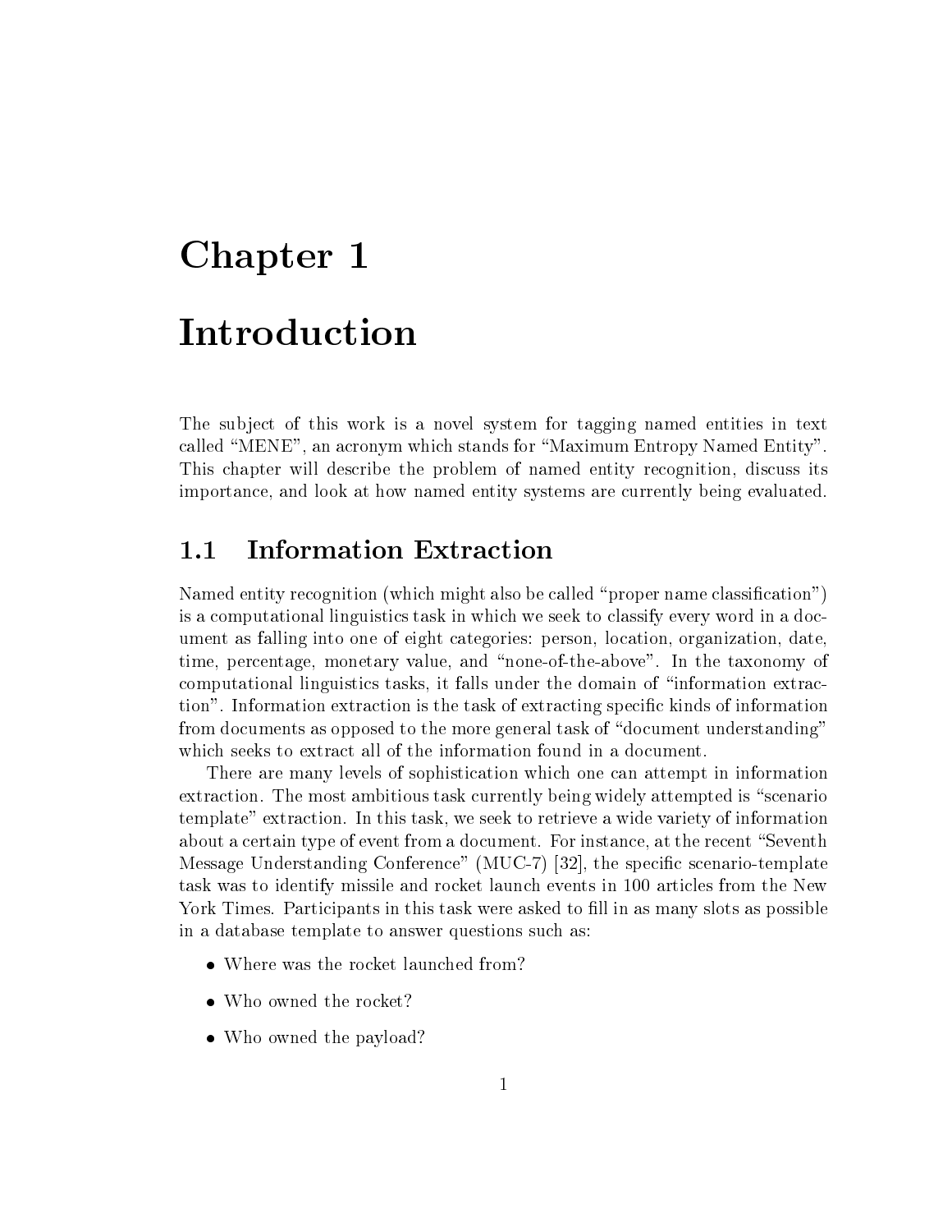# Chapter 1

# Introduction

The subject of this work is a novel system for tagging named entities in text called "MENE", an acronym which stands for "Maximum Entropy Named Entity". This chapter will describe the problem of named entity recognition, discuss its importance, and look at how named entity systems are currently being evaluated.

## 1.1 Information Extraction

Named entity recognition (which might also be called "proper name classification") is a computational linguistics task in which we seek to classify every word in a document as falling into one of eight categories: person, location, organization, date, time, percentage, monetary value, and "none-of-the-above". In the taxonomy of computational linguistics tasks, it falls under the domain of "information extraction". Information extraction is the task of extracting specific kinds of information from documents as opposed to the more general task of "document understanding" which seeks to extract all of the information found in a document.

There are many levels of sophistication which one can attempt in information extraction. The most ambitious task currently being widely attempted is "scenario template" extraction. In this task, we seek to retrieve a wide variety of information about a certain type of event from a document. For instance, at the recent "Seventh Message Understanding Conference" (MUC-7) [32], the specific scenario-template task was to identify missile and rocket launch events in 100 articles from the New York Times. Participants in this task were asked to fill in as many slots as possible in a database template to answer questions such as:

- Where was the rocket launched from?
- Who owned the rocket?
- Who owned the payload?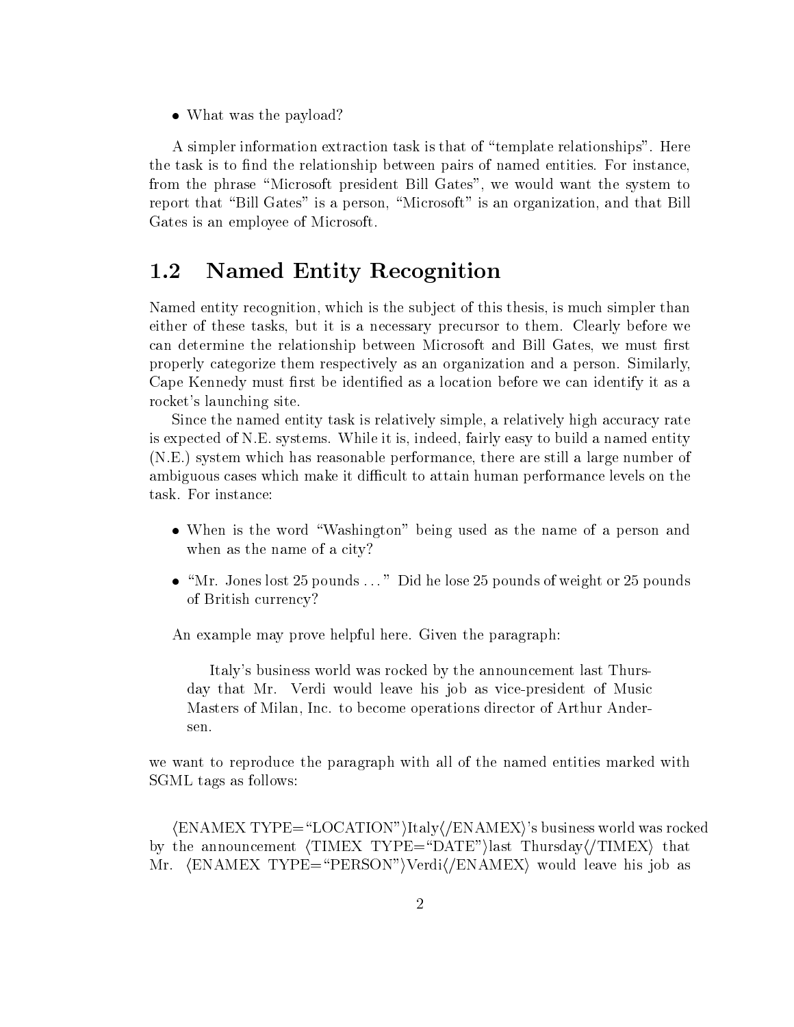- What was the payload?

A simpler information extraction task is that of "template relationships". Here the task is to find the relationship between pairs of named entities. For instance, from the phrase "Microsoft president Bill Gates", we would want the system to report that "Bill Gates" is a person, "Microsoft" is an organization, and that Bill Gates is an employee of Microsoft.

## 1.2 Named Entity Recognition

Named entity recognition, which is the subject of this thesis, is much simpler than either of these tasks, but it is a necessary precursor to them. Clearly before we can determine the relationship between Microsoft and Bill Gates, we must first properly categorize them respectively as an organization and a person. Similarly, Cape Kennedy must first be identified as a location before we can identify it as a rocket's launching site.

Since the named entity task is relatively simple, a relatively high accuracy rate is expected of N.E. systems. While it is, indeed, fairly easy to build a named entity (N.E.) system which has reasonable performance, there are still a large number of ambiguous cases which make it difficult to attain human performance levels on the task. For instance:

- When is the word "Washington" being used as the name of a person and when as the name of a city?
- "Mr. Jones lost 25 pounds ..." Did he lose 25 pounds of weight or 25 pounds of British currency?

An example may prove helpful here. Given the paragraph:

> Italy's business world was rocked by the announcement last Thursday that Mr. Verdi would leave his job as vice-president of Music Masters of Milan, Inc. to become operations director of Arthur Andersen.

we want to reproduce the paragraph with all of the named entities marked with SGML tags as follows:

⟨ENAMEX TYPE="LOCATION"⟩Italy⟨/ENAMEX⟩'s business world was rocked by the announcement ⟨TIMEX TYPE="DATE"⟩last Thursday⟨/TIMEX⟩ that Mr. ⟨ENAMEX TYPE="PERSON"⟩Verdi⟨/ENAMEX⟩ would leave his job as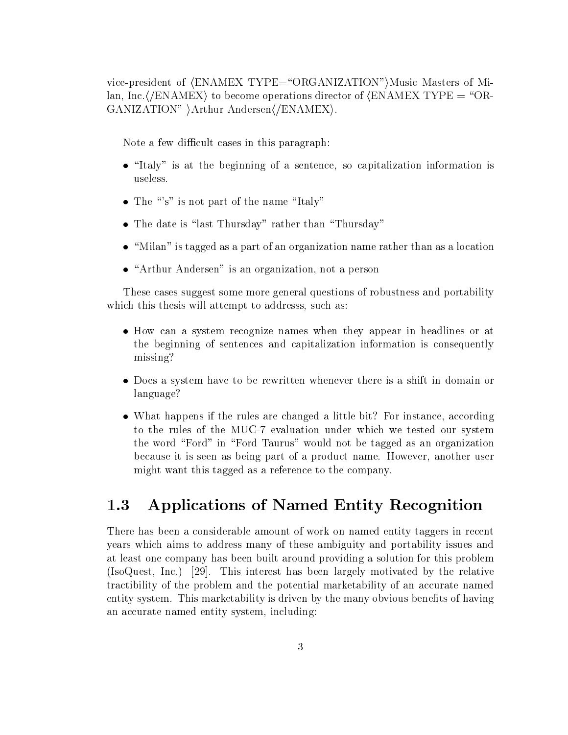vice-president of ⟨ENAMEX TYPE="ORGANIZATION"⟩Music Masters of Milan, Inc.⟨/ENAMEX⟩ to become operations director of ⟨ENAMEX TYPE = "ORGANIZATION" ⟩Arthur Andersen⟨/ENAMEX⟩.

Note a few difficult cases in this paragraph:

- "Italy" is at the beginning of a sentence, so capitalization information is useless.
- The "'s" is not part of the name "Italy"
- The date is "last Thursday" rather than "Thursday"
- "Milan" is tagged as a part of an organization name rather than as a location
- "Arthur Andersen" is an organization, not a person

These cases suggest some more general questions of robustness and portability which this thesis will attempt to addresss, such as:

- How can a system recognize names when they appear in headlines or at the beginning of sentences and capitalization information is consequently missing?
- Does a system have to be rewritten whenever there is a shift in domain or language?
- What happens if the rules are changed a little bit? For instance, according to the rules of the MUC-7 evaluation under which we tested our system the word "Ford" in "Ford Taurus" would not be tagged as an organization because it is seen as being part of a product name. However, another user might want this tagged as a reference to the company.

## 1.3 Applications of Named Entity Recognition

There has been a considerable amount of work on named entity taggers in recent years which aims to address many of these ambiguity and portability issues and at least one company has been built around providing a solution for this problem (IsoQuest, Inc.) [29]. This interest has been largely motivated by the relative tractibility of the problem and the potential marketability of an accurate named entity system. This marketability is driven by the many obvious benefits of having an accurate named entity system, including: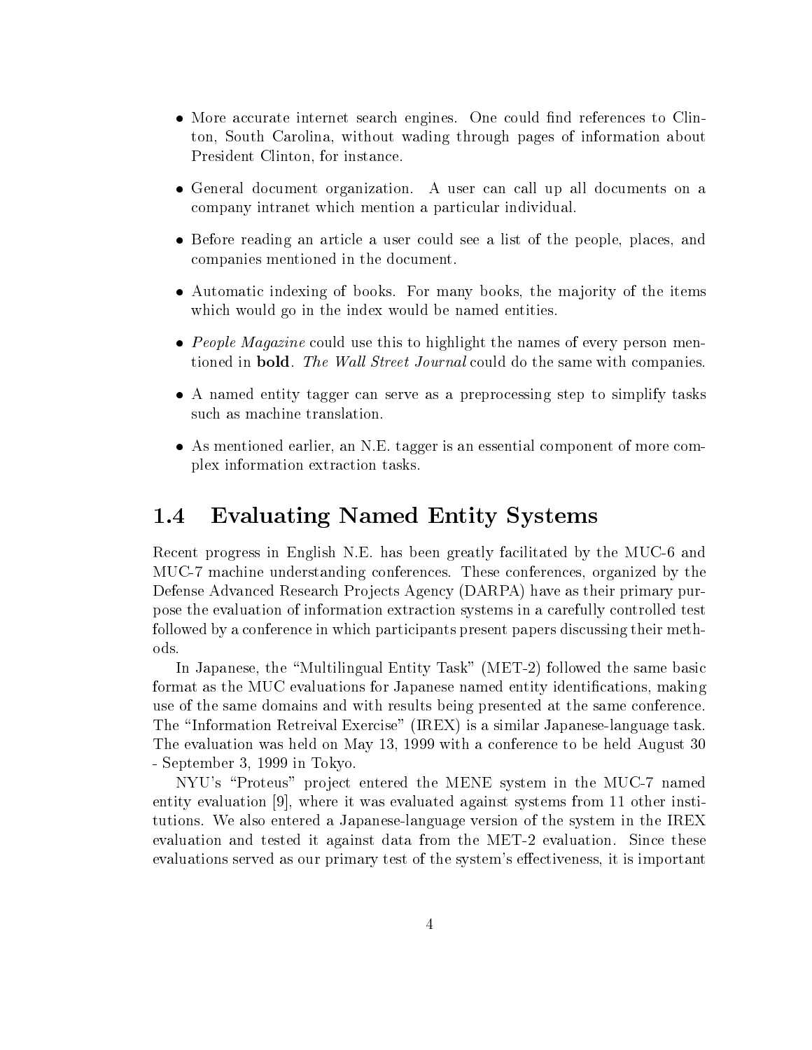- More accurate internet search engines. One could find references to Clinton, South Carolina, without wading through pages of information about President Clinton, for instance.
- General document organization. A user can call up all documents on a company intranet which mention a particular individual.
- Before reading an article a user could see a list of the people, places, and companies mentioned in the document.
- Automatic indexing of books. For many books, the majority of the items which would go in the index would be named entities.
- *People Magazine* could use this to highlight the names of every person mentioned in **bold**. *The Wall Street Journal* could do the same with companies.
- A named entity tagger can serve as a preprocessing step to simplify tasks such as machine translation.
- As mentioned earlier, an N.E. tagger is an essential component of more complex information extraction tasks.

## 1.4 Evaluating Named Entity Systems

Recent progress in English N.E. has been greatly facilitated by the MUC-6 and MUC-7 machine understanding conferences. These conferences, organized by the Defense Advanced Research Projects Agency (DARPA) have as their primary purpose the evaluation of information extraction systems in a carefully controlled test followed by a conference in which participants present papers discussing their methods.

In Japanese, the "Multilingual Entity Task" (MET-2) followed the same basic format as the MUC evaluations for Japanese named entity identifications, making use of the same domains and with results being presented at the same conference. The "Information Retreival Exercise" (IREX) is a similar Japanese-language task. The evaluation was held on May 13, 1999 with a conference to be held August 30 - September 3, 1999 in Tokyo.

NYU's "Proteus" project entered the MENE system in the MUC-7 named entity evaluation [9], where it was evaluated against systems from 11 other institutions. We also entered a Japanese-language version of the system in the IREX evaluation and tested it against data from the MET-2 evaluation. Since these evaluations served as our primary test of the system's effectiveness, it is important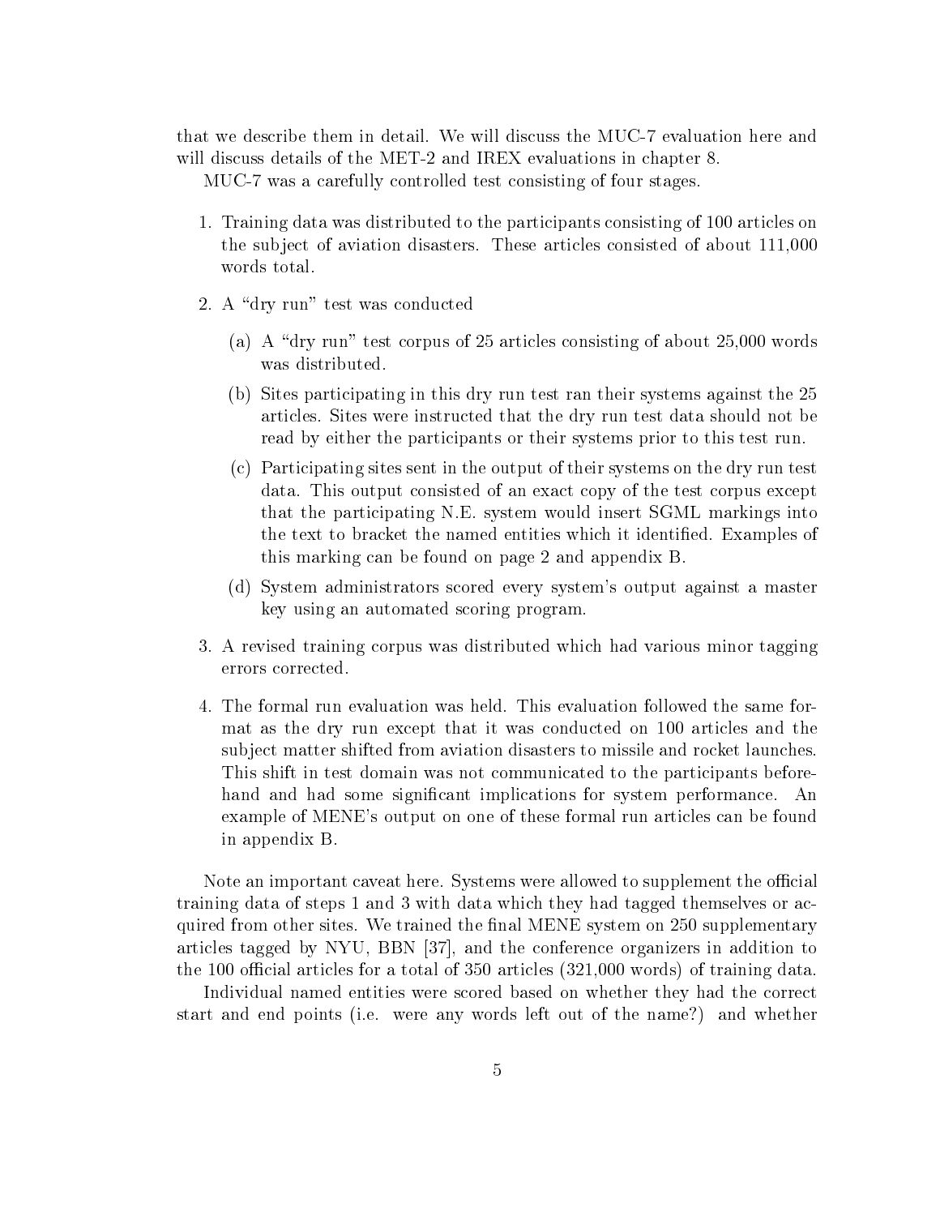that we describe them in detail. We will discuss the MUC-7 evaluation here and will discuss details of the MET-2 and IREX evaluations in chapter 8.

MUC-7 was a carefully controlled test consisting of four stages.

1. Training data was distributed to the participants consisting of 100 articles on the subject of aviation disasters. These articles consisted of about 111,000 words total.

2. A "dry run" test was conducted

   (a) A "dry run" test corpus of 25 articles consisting of about 25,000 words was distributed.

   (b) Sites participating in this dry run test ran their systems against the 25 articles. Sites were instructed that the dry run test data should not be read by either the participants or their systems prior to this test run.

   (c) Participating sites sent in the output of their systems on the dry run test data. This output consisted of an exact copy of the test corpus except that the participating N.E. system would insert SGML markings into the text to bracket the named entities which it identified. Examples of this marking can be found on page 2 and appendix B.

   (d) System administrators scored every system's output against a master key using an automated scoring program.

3. A revised training corpus was distributed which had various minor tagging errors corrected.

4. The formal run evaluation was held. This evaluation followed the same format as the dry run except that it was conducted on 100 articles and the subject matter shifted from aviation disasters to missile and rocket launches. This shift in test domain was not communicated to the participants beforehand and had some significant implications for system performance. An example of MENE's output on one of these formal run articles can be found in appendix B.

Note an important caveat here. Systems were allowed to supplement the official training data of steps 1 and 3 with data which they had tagged themselves or acquired from other sites. We trained the final MENE system on 250 supplementary articles tagged by NYU, BBN [37], and the conference organizers in addition to the 100 official articles for a total of 350 articles (321,000 words) of training data.

Individual named entities were scored based on whether they had the correct start and end points (i.e. were any words left out of the name?) and whether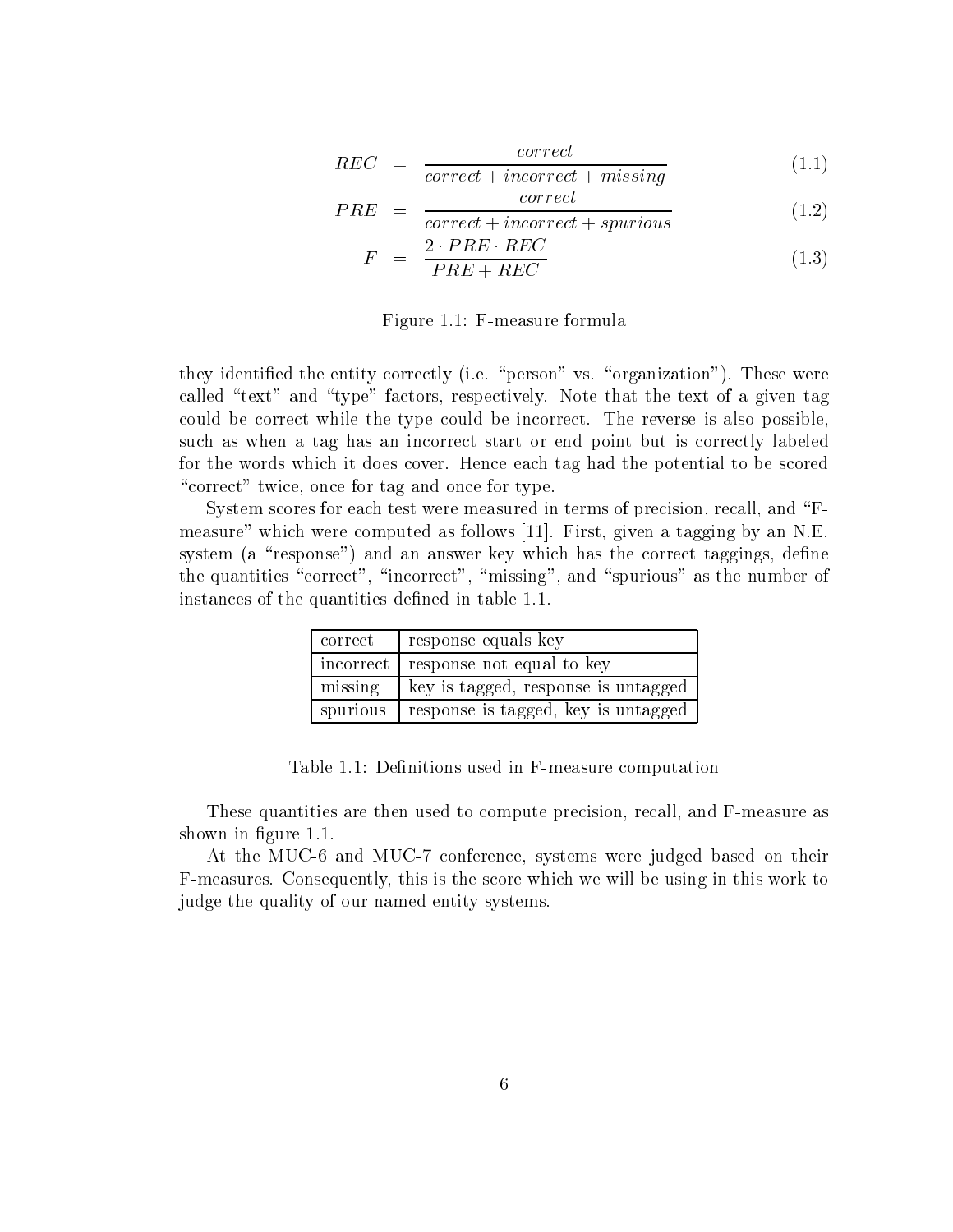$$
\begin{aligned}
REC &= \frac{correct}{correct + incorrect + missing} && (1.1) \\
PRE &= \frac{correct}{correct + incorrect + spurious} && (1.2) \\
F &= \frac{2 \cdot PRE \cdot REC}{PRE + REC} && (1.3)
\end{aligned}
$$

Figure 1.1: F-measure formula

they identified the entity correctly (i.e. "person" vs. "organization"). These were called "text" and "type" factors, respectively. Note that the text of a given tag could be correct while the type could be incorrect. The reverse is also possible, such as when a tag has an incorrect start or end point but is correctly labeled for the words which it does cover. Hence each tag had the potential to be scored "correct" twice, once for tag and once for type.

System scores for each test were measured in terms of precision, recall, and "F-measure" which were computed as follows [11]. First, given a tagging by an N.E. system (a "response") and an answer key which has the correct taggings, define the quantities "correct", "incorrect", "missing", and "spurious" as the number of instances of the quantities defined in table 1.1.

| | |
|---|---|
| correct | response equals key |
| incorrect | response not equal to key |
| missing | key is tagged, response is untagged |
| spurious | response is tagged, key is untagged |

Table 1.1: Definitions used in F-measure computation

These quantities are then used to compute precision, recall, and F-measure as shown in figure 1.1.

At the MUC-6 and MUC-7 conference, systems were judged based on their F-measures. Consequently, this is the score which we will be using in this work to judge the quality of our named entity systems.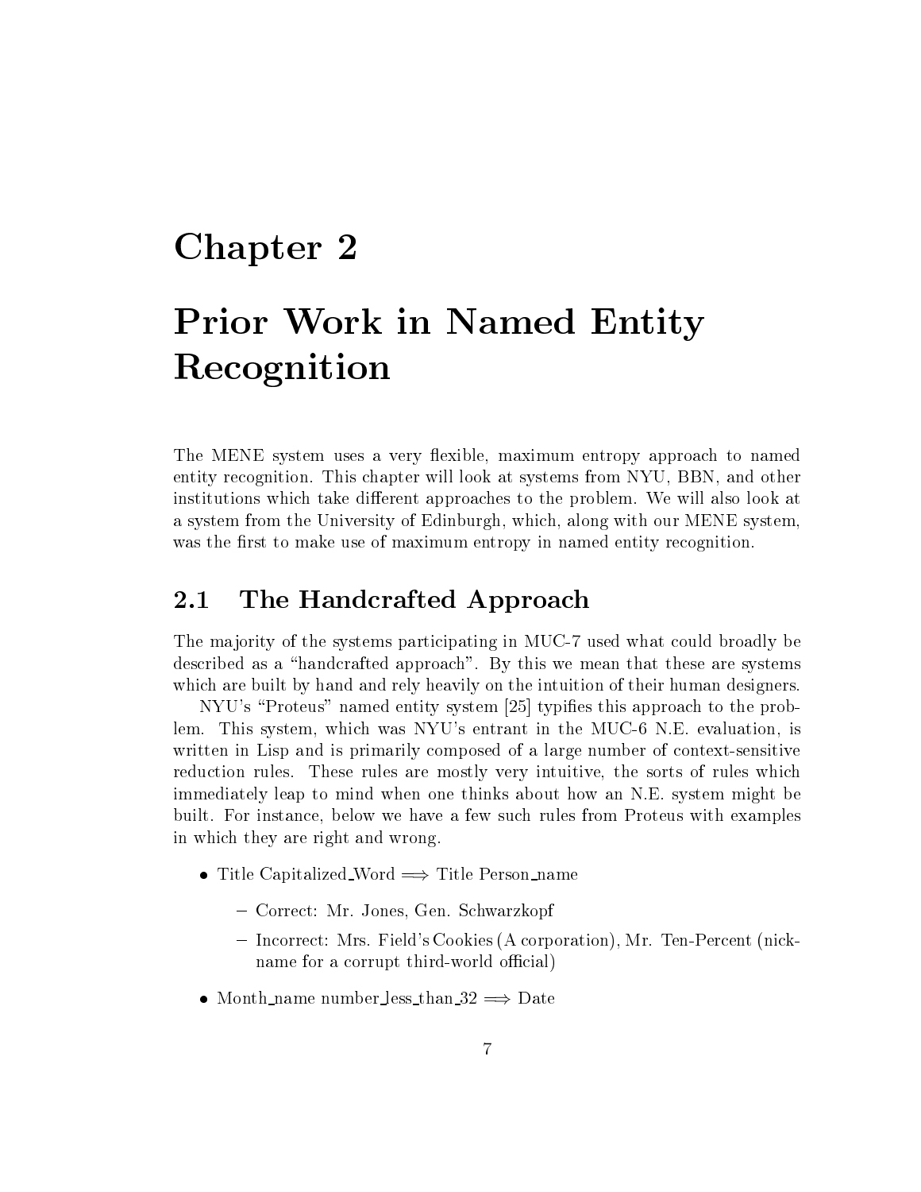# Chapter 2

# Prior Work in Named Entity Recognition

The MENE system uses a very flexible, maximum entropy approach to named entity recognition. This chapter will look at systems from NYU, BBN, and other institutions which take different approaches to the problem. We will also look at a system from the University of Edinburgh, which, along with our MENE system, was the first to make use of maximum entropy in named entity recognition.

## 2.1 The Handcrafted Approach

The majority of the systems participating in MUC-7 used what could broadly be described as a "handcrafted approach". By this we mean that these are systems which are built by hand and rely heavily on the intuition of their human designers.

NYU's "Proteus" named entity system [25] typifies this approach to the problem. This system, which was NYU's entrant in the MUC-6 N.E. evaluation, is written in Lisp and is primarily composed of a large number of context-sensitive reduction rules. These rules are mostly very intuitive, the sorts of rules which immediately leap to mind when one thinks about how an N.E. system might be built. For instance, below we have a few such rules from Proteus with examples in which they are right and wrong.

- Title Capitalized_Word $\Longrightarrow$ Title Person_name
  - Correct: Mr. Jones, Gen. Schwarzkopf
  - Incorrect: Mrs. Field's Cookies (A corporation), Mr. Ten-Percent (nickname for a corrupt third-world official)
- Month_name number_less_than_32 $\Longrightarrow$ Date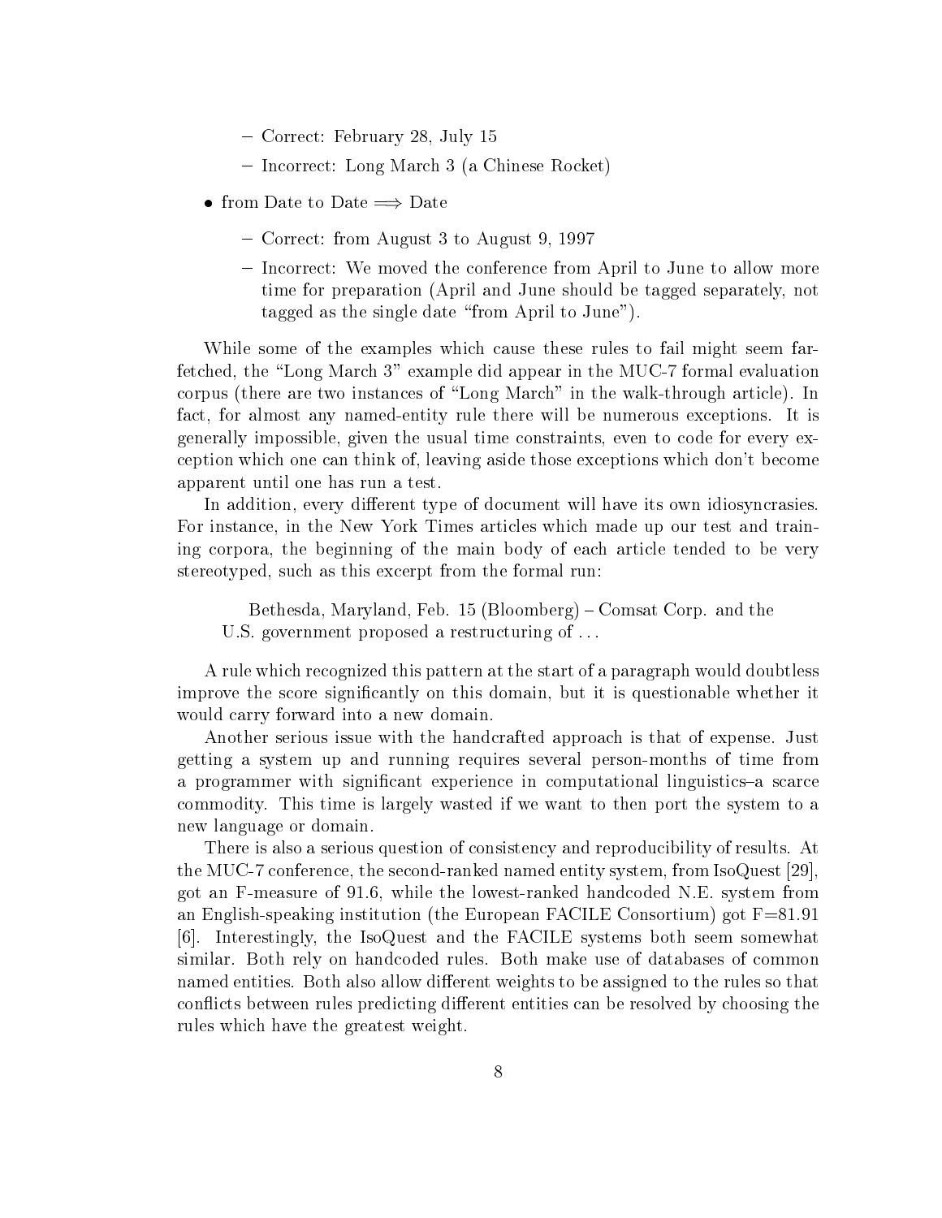- Correct: February 28, July 15
  - Incorrect: Long March 3 (a Chinese Rocket)

- from Date to Date ⟹ Date
  - Correct: from August 3 to August 9, 1997
  - Incorrect: We moved the conference from April to June to allow more time for preparation (April and June should be tagged separately, not tagged as the single date "from April to June").

While some of the examples which cause these rules to fail might seem far-fetched, the "Long March 3" example did appear in the MUC-7 formal evaluation corpus (there are two instances of "Long March" in the walk-through article). In fact, for almost any named-entity rule there will be numerous exceptions. It is generally impossible, given the usual time constraints, even to code for every exception which one can think of, leaving aside those exceptions which don't become apparent until one has run a test.

In addition, every different type of document will have its own idiosyncrasies. For instance, in the New York Times articles which made up our test and training corpora, the beginning of the main body of each article tended to be very stereotyped, such as this excerpt from the formal run:

> Bethesda, Maryland, Feb. 15 (Bloomberg) – Comsat Corp. and the U.S. government proposed a restructuring of …

A rule which recognized this pattern at the start of a paragraph would doubtless improve the score significantly on this domain, but it is questionable whether it would carry forward into a new domain.

Another serious issue with the handcrafted approach is that of expense. Just getting a system up and running requires several person-months of time from a programmer with significant experience in computational linguistics–a scarce commodity. This time is largely wasted if we want to then port the system to a new language or domain.

There is also a serious question of consistency and reproducibility of results. At the MUC-7 conference, the second-ranked named entity system, from IsoQuest [29], got an F-measure of 91.6, while the lowest-ranked handcoded N.E. system from an English-speaking institution (the European FACILE Consortium) got F=81.91 [6]. Interestingly, the IsoQuest and the FACILE systems both seem somewhat similar. Both rely on handcoded rules. Both make use of databases of common named entities. Both also allow different weights to be assigned to the rules so that conflicts between rules predicting different entities can be resolved by choosing the rules which have the greatest weight.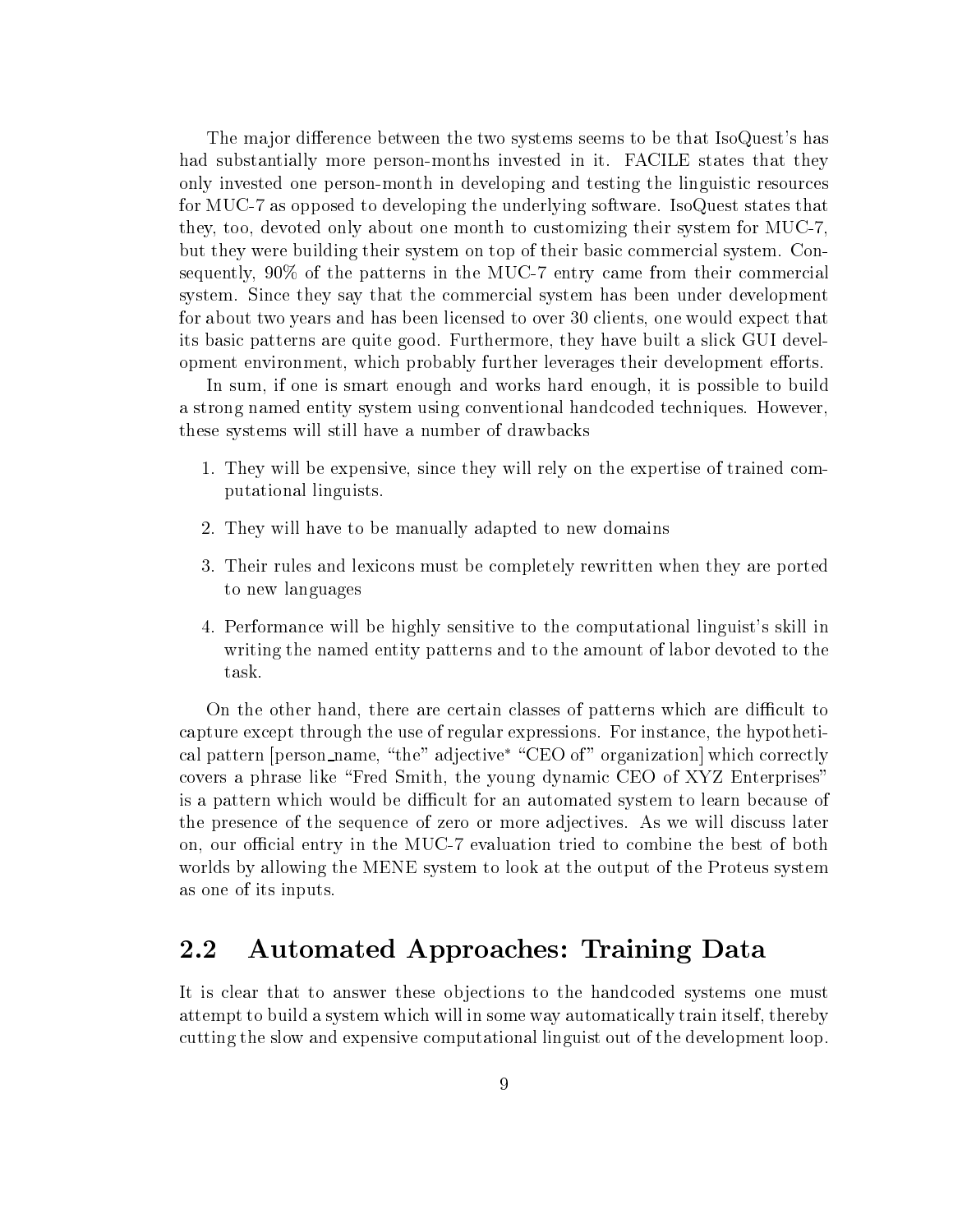The major difference between the two systems seems to be that IsoQuest's has had substantially more person-months invested in it. FACILE states that they only invested one person-month in developing and testing the linguistic resources for MUC-7 as opposed to developing the underlying software. IsoQuest states that they, too, devoted only about one month to customizing their system for MUC-7, but they were building their system on top of their basic commercial system. Consequently, 90% of the patterns in the MUC-7 entry came from their commercial system. Since they say that the commercial system has been under development for about two years and has been licensed to over 30 clients, one would expect that its basic patterns are quite good. Furthermore, they have built a slick GUI development environment, which probably further leverages their development efforts.

In sum, if one is smart enough and works hard enough, it is possible to build a strong named entity system using conventional handcoded techniques. However, these systems will still have a number of drawbacks

1. They will be expensive, since they will rely on the expertise of trained computational linguists.
2. They will have to be manually adapted to new domains
3. Their rules and lexicons must be completely rewritten when they are ported to new languages
4. Performance will be highly sensitive to the computational linguist's skill in writing the named entity patterns and to the amount of labor devoted to the task.

On the other hand, there are certain classes of patterns which are difficult to capture except through the use of regular expressions. For instance, the hypothetical pattern [person_name, "the" adjective* "CEO of" organization] which correctly covers a phrase like "Fred Smith, the young dynamic CEO of XYZ Enterprises" is a pattern which would be difficult for an automated system to learn because of the presence of the sequence of zero or more adjectives. As we will discuss later on, our official entry in the MUC-7 evaluation tried to combine the best of both worlds by allowing the MENE system to look at the output of the Proteus system as one of its inputs.

## 2.2 Automated Approaches: Training Data

It is clear that to answer these objections to the handcoded systems one must attempt to build a system which will in some way automatically train itself, thereby cutting the slow and expensive computational linguist out of the development loop.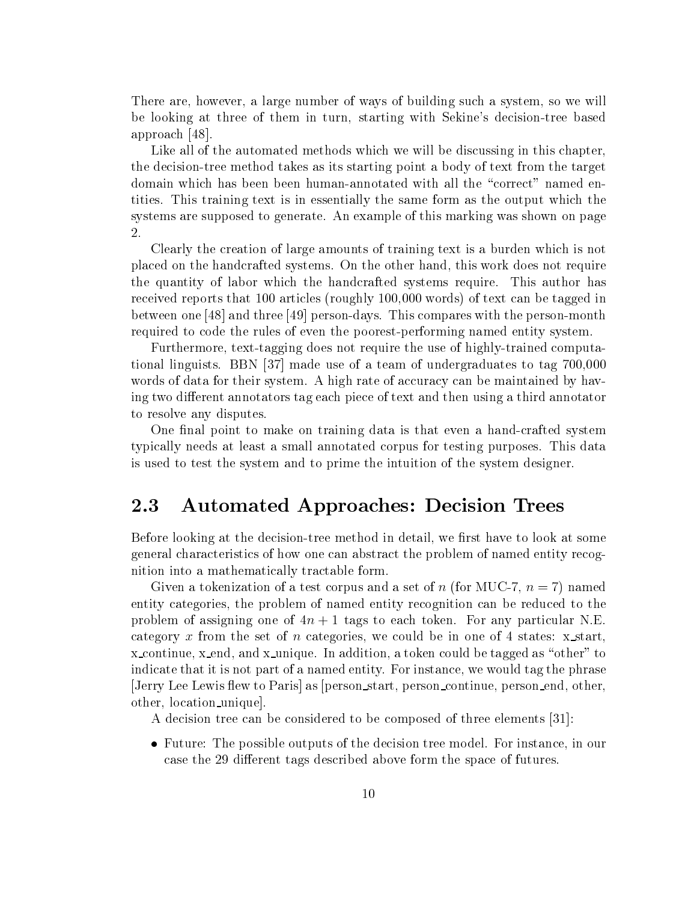There are, however, a large number of ways of building such a system, so we will be looking at three of them in turn, starting with Sekine's decision-tree based approach [48].

Like all of the automated methods which we will be discussing in this chapter, the decision-tree method takes as its starting point a body of text from the target domain which has been been human-annotated with all the "correct" named entities. This training text is in essentially the same form as the output which the systems are supposed to generate. An example of this marking was shown on page 2.

Clearly the creation of large amounts of training text is a burden which is not placed on the handcrafted systems. On the other hand, this work does not require the quantity of labor which the handcrafted systems require. This author has received reports that 100 articles (roughly 100,000 words) of text can be tagged in between one [48] and three [49] person-days. This compares with the person-month required to code the rules of even the poorest-performing named entity system.

Furthermore, text-tagging does not require the use of highly-trained computational linguists. BBN [37] made use of a team of undergraduates to tag 700,000 words of data for their system. A high rate of accuracy can be maintained by having two different annotators tag each piece of text and then using a third annotator to resolve any disputes.

One final point to make on training data is that even a hand-crafted system typically needs at least a small annotated corpus for testing purposes. This data is used to test the system and to prime the intuition of the system designer.

## 2.3 Automated Approaches: Decision Trees

Before looking at the decision-tree method in detail, we first have to look at some general characteristics of how one can abstract the problem of named entity recognition into a mathematically tractable form.

Given a tokenization of a test corpus and a set of $n$ (for MUC-7, $n = 7$) named entity categories, the problem of named entity recognition can be reduced to the problem of assigning one of $4n + 1$ tags to each token. For any particular N.E. category $x$ from the set of $n$ categories, we could be in one of 4 states: x_start, x_continue, x_end, and x_unique. In addition, a token could be tagged as "other" to indicate that it is not part of a named entity. For instance, we would tag the phrase [Jerry Lee Lewis flew to Paris] as [person_start, person_continue, person_end, other, other, location_unique].

A decision tree can be considered to be composed of three elements [31]:

- Future: The possible outputs of the decision tree model. For instance, in our case the 29 different tags described above form the space of futures.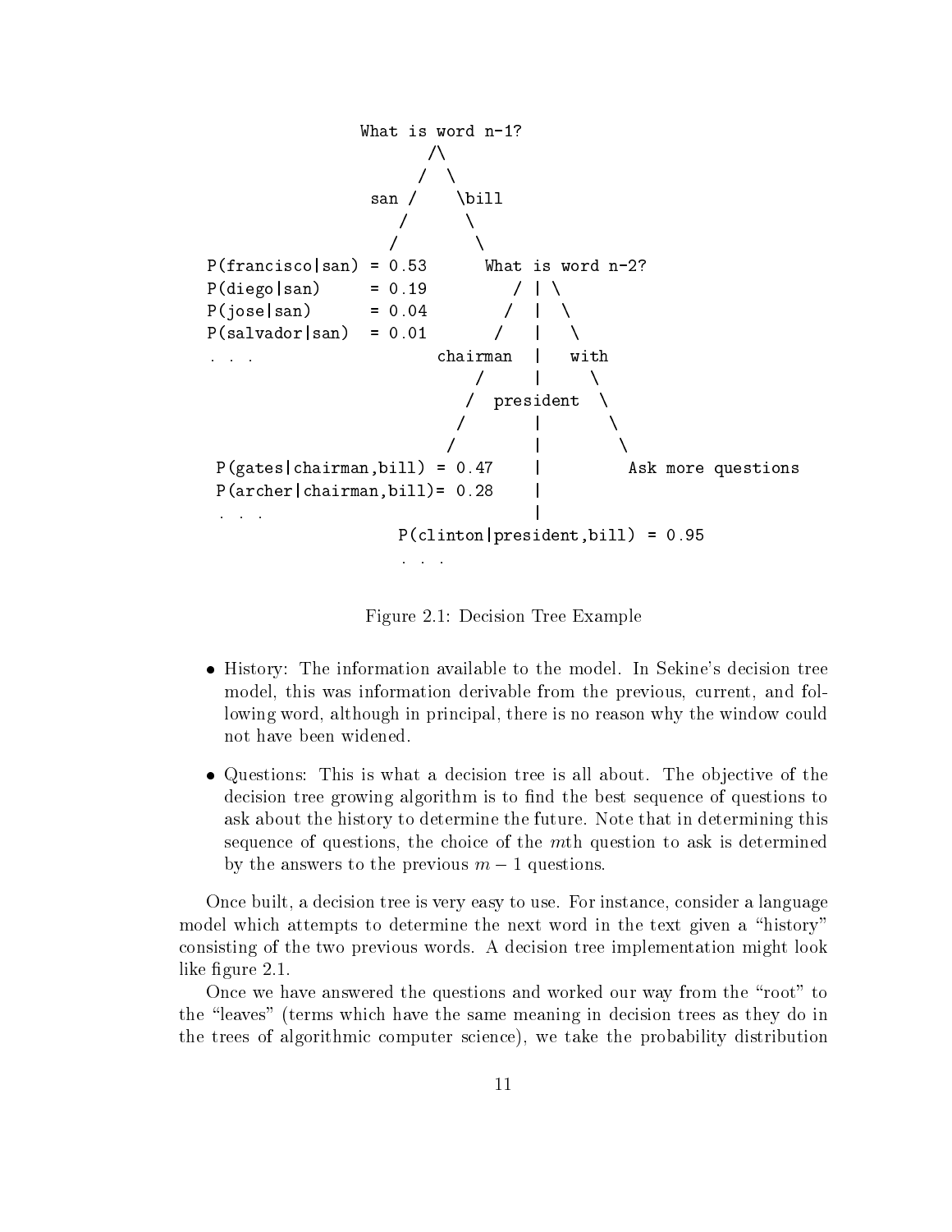```
                  What is word n-1?
                         /\
                        /  \
                  san /    \bill
                     /      \
                    /        \
P(francisco|san) = 0.53      What is word n-2?
P(diego|san)     = 0.19         / | \
P(jose|san)      = 0.04        /  |  \
P(salvador|san)  = 0.01       /   |   \
. . .                  chairman  |   with
                          /      |     \
                         /  president  \
                        /        |      \
                       /         |       \
 P(gates|chairman,bill) = 0.47   |        Ask more questions
 P(archer|chairman,bill)= 0.28   |
 . . .                           |
                   P(clinton|president,bill) = 0.95
                   . . .
```

Figure 2.1: Decision Tree Example

- History: The information available to the model. In Sekine's decision tree model, this was information derivable from the previous, current, and following word, although in principal, there is no reason why the window could not have been widened.
- Questions: This is what a decision tree is all about. The objective of the decision tree growing algorithm is to find the best sequence of questions to ask about the history to determine the future. Note that in determining this sequence of questions, the choice of the $m$th question to ask is determined by the answers to the previous $m - 1$ questions.

Once built, a decision tree is very easy to use. For instance, consider a language model which attempts to determine the next word in the text given a "history" consisting of the two previous words. A decision tree implementation might look like figure 2.1.

Once we have answered the questions and worked our way from the "root" to the "leaves" (terms which have the same meaning in decision trees as they do in the trees of algorithmic computer science), we take the probability distribution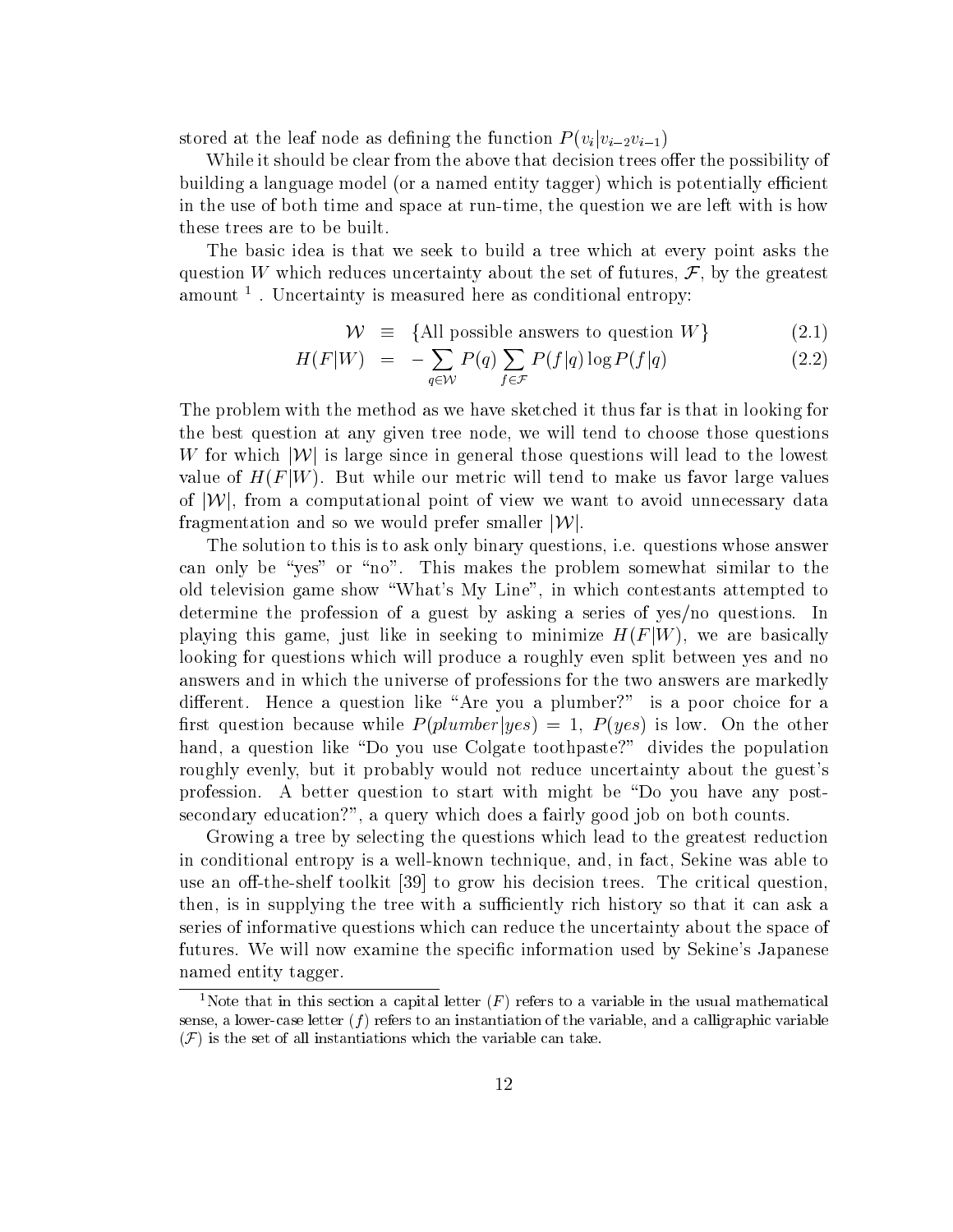stored at the leaf node as defining the function $P(v_i|v_{i-2}v_{i-1})$

While it should be clear from the above that decision trees offer the possibility of building a language model (or a named entity tagger) which is potentially efficient in the use of both time and space at run-time, the question we are left with is how these trees are to be built.

The basic idea is that we seek to build a tree which at every point asks the question $W$ which reduces uncertainty about the set of futures, $\mathcal{F}$, by the greatest amount [1]. Uncertainty is measured here as conditional entropy:

$$\mathcal{W} \equiv \{\text{All possible answers to question } W\} \quad (2.1)$$

$$H(F|W) = -\sum_{q \in \mathcal{W}} P(q) \sum_{f \in \mathcal{F}} P(f|q) \log P(f|q) \quad (2.2)$$

The problem with the method as we have sketched it thus far is that in looking for the best question at any given tree node, we will tend to choose those questions $W$ for which $|\mathcal{W}|$ is large since in general those questions will lead to the lowest value of $H(F|W)$. But while our metric will tend to make us favor large values of $|\mathcal{W}|$, from a computational point of view we want to avoid unnecessary data fragmentation and so we would prefer smaller $|\mathcal{W}|$.

The solution to this is to ask only binary questions, i.e. questions whose answer can only be "yes" or "no". This makes the problem somewhat similar to the old television game show "What's My Line", in which contestants attempted to determine the profession of a guest by asking a series of yes/no questions. In playing this game, just like in seeking to minimize $H(F|W)$, we are basically looking for questions which will produce a roughly even split between yes and no answers and in which the universe of professions for the two answers are markedly different. Hence a question like "Are you a plumber?" is a poor choice for a first question because while $P(plumber|yes) = 1$, $P(yes)$ is low. On the other hand, a question like "Do you use Colgate toothpaste?" divides the population roughly evenly, but it probably would not reduce uncertainty about the guest's profession. A better question to start with might be "Do you have any post-secondary education?", a query which does a fairly good job on both counts.

Growing a tree by selecting the questions which lead to the greatest reduction in conditional entropy is a well-known technique, and, in fact, Sekine was able to use an off-the-shelf toolkit [39] to grow his decision trees. The critical question, then, is in supplying the tree with a sufficiently rich history so that it can ask a series of informative questions which can reduce the uncertainty about the space of futures. We will now examine the specific information used by Sekine's Japanese named entity tagger.

[1] Note that in this section a capital letter ($F$) refers to a variable in the usual mathematical sense, a lower-case letter ($f$) refers to an instantiation of the variable, and a calligraphic variable ($\mathcal{F}$) is the set of all instantiations which the variable can take.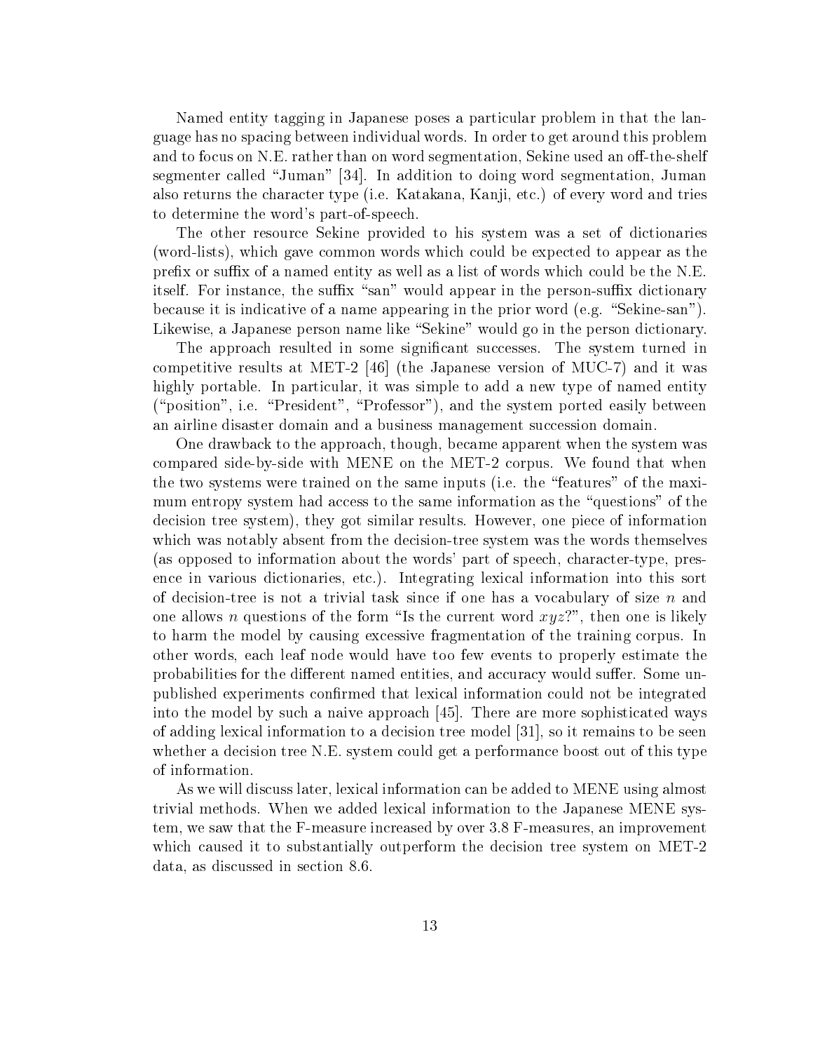Named entity tagging in Japanese poses a particular problem in that the language has no spacing between individual words. In order to get around this problem and to focus on N.E. rather than on word segmentation, Sekine used an off-the-shelf segmenter called "Juman" [34]. In addition to doing word segmentation, Juman also returns the character type (i.e. Katakana, Kanji, etc.) of every word and tries to determine the word's part-of-speech.

The other resource Sekine provided to his system was a set of dictionaries (word-lists), which gave common words which could be expected to appear as the prefix or suffix of a named entity as well as a list of words which could be the N.E. itself. For instance, the suffix "san" would appear in the person-suffix dictionary because it is indicative of a name appearing in the prior word (e.g. "Sekine-san"). Likewise, a Japanese person name like "Sekine" would go in the person dictionary.

The approach resulted in some significant successes. The system turned in competitive results at MET-2 [46] (the Japanese version of MUC-7) and it was highly portable. In particular, it was simple to add a new type of named entity ("position", i.e. "President", "Professor"), and the system ported easily between an airline disaster domain and a business management succession domain.

One drawback to the approach, though, became apparent when the system was compared side-by-side with MENE on the MET-2 corpus. We found that when the two systems were trained on the same inputs (i.e. the "features" of the maximum entropy system had access to the same information as the "questions" of the decision tree system), they got similar results. However, one piece of information which was notably absent from the decision-tree system was the words themselves (as opposed to information about the words' part of speech, character-type, presence in various dictionaries, etc.). Integrating lexical information into this sort of decision-tree is not a trivial task since if one has a vocabulary of size $n$ and one allows $n$ questions of the form "Is the current word $xyz$?", then one is likely to harm the model by causing excessive fragmentation of the training corpus. In other words, each leaf node would have too few events to properly estimate the probabilities for the different named entities, and accuracy would suffer. Some unpublished experiments confirmed that lexical information could not be integrated into the model by such a naive approach [45]. There are more sophisticated ways of adding lexical information to a decision tree model [31], so it remains to be seen whether a decision tree N.E. system could get a performance boost out of this type of information.

As we will discuss later, lexical information can be added to MENE using almost trivial methods. When we added lexical information to the Japanese MENE system, we saw that the F-measure increased by over 3.8 F-measures, an improvement which caused it to substantially outperform the decision tree system on MET-2 data, as discussed in section 8.6.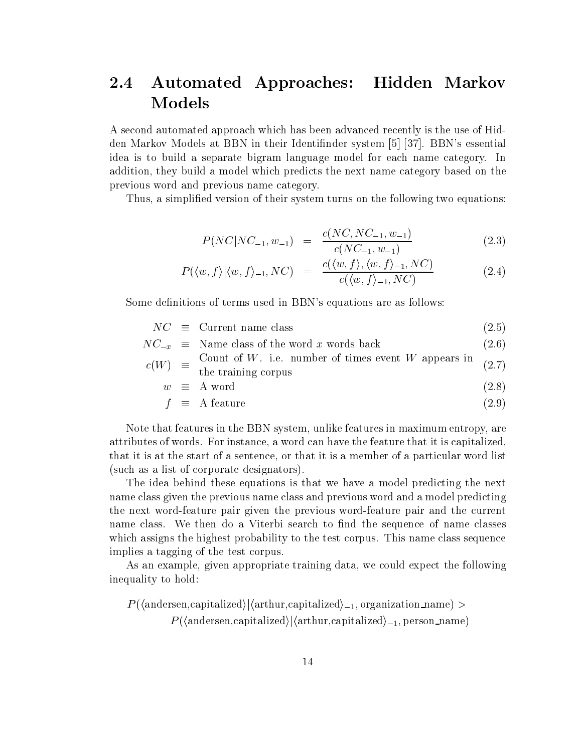## 2.4 Automated Approaches: Hidden Markov Models

A second automated approach which has been advanced recently is the use of Hidden Markov Models at BBN in their Identifinder system [5] [37]. BBN's essential idea is to build a separate bigram language model for each name category. In addition, they build a model which predicts the next name category based on the previous word and previous name category.

Thus, a simplified version of their system turns on the following two equations:

$$P(NC|NC_{-1}, w_{-1}) = \frac{c(NC, NC_{-1}, w_{-1})}{c(NC_{-1}, w_{-1})} \tag{2.3}$$

$$P(\langle w, f\rangle | \langle w, f\rangle_{-1}, NC) = \frac{c(\langle w, f\rangle, \langle w, f\rangle_{-1}, NC)}{c(\langle w, f\rangle_{-1}, NC)} \tag{2.4}$$

Some definitions of terms used in BBN's equations are as follows:

$$NC \equiv \text{Current name class} \tag{2.5}$$

$$NC_{-x} \equiv \text{Name class of the word } x \text{ words back} \tag{2.6}$$

$$c(W) \equiv \text{Count of } W\text{. i.e. number of times event } W \text{ appears in the training corpus} \tag{2.7}$$

$$w \equiv \text{A word} \tag{2.8}$$

$$f \equiv \text{A feature} \tag{2.9}$$

Note that features in the BBN system, unlike features in maximum entropy, are attributes of words. For instance, a word can have the feature that it is capitalized, that it is at the start of a sentence, or that it is a member of a particular word list (such as a list of corporate designators).

The idea behind these equations is that we have a model predicting the next name class given the previous name class and previous word and a model predicting the next word-feature pair given the previous word-feature pair and the current name class. We then do a Viterbi search to find the sequence of name classes which assigns the highest probability to the test corpus. This name class sequence implies a tagging of the test corpus.

As an example, given appropriate training data, we could expect the following inequality to hold:

$$P(\langle \text{andersen,capitalized}\rangle | \langle \text{arthur,capitalized}\rangle_{-1}, \text{organization\_name}) >$$
$$P(\langle \text{andersen,capitalized}\rangle | \langle \text{arthur,capitalized}\rangle_{-1}, \text{person\_name})$$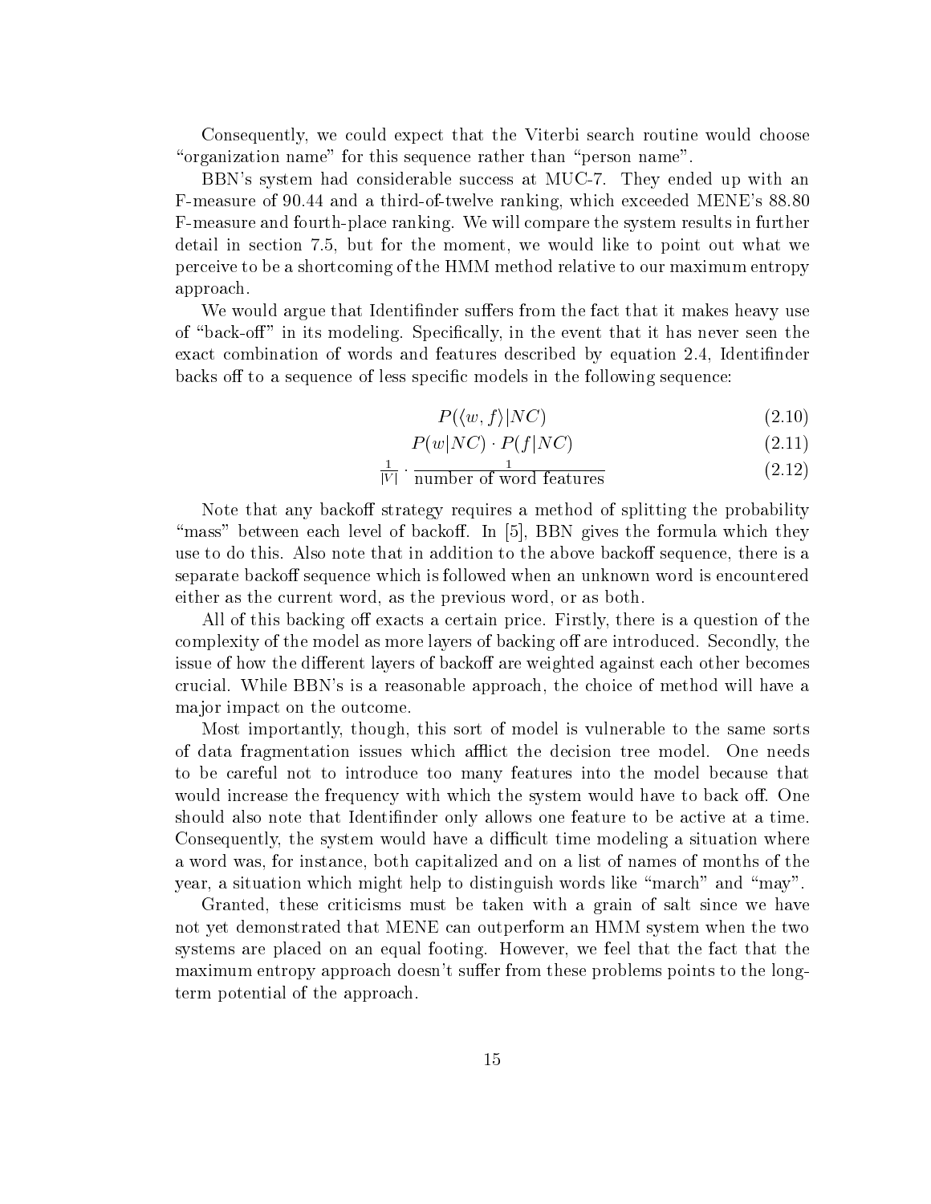Consequently, we could expect that the Viterbi search routine would choose "organization name" for this sequence rather than "person name".

BBN's system had considerable success at MUC-7. They ended up with an F-measure of 90.44 and a third-of-twelve ranking, which exceeded MENE's 88.80 F-measure and fourth-place ranking. We will compare the system results in further detail in section 7.5, but for the moment, we would like to point out what we perceive to be a shortcoming of the HMM method relative to our maximum entropy approach.

We would argue that Identifinder suffers from the fact that it makes heavy use of "back-off" in its modeling. Specifically, in the event that it has never seen the exact combination of words and features described by equation 2.4, Identifinder backs off to a sequence of less specific models in the following sequence:

$$P(\langle w, f \rangle | NC) \tag{2.10}$$

$$P(w|NC) \cdot P(f|NC) \tag{2.11}$$

$$\frac{1}{|V|} \cdot \frac{1}{\text{number of word features}} \tag{2.12}$$

Note that any backoff strategy requires a method of splitting the probability "mass" between each level of backoff. In [5], BBN gives the formula which they use to do this. Also note that in addition to the above backoff sequence, there is a separate backoff sequence which is followed when an unknown word is encountered either as the current word, as the previous word, or as both.

All of this backing off exacts a certain price. Firstly, there is a question of the complexity of the model as more layers of backing off are introduced. Secondly, the issue of how the different layers of backoff are weighted against each other becomes crucial. While BBN's is a reasonable approach, the choice of method will have a major impact on the outcome.

Most importantly, though, this sort of model is vulnerable to the same sorts of data fragmentation issues which afflict the decision tree model. One needs to be careful not to introduce too many features into the model because that would increase the frequency with which the system would have to back off. One should also note that Identifinder only allows one feature to be active at a time. Consequently, the system would have a difficult time modeling a situation where a word was, for instance, both capitalized and on a list of names of months of the year, a situation which might help to distinguish words like "march" and "may".

Granted, these criticisms must be taken with a grain of salt since we have not yet demonstrated that MENE can outperform an HMM system when the two systems are placed on an equal footing. However, we feel that the fact that the maximum entropy approach doesn't suffer from these problems points to the long-term potential of the approach.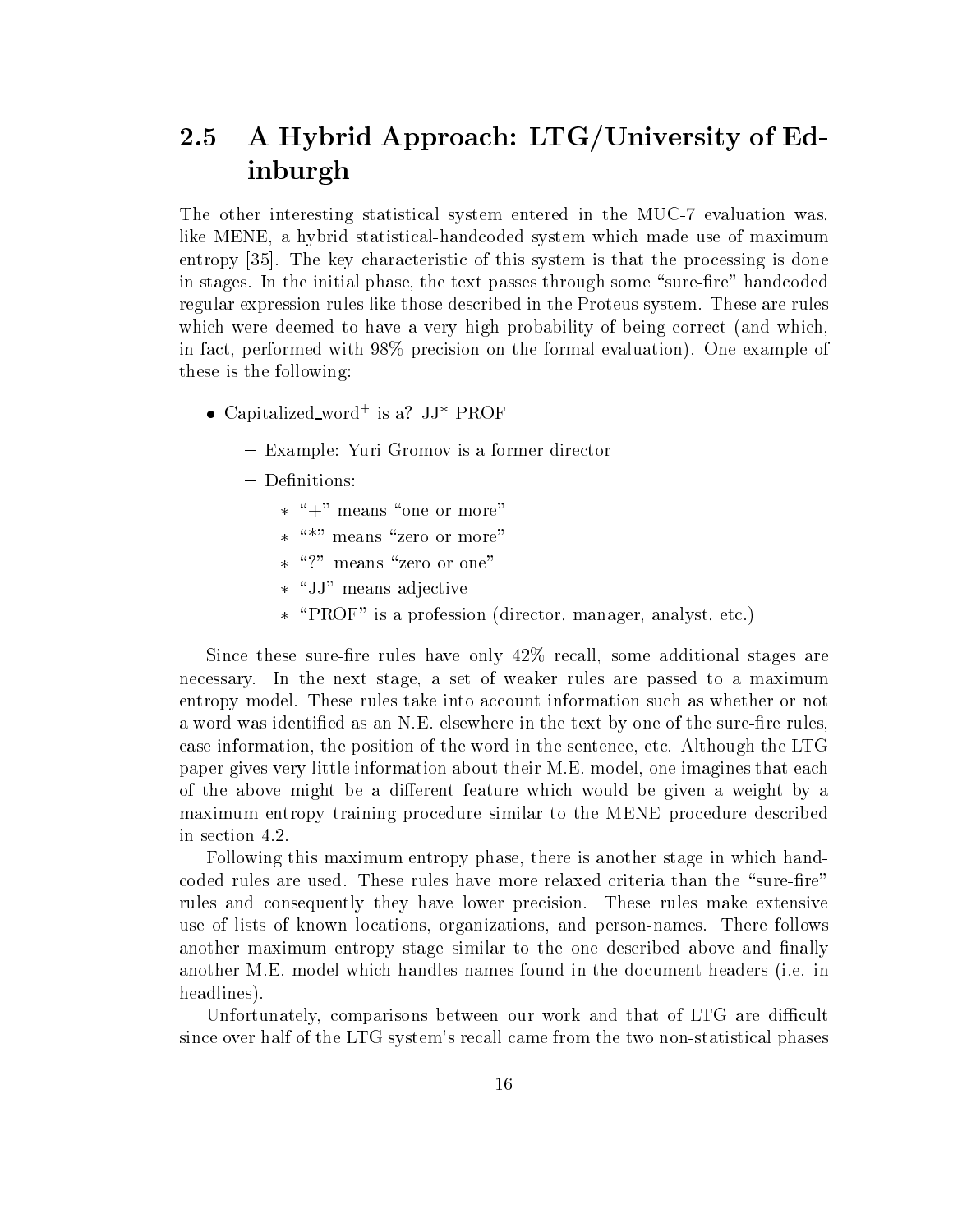## 2.5 A Hybrid Approach: LTG/University of Edinburgh

The other interesting statistical system entered in the MUC-7 evaluation was, like MENE, a hybrid statistical-handcoded system which made use of maximum entropy [35]. The key characteristic of this system is that the processing is done in stages. In the initial phase, the text passes through some "sure-fire" handcoded regular expression rules like those described in the Proteus system. These are rules which were deemed to have a very high probability of being correct (and which, in fact, performed with 98% precision on the formal evaluation). One example of these is the following:

- Capitalized_word$^{+}$ is a? JJ* PROF
  - Example: Yuri Gromov is a former director
  - Definitions:
    - "+" means "one or more"
    - "*" means "zero or more"
    - "?" means "zero or one"
    - "JJ" means adjective
    - "PROF" is a profession (director, manager, analyst, etc.)

Since these sure-fire rules have only 42% recall, some additional stages are necessary. In the next stage, a set of weaker rules are passed to a maximum entropy model. These rules take into account information such as whether or not a word was identified as an N.E. elsewhere in the text by one of the sure-fire rules, case information, the position of the word in the sentence, etc. Although the LTG paper gives very little information about their M.E. model, one imagines that each of the above might be a different feature which would be given a weight by a maximum entropy training procedure similar to the MENE procedure described in section 4.2.

Following this maximum entropy phase, there is another stage in which handcoded rules are used. These rules have more relaxed criteria than the "sure-fire" rules and consequently they have lower precision. These rules make extensive use of lists of known locations, organizations, and person-names. There follows another maximum entropy stage similar to the one described above and finally another M.E. model which handles names found in the document headers (i.e. in headlines).

Unfortunately, comparisons between our work and that of LTG are difficult since over half of the LTG system's recall came from the two non-statistical phases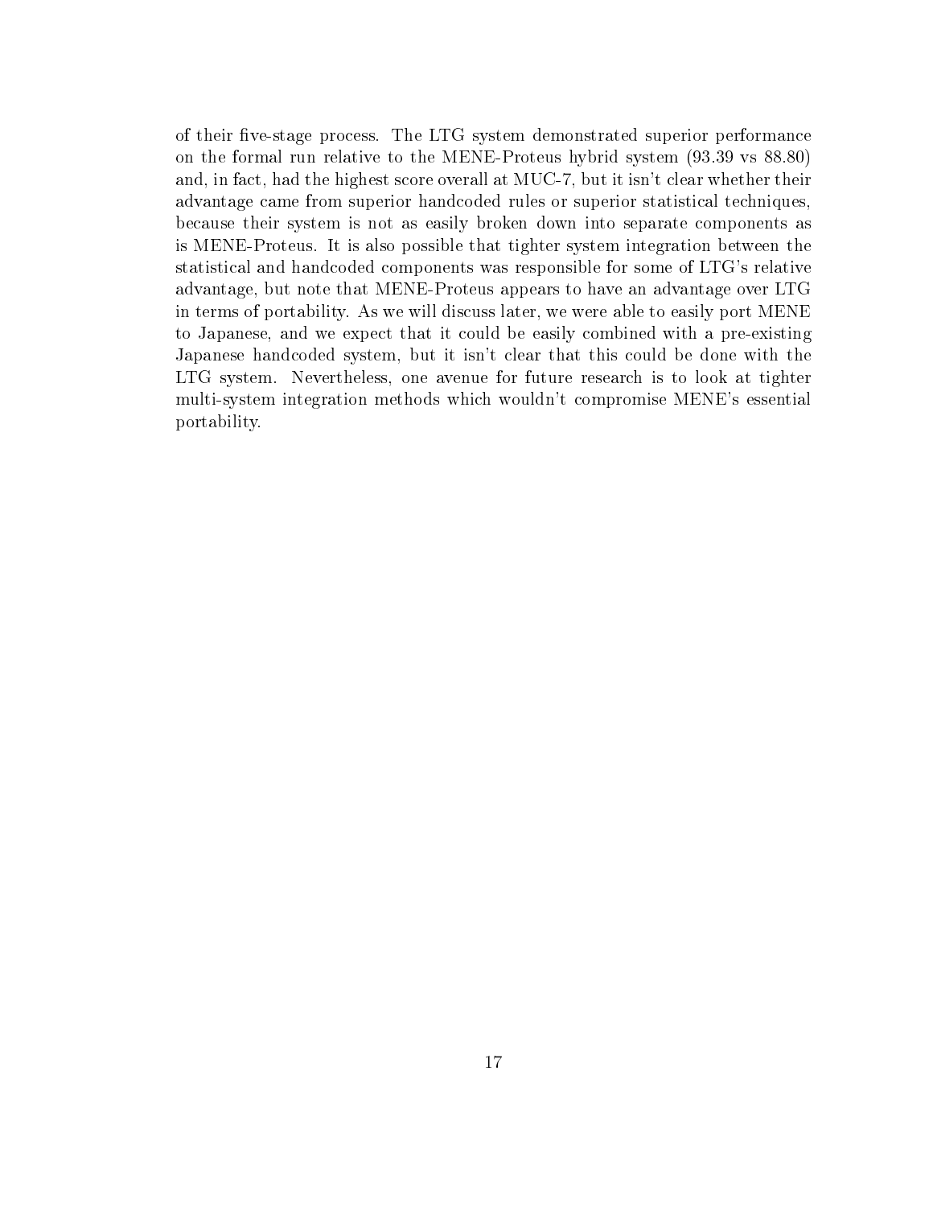of their five-stage process. The LTG system demonstrated superior performance on the formal run relative to the MENE-Proteus hybrid system (93.39 vs 88.80) and, in fact, had the highest score overall at MUC-7, but it isn't clear whether their advantage came from superior handcoded rules or superior statistical techniques, because their system is not as easily broken down into separate components as is MENE-Proteus. It is also possible that tighter system integration between the statistical and handcoded components was responsible for some of LTG's relative advantage, but note that MENE-Proteus appears to have an advantage over LTG in terms of portability. As we will discuss later, we were able to easily port MENE to Japanese, and we expect that it could be easily combined with a pre-existing Japanese handcoded system, but it isn't clear that this could be done with the LTG system. Nevertheless, one avenue for future research is to look at tighter multi-system integration methods which wouldn't compromise MENE's essential portability.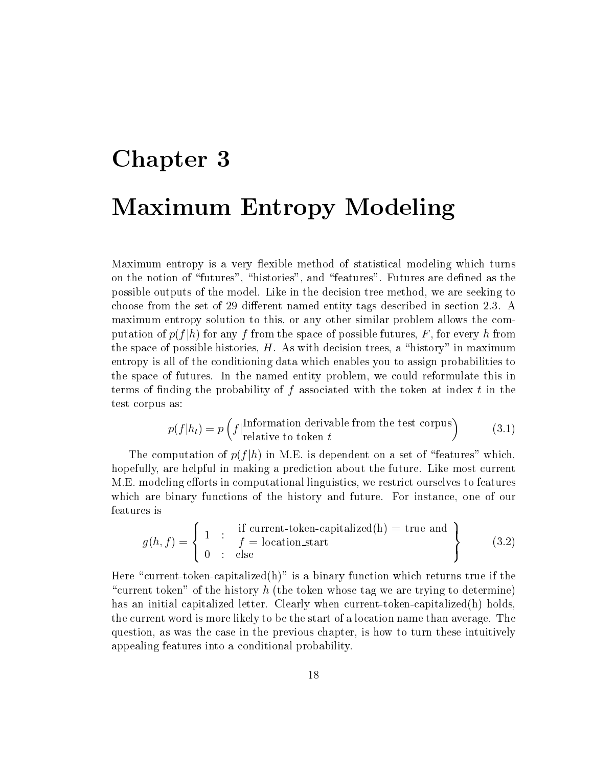# Chapter 3

# Maximum Entropy Modeling

Maximum entropy is a very flexible method of statistical modeling which turns on the notion of "futures", "histories", and "features". Futures are defined as the possible outputs of the model. Like in the decision tree method, we are seeking to choose from the set of 29 different named entity tags described in section 2.3. A maximum entropy solution to this, or any other similar problem allows the computation of $p(f|h)$ for any $f$ from the space of possible futures, $F$, for every $h$ from the space of possible histories, $H$. As with decision trees, a "history" in maximum entropy is all of the conditioning data which enables you to assign probabilities to the space of futures. In the named entity problem, we could reformulate this in terms of finding the probability of $f$ associated with the token at index $t$ in the test corpus as:

$$p(f|h_t) = p\left(f|\begin{matrix}\text{Information derivable from the test corpus} \\ \text{relative to token } t\end{matrix}\right) \tag{3.1}$$

The computation of $p(f|h)$ in M.E. is dependent on a set of "features" which, hopefully, are helpful in making a prediction about the future. Like most current M.E. modeling efforts in computational linguistics, we restrict ourselves to features which are binary functions of the history and future. For instance, one of our features is

$$g(h, f) = \left\{\begin{array}{lcl} 1 & : & \begin{array}{l}\text{if current-token-capitalized(h) = true and} \\ f = \text{location\_start}\end{array} \\ 0 & : & \text{else} \end{array}\right\} \tag{3.2}$$

Here "current-token-capitalized(h)" is a binary function which returns true if the "current token" of the history $h$ (the token whose tag we are trying to determine) has an initial capitalized letter. Clearly when current-token-capitalized(h) holds, the current word is more likely to be the start of a location name than average. The question, as was the case in the previous chapter, is how to turn these intuitively appealing features into a conditional probability.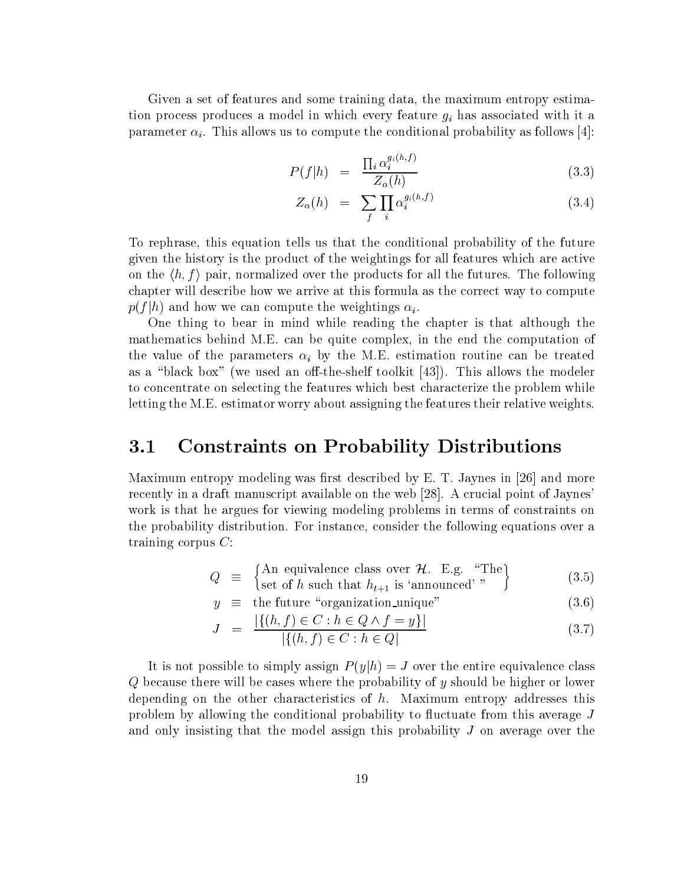Given a set of features and some training data, the maximum entropy estimation process produces a model in which every feature $g_i$ has associated with it a parameter $\alpha_i$. This allows us to compute the conditional probability as follows [4]:

$$P(f|h) = \frac{\prod_i \alpha_i^{g_i(h,f)}}{Z_\alpha(h)} \tag{3.3}$$

$$Z_\alpha(h) = \sum_f \prod_i \alpha_i^{g_i(h,f)} \tag{3.4}$$

To rephrase, this equation tells us that the conditional probability of the future given the history is the product of the weightings for all features which are active on the $\langle h, f \rangle$ pair, normalized over the products for all the futures. The following chapter will describe how we arrive at this formula as the correct way to compute $p(f|h)$ and how we can compute the weightings $\alpha_i$.

One thing to bear in mind while reading the chapter is that although the mathematics behind M.E. can be quite complex, in the end the computation of the value of the parameters $\alpha_i$ by the M.E. estimation routine can be treated as a "black box" (we used an off-the-shelf toolkit [43]). This allows the modeler to concentrate on selecting the features which best characterize the problem while letting the M.E. estimator worry about assigning the features their relative weights.

## 3.1 Constraints on Probability Distributions

Maximum entropy modeling was first described by E. T. Jaynes in [26] and more recently in a draft manuscript available on the web [28]. A crucial point of Jaynes' work is that he argues for viewing modeling problems in terms of constraints on the probability distribution. For instance, consider the following equations over a training corpus $C$:

$$Q \equiv \left\{ \begin{array}{l} \text{An equivalence class over } \mathcal{H}. \text{ E.g. "The} \\ \text{set of } h \text{ such that } h_{t+1} \text{ is 'announced' "} \end{array} \right\} \tag{3.5}$$

$$y \equiv \text{the future "organization\_unique"} \tag{3.6}$$

$$J = \frac{|\{(h,f) \in C : h \in Q \wedge f = y\}|}{|\{(h,f) \in C : h \in Q|} \tag{3.7}$$

It is not possible to simply assign $P(y|h) = J$ over the entire equivalence class $Q$ because there will be cases where the probability of $y$ should be higher or lower depending on the other characteristics of $h$. Maximum entropy addresses this problem by allowing the conditional probability to fluctuate from this average $J$ and only insisting that the model assign this probability $J$ on average over the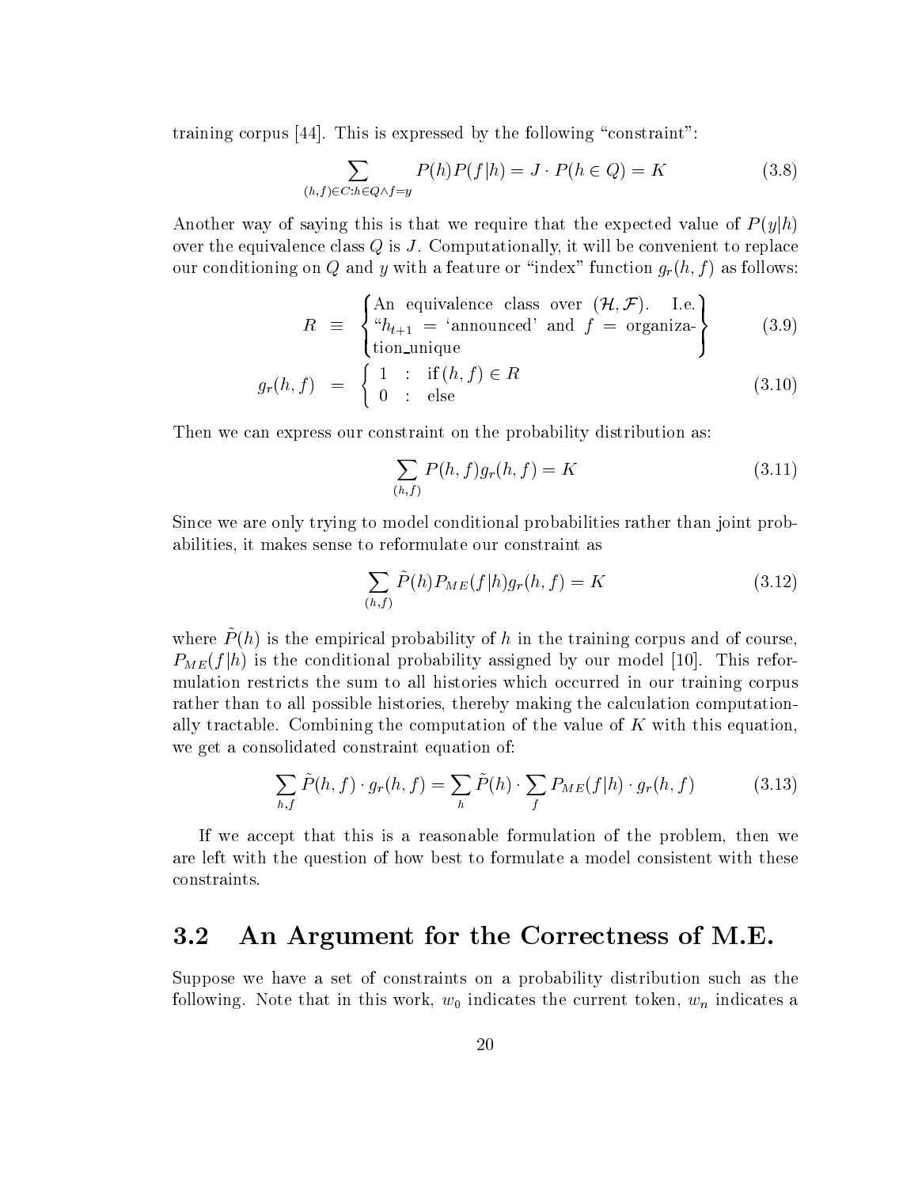training corpus [44]. This is expressed by the following "constraint":

$$\sum_{(h,f)\in C: h\in Q \wedge f=y} P(h)P(f|h) = J \cdot P(h \in Q) = K \tag{3.8}$$

Another way of saying this is that we require that the expected value of $P(y|h)$ over the equivalence class $Q$ is $J$. Computationally, it will be convenient to replace our conditioning on $Q$ and $y$ with a feature or "index" function $g_r(h,f)$ as follows:

$$R \equiv \begin{Bmatrix} \text{An equivalence class over } (\mathcal{H},\mathcal{F}). \text{ I.e.} \\ \text{“}h_{t+1} = \text{‘announced’ and } f = \text{organiza-} \\ \text{tion\_unique} \end{Bmatrix} \tag{3.9}$$

$$g_r(h,f) = \begin{cases} 1 & : \text{ if } (h,f) \in R \\ 0 & : \text{ else} \end{cases} \tag{3.10}$$

Then we can express our constraint on the probability distribution as:

$$\sum_{(h,f)} P(h,f) g_r(h,f) = K \tag{3.11}$$

Since we are only trying to model conditional probabilities rather than joint probabilities, it makes sense to reformulate our constraint as

$$\sum_{(h,f)} \tilde{P}(h) P_{ME}(f|h) g_r(h,f) = K \tag{3.12}$$

where $\tilde{P}(h)$ is the empirical probability of $h$ in the training corpus and of course, $P_{ME}(f|h)$ is the conditional probability assigned by our model [10]. This reformulation restricts the sum to all histories which occurred in our training corpus rather than to all possible histories, thereby making the calculation computationally tractable. Combining the computation of the value of $K$ with this equation, we get a consolidated constraint equation of:

$$\sum_{h,f} \tilde{P}(h,f) \cdot g_r(h,f) = \sum_{h} \tilde{P}(h) \cdot \sum_{f} P_{ME}(f|h) \cdot g_r(h,f) \tag{3.13}$$

If we accept that this is a reasonable formulation of the problem, then we are left with the question of how best to formulate a model consistent with these constraints.

## 3.2 An Argument for the Correctness of M.E.

Suppose we have a set of constraints on a probability distribution such as the following. Note that in this work, $w_0$ indicates the current token, $w_n$ indicates a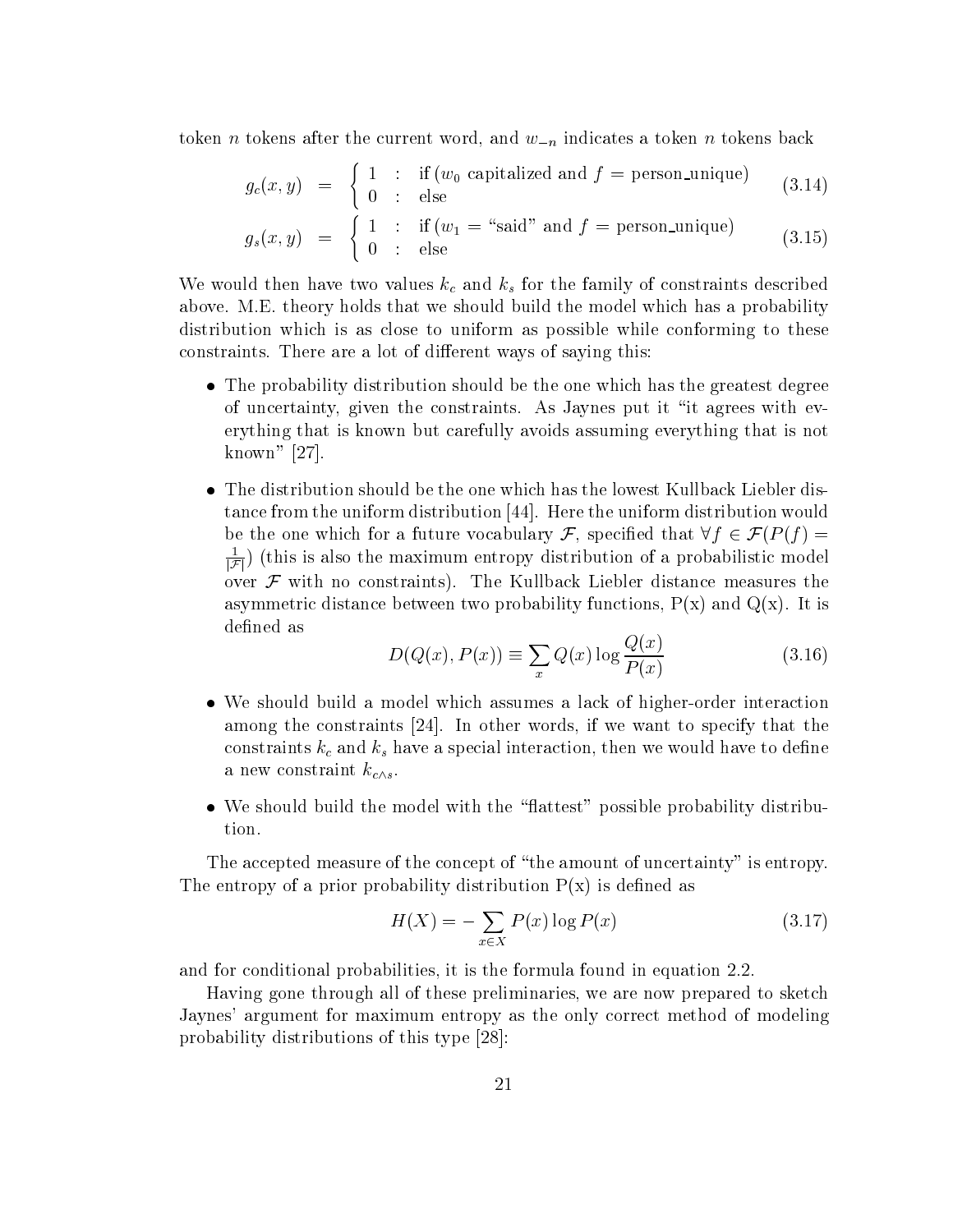token $n$ tokens after the current word, and $w_{-n}$ indicates a token $n$ tokens back

$$g_c(x,y) = \begin{cases} 1 & : \text{ if } (w_0 \text{ capitalized and } f = \text{person\_unique}) \\ 0 & : \text{ else} \end{cases} \tag{3.14}$$

$$g_s(x,y) = \begin{cases} 1 & : \text{ if } (w_1 = \text{“said” and } f = \text{person\_unique}) \\ 0 & : \text{ else} \end{cases} \tag{3.15}$$

We would then have two values $k_c$ and $k_s$ for the family of constraints described above. M.E. theory holds that we should build the model which has a probability distribution which is as close to uniform as possible while conforming to these constraints. There are a lot of different ways of saying this:

- The probability distribution should be the one which has the greatest degree of uncertainty, given the constraints. As Jaynes put it "it agrees with everything that is known but carefully avoids assuming everything that is not known" [27].
- The distribution should be the one which has the lowest Kullback Liebler distance from the uniform distribution [44]. Here the uniform distribution would be the one which for a future vocabulary $\mathcal{F}$, specified that $\forall f \in \mathcal{F}(P(f) = \frac{1}{|\mathcal{F}|})$ (this is also the maximum entropy distribution of a probabilistic model over $\mathcal{F}$ with no constraints). The Kullback Liebler distance measures the asymmetric distance between two probability functions, P(x) and Q(x). It is defined as

$$D(Q(x), P(x)) \equiv \sum_x Q(x) \log \frac{Q(x)}{P(x)} \tag{3.16}$$

- We should build a model which assumes a lack of higher-order interaction among the constraints [24]. In other words, if we want to specify that the constraints $k_c$ and $k_s$ have a special interaction, then we would have to define a new constraint $k_{c \wedge s}$.
- We should build the model with the "flattest" possible probability distribution.

The accepted measure of the concept of "the amount of uncertainty" is entropy. The entropy of a prior probability distribution P(x) is defined as

$$H(X) = -\sum_{x \in X} P(x) \log P(x) \tag{3.17}$$

and for conditional probabilities, it is the formula found in equation 2.2.

Having gone through all of these preliminaries, we are now prepared to sketch Jaynes' argument for maximum entropy as the only correct method of modeling probability distributions of this type [28]: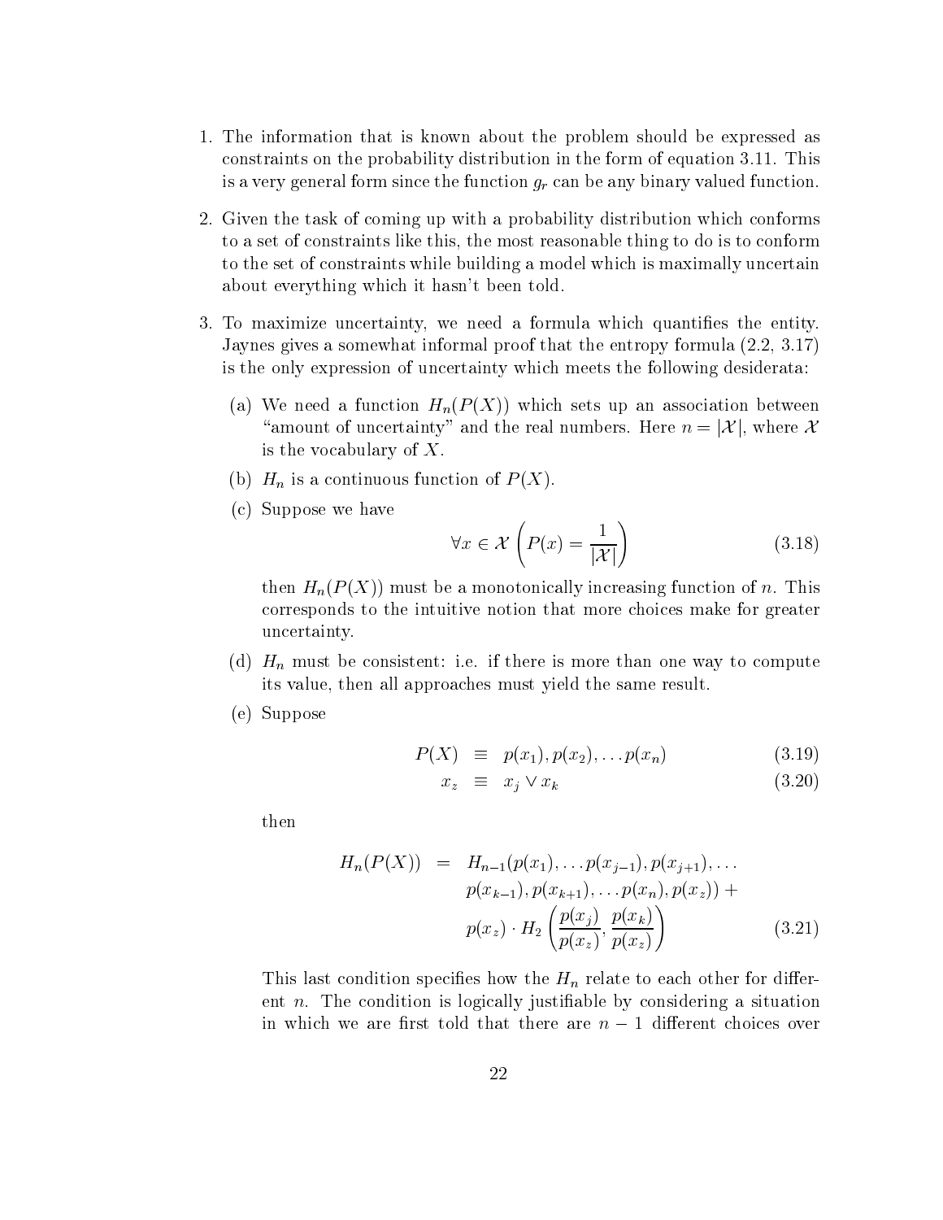1. The information that is known about the problem should be expressed as constraints on the probability distribution in the form of equation 3.11. This is a very general form since the function $g_r$ can be any binary valued function.

2. Given the task of coming up with a probability distribution which conforms to a set of constraints like this, the most reasonable thing to do is to conform to the set of constraints while building a model which is maximally uncertain about everything which it hasn't been told.

3. To maximize uncertainty, we need a formula which quantifies the entity. Jaynes gives a somewhat informal proof that the entropy formula (2.2, 3.17) is the only expression of uncertainty which meets the following desiderata:

   (a) We need a function $H_n(P(X))$ which sets up an association between "amount of uncertainty" and the real numbers. Here $n = |\mathcal{X}|$, where $\mathcal{X}$ is the vocabulary of $X$.

   (b) $H_n$ is a continuous function of $P(X)$.

   (c) Suppose we have

   $$\forall x \in \mathcal{X} \left( P(x) = \frac{1}{|\mathcal{X}|} \right) \tag{3.18}$$

   then $H_n(P(X))$ must be a monotonically increasing function of $n$. This corresponds to the intuitive notion that more choices make for greater uncertainty.

   (d) $H_n$ must be consistent: i.e. if there is more than one way to compute its value, then all approaches must yield the same result.

   (e) Suppose

   $$P(X) \equiv p(x_1), p(x_2), \ldots p(x_n) \tag{3.19}$$

   $$x_z \equiv x_j \vee x_k \tag{3.20}$$

   then

   $$\begin{aligned} H_n(P(X)) = \; & H_{n-1}(p(x_1), \ldots p(x_{j-1}), p(x_{j+1}), \ldots \\ & p(x_{k-1}), p(x_{k+1}), \ldots p(x_n), p(x_z)) + \\ & p(x_z) \cdot H_2 \left( \frac{p(x_j)}{p(x_z)}, \frac{p(x_k)}{p(x_z)} \right) \end{aligned} \tag{3.21}$$

   This last condition specifies how the $H_n$ relate to each other for different $n$. The condition is logically justifiable by considering a situation in which we are first told that there are $n-1$ different choices over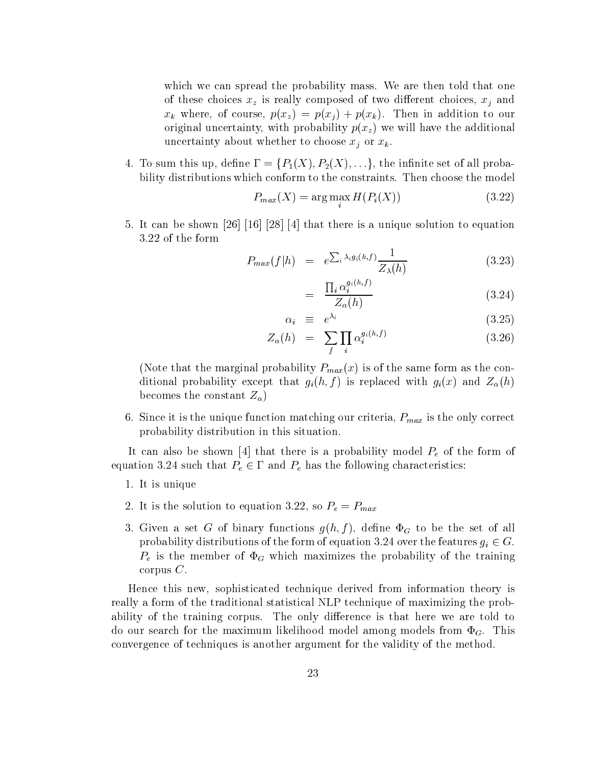which we can spread the probability mass. We are then told that one of these choices $x_z$ is really composed of two different choices, $x_j$ and $x_k$ where, of course, $p(x_z) = p(x_j) + p(x_k)$. Then in addition to our original uncertainty, with probability $p(x_z)$ we will have the additional uncertainty about whether to choose $x_j$ or $x_k$.

4. To sum this up, define $\Gamma = \{P_1(X), P_2(X), \ldots\}$, the infinite set of all probability distributions which conform to the constraints. Then choose the model

$$P_{max}(X) = \arg\max_i H(P_i(X)) \tag{3.22}$$

5. It can be shown [26] [16] [28] [4] that there is a unique solution to equation 3.22 of the form

$$P_{max}(f|h) = e^{\sum_i \lambda_i g_i(h,f)} \frac{1}{Z_\lambda(h)} \tag{3.23}$$

$$= \frac{\prod_i \alpha_i^{g_i(h,f)}}{Z_\alpha(h)} \tag{3.24}$$

$$\alpha_i \equiv e^{\lambda_i} \tag{3.25}$$

$$Z_\alpha(h) = \sum_f \prod_i \alpha_i^{g_i(h,f)} \tag{3.26}$$

(Note that the marginal probability $P_{max}(x)$ is of the same form as the conditional probability except that $g_i(h,f)$ is replaced with $g_i(x)$ and $Z_\alpha(h)$ becomes the constant $Z_\alpha$)

6. Since it is the unique function matching our criteria, $P_{max}$ is the only correct probability distribution in this situation.

It can also be shown [4] that there is a probability model $P_e$ of the form of equation 3.24 such that $P_e \in \Gamma$ and $P_e$ has the following characteristics:

1. It is unique
2. It is the solution to equation 3.22, so $P_e = P_{max}$
3. Given a set $G$ of binary functions $g(h,f)$, define $\Phi_G$ to be the set of all probability distributions of the form of equation 3.24 over the features $g_i \in G$. $P_e$ is the member of $\Phi_G$ which maximizes the probability of the training corpus $C$.

Hence this new, sophisticated technique derived from information theory is really a form of the traditional statistical NLP technique of maximizing the probability of the training corpus. The only difference is that here we are told to do our search for the maximum likelihood model among models from $\Phi_G$. This convergence of techniques is another argument for the validity of the method.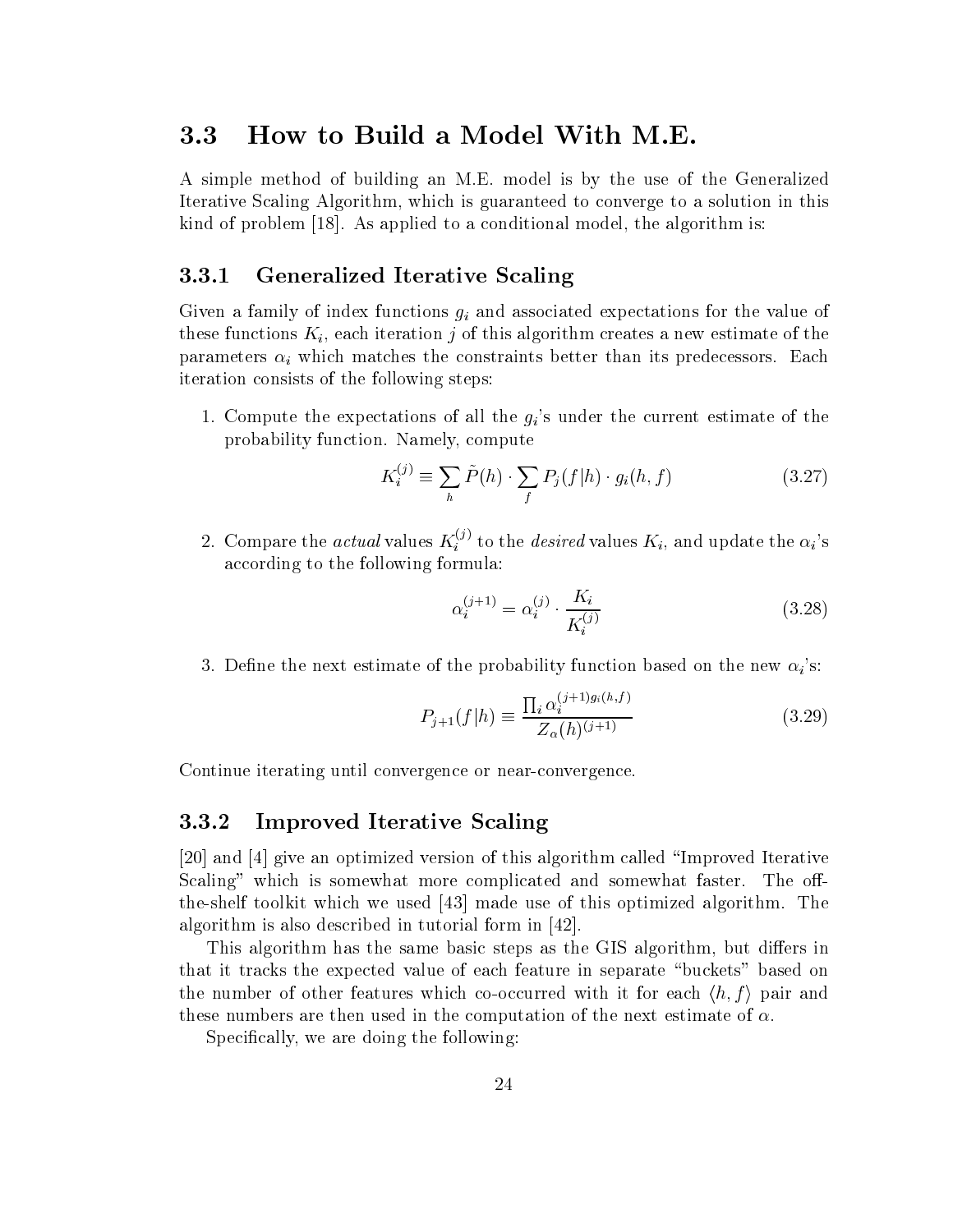## 3.3 How to Build a Model With M.E.

A simple method of building an M.E. model is by the use of the Generalized Iterative Scaling Algorithm, which is guaranteed to converge to a solution in this kind of problem [18]. As applied to a conditional model, the algorithm is:

### 3.3.1 Generalized Iterative Scaling

Given a family of index functions $g_i$ and associated expectations for the value of these functions $K_i$, each iteration $j$ of this algorithm creates a new estimate of the parameters $\alpha_i$ which matches the constraints better than its predecessors. Each iteration consists of the following steps:

1. Compute the expectations of all the $g_i$'s under the current estimate of the probability function. Namely, compute

$$K_i^{(j)} \equiv \sum_h \tilde{P}(h) \cdot \sum_f P_j(f|h) \cdot g_i(h,f) \tag{3.27}$$

2. Compare the *actual* values $K_i^{(j)}$ to the *desired* values $K_i$, and update the $\alpha_i$'s according to the following formula:

$$\alpha_i^{(j+1)} = \alpha_i^{(j)} \cdot \frac{K_i}{K_i^{(j)}} \tag{3.28}$$

3. Define the next estimate of the probability function based on the new $\alpha_i$'s:

$$P_{j+1}(f|h) \equiv \frac{\prod_i \alpha_i^{(j+1) g_i(h,f)}}{Z_\alpha(h)^{(j+1)}} \tag{3.29}$$

Continue iterating until convergence or near-convergence.

### 3.3.2 Improved Iterative Scaling

[20] and [4] give an optimized version of this algorithm called "Improved Iterative Scaling" which is somewhat more complicated and somewhat faster. The off-the-shelf toolkit which we used [43] made use of this optimized algorithm. The algorithm is also described in tutorial form in [42].

This algorithm has the same basic steps as the GIS algorithm, but differs in that it tracks the expected value of each feature in separate "buckets" based on the number of other features which co-occurred with it for each $\langle h, f \rangle$ pair and these numbers are then used in the computation of the next estimate of $\alpha$.

Specifically, we are doing the following: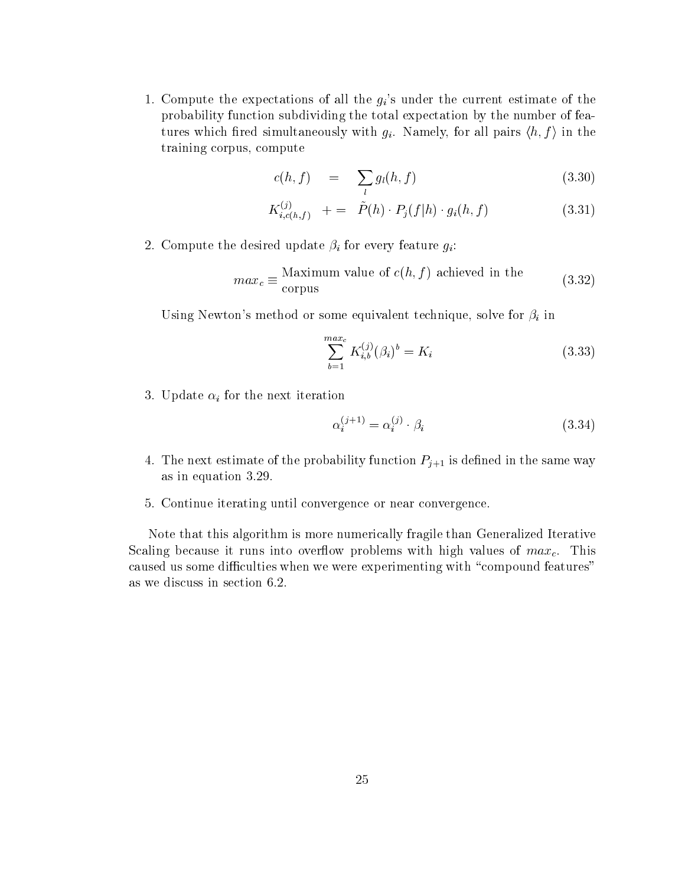1. Compute the expectations of all the $g_i$'s under the current estimate of the probability function subdividing the total expectation by the number of features which fired simultaneously with $g_i$. Namely, for all pairs $\langle h, f \rangle$ in the training corpus, compute

$$c(h,f) \quad = \quad \sum_l g_l(h,f) \tag{3.30}$$

$$K^{(j)}_{i,c(h,f)} \quad += \quad \tilde{P}(h) \cdot P_j(f|h) \cdot g_i(h,f) \tag{3.31}$$

2. Compute the desired update $\beta_i$ for every feature $g_i$:

$$max_c \equiv \text{Maximum value of } c(h,f) \text{ achieved in the corpus} \tag{3.32}$$

   Using Newton's method or some equivalent technique, solve for $\beta_i$ in

$$\sum_{b=1}^{max_c} K^{(j)}_{i,b} (\beta_i)^b = K_i \tag{3.33}$$

3. Update $\alpha_i$ for the next iteration

$$\alpha_i^{(j+1)} = \alpha_i^{(j)} \cdot \beta_i \tag{3.34}$$

4. The next estimate of the probability function $P_{j+1}$ is defined in the same way as in equation 3.29.

5. Continue iterating until convergence or near convergence.

Note that this algorithm is more numerically fragile than Generalized Iterative Scaling because it runs into overflow problems with high values of $max_c$. This caused us some difficulties when we were experimenting with "compound features" as we discuss in section 6.2.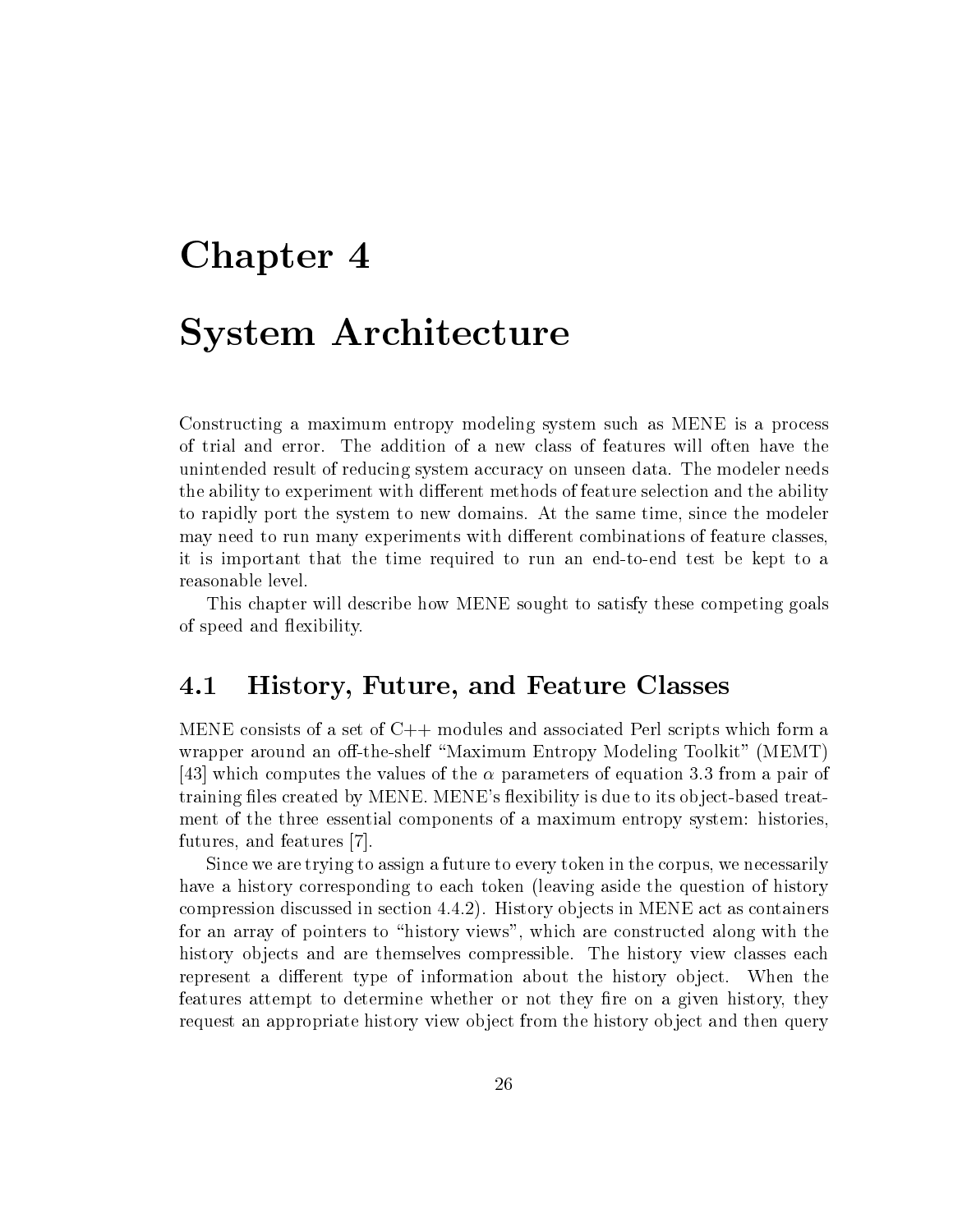# Chapter 4

# System Architecture

Constructing a maximum entropy modeling system such as MENE is a process of trial and error. The addition of a new class of features will often have the unintended result of reducing system accuracy on unseen data. The modeler needs the ability to experiment with different methods of feature selection and the ability to rapidly port the system to new domains. At the same time, since the modeler may need to run many experiments with different combinations of feature classes, it is important that the time required to run an end-to-end test be kept to a reasonable level.

This chapter will describe how MENE sought to satisfy these competing goals of speed and flexibility.

## 4.1 History, Future, and Feature Classes

MENE consists of a set of C++ modules and associated Perl scripts which form a wrapper around an off-the-shelf "Maximum Entropy Modeling Toolkit" (MEMT) [43] which computes the values of the $\alpha$ parameters of equation 3.3 from a pair of training files created by MENE. MENE's flexibility is due to its object-based treatment of the three essential components of a maximum entropy system: histories, futures, and features [7].

Since we are trying to assign a future to every token in the corpus, we necessarily have a history corresponding to each token (leaving aside the question of history compression discussed in section 4.4.2). History objects in MENE act as containers for an array of pointers to "history views", which are constructed along with the history objects and are themselves compressible. The history view classes each represent a different type of information about the history object. When the features attempt to determine whether or not they fire on a given history, they request an appropriate history view object from the history object and then query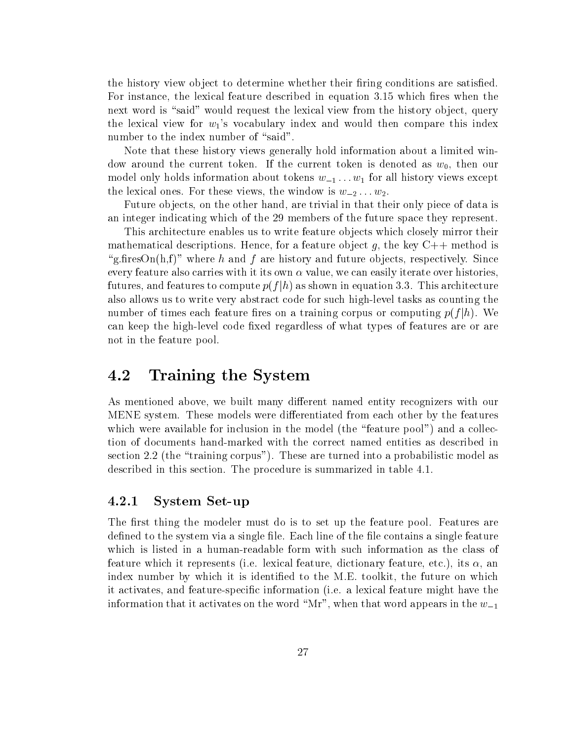the history view object to determine whether their firing conditions are satisfied. For instance, the lexical feature described in equation 3.15 which fires when the next word is "said" would request the lexical view from the history object, query the lexical view for $w_1$'s vocabulary index and would then compare this index number to the index number of "said".

Note that these history views generally hold information about a limited window around the current token. If the current token is denoted as $w_0$, then our model only holds information about tokens $w_{-1} \ldots w_1$ for all history views except the lexical ones. For these views, the window is $w_{-2} \ldots w_2$.

Future objects, on the other hand, are trivial in that their only piece of data is an integer indicating which of the 29 members of the future space they represent.

This architecture enables us to write feature objects which closely mirror their mathematical descriptions. Hence, for a feature object $g$, the key C++ method is "g.firesOn(h,f)" where $h$ and $f$ are history and future objects, respectively. Since every feature also carries with it its own $\alpha$ value, we can easily iterate over histories, futures, and features to compute $p(f|h)$ as shown in equation 3.3. This architecture also allows us to write very abstract code for such high-level tasks as counting the number of times each feature fires on a training corpus or computing $p(f|h)$. We can keep the high-level code fixed regardless of what types of features are or are not in the feature pool.

## 4.2 Training the System

As mentioned above, we built many different named entity recognizers with our MENE system. These models were differentiated from each other by the features which were available for inclusion in the model (the "feature pool") and a collection of documents hand-marked with the correct named entities as described in section 2.2 (the "training corpus"). These are turned into a probabilistic model as described in this section. The procedure is summarized in table 4.1.

### 4.2.1 System Set-up

The first thing the modeler must do is to set up the feature pool. Features are defined to the system via a single file. Each line of the file contains a single feature which is listed in a human-readable form with such information as the class of feature which it represents (i.e. lexical feature, dictionary feature, etc.), its $\alpha$, an index number by which it is identified to the M.E. toolkit, the future on which it activates, and feature-specific information (i.e. a lexical feature might have the information that it activates on the word "Mr", when that word appears in the $w_{-1}$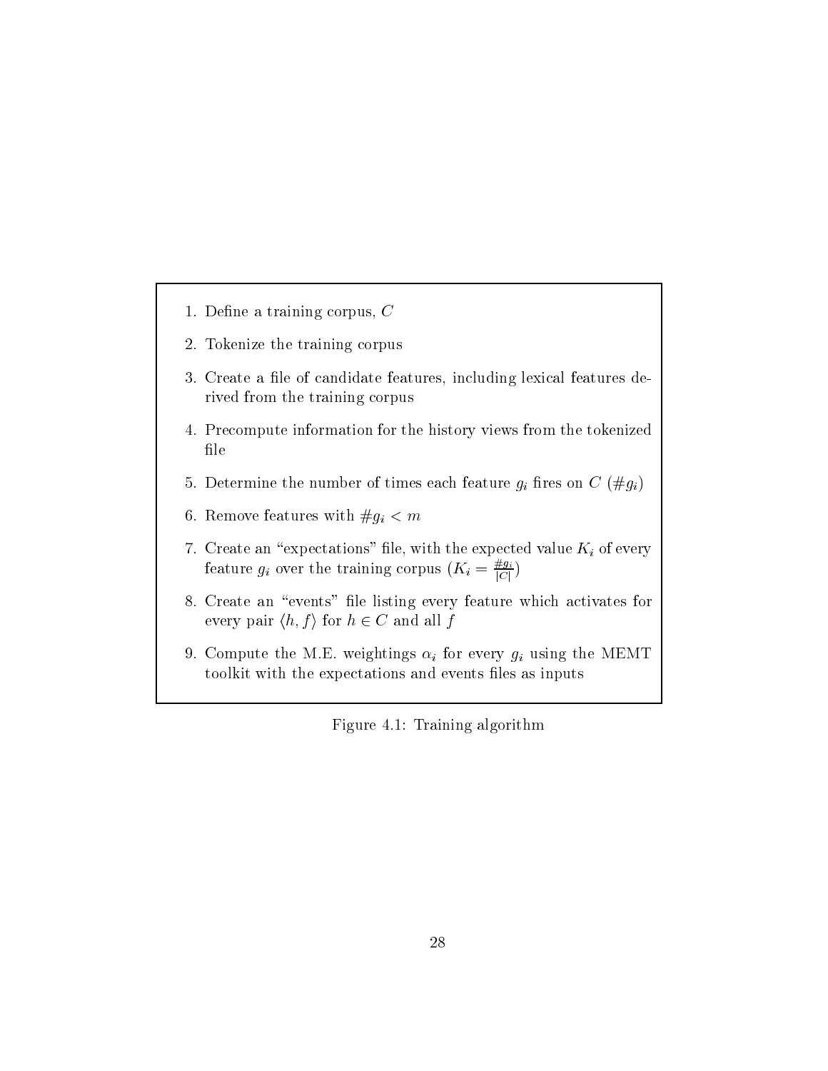1. Define a training corpus, $C$
2. Tokenize the training corpus
3. Create a file of candidate features, including lexical features derived from the training corpus
4. Precompute information for the history views from the tokenized file
5. Determine the number of times each feature $g_i$ fires on $C$ ($\#g_i$)
6. Remove features with $\#g_i < m$
7. Create an "expectations" file, with the expected value $K_i$ of every feature $g_i$ over the training corpus ($K_i = \frac{\#g_i}{|C|}$)
8. Create an "events" file listing every feature which activates for every pair $\langle h, f \rangle$ for $h \in C$ and all $f$
9. Compute the M.E. weightings $\alpha_i$ for every $g_i$ using the MEMT toolkit with the expectations and events files as inputs

Figure 4.1: Training algorithm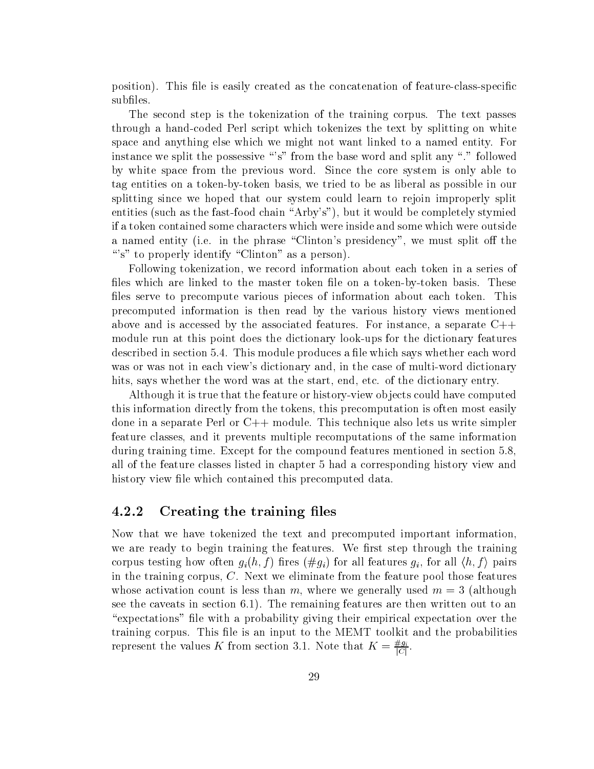position). This file is easily created as the concatenation of feature-class-specific subfiles.

The second step is the tokenization of the training corpus. The text passes through a hand-coded Perl script which tokenizes the text by splitting on white space and anything else which we might not want linked to a named entity. For instance we split the possessive "'s" from the base word and split any "." followed by white space from the previous word. Since the core system is only able to tag entities on a token-by-token basis, we tried to be as liberal as possible in our splitting since we hoped that our system could learn to rejoin improperly split entities (such as the fast-food chain "Arby's"), but it would be completely stymied if a token contained some characters which were inside and some which were outside a named entity (i.e. in the phrase "Clinton's presidency", we must split off the "'s" to properly identify "Clinton" as a person).

Following tokenization, we record information about each token in a series of files which are linked to the master token file on a token-by-token basis. These files serve to precompute various pieces of information about each token. This precomputed information is then read by the various history views mentioned above and is accessed by the associated features. For instance, a separate C++ module run at this point does the dictionary look-ups for the dictionary features described in section 5.4. This module produces a file which says whether each word was or was not in each view's dictionary and, in the case of multi-word dictionary hits, says whether the word was at the start, end, etc. of the dictionary entry.

Although it is true that the feature or history-view objects could have computed this information directly from the tokens, this precomputation is often most easily done in a separate Perl or C++ module. This technique also lets us write simpler feature classes, and it prevents multiple recomputations of the same information during training time. Except for the compound features mentioned in section 5.8, all of the feature classes listed in chapter 5 had a corresponding history view and history view file which contained this precomputed data.

### 4.2.2 Creating the training files

Now that we have tokenized the text and precomputed important information, we are ready to begin training the features. We first step through the training corpus testing how often $g_i(h, f)$ fires ($\#g_i$) for all features $g_i$, for all $\langle h, f \rangle$ pairs in the training corpus, $C$. Next we eliminate from the feature pool those features whose activation count is less than $m$, where we generally used $m = 3$ (although see the caveats in section 6.1). The remaining features are then written out to an "expectations" file with a probability giving their empirical expectation over the training corpus. This file is an input to the MEMT toolkit and the probabilities represent the values $K$ from section 3.1. Note that $K = \frac{\#g_i}{|C|}$.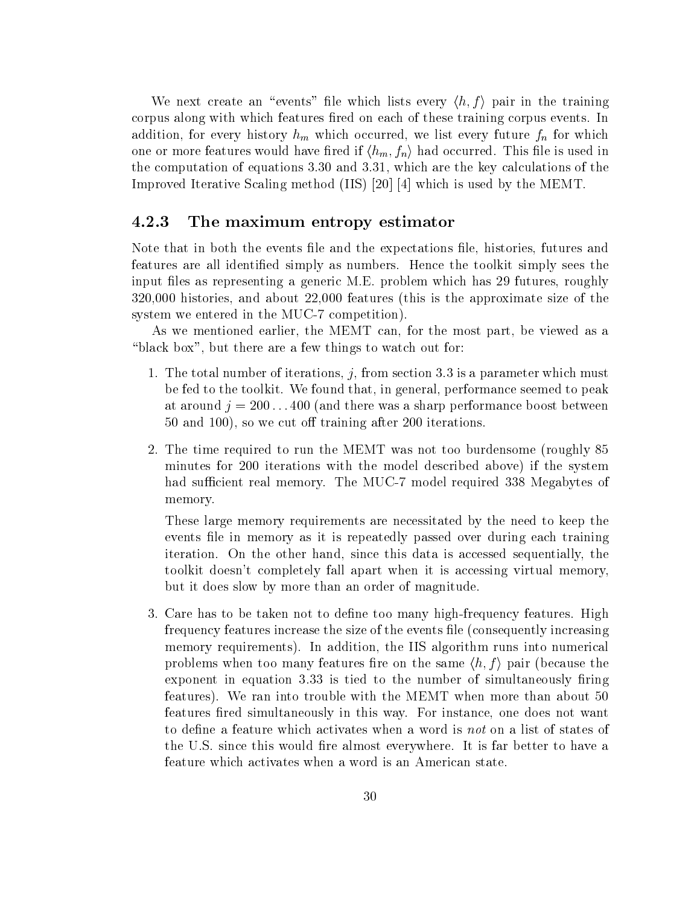We next create an "events" file which lists every $\langle h, f \rangle$ pair in the training corpus along with which features fired on each of these training corpus events. In addition, for every history $h_m$ which occurred, we list every future $f_n$ for which one or more features would have fired if $\langle h_m, f_n \rangle$ had occurred. This file is used in the computation of equations 3.30 and 3.31, which are the key calculations of the Improved Iterative Scaling method (IIS) [20] [4] which is used by the MEMT.

### 4.2.3 The maximum entropy estimator

Note that in both the events file and the expectations file, histories, futures and features are all identified simply as numbers. Hence the toolkit simply sees the input files as representing a generic M.E. problem which has 29 futures, roughly 320,000 histories, and about 22,000 features (this is the approximate size of the system we entered in the MUC-7 competition).

As we mentioned earlier, the MEMT can, for the most part, be viewed as a "black box", but there are a few things to watch out for:

1. The total number of iterations, $j$, from section 3.3 is a parameter which must be fed to the toolkit. We found that, in general, performance seemed to peak at around $j = 200 \ldots 400$ (and there was a sharp performance boost between 50 and 100), so we cut off training after 200 iterations.

2. The time required to run the MEMT was not too burdensome (roughly 85 minutes for 200 iterations with the model described above) if the system had sufficient real memory. The MUC-7 model required 338 Megabytes of memory.

   These large memory requirements are necessitated by the need to keep the events file in memory as it is repeatedly passed over during each training iteration. On the other hand, since this data is accessed sequentially, the toolkit doesn't completely fall apart when it is accessing virtual memory, but it does slow by more than an order of magnitude.

3. Care has to be taken not to define too many high-frequency features. High frequency features increase the size of the events file (consequently increasing memory requirements). In addition, the IIS algorithm runs into numerical problems when too many features fire on the same $\langle h, f \rangle$ pair (because the exponent in equation 3.33 is tied to the number of simultaneously firing features). We ran into trouble with the MEMT when more than about 50 features fired simultaneously in this way. For instance, one does not want to define a feature which activates when a word is *not* on a list of states of the U.S. since this would fire almost everywhere. It is far better to have a feature which activates when a word is an American state.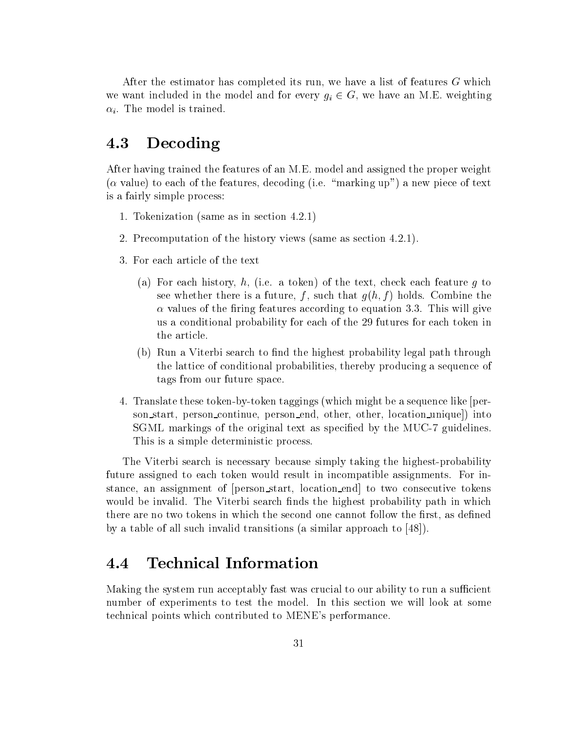After the estimator has completed its run, we have a list of features $G$ which we want included in the model and for every $g_i \in G$, we have an M.E. weighting $\alpha_i$. The model is trained.

## 4.3 Decoding

After having trained the features of an M.E. model and assigned the proper weight ($\alpha$ value) to each of the features, decoding (i.e. "marking up") a new piece of text is a fairly simple process:

1. Tokenization (same as in section 4.2.1)
2. Precomputation of the history views (same as section 4.2.1).
3. For each article of the text
   (a) For each history, $h$, (i.e. a token) of the text, check each feature $g$ to see whether there is a future, $f$, such that $g(h, f)$ holds. Combine the $\alpha$ values of the firing features according to equation 3.3. This will give us a conditional probability for each of the 29 futures for each token in the article.
   (b) Run a Viterbi search to find the highest probability legal path through the lattice of conditional probabilities, thereby producing a sequence of tags from our future space.
4. Translate these token-by-token taggings (which might be a sequence like [person_start, person_continue, person_end, other, other, location_unique]) into SGML markings of the original text as specified by the MUC-7 guidelines. This is a simple deterministic process.

The Viterbi search is necessary because simply taking the highest-probability future assigned to each token would result in incompatible assignments. For instance, an assignment of [person_start, location_end] to two consecutive tokens would be invalid. The Viterbi search finds the highest probability path in which there are no two tokens in which the second one cannot follow the first, as defined by a table of all such invalid transitions (a similar approach to [48]).

## 4.4 Technical Information

Making the system run acceptably fast was crucial to our ability to run a sufficient number of experiments to test the model. In this section we will look at some technical points which contributed to MENE's performance.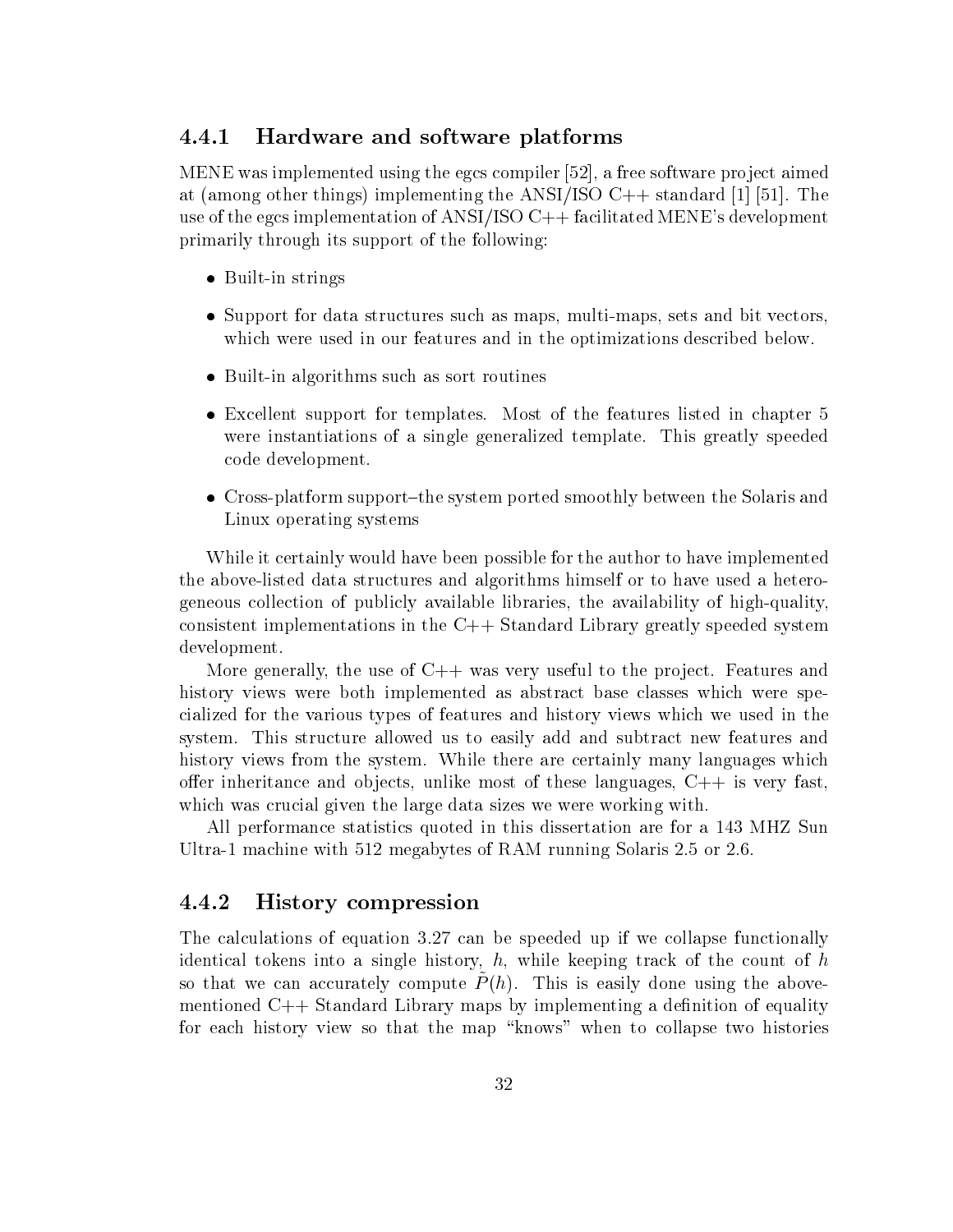### 4.4.1 Hardware and software platforms

MENE was implemented using the egcs compiler [52], a free software project aimed at (among other things) implementing the ANSI/ISO C++ standard [1] [51]. The use of the egcs implementation of ANSI/ISO C++ facilitated MENE's development primarily through its support of the following:

- Built-in strings
- Support for data structures such as maps, multi-maps, sets and bit vectors, which were used in our features and in the optimizations described below.
- Built-in algorithms such as sort routines
- Excellent support for templates. Most of the features listed in chapter 5 were instantiations of a single generalized template. This greatly speeded code development.
- Cross-platform support–the system ported smoothly between the Solaris and Linux operating systems

While it certainly would have been possible for the author to have implemented the above-listed data structures and algorithms himself or to have used a heterogeneous collection of publicly available libraries, the availability of high-quality, consistent implementations in the C++ Standard Library greatly speeded system development.

More generally, the use of C++ was very useful to the project. Features and history views were both implemented as abstract base classes which were specialized for the various types of features and history views which we used in the system. This structure allowed us to easily add and subtract new features and history views from the system. While there are certainly many languages which offer inheritance and objects, unlike most of these languages, C++ is very fast, which was crucial given the large data sizes we were working with.

All performance statistics quoted in this dissertation are for a 143 MHZ Sun Ultra-1 machine with 512 megabytes of RAM running Solaris 2.5 or 2.6.

### 4.4.2 History compression

The calculations of equation 3.27 can be speeded up if we collapse functionally identical tokens into a single history, $h$, while keeping track of the count of $h$ so that we can accurately compute $\tilde{P}(h)$. This is easily done using the above-mentioned C++ Standard Library maps by implementing a definition of equality for each history view so that the map "knows" when to collapse two histories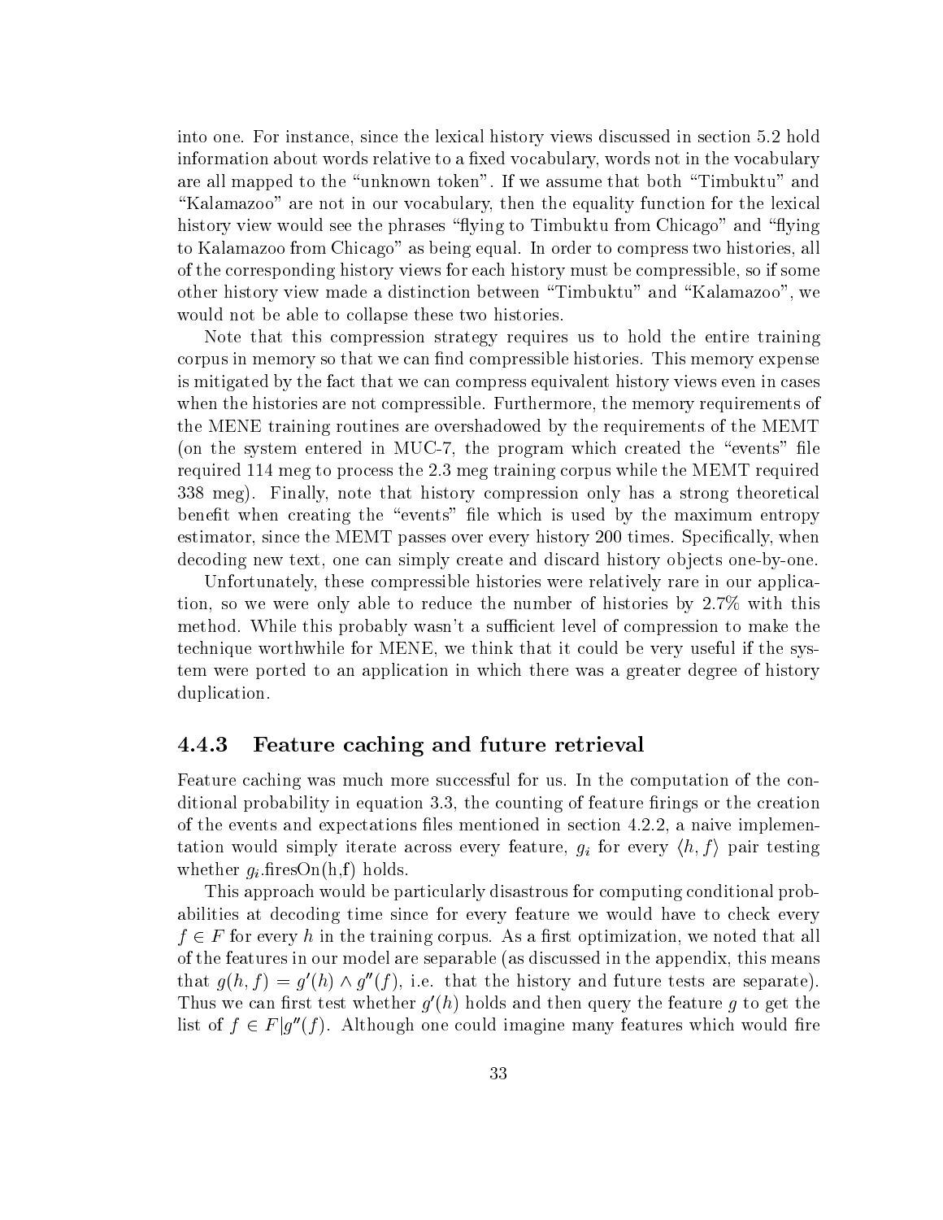into one. For instance, since the lexical history views discussed in section 5.2 hold information about words relative to a fixed vocabulary, words not in the vocabulary are all mapped to the "unknown token". If we assume that both "Timbuktu" and "Kalamazoo" are not in our vocabulary, then the equality function for the lexical history view would see the phrases "flying to Timbuktu from Chicago" and "flying to Kalamazoo from Chicago" as being equal. In order to compress two histories, all of the corresponding history views for each history must be compressible, so if some other history view made a distinction between "Timbuktu" and "Kalamazoo", we would not be able to collapse these two histories.

Note that this compression strategy requires us to hold the entire training corpus in memory so that we can find compressible histories. This memory expense is mitigated by the fact that we can compress equivalent history views even in cases when the histories are not compressible. Furthermore, the memory requirements of the MENE training routines are overshadowed by the requirements of the MEMT (on the system entered in MUC-7, the program which created the "events" file required 114 meg to process the 2.3 meg training corpus while the MEMT required 338 meg). Finally, note that history compression only has a strong theoretical benefit when creating the "events" file which is used by the maximum entropy estimator, since the MEMT passes over every history 200 times. Specifically, when decoding new text, one can simply create and discard history objects one-by-one.

Unfortunately, these compressible histories were relatively rare in our application, so we were only able to reduce the number of histories by 2.7% with this method. While this probably wasn't a sufficient level of compression to make the technique worthwhile for MENE, we think that it could be very useful if the system were ported to an application in which there was a greater degree of history duplication.

### 4.4.3 Feature caching and future retrieval

Feature caching was much more successful for us. In the computation of the conditional probability in equation 3.3, the counting of feature firings or the creation of the events and expectations files mentioned in section 4.2.2, a naive implementation would simply iterate across every feature, $g_i$ for every $\langle h, f \rangle$ pair testing whether $g_i$.firesOn(h,f) holds.

This approach would be particularly disastrous for computing conditional probabilities at decoding time since for every feature we would have to check every $f \in F$ for every $h$ in the training corpus. As a first optimization, we noted that all of the features in our model are separable (as discussed in the appendix, this means that $g(h, f) = g'(h) \wedge g''(f)$, i.e. that the history and future tests are separate). Thus we can first test whether $g'(h)$ holds and then query the feature $g$ to get the list of $f \in F | g''(f)$. Although one could imagine many features which would fire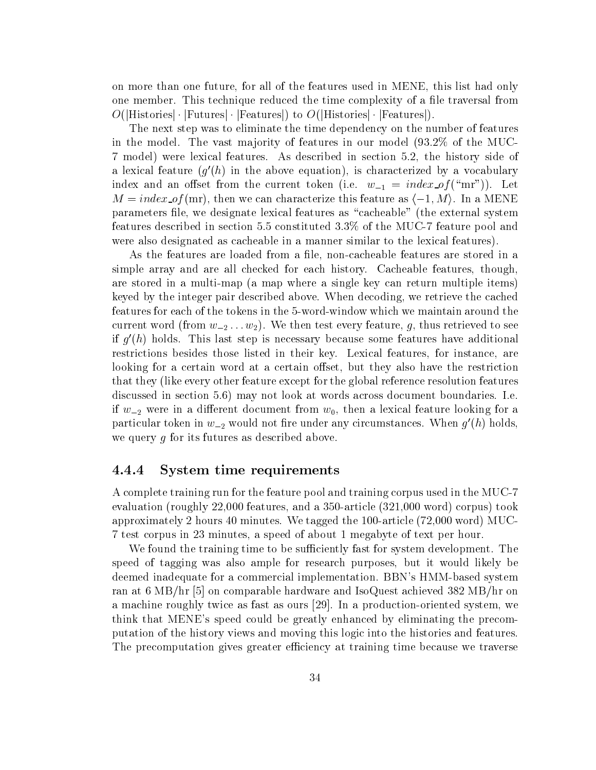on more than one future, for all of the features used in MENE, this list had only one member. This technique reduced the time complexity of a file traversal from $O(|\text{Histories}| \cdot |\text{Futures}| \cdot |\text{Features}|)$ to $O(|\text{Histories}| \cdot |\text{Features}|)$.

The next step was to eliminate the time dependency on the number of features in the model. The vast majority of features in our model (93.2% of the MUC-7 model) were lexical features. As described in section 5.2, the history side of a lexical feature ($g'(h)$ in the above equation), is characterized by a vocabulary index and an offset from the current token (i.e. $w_{-1} = index\_of(\text{"mr"})$). Let $M = index\_of(\text{mr})$, then we can characterize this feature as $\langle -1, M \rangle$. In a MENE parameters file, we designate lexical features as "cacheable" (the external system features described in section 5.5 constituted 3.3% of the MUC-7 feature pool and were also designated as cacheable in a manner similar to the lexical features).

As the features are loaded from a file, non-cacheable features are stored in a simple array and are all checked for each history. Cacheable features, though, are stored in a multi-map (a map where a single key can return multiple items) keyed by the integer pair described above. When decoding, we retrieve the cached features for each of the tokens in the 5-word-window which we maintain around the current word (from $w_{-2} \ldots w_2$). We then test every feature, $g$, thus retrieved to see if $g'(h)$ holds. This last step is necessary because some features have additional restrictions besides those listed in their key. Lexical features, for instance, are looking for a certain word at a certain offset, but they also have the restriction that they (like every other feature except for the global reference resolution features discussed in section 5.6) may not look at words across document boundaries. I.e. if $w_{-2}$ were in a different document from $w_0$, then a lexical feature looking for a particular token in $w_{-2}$ would not fire under any circumstances. When $g'(h)$ holds, we query $g$ for its futures as described above.

### 4.4.4 System time requirements

A complete training run for the feature pool and training corpus used in the MUC-7 evaluation (roughly 22,000 features, and a 350-article (321,000 word) corpus) took approximately 2 hours 40 minutes. We tagged the 100-article (72,000 word) MUC-7 test corpus in 23 minutes, a speed of about 1 megabyte of text per hour.

We found the training time to be sufficiently fast for system development. The speed of tagging was also ample for research purposes, but it would likely be deemed inadequate for a commercial implementation. BBN's HMM-based system ran at 6 MB/hr [5] on comparable hardware and IsoQuest achieved 382 MB/hr on a machine roughly twice as fast as ours [29]. In a production-oriented system, we think that MENE's speed could be greatly enhanced by eliminating the precomputation of the history views and moving this logic into the histories and features. The precomputation gives greater efficiency at training time because we traverse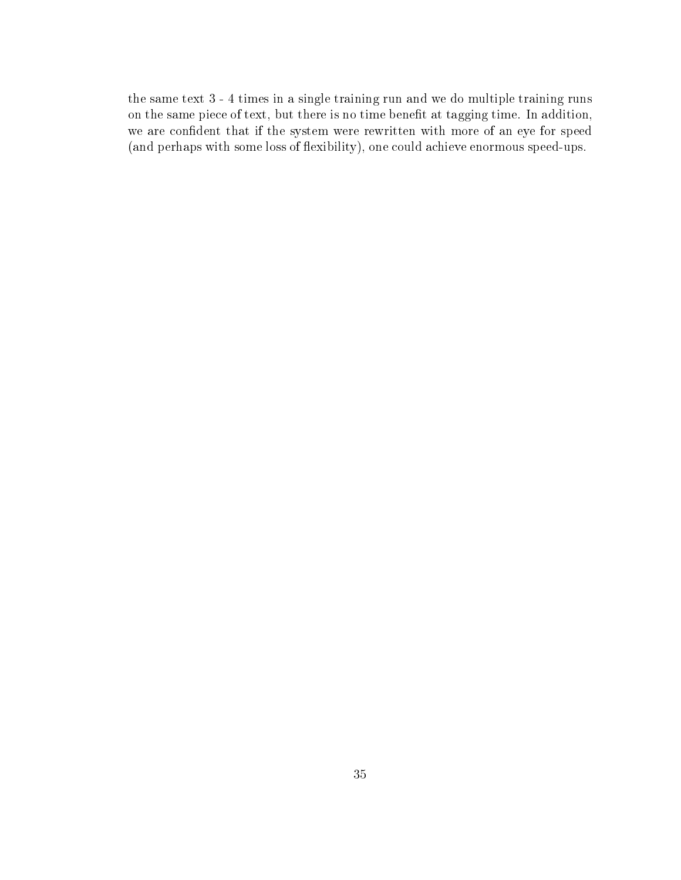the same text 3 - 4 times in a single training run and we do multiple training runs on the same piece of text, but there is no time benefit at tagging time. In addition, we are confident that if the system were rewritten with more of an eye for speed (and perhaps with some loss of flexibility), one could achieve enormous speed-ups.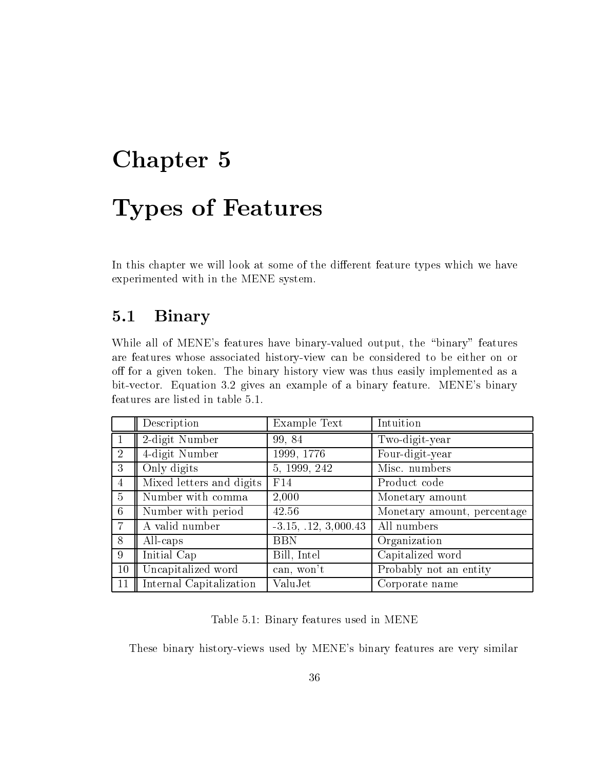# Chapter 5

# Types of Features

In this chapter we will look at some of the different feature types which we have experimented with in the MENE system.

## 5.1 Binary

While all of MENE's features have binary-valued output, the "binary" features are features whose associated history-view can be considered to be either on or off for a given token. The binary history view was thus easily implemented as a bit-vector. Equation 3.2 gives an example of a binary feature. MENE's binary features are listed in table 5.1.

| | Description | Example Text | Intuition |
|---|---|---|---|
| 1 | 2-digit Number | 99, 84 | Two-digit-year |
| 2 | 4-digit Number | 1999, 1776 | Four-digit-year |
| 3 | Only digits | 5, 1999, 242 | Misc. numbers |
| 4 | Mixed letters and digits | F14 | Product code |
| 5 | Number with comma | 2,000 | Monetary amount |
| 6 | Number with period | 42.56 | Monetary amount, percentage |
| 7 | A valid number | -3.15, .12, 3,000.43 | All numbers |
| 8 | All-caps | BBN | Organization |
| 9 | Initial Cap | Bill, Intel | Capitalized word |
| 10 | Uncapitalized word | can, won't | Probably not an entity |
| 11 | Internal Capitalization | ValuJet | Corporate name |

Table 5.1: Binary features used in MENE

These binary history-views used by MENE's binary features are very similar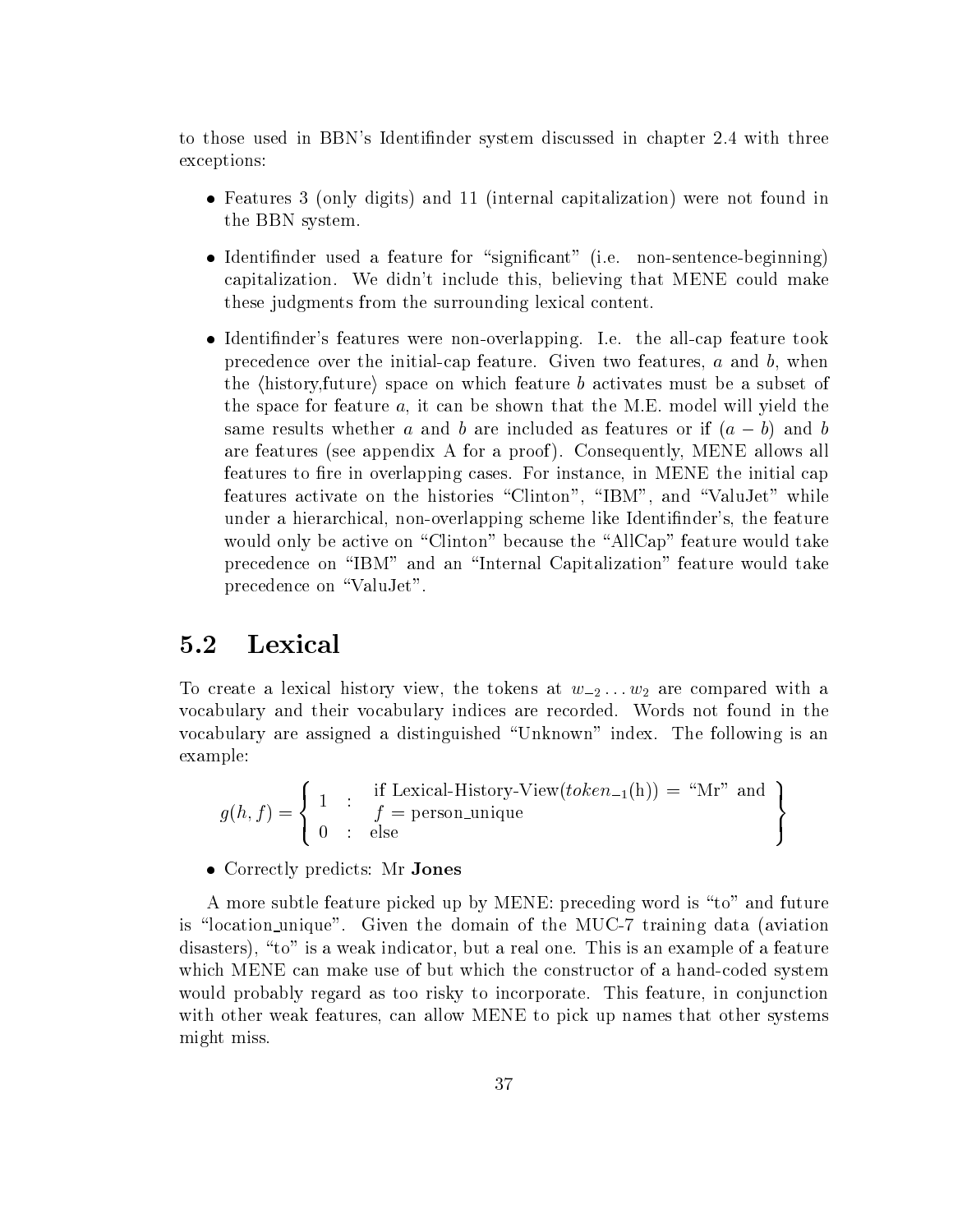to those used in BBN's Identifinder system discussed in chapter 2.4 with three exceptions:

- Features 3 (only digits) and 11 (internal capitalization) were not found in the BBN system.
- Identifinder used a feature for "significant" (i.e. non-sentence-beginning) capitalization. We didn't include this, believing that MENE could make these judgments from the surrounding lexical content.
- Identifinder's features were non-overlapping. I.e. the all-cap feature took precedence over the initial-cap feature. Given two features, $a$ and $b$, when the $\langle$history,future$\rangle$ space on which feature $b$ activates must be a subset of the space for feature $a$, it can be shown that the M.E. model will yield the same results whether $a$ and $b$ are included as features or if $(a - b)$ and $b$ are features (see appendix A for a proof). Consequently, MENE allows all features to fire in overlapping cases. For instance, in MENE the initial cap features activate on the histories "Clinton", "IBM", and "ValuJet" while under a hierarchical, non-overlapping scheme like Identifinder's, the feature would only be active on "Clinton" because the "AllCap" feature would take precedence on "IBM" and an "Internal Capitalization" feature would take precedence on "ValuJet".

## 5.2 Lexical

To create a lexical history view, the tokens at $w_{-2} \ldots w_2$ are compared with a vocabulary and their vocabulary indices are recorded. Words not found in the vocabulary are assigned a distinguished "Unknown" index. The following is an example:

$$g(h, f) = \left\{ \begin{array}{ll} 1 & : \begin{array}{l}\text{if Lexical-History-View}(token_{-1}(\text{h})) = \text{“Mr” and} \\ f = \text{person\_unique}\end{array} \\ 0 & : \text{else} \end{array} \right\}$$

- Correctly predicts: Mr **Jones**

A more subtle feature picked up by MENE: preceding word is "to" and future is "location_unique". Given the domain of the MUC-7 training data (aviation disasters), "to" is a weak indicator, but a real one. This is an example of a feature which MENE can make use of but which the constructor of a hand-coded system would probably regard as too risky to incorporate. This feature, in conjunction with other weak features, can allow MENE to pick up names that other systems might miss.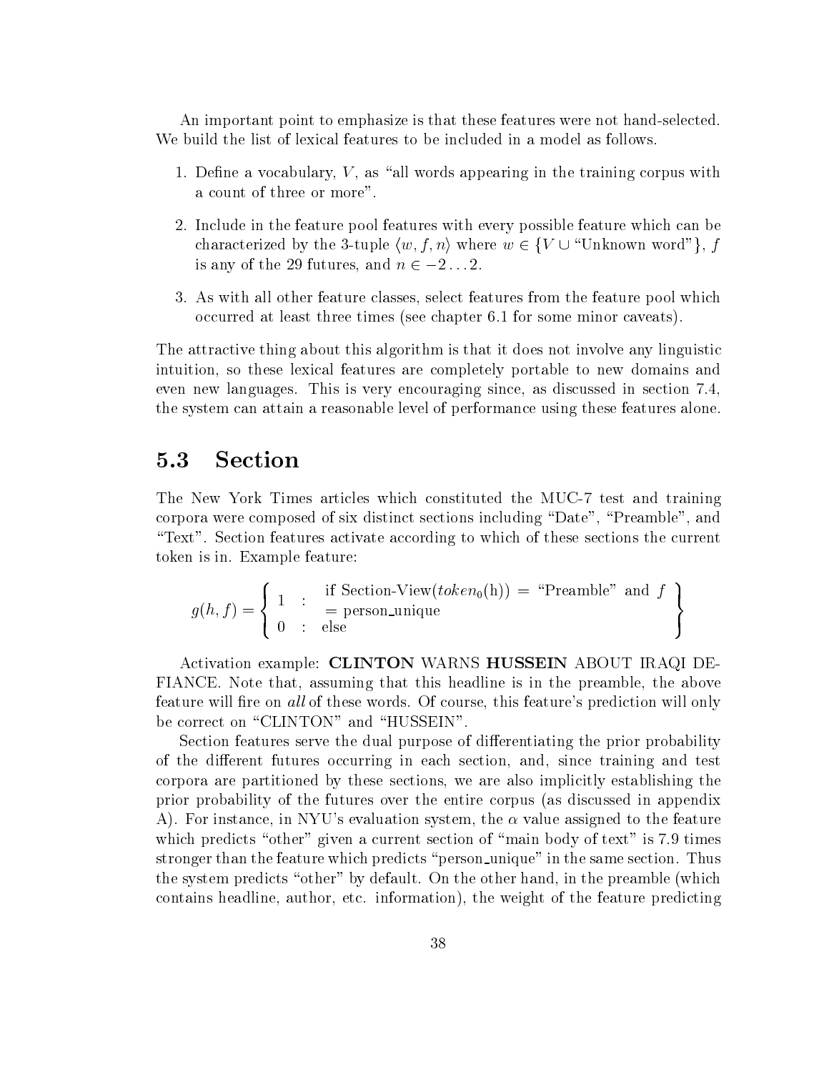An important point to emphasize is that these features were not hand-selected. We build the list of lexical features to be included in a model as follows.

1. Define a vocabulary, $V$, as "all words appearing in the training corpus with a count of three or more".
2. Include in the feature pool features with every possible feature which can be characterized by the 3-tuple $\langle w, f, n \rangle$ where $w \in \{V \cup \text{"Unknown word"}\}$, $f$ is any of the 29 futures, and $n \in -2 \ldots 2$.
3. As with all other feature classes, select features from the feature pool which occurred at least three times (see chapter 6.1 for some minor caveats).

The attractive thing about this algorithm is that it does not involve any linguistic intuition, so these lexical features are completely portable to new domains and even new languages. This is very encouraging since, as discussed in section 7.4, the system can attain a reasonable level of performance using these features alone.

## 5.3 Section

The New York Times articles which constituted the MUC-7 test and training corpora were composed of six distinct sections including "Date", "Preamble", and "Text". Section features activate according to which of these sections the current token is in. Example feature:

$$g(h,f) = \left\{ \begin{array}{lcl} 1 & : & \text{if Section-View}(token_0(\text{h})) = \text{"Preamble" and } f \\ & & = \text{person\_unique} \\ 0 & : & \text{else} \end{array} \right\}$$

Activation example: **CLINTON** WARNS **HUSSEIN** ABOUT IRAQI DEFIANCE. Note that, assuming that this headline is in the preamble, the above feature will fire on *all* of these words. Of course, this feature's prediction will only be correct on "CLINTON" and "HUSSEIN".

Section features serve the dual purpose of differentiating the prior probability of the different futures occurring in each section, and, since training and test corpora are partitioned by these sections, we are also implicitly establishing the prior probability of the futures over the entire corpus (as discussed in appendix A). For instance, in NYU's evaluation system, the $\alpha$ value assigned to the feature which predicts "other" given a current section of "main body of text" is 7.9 times stronger than the feature which predicts "person_unique" in the same section. Thus the system predicts "other" by default. On the other hand, in the preamble (which contains headline, author, etc. information), the weight of the feature predicting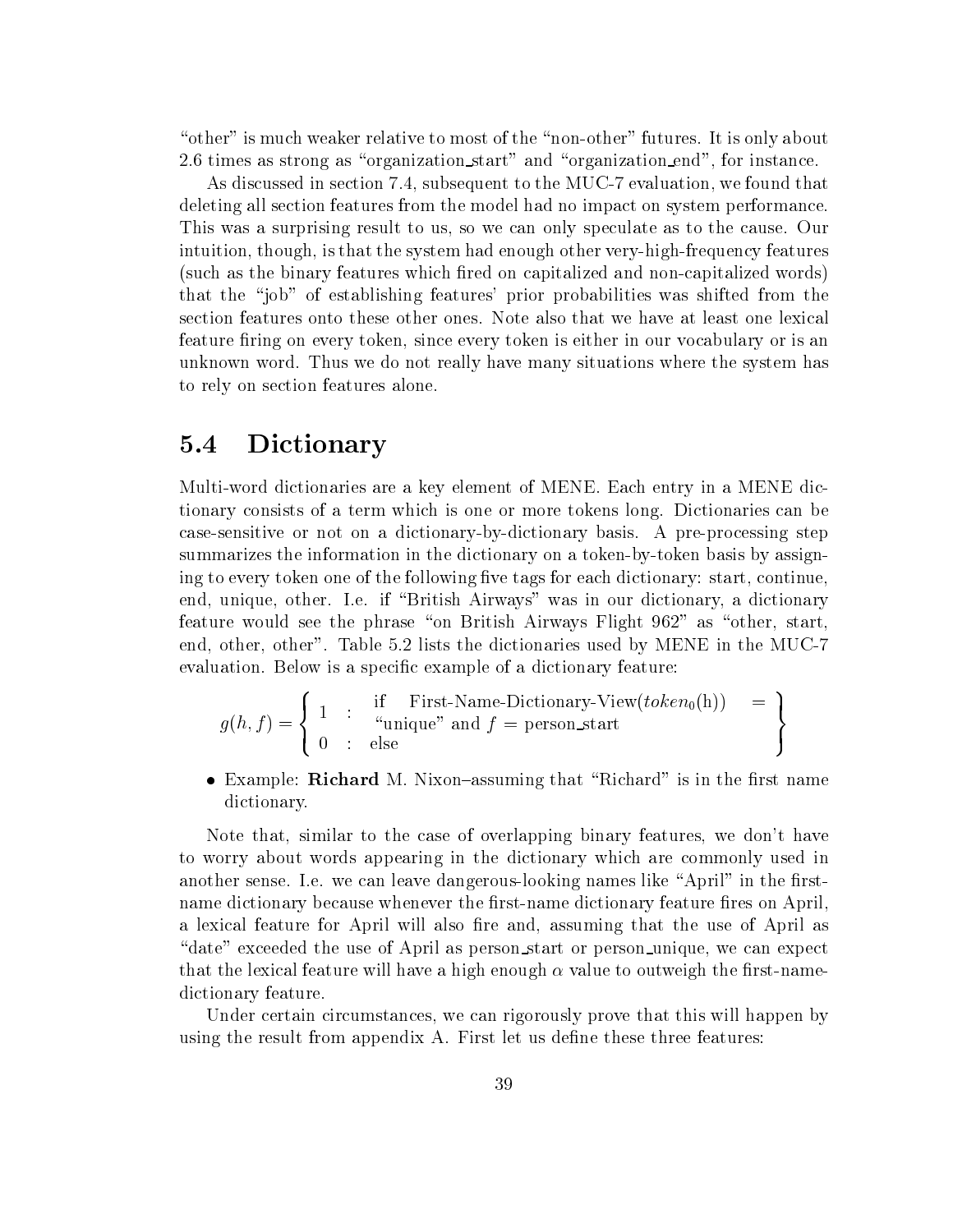"other" is much weaker relative to most of the "non-other" futures. It is only about 2.6 times as strong as "organization_start" and "organization_end", for instance.

As discussed in section 7.4, subsequent to the MUC-7 evaluation, we found that deleting all section features from the model had no impact on system performance. This was a surprising result to us, so we can only speculate as to the cause. Our intuition, though, is that the system had enough other very-high-frequency features (such as the binary features which fired on capitalized and non-capitalized words) that the "job" of establishing features' prior probabilities was shifted from the section features onto these other ones. Note also that we have at least one lexical feature firing on every token, since every token is either in our vocabulary or is an unknown word. Thus we do not really have many situations where the system has to rely on section features alone.

## 5.4 Dictionary

Multi-word dictionaries are a key element of MENE. Each entry in a MENE dictionary consists of a term which is one or more tokens long. Dictionaries can be case-sensitive or not on a dictionary-by-dictionary basis. A pre-processing step summarizes the information in the dictionary on a token-by-token basis by assigning to every token one of the following five tags for each dictionary: start, continue, end, unique, other. I.e. if "British Airways" was in our dictionary, a dictionary feature would see the phrase "on British Airways Flight 962" as "other, start, end, other, other". Table 5.2 lists the dictionaries used by MENE in the MUC-7 evaluation. Below is a specific example of a dictionary feature:

$$g(h,f) = \left\{ \begin{array}{lll} 1 & : & \text{if First-Name-Dictionary-View}(token_0(\text{h})) = \text{"unique" and } f = \text{person\_start} \\ 0 & : & \text{else} \end{array} \right\}$$

- Example: **Richard** M. Nixon–assuming that "Richard" is in the first name dictionary.

Note that, similar to the case of overlapping binary features, we don't have to worry about words appearing in the dictionary which are commonly used in another sense. I.e. we can leave dangerous-looking names like "April" in the first-name dictionary because whenever the first-name dictionary feature fires on April, a lexical feature for April will also fire and, assuming that the use of April as "date" exceeded the use of April as person_start or person_unique, we can expect that the lexical feature will have a high enough $\alpha$ value to outweigh the first-name-dictionary feature.

Under certain circumstances, we can rigorously prove that this will happen by using the result from appendix A. First let us define these three features: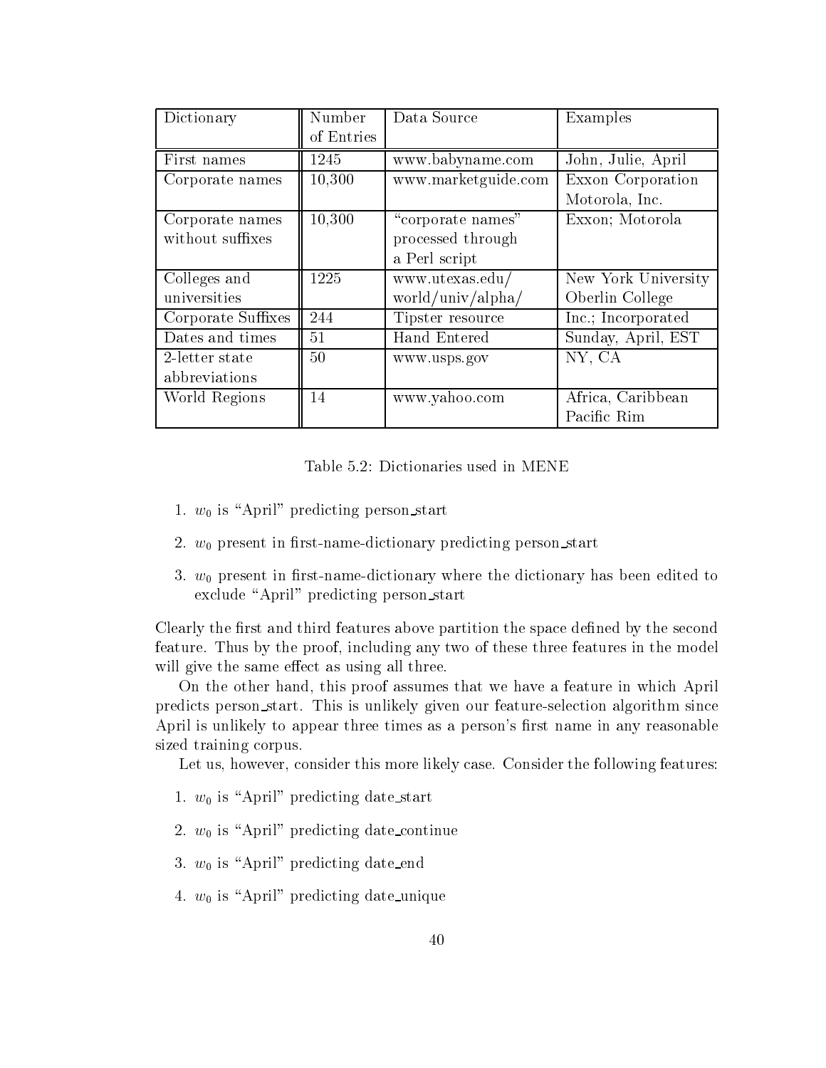| Dictionary | Number of Entries | Data Source | Examples |
|---|---|---|---|
| First names | 1245 | www.babyname.com | John, Julie, April |
| Corporate names | 10,300 | www.marketguide.com | Exxon Corporation Motorola, Inc. |
| Corporate names without suffixes | 10,300 | "corporate names" processed through a Perl script | Exxon; Motorola |
| Colleges and universities | 1225 | www.utexas.edu/world/univ/alpha/ | New York University Oberlin College |
| Corporate Suffixes | 244 | Tipster resource | Inc.; Incorporated |
| Dates and times | 51 | Hand Entered | Sunday, April, EST |
| 2-letter state abbreviations | 50 | www.usps.gov | NY, CA |
| World Regions | 14 | www.yahoo.com | Africa, Caribbean Pacific Rim |

Table 5.2: Dictionaries used in MENE

1. $w_0$ is "April" predicting person_start
2. $w_0$ present in first-name-dictionary predicting person_start
3. $w_0$ present in first-name-dictionary where the dictionary has been edited to exclude "April" predicting person_start

Clearly the first and third features above partition the space defined by the second feature. Thus by the proof, including any two of these three features in the model will give the same effect as using all three.

On the other hand, this proof assumes that we have a feature in which April predicts person_start. This is unlikely given our feature-selection algorithm since April is unlikely to appear three times as a person's first name in any reasonable sized training corpus.

Let us, however, consider this more likely case. Consider the following features:

1. $w_0$ is "April" predicting date_start
2. $w_0$ is "April" predicting date_continue
3. $w_0$ is "April" predicting date_end
4. $w_0$ is "April" predicting date_unique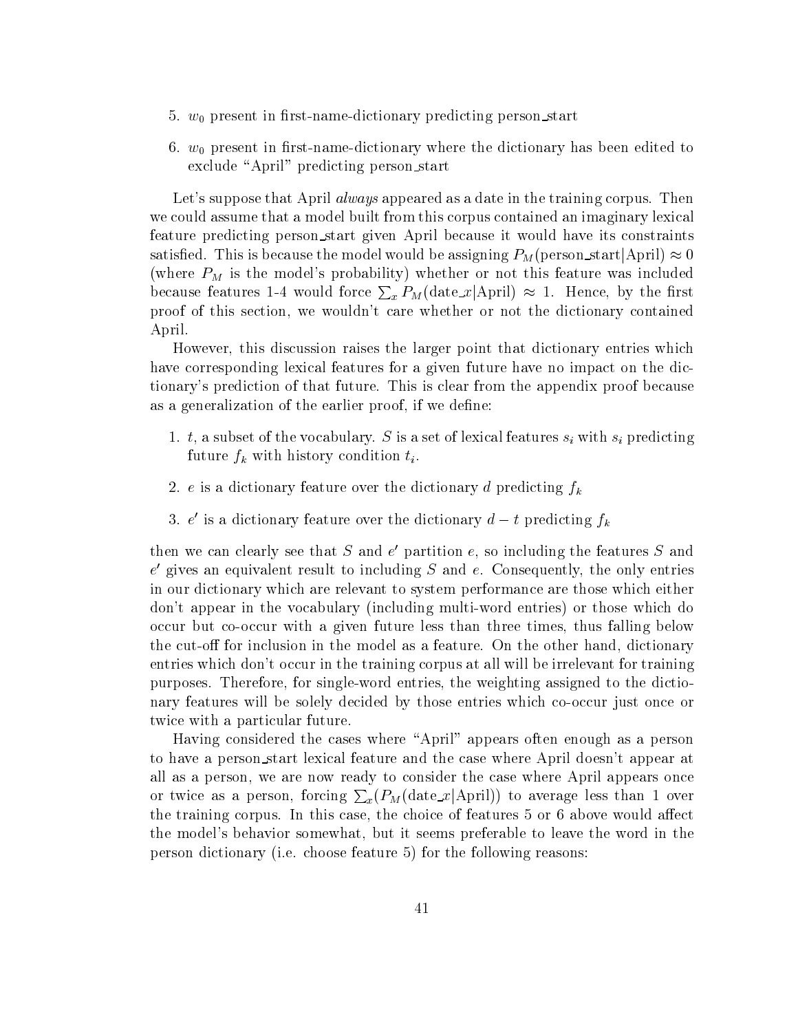5. $w_0$ present in first-name-dictionary predicting person_start
6. $w_0$ present in first-name-dictionary where the dictionary has been edited to exclude "April" predicting person_start

Let's suppose that April *always* appeared as a date in the training corpus. Then we could assume that a model built from this corpus contained an imaginary lexical feature predicting person_start given April because it would have its constraints satisfied. This is because the model would be assigning $P_M(\text{person\_start}|\text{April}) \approx 0$ (where $P_M$ is the model's probability) whether or not this feature was included because features 1-4 would force $\sum_x P_M(\text{date\_}x|\text{April}) \approx 1$. Hence, by the first proof of this section, we wouldn't care whether or not the dictionary contained April.

However, this discussion raises the larger point that dictionary entries which have corresponding lexical features for a given future have no impact on the dictionary's prediction of that future. This is clear from the appendix proof because as a generalization of the earlier proof, if we define:

1. $t$, a subset of the vocabulary. $S$ is a set of lexical features $s_i$ with $s_i$ predicting future $f_k$ with history condition $t_i$.
2. $e$ is a dictionary feature over the dictionary $d$ predicting $f_k$
3. $e'$ is a dictionary feature over the dictionary $d - t$ predicting $f_k$

then we can clearly see that $S$ and $e'$ partition $e$, so including the features $S$ and $e'$ gives an equivalent result to including $S$ and $e$. Consequently, the only entries in our dictionary which are relevant to system performance are those which either don't appear in the vocabulary (including multi-word entries) or those which do occur but co-occur with a given future less than three times, thus falling below the cut-off for inclusion in the model as a feature. On the other hand, dictionary entries which don't occur in the training corpus at all will be irrelevant for training purposes. Therefore, for single-word entries, the weighting assigned to the dictionary features will be solely decided by those entries which co-occur just once or twice with a particular future.

Having considered the cases where "April" appears often enough as a person to have a person_start lexical feature and the case where April doesn't appear at all as a person, we are now ready to consider the case where April appears once or twice as a person, forcing $\sum_x(P_M(\text{date\_}x|\text{April}))$ to average less than 1 over the training corpus. In this case, the choice of features 5 or 6 above would affect the model's behavior somewhat, but it seems preferable to leave the word in the person dictionary (i.e. choose feature 5) for the following reasons: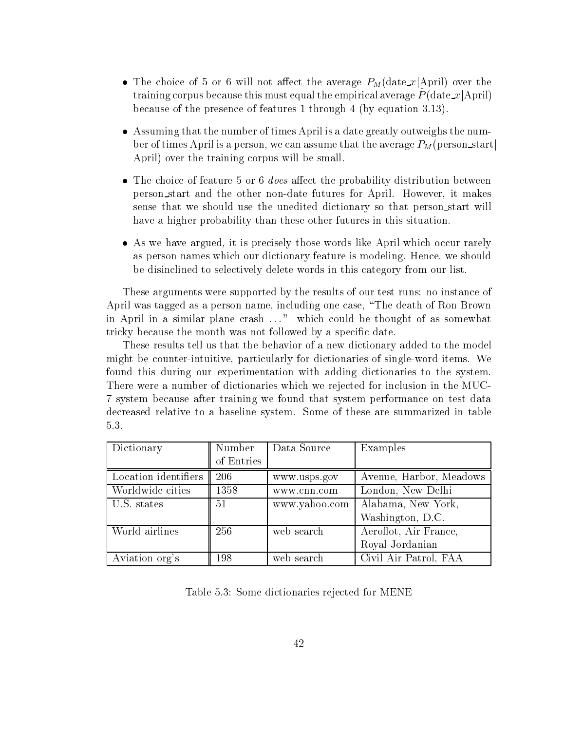- The choice of 5 or 6 will not affect the average $P_M(\text{date\_}x|\text{April})$ over the training corpus because this must equal the empirical average $\tilde{P}(\text{date\_}x|\text{April})$ because of the presence of features 1 through 4 (by equation 3.13).

- Assuming that the number of times April is a date greatly outweighs the number of times April is a person, we can assume that the average $P_M(\text{person\_start}|\text{April})$ over the training corpus will be small.

- The choice of feature 5 or 6 *does* affect the probability distribution between person_start and the other non-date futures for April. However, it makes sense that we should use the unedited dictionary so that person_start will have a higher probability than these other futures in this situation.

- As we have argued, it is precisely those words like April which occur rarely as person names which our dictionary feature is modeling. Hence, we should be disinclined to selectively delete words in this category from our list.

These arguments were supported by the results of our test runs: no instance of April was tagged as a person name, including one case, "The death of Ron Brown in April in a similar plane crash ..." which could be thought of as somewhat tricky because the month was not followed by a specific date.

These results tell us that the behavior of a new dictionary added to the model might be counter-intuitive, particularly for dictionaries of single-word items. We found this during our experimentation with adding dictionaries to the system. There were a number of dictionaries which we rejected for inclusion in the MUC-7 system because after training we found that system performance on test data decreased relative to a baseline system. Some of these are summarized in table 5.3.

| Dictionary | Number of Entries | Data Source | Examples |
|---|---|---|---|
| Location identifiers | 206 | www.usps.gov | Avenue, Harbor, Meadows |
| Worldwide cities | 1358 | www.cnn.com | London, New Delhi |
| U.S. states | 51 | www.yahoo.com | Alabama, New York, Washington, D.C. |
| World airlines | 256 | web search | Aeroflot, Air France, Royal Jordanian |
| Aviation org's | 198 | web search | Civil Air Patrol, FAA |

Table 5.3: Some dictionaries rejected for MENE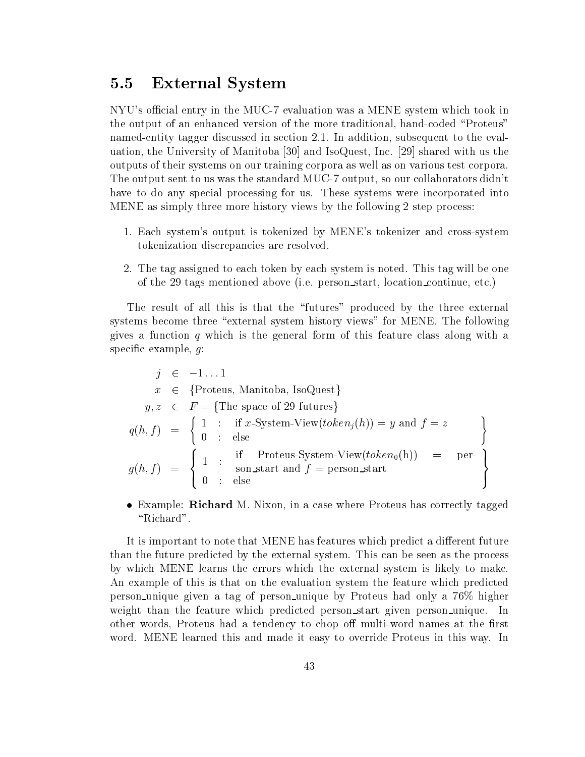## 5.5 External System

NYU's official entry in the MUC-7 evaluation was a MENE system which took in the output of an enhanced version of the more traditional, hand-coded "Proteus" named-entity tagger discussed in section 2.1. In addition, subsequent to the evaluation, the University of Manitoba [30] and IsoQuest, Inc. [29] shared with us the outputs of their systems on our training corpora as well as on various test corpora. The output sent to us was the standard MUC-7 output, so our collaborators didn't have to do any special processing for us. These systems were incorporated into MENE as simply three more history views by the following 2 step process:

1. Each system's output is tokenized by MENE's tokenizer and cross-system tokenization discrepancies are resolved.
2. The tag assigned to each token by each system is noted. This tag will be one of the 29 tags mentioned above (i.e. person_start, location_continue, etc.)

The result of all this is that the "futures" produced by the three external systems become three "external system history views" for MENE. The following gives a function $q$ which is the general form of this feature class along with a specific example, $g$:

$$
\begin{aligned}
j &\in -1 \ldots 1 \\
x &\in \{\text{Proteus, Manitoba, IsoQuest}\} \\
y, z &\in F = \{\text{The space of 29 futures}\} \\
q(h,f) &= \left\{ \begin{array}{lll} 1 & : & \text{if } x\text{-System-View}(token_j(h)) = y \text{ and } f = z \\ 0 & : & \text{else} \end{array} \right\} \\
g(h,f) &= \left\{ \begin{array}{lll} 1 & : & \text{if Proteus-System-View}(token_0(\text{h})) = \text{person\_start and } f = \text{person\_start} \\ 0 & : & \text{else} \end{array} \right\}
\end{aligned}
$$

- Example: **Richard** M. Nixon, in a case where Proteus has correctly tagged "Richard".

It is important to note that MENE has features which predict a different future than the future predicted by the external system. This can be seen as the process by which MENE learns the errors which the external system is likely to make. An example of this is that on the evaluation system the feature which predicted person_unique given a tag of person_unique by Proteus had only a 76% higher weight than the feature which predicted person_start given person_unique. In other words, Proteus had a tendency to chop off multi-word names at the first word. MENE learned this and made it easy to override Proteus in this way. In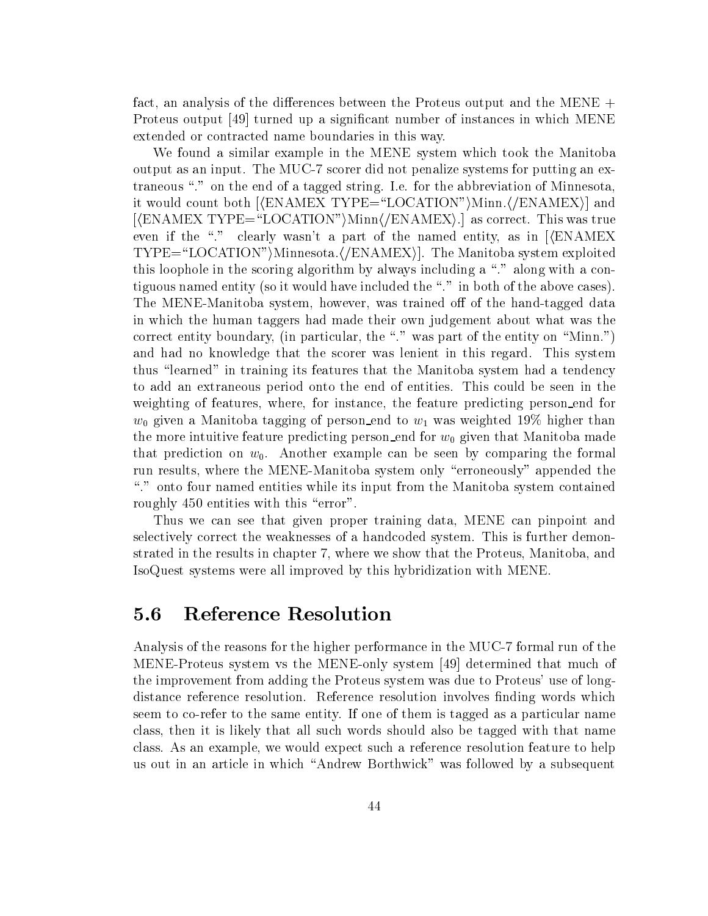fact, an analysis of the differences between the Proteus output and the MENE + Proteus output [49] turned up a significant number of instances in which MENE extended or contracted name boundaries in this way.

We found a similar example in the MENE system which took the Manitoba output as an input. The MUC-7 scorer did not penalize systems for putting an extraneous "." on the end of a tagged string. I.e. for the abbreviation of Minnesota, it would count both [⟨ENAMEX TYPE="LOCATION"⟩Minn.⟨/ENAMEX⟩] and [⟨ENAMEX TYPE="LOCATION"⟩Minn⟨/ENAMEX⟩.] as correct. This was true even if the "." clearly wasn't a part of the named entity, as in [⟨ENAMEX TYPE="LOCATION"⟩Minnesota.⟨/ENAMEX⟩]. The Manitoba system exploited this loophole in the scoring algorithm by always including a "." along with a contiguous named entity (so it would have included the "." in both of the above cases). The MENE-Manitoba system, however, was trained off of the hand-tagged data in which the human taggers had made their own judgement about what was the correct entity boundary, (in particular, the "." was part of the entity on "Minn.") and had no knowledge that the scorer was lenient in this regard. This system thus "learned" in training its features that the Manitoba system had a tendency to add an extraneous period onto the end of entities. This could be seen in the weighting of features, where, for instance, the feature predicting person_end for $w_0$ given a Manitoba tagging of person_end to $w_1$ was weighted 19% higher than the more intuitive feature predicting person_end for $w_0$ given that Manitoba made that prediction on $w_0$. Another example can be seen by comparing the formal run results, where the MENE-Manitoba system only "erroneously" appended the "." onto four named entities while its input from the Manitoba system contained roughly 450 entities with this "error".

Thus we can see that given proper training data, MENE can pinpoint and selectively correct the weaknesses of a handcoded system. This is further demonstrated in the results in chapter 7, where we show that the Proteus, Manitoba, and IsoQuest systems were all improved by this hybridization with MENE.

## 5.6 Reference Resolution

Analysis of the reasons for the higher performance in the MUC-7 formal run of the MENE-Proteus system vs the MENE-only system [49] determined that much of the improvement from adding the Proteus system was due to Proteus' use of long-distance reference resolution. Reference resolution involves finding words which seem to co-refer to the same entity. If one of them is tagged as a particular name class, then it is likely that all such words should also be tagged with that name class. As an example, we would expect such a reference resolution feature to help us out in an article in which "Andrew Borthwick" was followed by a subsequent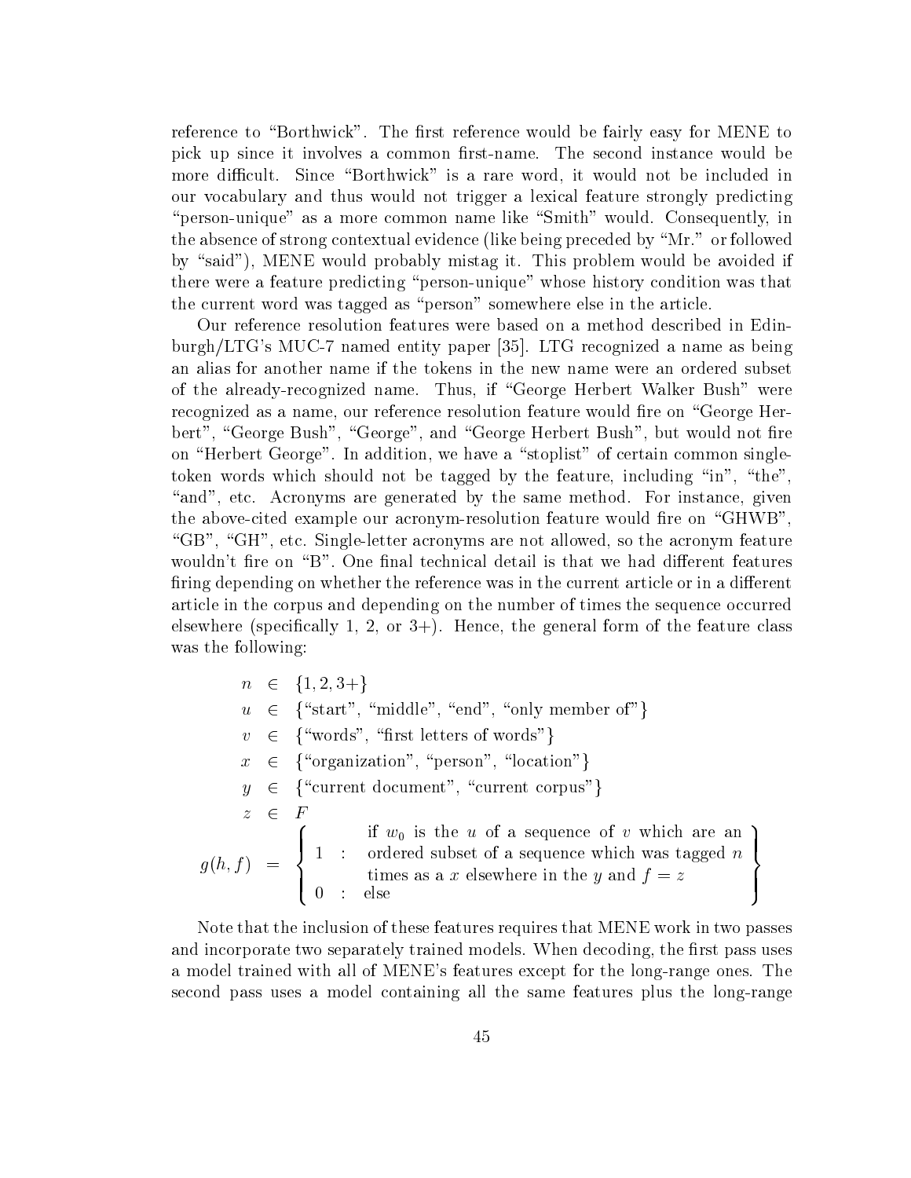reference to "Borthwick". The first reference would be fairly easy for MENE to pick up since it involves a common first-name. The second instance would be more difficult. Since "Borthwick" is a rare word, it would not be included in our vocabulary and thus would not trigger a lexical feature strongly predicting "person-unique" as a more common name like "Smith" would. Consequently, in the absence of strong contextual evidence (like being preceded by "Mr." or followed by "said"), MENE would probably mistag it. This problem would be avoided if there were a feature predicting "person-unique" whose history condition was that the current word was tagged as "person" somewhere else in the article.

Our reference resolution features were based on a method described in Edinburgh/LTG's MUC-7 named entity paper [35]. LTG recognized a name as being an alias for another name if the tokens in the new name were an ordered subset of the already-recognized name. Thus, if "George Herbert Walker Bush" were recognized as a name, our reference resolution feature would fire on "George Herbert", "George Bush", "George", and "George Herbert Bush", but would not fire on "Herbert George". In addition, we have a "stoplist" of certain common single-token words which should not be tagged by the feature, including "in", "the", "and", etc. Acronyms are generated by the same method. For instance, given the above-cited example our acronym-resolution feature would fire on "GHWB", "GB", "GH", etc. Single-letter acronyms are not allowed, so the acronym feature wouldn't fire on "B". One final technical detail is that we had different features firing depending on whether the reference was in the current article or in a different article in the corpus and depending on the number of times the sequence occurred elsewhere (specifically 1, 2, or 3+). Hence, the general form of the feature class was the following:

$$
\begin{aligned}
n &\in \{1, 2, 3+\} \\
u &\in \{\text{"start"}, \text{"middle"}, \text{"end"}, \text{"only member of"}\} \\
v &\in \{\text{"words"}, \text{"first letters of words"}\} \\
x &\in \{\text{"organization"}, \text{"person"}, \text{"location"}\} \\
y &\in \{\text{"current document"}, \text{"current corpus"}\} \\
z &\in F \\
g(h, f) &= \left\{ \begin{array}{lll} 1 & : & \text{if } w_0 \text{ is the } u \text{ of a sequence of } v \text{ which are an} \\ & & \text{ordered subset of a sequence which was tagged } n \\ & & \text{times as a } x \text{ elsewhere in the } y \text{ and } f = z \\ 0 & : & \text{else} \end{array} \right\}
\end{aligned}
$$

Note that the inclusion of these features requires that MENE work in two passes and incorporate two separately trained models. When decoding, the first pass uses a model trained with all of MENE's features except for the long-range ones. The second pass uses a model containing all the same features plus the long-range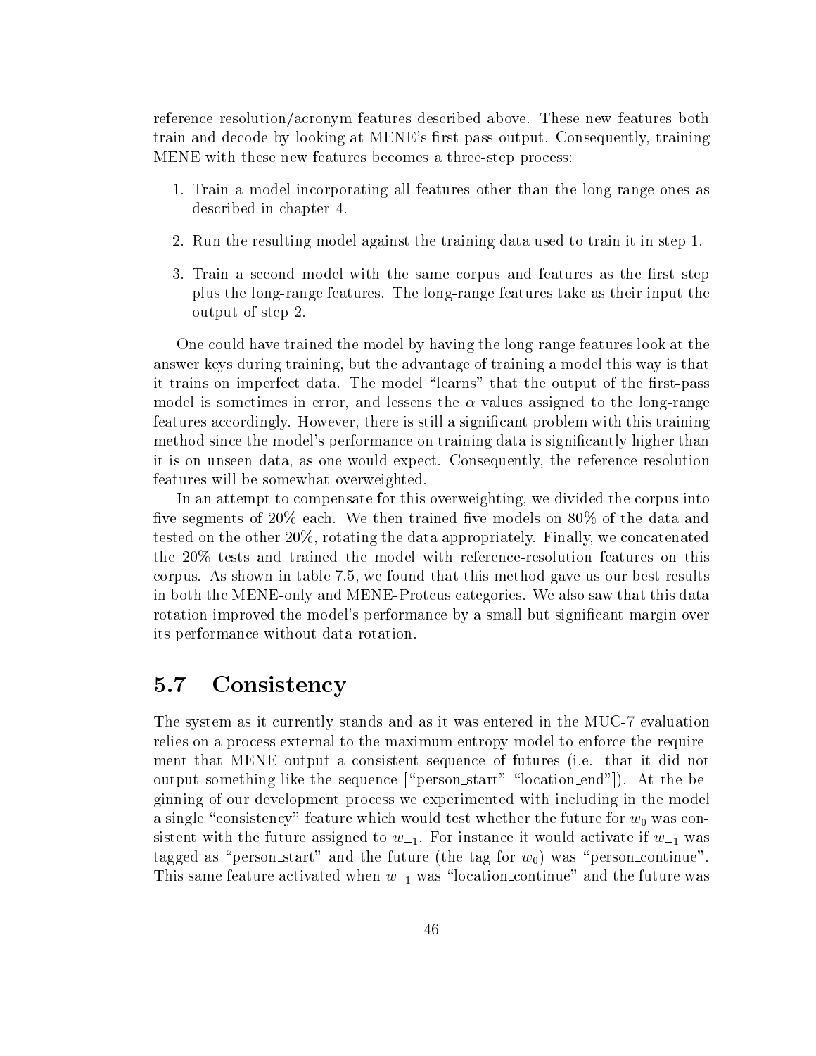reference resolution/acronym features described above. These new features both train and decode by looking at MENE's first pass output. Consequently, training MENE with these new features becomes a three-step process:

1. Train a model incorporating all features other than the long-range ones as described in chapter 4.
2. Run the resulting model against the training data used to train it in step 1.
3. Train a second model with the same corpus and features as the first step plus the long-range features. The long-range features take as their input the output of step 2.

One could have trained the model by having the long-range features look at the answer keys during training, but the advantage of training a model this way is that it trains on imperfect data. The model "learns" that the output of the first-pass model is sometimes in error, and lessens the $\alpha$ values assigned to the long-range features accordingly. However, there is still a significant problem with this training method since the model's performance on training data is significantly higher than it is on unseen data, as one would expect. Consequently, the reference resolution features will be somewhat overweighted.

In an attempt to compensate for this overweighting, we divided the corpus into five segments of 20% each. We then trained five models on 80% of the data and tested on the other 20%, rotating the data appropriately. Finally, we concatenated the 20% tests and trained the model with reference-resolution features on this corpus. As shown in table 7.5, we found that this method gave us our best results in both the MENE-only and MENE-Proteus categories. We also saw that this data rotation improved the model's performance by a small but significant margin over its performance without data rotation.

## 5.7 Consistency

The system as it currently stands and as it was entered in the MUC-7 evaluation relies on a process external to the maximum entropy model to enforce the requirement that MENE output a consistent sequence of futures (i.e. that it did not output something like the sequence ["person_start" "location_end"]). At the beginning of our development process we experimented with including in the model a single "consistency" feature which would test whether the future for $w_0$ was consistent with the future assigned to $w_{-1}$. For instance it would activate if $w_{-1}$ was tagged as "person_start" and the future (the tag for $w_0$) was "person_continue". This same feature activated when $w_{-1}$ was "location_continue" and the future was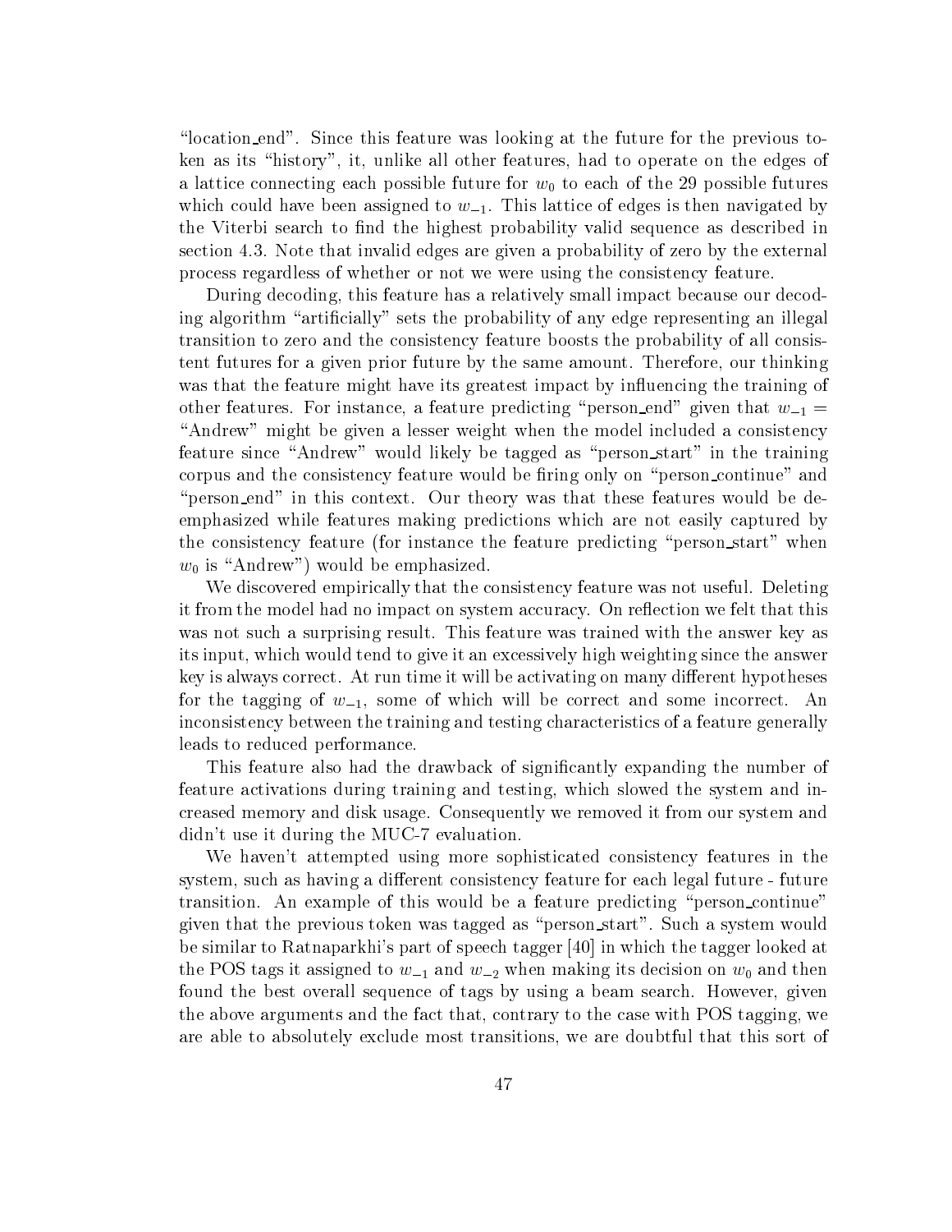"location_end". Since this feature was looking at the future for the previous token as its "history", it, unlike all other features, had to operate on the edges of a lattice connecting each possible future for $w_0$ to each of the 29 possible futures which could have been assigned to $w_{-1}$. This lattice of edges is then navigated by the Viterbi search to find the highest probability valid sequence as described in section 4.3. Note that invalid edges are given a probability of zero by the external process regardless of whether or not we were using the consistency feature.

During decoding, this feature has a relatively small impact because our decoding algorithm "artificially" sets the probability of any edge representing an illegal transition to zero and the consistency feature boosts the probability of all consistent futures for a given prior future by the same amount. Therefore, our thinking was that the feature might have its greatest impact by influencing the training of other features. For instance, a feature predicting "person_end" given that $w_{-1}$ = "Andrew" might be given a lesser weight when the model included a consistency feature since "Andrew" would likely be tagged as "person_start" in the training corpus and the consistency feature would be firing only on "person_continue" and "person_end" in this context. Our theory was that these features would be de-emphasized while features making predictions which are not easily captured by the consistency feature (for instance the feature predicting "person_start" when $w_0$ is "Andrew") would be emphasized.

We discovered empirically that the consistency feature was not useful. Deleting it from the model had no impact on system accuracy. On reflection we felt that this was not such a surprising result. This feature was trained with the answer key as its input, which would tend to give it an excessively high weighting since the answer key is always correct. At run time it will be activating on many different hypotheses for the tagging of $w_{-1}$, some of which will be correct and some incorrect. An inconsistency between the training and testing characteristics of a feature generally leads to reduced performance.

This feature also had the drawback of significantly expanding the number of feature activations during training and testing, which slowed the system and increased memory and disk usage. Consequently we removed it from our system and didn't use it during the MUC-7 evaluation.

We haven't attempted using more sophisticated consistency features in the system, such as having a different consistency feature for each legal future - future transition. An example of this would be a feature predicting "person_continue" given that the previous token was tagged as "person_start". Such a system would be similar to Ratnaparkhi's part of speech tagger [40] in which the tagger looked at the POS tags it assigned to $w_{-1}$ and $w_{-2}$ when making its decision on $w_0$ and then found the best overall sequence of tags by using a beam search. However, given the above arguments and the fact that, contrary to the case with POS tagging, we are able to absolutely exclude most transitions, we are doubtful that this sort of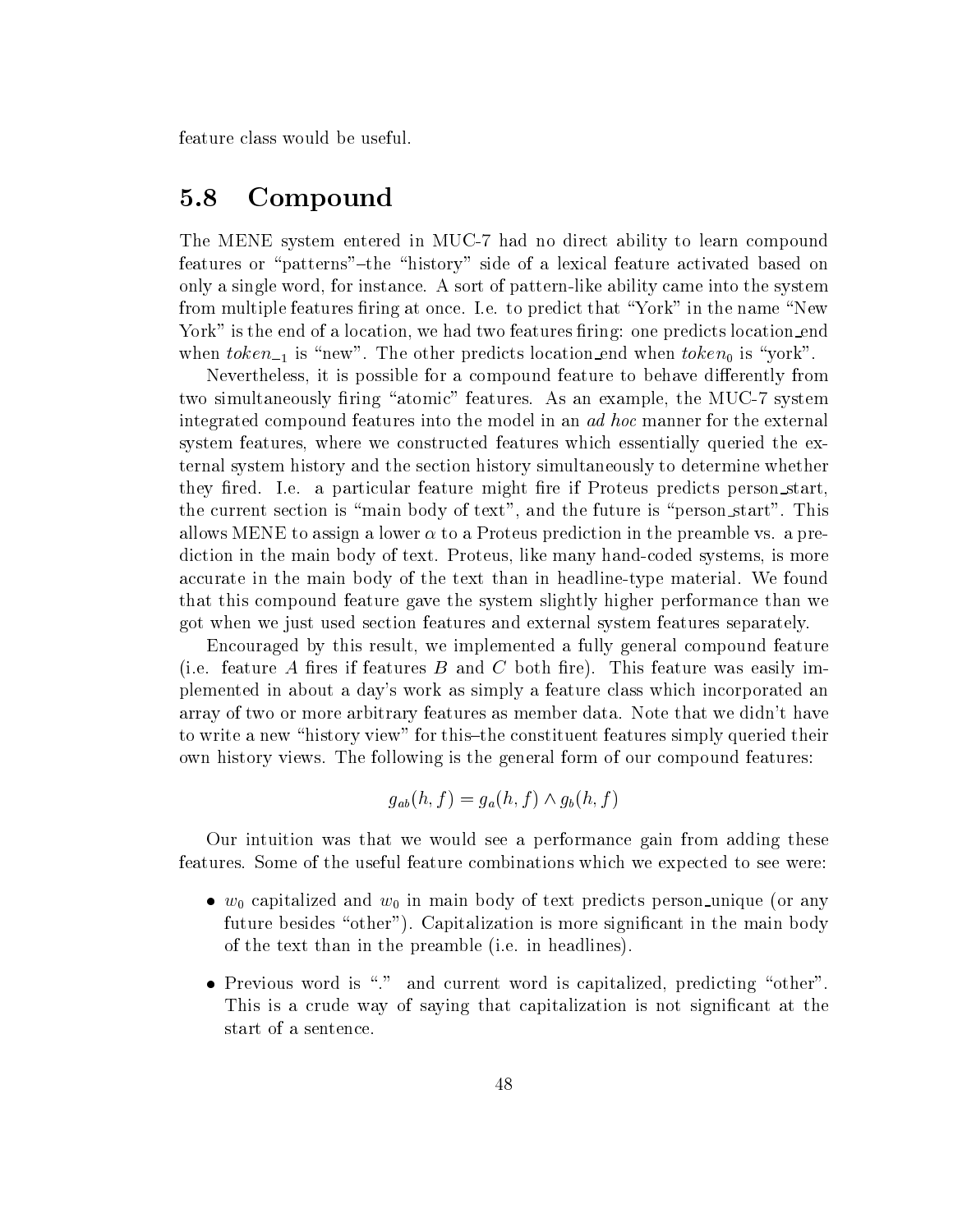feature class would be useful.

## 5.8 Compound

The MENE system entered in MUC-7 had no direct ability to learn compound features or "patterns"–the "history" side of a lexical feature activated based on only a single word, for instance. A sort of pattern-like ability came into the system from multiple features firing at once. I.e. to predict that "York" in the name "New York" is the end of a location, we had two features firing: one predicts location_end when $token_{-1}$ is "new". The other predicts location_end when $token_0$ is "york".

Nevertheless, it is possible for a compound feature to behave differently from two simultaneously firing "atomic" features. As an example, the MUC-7 system integrated compound features into the model in an *ad hoc* manner for the external system features, where we constructed features which essentially queried the external system history and the section history simultaneously to determine whether they fired. I.e. a particular feature might fire if Proteus predicts person_start, the current section is "main body of text", and the future is "person_start". This allows MENE to assign a lower $\alpha$ to a Proteus prediction in the preamble vs. a prediction in the main body of text. Proteus, like many hand-coded systems, is more accurate in the main body of the text than in headline-type material. We found that this compound feature gave the system slightly higher performance than we got when we just used section features and external system features separately.

Encouraged by this result, we implemented a fully general compound feature (i.e. feature $A$ fires if features $B$ and $C$ both fire). This feature was easily implemented in about a day's work as simply a feature class which incorporated an array of two or more arbitrary features as member data. Note that we didn't have to write a new "history view" for this–the constituent features simply queried their own history views. The following is the general form of our compound features:

$$g_{ab}(h, f) = g_a(h, f) \wedge g_b(h, f)$$

Our intuition was that we would see a performance gain from adding these features. Some of the useful feature combinations which we expected to see were:

- $w_0$ capitalized and $w_0$ in main body of text predicts person_unique (or any future besides "other"). Capitalization is more significant in the main body of the text than in the preamble (i.e. in headlines).
- Previous word is "." and current word is capitalized, predicting "other". This is a crude way of saying that capitalization is not significant at the start of a sentence.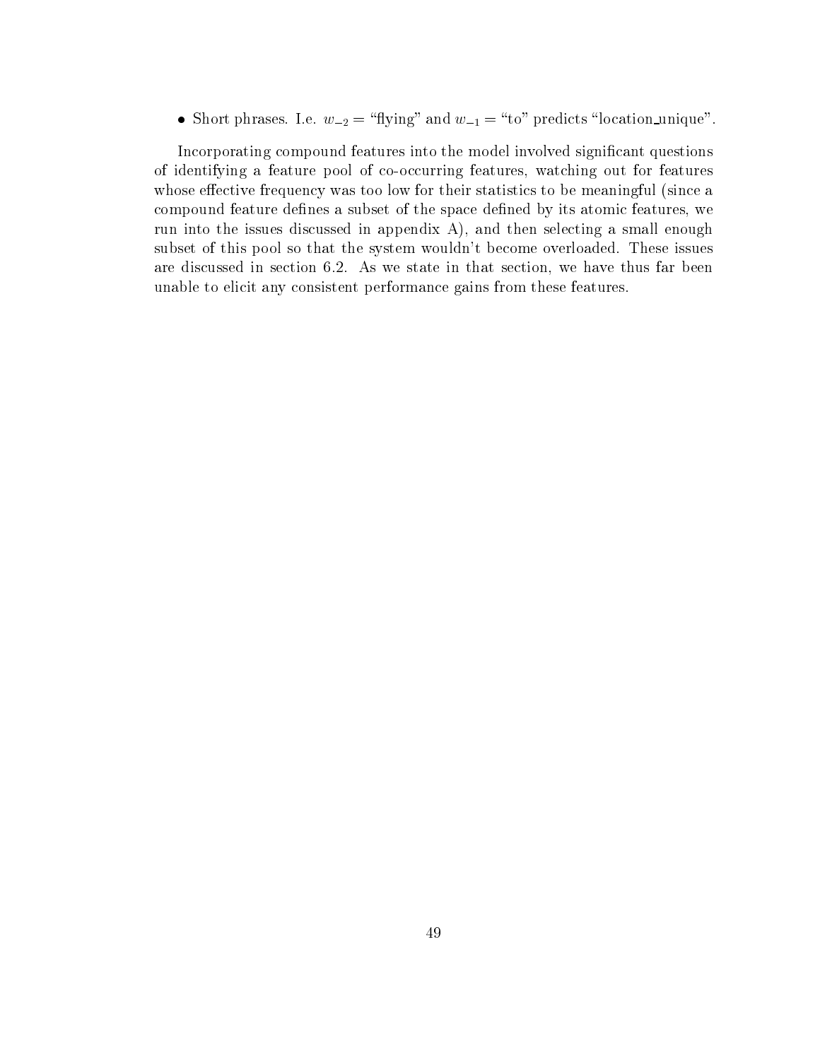- Short phrases. I.e. $w_{-2}$ = "flying" and $w_{-1}$ = "to" predicts "location_unique".

Incorporating compound features into the model involved significant questions of identifying a feature pool of co-occurring features, watching out for features whose effective frequency was too low for their statistics to be meaningful (since a compound feature defines a subset of the space defined by its atomic features, we run into the issues discussed in appendix A), and then selecting a small enough subset of this pool so that the system wouldn't become overloaded. These issues are discussed in section 6.2. As we state in that section, we have thus far been unable to elicit any consistent performance gains from these features.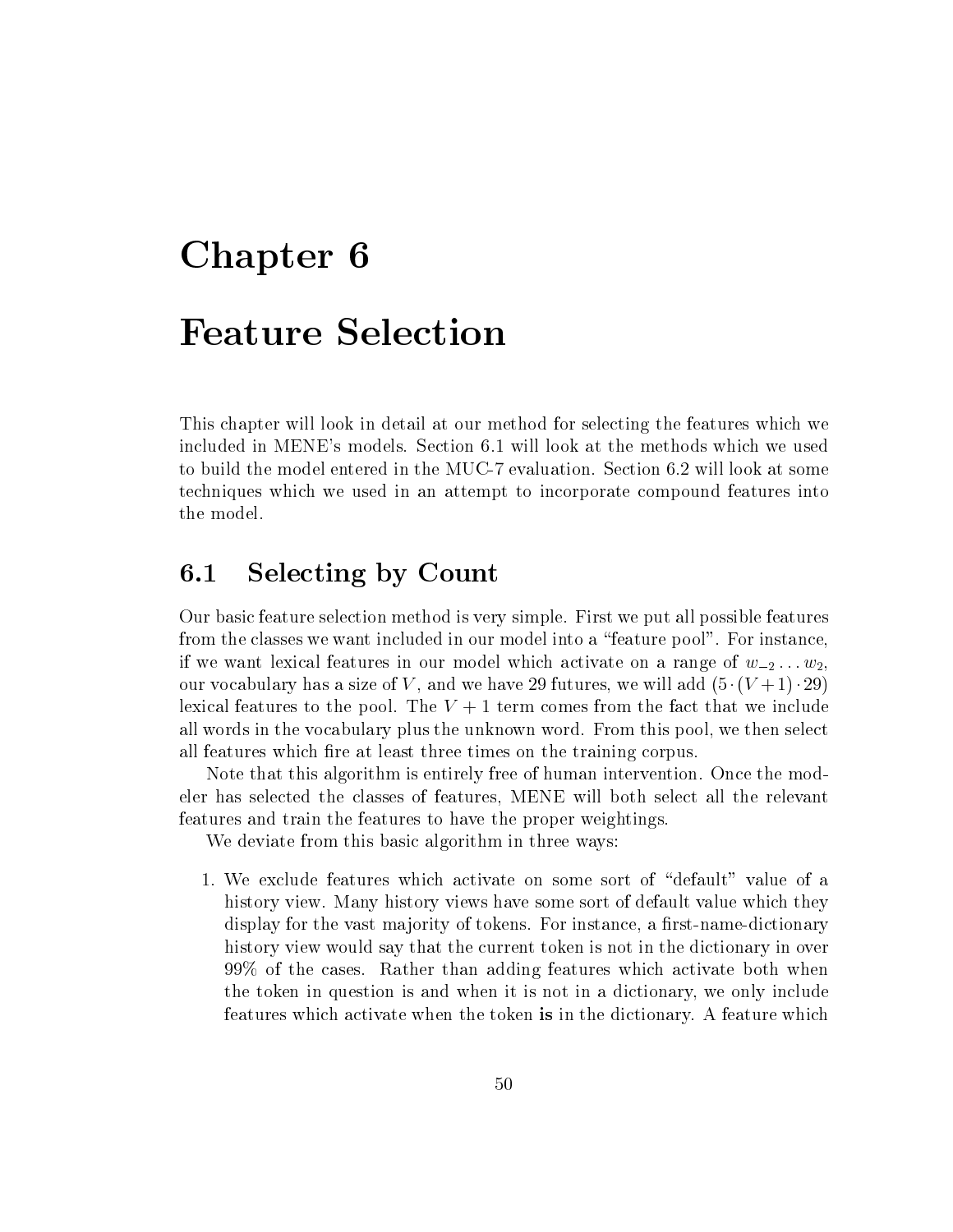# Chapter 6

# Feature Selection

This chapter will look in detail at our method for selecting the features which we included in MENE's models. Section 6.1 will look at the methods which we used to build the model entered in the MUC-7 evaluation. Section 6.2 will look at some techniques which we used in an attempt to incorporate compound features into the model.

## 6.1 Selecting by Count

Our basic feature selection method is very simple. First we put all possible features from the classes we want included in our model into a "feature pool". For instance, if we want lexical features in our model which activate on a range of $w_{-2} \ldots w_2$, our vocabulary has a size of $V$, and we have 29 futures, we will add $(5 \cdot (V+1) \cdot 29)$ lexical features to the pool. The $V+1$ term comes from the fact that we include all words in the vocabulary plus the unknown word. From this pool, we then select all features which fire at least three times on the training corpus.

Note that this algorithm is entirely free of human intervention. Once the modeler has selected the classes of features, MENE will both select all the relevant features and train the features to have the proper weightings.

We deviate from this basic algorithm in three ways:

1. We exclude features which activate on some sort of "default" value of a history view. Many history views have some sort of default value which they display for the vast majority of tokens. For instance, a first-name-dictionary history view would say that the current token is not in the dictionary in over 99% of the cases. Rather than adding features which activate both when the token in question is and when it is not in a dictionary, we only include features which activate when the token **is** in the dictionary. A feature which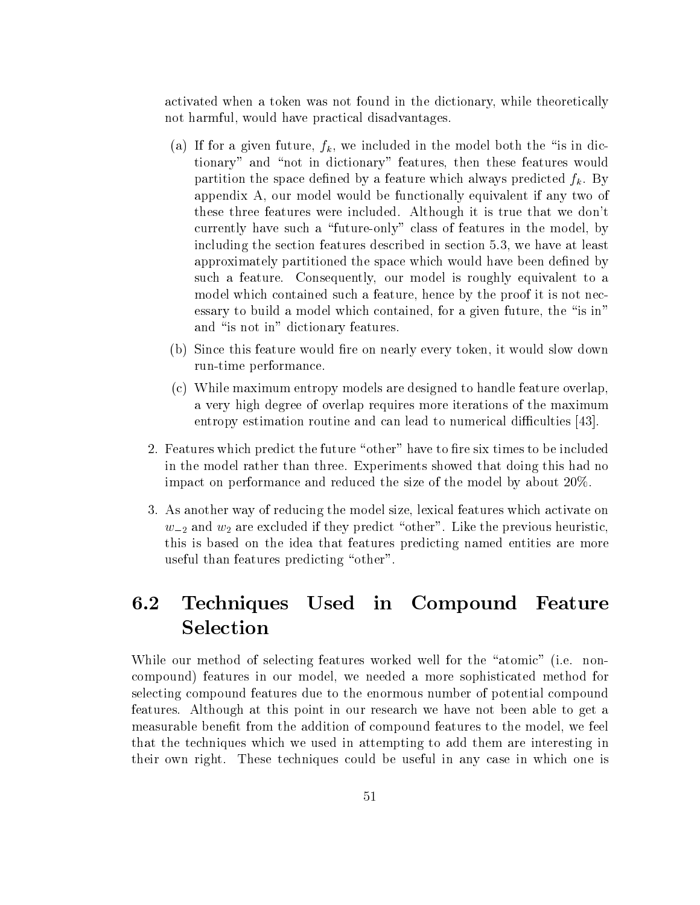activated when a token was not found in the dictionary, while theoretically not harmful, would have practical disadvantages.

(a) If for a given future, $f_k$, we included in the model both the "is in dictionary" and "not in dictionary" features, then these features would partition the space defined by a feature which always predicted $f_k$. By appendix A, our model would be functionally equivalent if any two of these three features were included. Although it is true that we don't currently have such a "future-only" class of features in the model, by including the section features described in section 5.3, we have at least approximately partitioned the space which would have been defined by such a feature. Consequently, our model is roughly equivalent to a model which contained such a feature, hence by the proof it is not necessary to build a model which contained, for a given future, the "is in" and "is not in" dictionary features.

(b) Since this feature would fire on nearly every token, it would slow down run-time performance.

(c) While maximum entropy models are designed to handle feature overlap, a very high degree of overlap requires more iterations of the maximum entropy estimation routine and can lead to numerical difficulties [43].

2. Features which predict the future "other" have to fire six times to be included in the model rather than three. Experiments showed that doing this had no impact on performance and reduced the size of the model by about 20%.

3. As another way of reducing the model size, lexical features which activate on $w_{-2}$ and $w_2$ are excluded if they predict "other". Like the previous heuristic, this is based on the idea that features predicting named entities are more useful than features predicting "other".

## 6.2 Techniques Used in Compound Feature Selection

While our method of selecting features worked well for the "atomic" (i.e. non-compound) features in our model, we needed a more sophisticated method for selecting compound features due to the enormous number of potential compound features. Although at this point in our research we have not been able to get a measurable benefit from the addition of compound features to the model, we feel that the techniques which we used in attempting to add them are interesting in their own right. These techniques could be useful in any case in which one is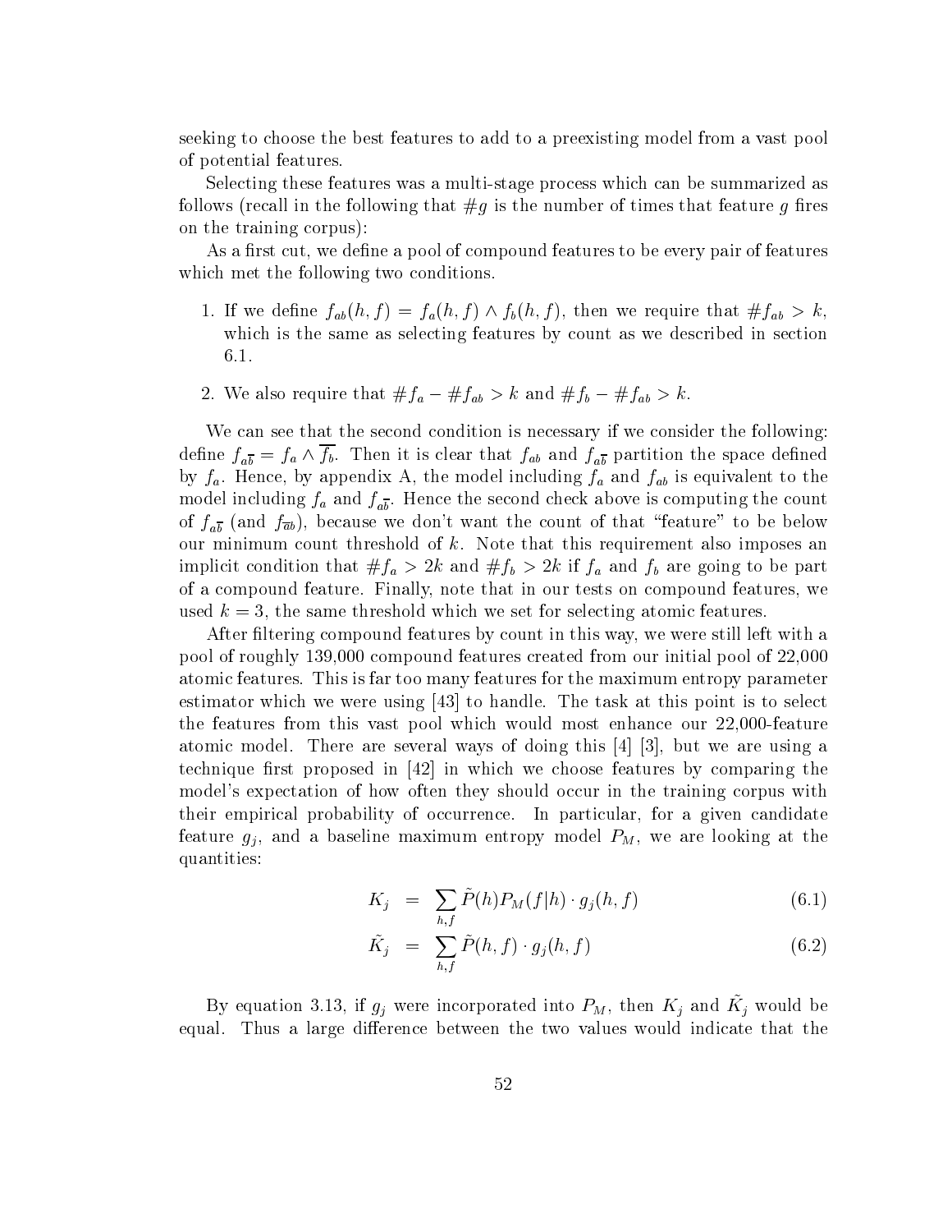seeking to choose the best features to add to a preexisting model from a vast pool of potential features.

Selecting these features was a multi-stage process which can be summarized as follows (recall in the following that $\#g$ is the number of times that feature $g$ fires on the training corpus):

As a first cut, we define a pool of compound features to be every pair of features which met the following two conditions.

1. If we define $f_{ab}(h,f) = f_a(h,f) \wedge f_b(h,f)$, then we require that $\#f_{ab} > k$, which is the same as selecting features by count as we described in section 6.1.

2. We also require that $\#f_a - \#f_{ab} > k$ and $\#f_b - \#f_{ab} > k$.

We can see that the second condition is necessary if we consider the following: define $f_{a\overline{b}} = f_a \wedge \overline{f_b}$. Then it is clear that $f_{ab}$ and $f_{a\overline{b}}$ partition the space defined by $f_a$. Hence, by appendix A, the model including $f_a$ and $f_{ab}$ is equivalent to the model including $f_a$ and $f_{a\overline{b}}$. Hence the second check above is computing the count of $f_{a\overline{b}}$ (and $f_{\overline{a}b}$), because we don't want the count of that "feature" to be below our minimum count threshold of $k$. Note that this requirement also imposes an implicit condition that $\#f_a > 2k$ and $\#f_b > 2k$ if $f_a$ and $f_b$ are going to be part of a compound feature. Finally, note that in our tests on compound features, we used $k = 3$, the same threshold which we set for selecting atomic features.

After filtering compound features by count in this way, we were still left with a pool of roughly 139,000 compound features created from our initial pool of 22,000 atomic features. This is far too many features for the maximum entropy parameter estimator which we were using [43] to handle. The task at this point is to select the features from this vast pool which would most enhance our 22,000-feature atomic model. There are several ways of doing this [4] [3], but we are using a technique first proposed in [42] in which we choose features by comparing the model's expectation of how often they should occur in the training corpus with their empirical probability of occurrence. In particular, for a given candidate feature $g_j$, and a baseline maximum entropy model $P_M$, we are looking at the quantities:

$$K_j = \sum_{h,f} \tilde{P}(h) P_M(f|h) \cdot g_j(h,f) \tag{6.1}$$

$$\tilde{K_j} = \sum_{h,f} \tilde{P}(h,f) \cdot g_j(h,f) \tag{6.2}$$

By equation 3.13, if $g_j$ were incorporated into $P_M$, then $K_j$ and $\tilde{K_j}$ would be equal. Thus a large difference between the two values would indicate that the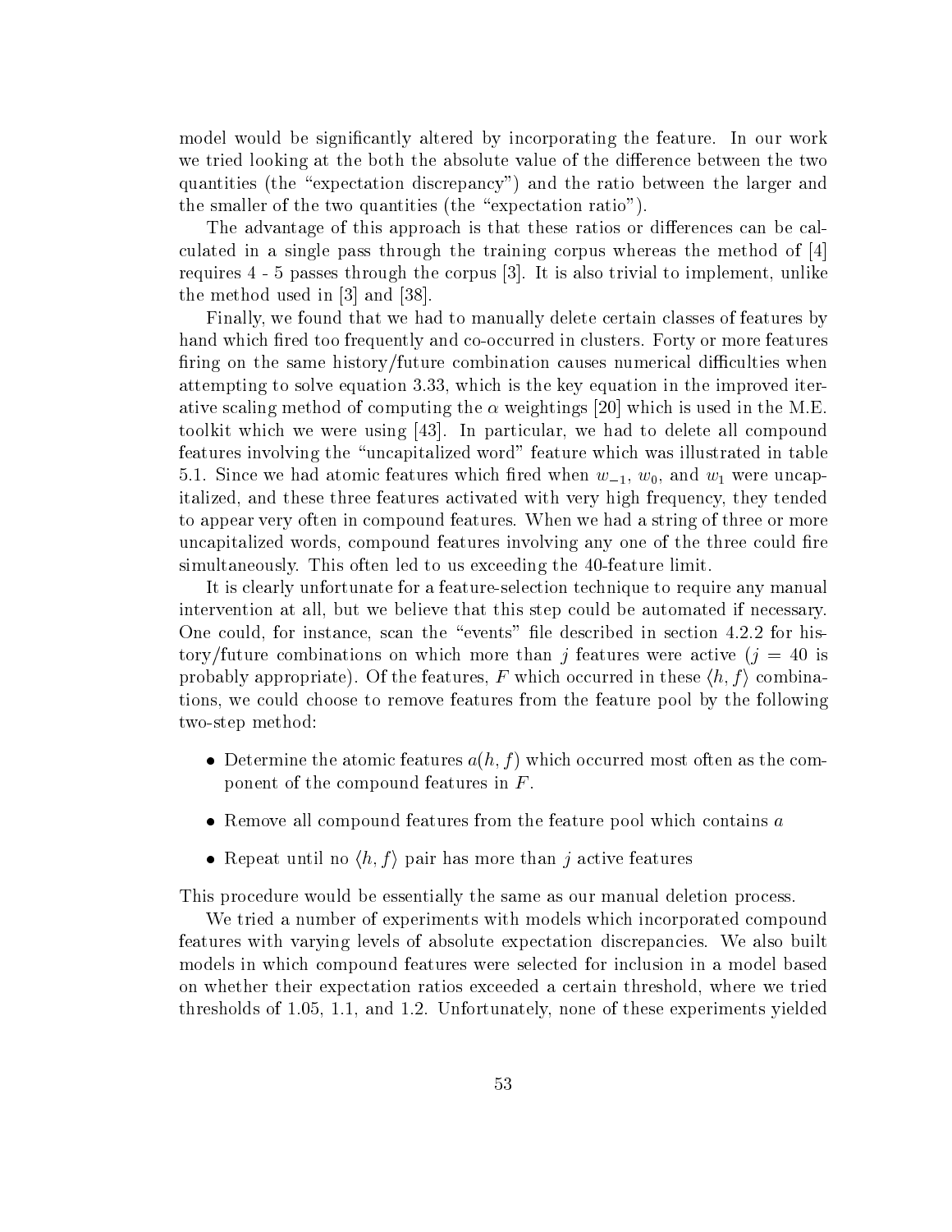model would be significantly altered by incorporating the feature. In our work we tried looking at the both the absolute value of the difference between the two quantities (the "expectation discrepancy") and the ratio between the larger and the smaller of the two quantities (the "expectation ratio").

The advantage of this approach is that these ratios or differences can be calculated in a single pass through the training corpus whereas the method of [4] requires 4 - 5 passes through the corpus [3]. It is also trivial to implement, unlike the method used in [3] and [38].

Finally, we found that we had to manually delete certain classes of features by hand which fired too frequently and co-occurred in clusters. Forty or more features firing on the same history/future combination causes numerical difficulties when attempting to solve equation 3.33, which is the key equation in the improved iterative scaling method of computing the $\alpha$ weightings [20] which is used in the M.E. toolkit which we were using [43]. In particular, we had to delete all compound features involving the "uncapitalized word" feature which was illustrated in table 5.1. Since we had atomic features which fired when $w_{-1}$, $w_0$, and $w_1$ were uncapitalized, and these three features activated with very high frequency, they tended to appear very often in compound features. When we had a string of three or more uncapitalized words, compound features involving any one of the three could fire simultaneously. This often led to us exceeding the 40-feature limit.

It is clearly unfortunate for a feature-selection technique to require any manual intervention at all, but we believe that this step could be automated if necessary. One could, for instance, scan the "events" file described in section 4.2.2 for history/future combinations on which more than $j$ features were active ($j = 40$ is probably appropriate). Of the features, $F$ which occurred in these $\langle h, f \rangle$ combinations, we could choose to remove features from the feature pool by the following two-step method:

- Determine the atomic features $a(h, f)$ which occurred most often as the component of the compound features in $F$.
- Remove all compound features from the feature pool which contains $a$
- Repeat until no $\langle h, f \rangle$ pair has more than $j$ active features

This procedure would be essentially the same as our manual deletion process.

We tried a number of experiments with models which incorporated compound features with varying levels of absolute expectation discrepancies. We also built models in which compound features were selected for inclusion in a model based on whether their expectation ratios exceeded a certain threshold, where we tried thresholds of 1.05, 1.1, and 1.2. Unfortunately, none of these experiments yielded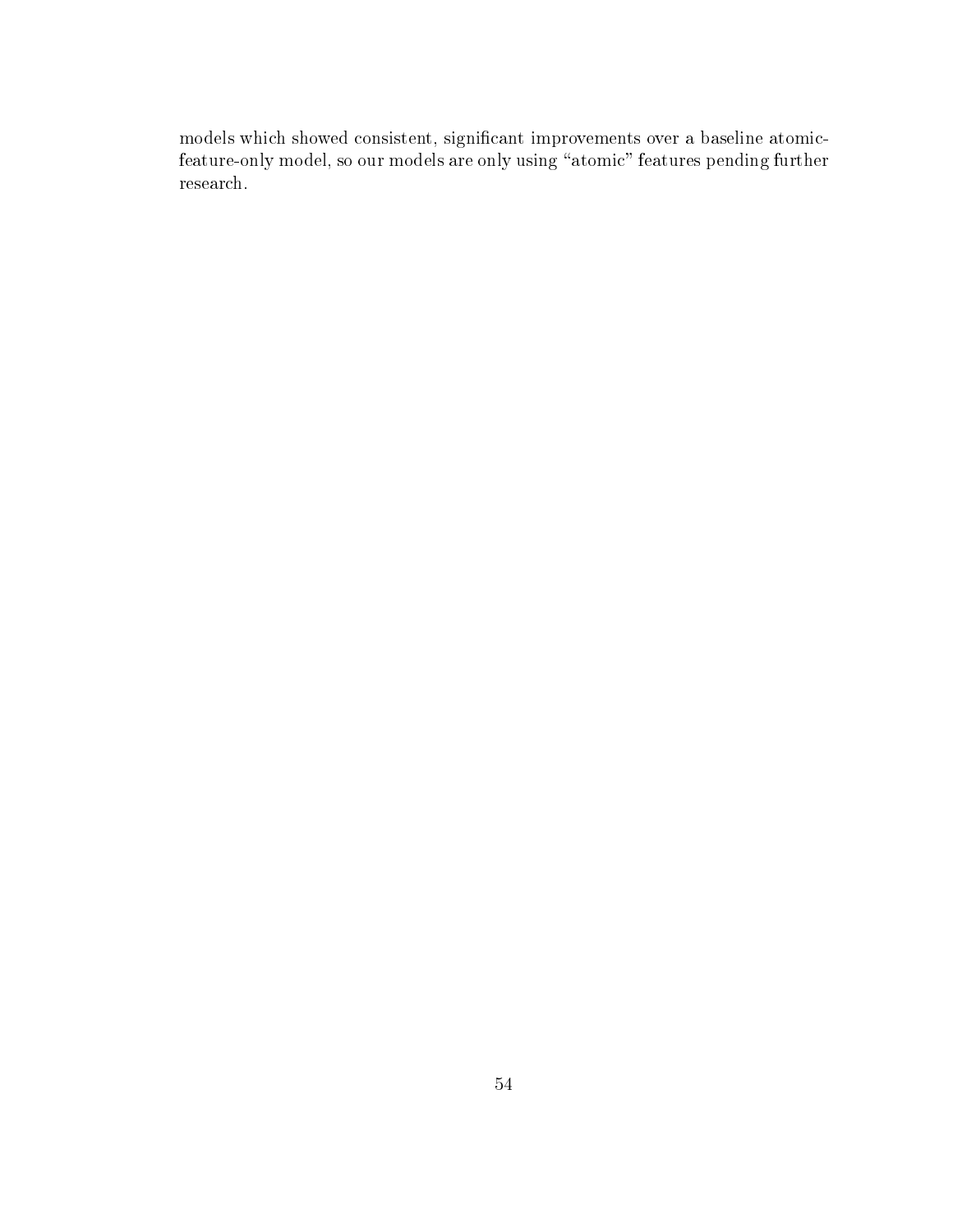models which showed consistent, significant improvements over a baseline atomic-feature-only model, so our models are only using “atomic” features pending further research.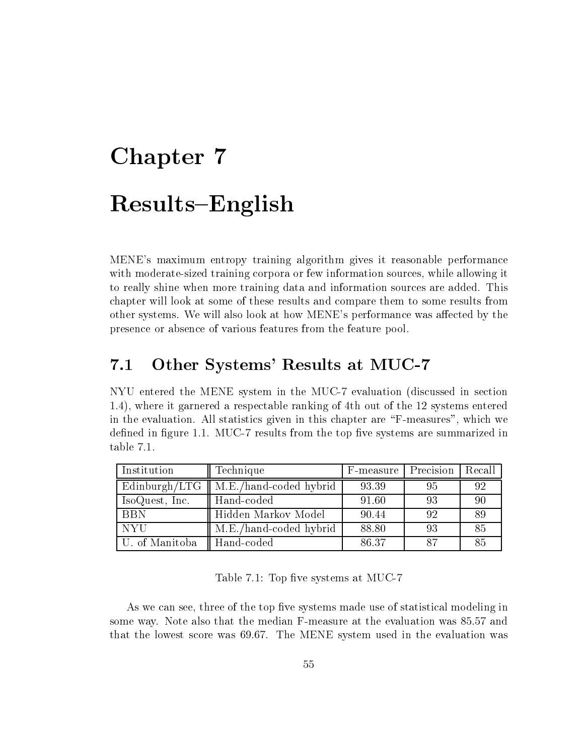# Chapter 7

# Results–English

MENE's maximum entropy training algorithm gives it reasonable performance with moderate-sized training corpora or few information sources, while allowing it to really shine when more training data and information sources are added. This chapter will look at some of these results and compare them to some results from other systems. We will also look at how MENE's performance was affected by the presence or absence of various features from the feature pool.

## 7.1 Other Systems' Results at MUC-7

NYU entered the MENE system in the MUC-7 evaluation (discussed in section 1.4), where it garnered a respectable ranking of 4th out of the 12 systems entered in the evaluation. All statistics given in this chapter are "F-measures", which we defined in figure 1.1. MUC-7 results from the top five systems are summarized in table 7.1.

| Institution | Technique | F-measure | Precision | Recall |
|---|---|---|---|---|
| Edinburgh/LTG | M.E./hand-coded hybrid | 93.39 | 95 | 92 |
| IsoQuest, Inc. | Hand-coded | 91.60 | 93 | 90 |
| BBN | Hidden Markov Model | 90.44 | 92 | 89 |
| NYU | M.E./hand-coded hybrid | 88.80 | 93 | 85 |
| U. of Manitoba | Hand-coded | 86.37 | 87 | 85 |

Table 7.1: Top five systems at MUC-7

As we can see, three of the top five systems made use of statistical modeling in some way. Note also that the median F-measure at the evaluation was 85.57 and that the lowest score was 69.67. The MENE system used in the evaluation was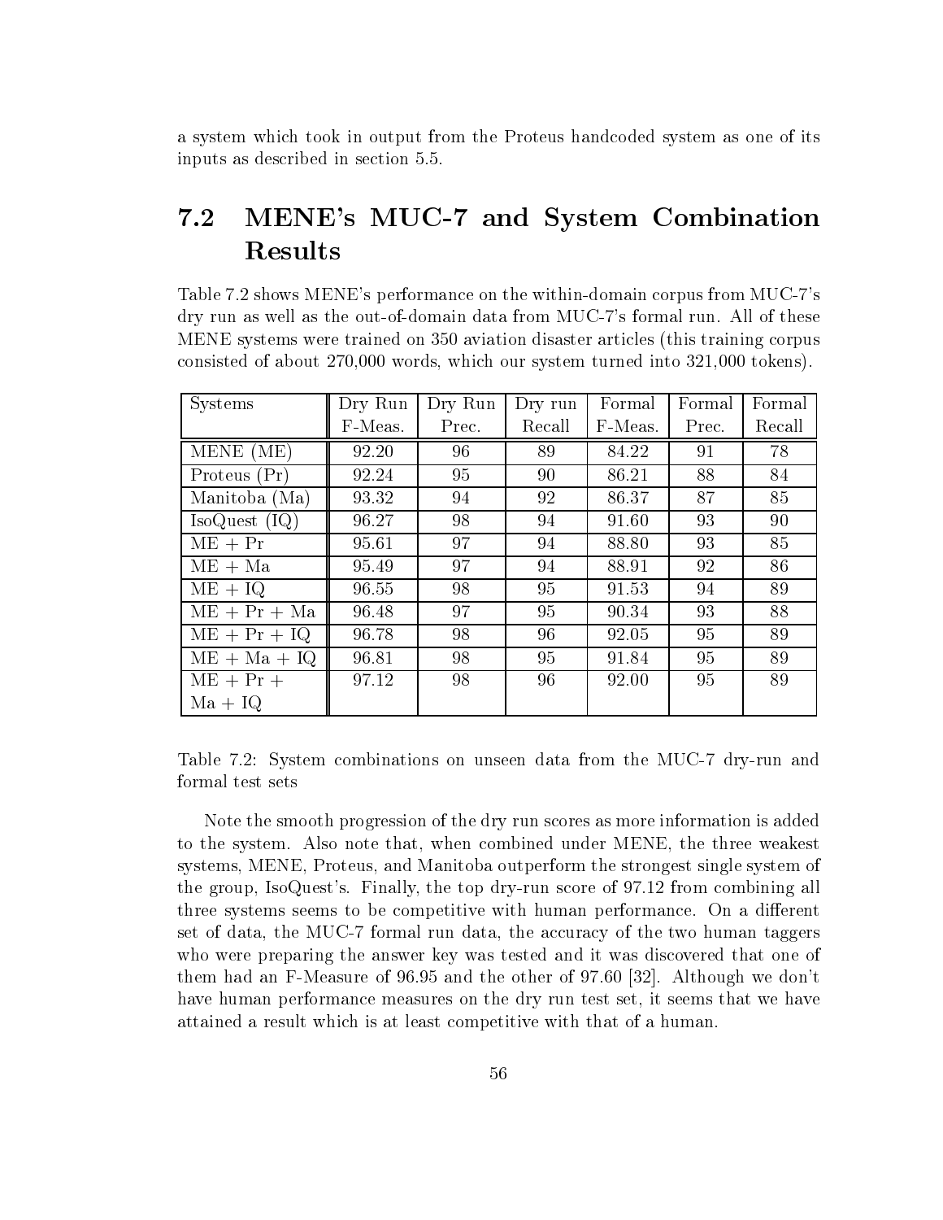a system which took in output from the Proteus handcoded system as one of its inputs as described in section 5.5.

## 7.2 MENE's MUC-7 and System Combination Results

Table 7.2 shows MENE's performance on the within-domain corpus from MUC-7's dry run as well as the out-of-domain data from MUC-7's formal run. All of these MENE systems were trained on 350 aviation disaster articles (this training corpus consisted of about 270,000 words, which our system turned into 321,000 tokens).

| Systems | Dry Run F-Meas. | Dry Run Prec. | Dry run Recall | Formal F-Meas. | Formal Prec. | Formal Recall |
|---|---|---|---|---|---|---|
| MENE (ME) | 92.20 | 96 | 89 | 84.22 | 91 | 78 |
| Proteus (Pr) | 92.24 | 95 | 90 | 86.21 | 88 | 84 |
| Manitoba (Ma) | 93.32 | 94 | 92 | 86.37 | 87 | 85 |
| IsoQuest (IQ) | 96.27 | 98 | 94 | 91.60 | 93 | 90 |
| ME + Pr | 95.61 | 97 | 94 | 88.80 | 93 | 85 |
| ME + Ma | 95.49 | 97 | 94 | 88.91 | 92 | 86 |
| ME + IQ | 96.55 | 98 | 95 | 91.53 | 94 | 89 |
| ME + Pr + Ma | 96.48 | 97 | 95 | 90.34 | 93 | 88 |
| ME + Pr + IQ | 96.78 | 98 | 96 | 92.05 | 95 | 89 |
| ME + Ma + IQ | 96.81 | 98 | 95 | 91.84 | 95 | 89 |
| ME + Pr + Ma + IQ | 97.12 | 98 | 96 | 92.00 | 95 | 89 |

Table 7.2: System combinations on unseen data from the MUC-7 dry-run and formal test sets

Note the smooth progression of the dry run scores as more information is added to the system. Also note that, when combined under MENE, the three weakest systems, MENE, Proteus, and Manitoba outperform the strongest single system of the group, IsoQuest's. Finally, the top dry-run score of 97.12 from combining all three systems seems to be competitive with human performance. On a different set of data, the MUC-7 formal run data, the accuracy of the two human taggers who were preparing the answer key was tested and it was discovered that one of them had an F-Measure of 96.95 and the other of 97.60 [32]. Although we don't have human performance measures on the dry run test set, it seems that we have attained a result which is at least competitive with that of a human.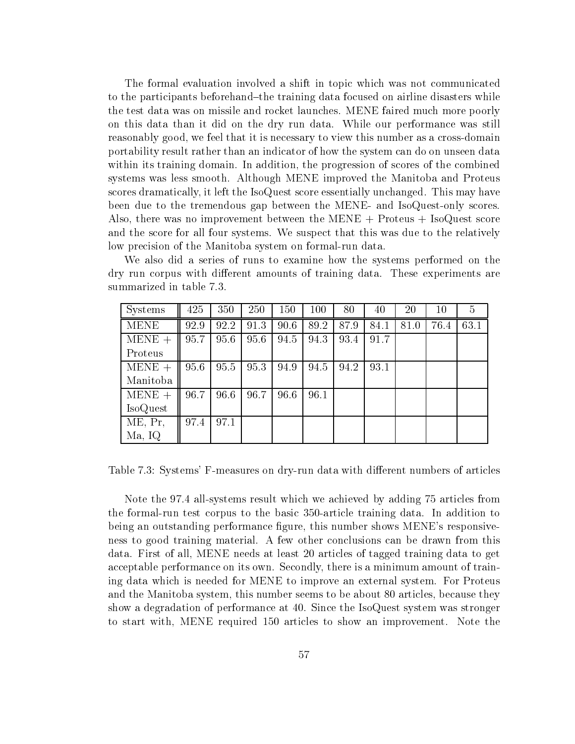The formal evaluation involved a shift in topic which was not communicated to the participants beforehand–the training data focused on airline disasters while the test data was on missile and rocket launches. MENE faired much more poorly on this data than it did on the dry run data. While our performance was still reasonably good, we feel that it is necessary to view this number as a cross-domain portability result rather than an indicator of how the system can do on unseen data within its training domain. In addition, the progression of scores of the combined systems was less smooth. Although MENE improved the Manitoba and Proteus scores dramatically, it left the IsoQuest score essentially unchanged. This may have been due to the tremendous gap between the MENE- and IsoQuest-only scores. Also, there was no improvement between the MENE + Proteus + IsoQuest score and the score for all four systems. We suspect that this was due to the relatively low precision of the Manitoba system on formal-run data.

We also did a series of runs to examine how the systems performed on the dry run corpus with different amounts of training data. These experiments are summarized in table 7.3.

| Systems | 425 | 350 | 250 | 150 | 100 | 80 | 40 | 20 | 10 | 5 |
|---|---|---|---|---|---|---|---|---|---|---|
| MENE | 92.9 | 92.2 | 91.3 | 90.6 | 89.2 | 87.9 | 84.1 | 81.0 | 76.4 | 63.1 |
| MENE + Proteus | 95.7 | 95.6 | 95.6 | 94.5 | 94.3 | 93.4 | 91.7 | | | |
| MENE + Manitoba | 95.6 | 95.5 | 95.3 | 94.9 | 94.5 | 94.2 | 93.1 | | | |
| MENE + IsoQuest | 96.7 | 96.6 | 96.7 | 96.6 | 96.1 | | | | | |
| ME, Pr, Ma, IQ | 97.4 | 97.1 | | | | | | | | |

Table 7.3: Systems' F-measures on dry-run data with different numbers of articles

Note the 97.4 all-systems result which we achieved by adding 75 articles from the formal-run test corpus to the basic 350-article training data. In addition to being an outstanding performance figure, this number shows MENE's responsiveness to good training material. A few other conclusions can be drawn from this data. First of all, MENE needs at least 20 articles of tagged training data to get acceptable performance on its own. Secondly, there is a minimum amount of training data which is needed for MENE to improve an external system. For Proteus and the Manitoba system, this number seems to be about 80 articles, because they show a degradation of performance at 40. Since the IsoQuest system was stronger to start with, MENE required 150 articles to show an improvement. Note the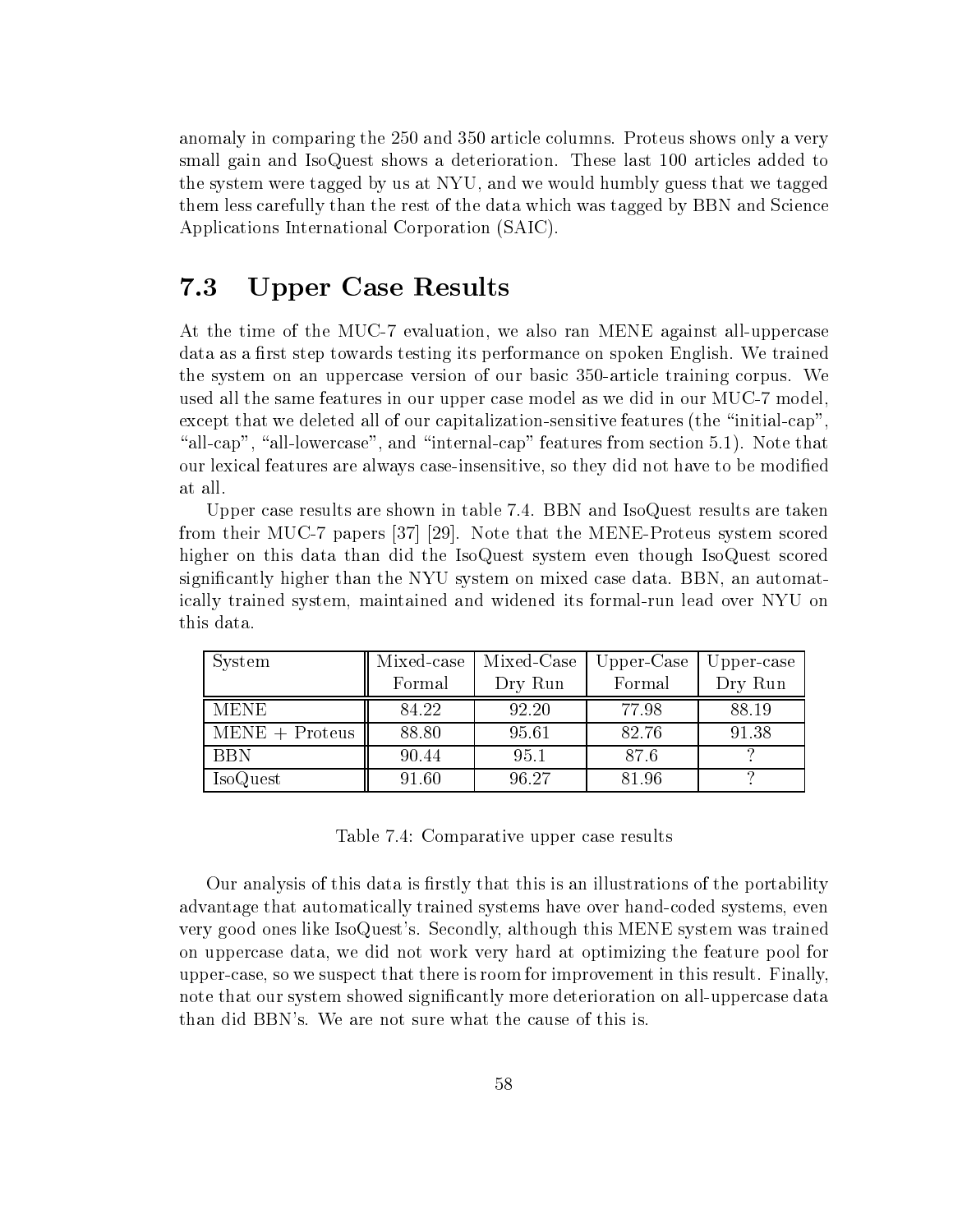anomaly in comparing the 250 and 350 article columns. Proteus shows only a very small gain and IsoQuest shows a deterioration. These last 100 articles added to the system were tagged by us at NYU, and we would humbly guess that we tagged them less carefully than the rest of the data which was tagged by BBN and Science Applications International Corporation (SAIC).

## 7.3 Upper Case Results

At the time of the MUC-7 evaluation, we also ran MENE against all-uppercase data as a first step towards testing its performance on spoken English. We trained the system on an uppercase version of our basic 350-article training corpus. We used all the same features in our upper case model as we did in our MUC-7 model, except that we deleted all of our capitalization-sensitive features (the "initial-cap", "all-cap", "all-lowercase", and "internal-cap" features from section 5.1). Note that our lexical features are always case-insensitive, so they did not have to be modified at all.

Upper case results are shown in table 7.4. BBN and IsoQuest results are taken from their MUC-7 papers [37] [29]. Note that the MENE-Proteus system scored higher on this data than did the IsoQuest system even though IsoQuest scored significantly higher than the NYU system on mixed case data. BBN, an automatically trained system, maintained and widened its formal-run lead over NYU on this data.

| System | Mixed-case Formal | Mixed-Case Dry Run | Upper-Case Formal | Upper-case Dry Run |
|---|---|---|---|---|
| MENE | 84.22 | 92.20 | 77.98 | 88.19 |
| MENE + Proteus | 88.80 | 95.61 | 82.76 | 91.38 |
| BBN | 90.44 | 95.1 | 87.6 | ? |
| IsoQuest | 91.60 | 96.27 | 81.96 | ? |

Table 7.4: Comparative upper case results

Our analysis of this data is firstly that this is an illustrations of the portability advantage that automatically trained systems have over hand-coded systems, even very good ones like IsoQuest's. Secondly, although this MENE system was trained on uppercase data, we did not work very hard at optimizing the feature pool for upper-case, so we suspect that there is room for improvement in this result. Finally, note that our system showed significantly more deterioration on all-uppercase data than did BBN's. We are not sure what the cause of this is.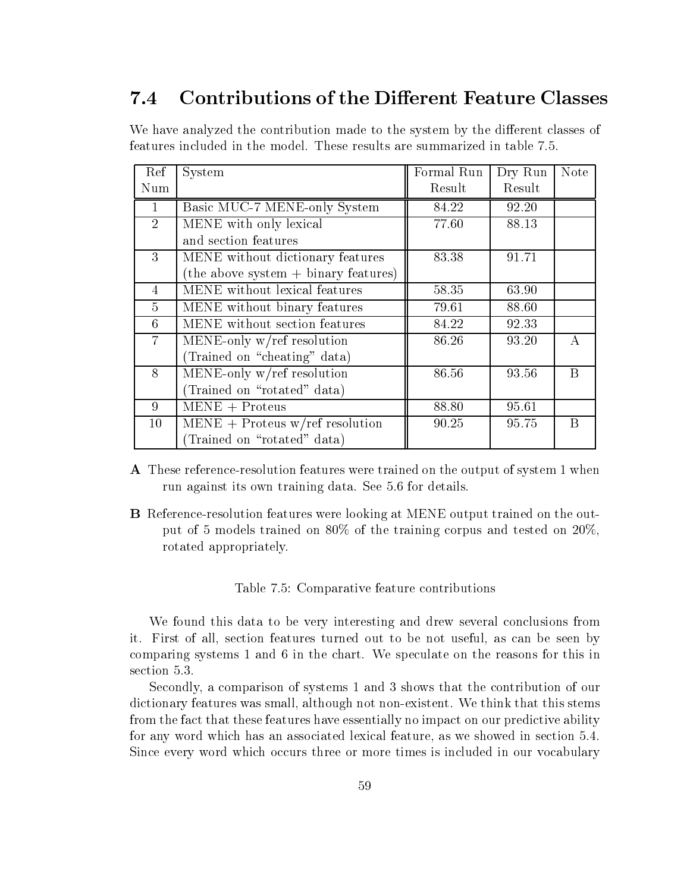## 7.4 Contributions of the Different Feature Classes

We have analyzed the contribution made to the system by the different classes of features included in the model. These results are summarized in table 7.5.

| Ref Num | System | Formal Run Result | Dry Run Result | Note |
|---|---|---|---|---|
| 1 | Basic MUC-7 MENE-only System | 84.22 | 92.20 | |
| 2 | MENE with only lexical and section features | 77.60 | 88.13 | |
| 3 | MENE without dictionary features (the above system + binary features) | 83.38 | 91.71 | |
| 4 | MENE without lexical features | 58.35 | 63.90 | |
| 5 | MENE without binary features | 79.61 | 88.60 | |
| 6 | MENE without section features | 84.22 | 92.33 | |
| 7 | MENE-only w/ref resolution (Trained on "cheating" data) | 86.26 | 93.20 | A |
| 8 | MENE-only w/ref resolution (Trained on "rotated" data) | 86.56 | 93.56 | B |
| 9 | MENE + Proteus | 88.80 | 95.61 | |
| 10 | MENE + Proteus w/ref resolution (Trained on "rotated" data) | 90.25 | 95.75 | B |

**A** These reference-resolution features were trained on the output of system 1 when run against its own training data. See 5.6 for details.

**B** Reference-resolution features were looking at MENE output trained on the output of 5 models trained on 80% of the training corpus and tested on 20%, rotated appropriately.

Table 7.5: Comparative feature contributions

We found this data to be very interesting and drew several conclusions from it. First of all, section features turned out to be not useful, as can be seen by comparing systems 1 and 6 in the chart. We speculate on the reasons for this in section 5.3.

Secondly, a comparison of systems 1 and 3 shows that the contribution of our dictionary features was small, although not non-existent. We think that this stems from the fact that these features have essentially no impact on our predictive ability for any word which has an associated lexical feature, as we showed in section 5.4. Since every word which occurs three or more times is included in our vocabulary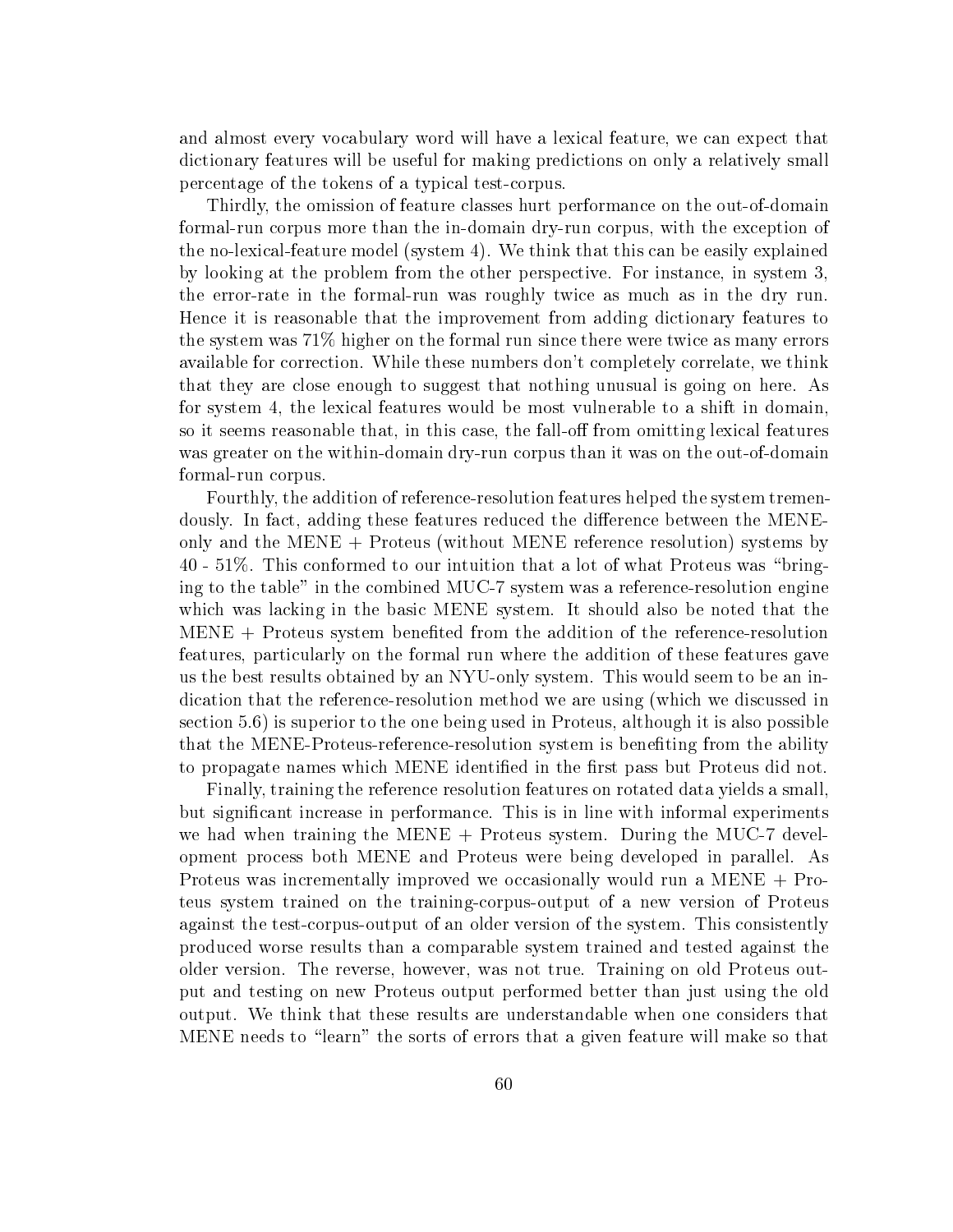and almost every vocabulary word will have a lexical feature, we can expect that dictionary features will be useful for making predictions on only a relatively small percentage of the tokens of a typical test-corpus.

Thirdly, the omission of feature classes hurt performance on the out-of-domain formal-run corpus more than the in-domain dry-run corpus, with the exception of the no-lexical-feature model (system 4). We think that this can be easily explained by looking at the problem from the other perspective. For instance, in system 3, the error-rate in the formal-run was roughly twice as much as in the dry run. Hence it is reasonable that the improvement from adding dictionary features to the system was 71% higher on the formal run since there were twice as many errors available for correction. While these numbers don't completely correlate, we think that they are close enough to suggest that nothing unusual is going on here. As for system 4, the lexical features would be most vulnerable to a shift in domain, so it seems reasonable that, in this case, the fall-off from omitting lexical features was greater on the within-domain dry-run corpus than it was on the out-of-domain formal-run corpus.

Fourthly, the addition of reference-resolution features helped the system tremendously. In fact, adding these features reduced the difference between the MENE-only and the MENE + Proteus (without MENE reference resolution) systems by 40 - 51%. This conformed to our intuition that a lot of what Proteus was "bringing to the table" in the combined MUC-7 system was a reference-resolution engine which was lacking in the basic MENE system. It should also be noted that the MENE + Proteus system benefited from the addition of the reference-resolution features, particularly on the formal run where the addition of these features gave us the best results obtained by an NYU-only system. This would seem to be an indication that the reference-resolution method we are using (which we discussed in section 5.6) is superior to the one being used in Proteus, although it is also possible that the MENE-Proteus-reference-resolution system is benefiting from the ability to propagate names which MENE identified in the first pass but Proteus did not.

Finally, training the reference resolution features on rotated data yields a small, but significant increase in performance. This is in line with informal experiments we had when training the MENE + Proteus system. During the MUC-7 development process both MENE and Proteus were being developed in parallel. As Proteus was incrementally improved we occasionally would run a MENE + Proteus system trained on the training-corpus-output of a new version of Proteus against the test-corpus-output of an older version of the system. This consistently produced worse results than a comparable system trained and tested against the older version. The reverse, however, was not true. Training on old Proteus output and testing on new Proteus output performed better than just using the old output. We think that these results are understandable when one considers that MENE needs to "learn" the sorts of errors that a given feature will make so that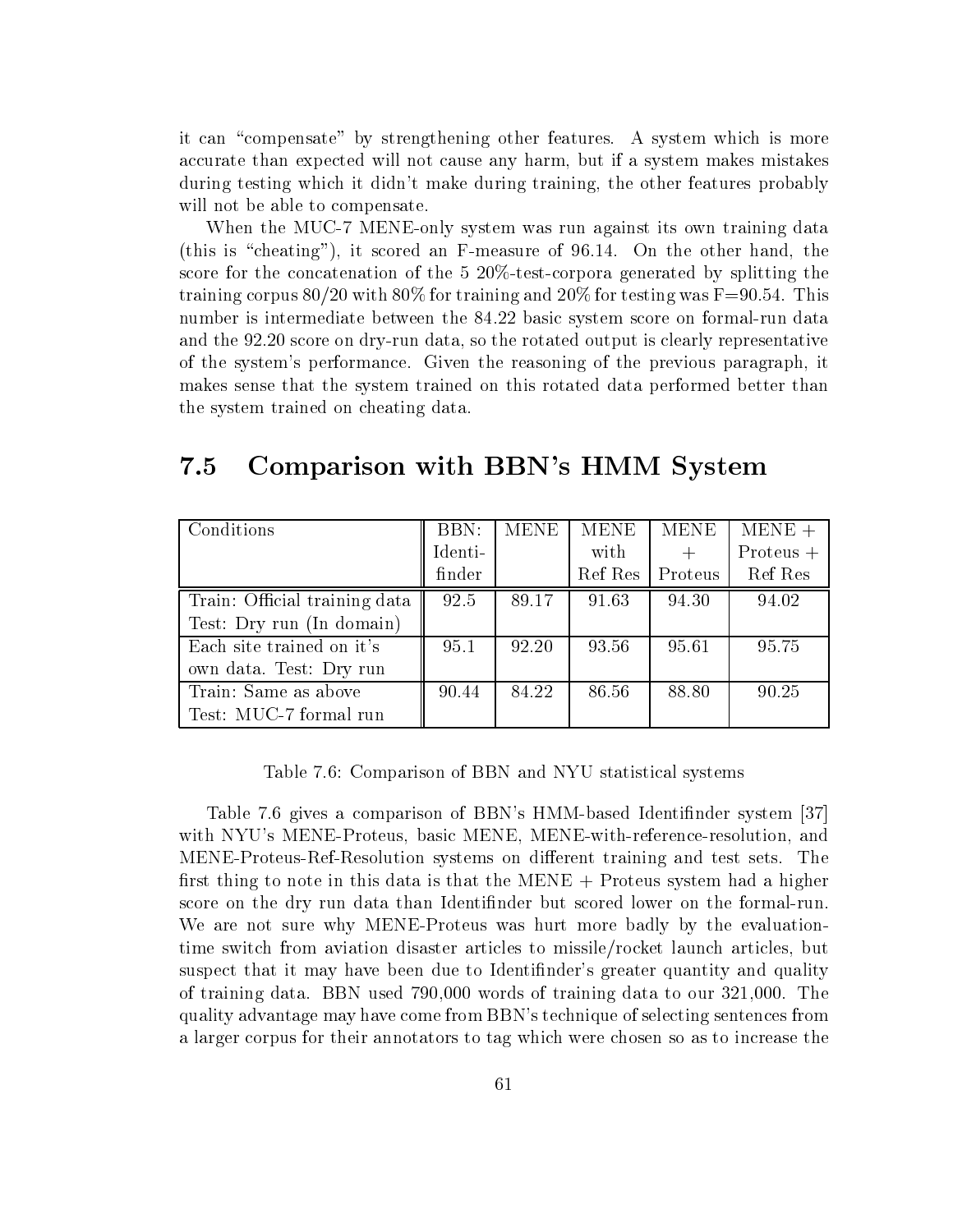it can "compensate" by strengthening other features. A system which is more accurate than expected will not cause any harm, but if a system makes mistakes during testing which it didn't make during training, the other features probably will not be able to compensate.

When the MUC-7 MENE-only system was run against its own training data (this is "cheating"), it scored an F-measure of 96.14. On the other hand, the score for the concatenation of the 5 20%-test-corpora generated by splitting the training corpus 80/20 with 80% for training and 20% for testing was F=90.54. This number is intermediate between the 84.22 basic system score on formal-run data and the 92.20 score on dry-run data, so the rotated output is clearly representative of the system's performance. Given the reasoning of the previous paragraph, it makes sense that the system trained on this rotated data performed better than the system trained on cheating data.

## 7.5 Comparison with BBN's HMM System

| Conditions | BBN: Identifinder | MENE | MENE with Ref Res | MENE + Proteus | MENE + Proteus + Ref Res |
|---|---|---|---|---|---|
| Train: Official training data Test: Dry run (In domain) | 92.5 | 89.17 | 91.63 | 94.30 | 94.02 |
| Each site trained on it's own data. Test: Dry run | 95.1 | 92.20 | 93.56 | 95.61 | 95.75 |
| Train: Same as above Test: MUC-7 formal run | 90.44 | 84.22 | 86.56 | 88.80 | 90.25 |

Table 7.6: Comparison of BBN and NYU statistical systems

Table 7.6 gives a comparison of BBN's HMM-based Identifinder system [37] with NYU's MENE-Proteus, basic MENE, MENE-with-reference-resolution, and MENE-Proteus-Ref-Resolution systems on different training and test sets. The first thing to note in this data is that the MENE + Proteus system had a higher score on the dry run data than Identifinder but scored lower on the formal-run. We are not sure why MENE-Proteus was hurt more badly by the evaluation-time switch from aviation disaster articles to missile/rocket launch articles, but suspect that it may have been due to Identifinder's greater quantity and quality of training data. BBN used 790,000 words of training data to our 321,000. The quality advantage may have come from BBN's technique of selecting sentences from a larger corpus for their annotators to tag which were chosen so as to increase the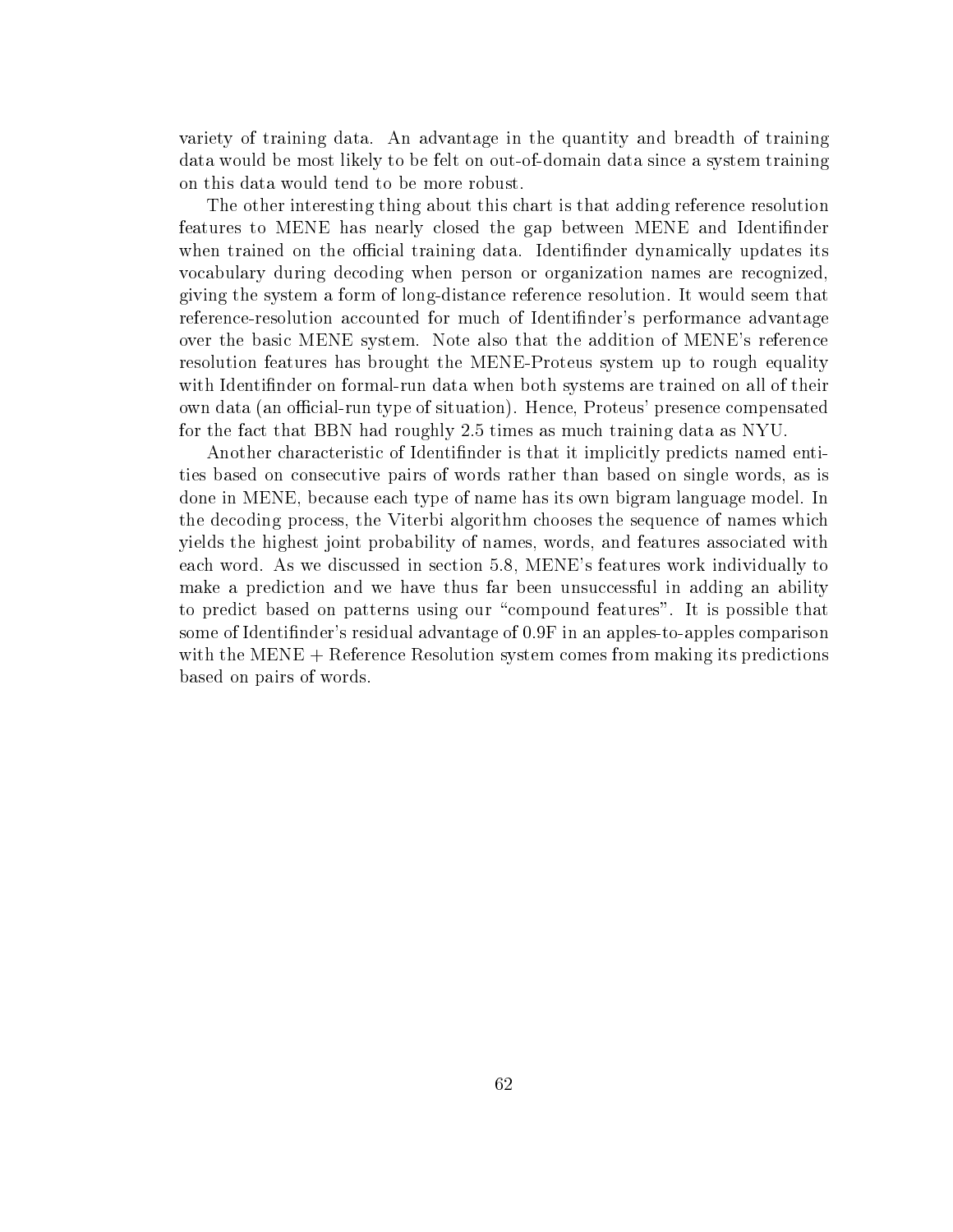variety of training data. An advantage in the quantity and breadth of training data would be most likely to be felt on out-of-domain data since a system training on this data would tend to be more robust.

The other interesting thing about this chart is that adding reference resolution features to MENE has nearly closed the gap between MENE and Identifinder when trained on the official training data. Identifinder dynamically updates its vocabulary during decoding when person or organization names are recognized, giving the system a form of long-distance reference resolution. It would seem that reference-resolution accounted for much of Identifinder's performance advantage over the basic MENE system. Note also that the addition of MENE's reference resolution features has brought the MENE-Proteus system up to rough equality with Identifinder on formal-run data when both systems are trained on all of their own data (an official-run type of situation). Hence, Proteus' presence compensated for the fact that BBN had roughly 2.5 times as much training data as NYU.

Another characteristic of Identifinder is that it implicitly predicts named entities based on consecutive pairs of words rather than based on single words, as is done in MENE, because each type of name has its own bigram language model. In the decoding process, the Viterbi algorithm chooses the sequence of names which yields the highest joint probability of names, words, and features associated with each word. As we discussed in section 5.8, MENE's features work individually to make a prediction and we have thus far been unsuccessful in adding an ability to predict based on patterns using our "compound features". It is possible that some of Identifinder's residual advantage of 0.9F in an apples-to-apples comparison with the MENE + Reference Resolution system comes from making its predictions based on pairs of words.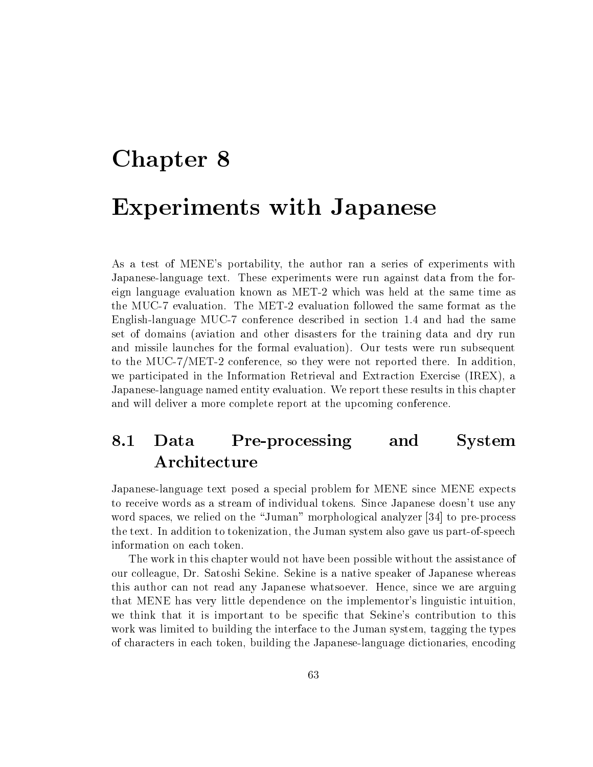# Chapter 8

# Experiments with Japanese

As a test of MENE's portability, the author ran a series of experiments with Japanese-language text. These experiments were run against data from the foreign language evaluation known as MET-2 which was held at the same time as the MUC-7 evaluation. The MET-2 evaluation followed the same format as the English-language MUC-7 conference described in section 1.4 and had the same set of domains (aviation and other disasters for the training data and dry run and missile launches for the formal evaluation). Our tests were run subsequent to the MUC-7/MET-2 conference, so they were not reported there. In addition, we participated in the Information Retrieval and Extraction Exercise (IREX), a Japanese-language named entity evaluation. We report these results in this chapter and will deliver a more complete report at the upcoming conference.

## 8.1 Data Pre-processing and System Architecture

Japanese-language text posed a special problem for MENE since MENE expects to receive words as a stream of individual tokens. Since Japanese doesn't use any word spaces, we relied on the "Juman" morphological analyzer [34] to pre-process the text. In addition to tokenization, the Juman system also gave us part-of-speech information on each token.

The work in this chapter would not have been possible without the assistance of our colleague, Dr. Satoshi Sekine. Sekine is a native speaker of Japanese whereas this author can not read any Japanese whatsoever. Hence, since we are arguing that MENE has very little dependence on the implementor's linguistic intuition, we think that it is important to be specific that Sekine's contribution to this work was limited to building the interface to the Juman system, tagging the types of characters in each token, building the Japanese-language dictionaries, encoding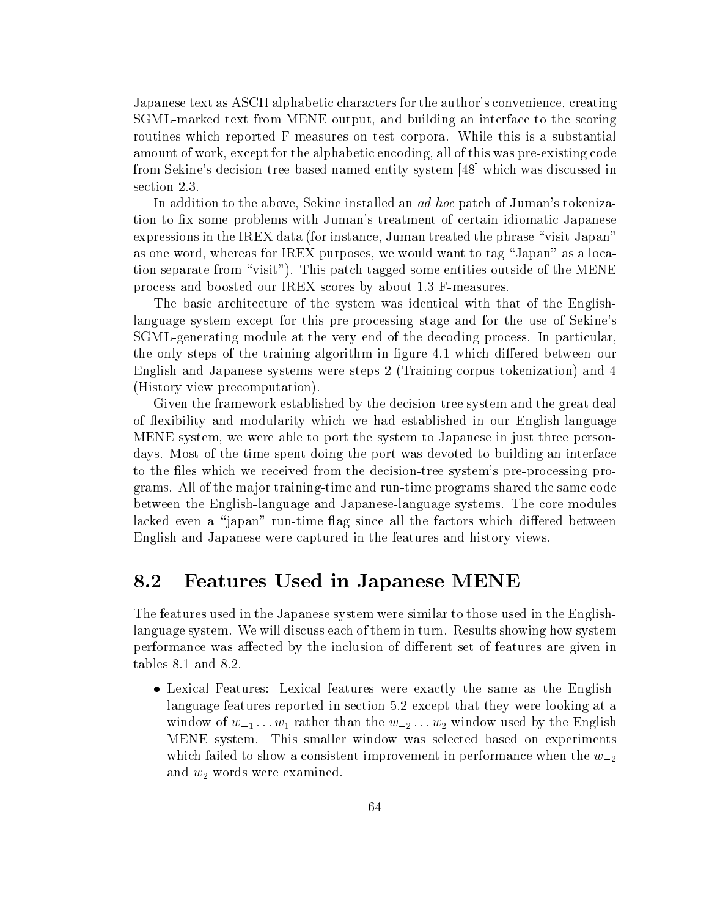Japanese text as ASCII alphabetic characters for the author's convenience, creating SGML-marked text from MENE output, and building an interface to the scoring routines which reported F-measures on test corpora. While this is a substantial amount of work, except for the alphabetic encoding, all of this was pre-existing code from Sekine's decision-tree-based named entity system [48] which was discussed in section 2.3.

In addition to the above, Sekine installed an *ad hoc* patch of Juman's tokenization to fix some problems with Juman's treatment of certain idiomatic Japanese expressions in the IREX data (for instance, Juman treated the phrase "visit-Japan" as one word, whereas for IREX purposes, we would want to tag "Japan" as a location separate from "visit"). This patch tagged some entities outside of the MENE process and boosted our IREX scores by about 1.3 F-measures.

The basic architecture of the system was identical with that of the English-language system except for this pre-processing stage and for the use of Sekine's SGML-generating module at the very end of the decoding process. In particular, the only steps of the training algorithm in figure 4.1 which differed between our English and Japanese systems were steps 2 (Training corpus tokenization) and 4 (History view precomputation).

Given the framework established by the decision-tree system and the great deal of flexibility and modularity which we had established in our English-language MENE system, we were able to port the system to Japanese in just three person-days. Most of the time spent doing the port was devoted to building an interface to the files which we received from the decision-tree system's pre-processing programs. All of the major training-time and run-time programs shared the same code between the English-language and Japanese-language systems. The core modules lacked even a "japan" run-time flag since all the factors which differed between English and Japanese were captured in the features and history-views.

## 8.2 Features Used in Japanese MENE

The features used in the Japanese system were similar to those used in the English-language system. We will discuss each of them in turn. Results showing how system performance was affected by the inclusion of different set of features are given in tables 8.1 and 8.2.

- Lexical Features: Lexical features were exactly the same as the English-language features reported in section 5.2 except that they were looking at a window of $w_{-1} \ldots w_1$ rather than the $w_{-2} \ldots w_2$ window used by the English MENE system. This smaller window was selected based on experiments which failed to show a consistent improvement in performance when the $w_{-2}$ and $w_2$ words were examined.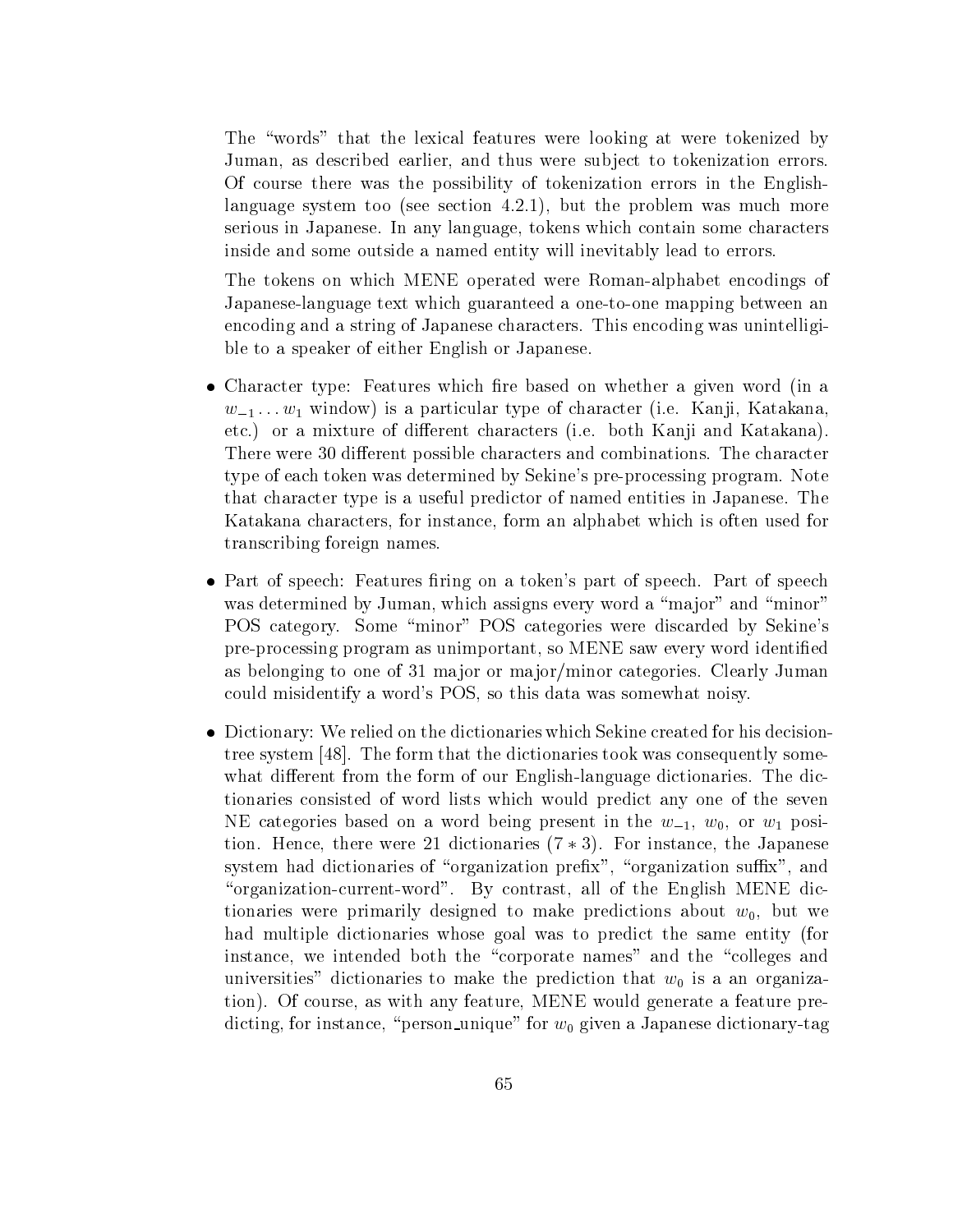The "words" that the lexical features were looking at were tokenized by Juman, as described earlier, and thus were subject to tokenization errors. Of course there was the possibility of tokenization errors in the English-language system too (see section 4.2.1), but the problem was much more serious in Japanese. In any language, tokens which contain some characters inside and some outside a named entity will inevitably lead to errors.

The tokens on which MENE operated were Roman-alphabet encodings of Japanese-language text which guaranteed a one-to-one mapping between an encoding and a string of Japanese characters. This encoding was unintelligible to a speaker of either English or Japanese.

- Character type: Features which fire based on whether a given word (in a $w_{-1} \ldots w_1$ window) is a particular type of character (i.e. Kanji, Katakana, etc.) or a mixture of different characters (i.e. both Kanji and Katakana). There were 30 different possible characters and combinations. The character type of each token was determined by Sekine's pre-processing program. Note that character type is a useful predictor of named entities in Japanese. The Katakana characters, for instance, form an alphabet which is often used for transcribing foreign names.

- Part of speech: Features firing on a token's part of speech. Part of speech was determined by Juman, which assigns every word a "major" and "minor" POS category. Some "minor" POS categories were discarded by Sekine's pre-processing program as unimportant, so MENE saw every word identified as belonging to one of 31 major or major/minor categories. Clearly Juman could misidentify a word's POS, so this data was somewhat noisy.

- Dictionary: We relied on the dictionaries which Sekine created for his decision-tree system [48]. The form that the dictionaries took was consequently somewhat different from the form of our English-language dictionaries. The dictionaries consisted of word lists which would predict any one of the seven NE categories based on a word being present in the $w_{-1}$, $w_0$, or $w_1$ position. Hence, there were 21 dictionaries $(7 * 3)$. For instance, the Japanese system had dictionaries of "organization prefix", "organization suffix", and "organization-current-word". By contrast, all of the English MENE dictionaries were primarily designed to make predictions about $w_0$, but we had multiple dictionaries whose goal was to predict the same entity (for instance, we intended both the "corporate names" and the "colleges and universities" dictionaries to make the prediction that $w_0$ is a an organization). Of course, as with any feature, MENE would generate a feature predicting, for instance, "person_unique" for $w_0$ given a Japanese dictionary-tag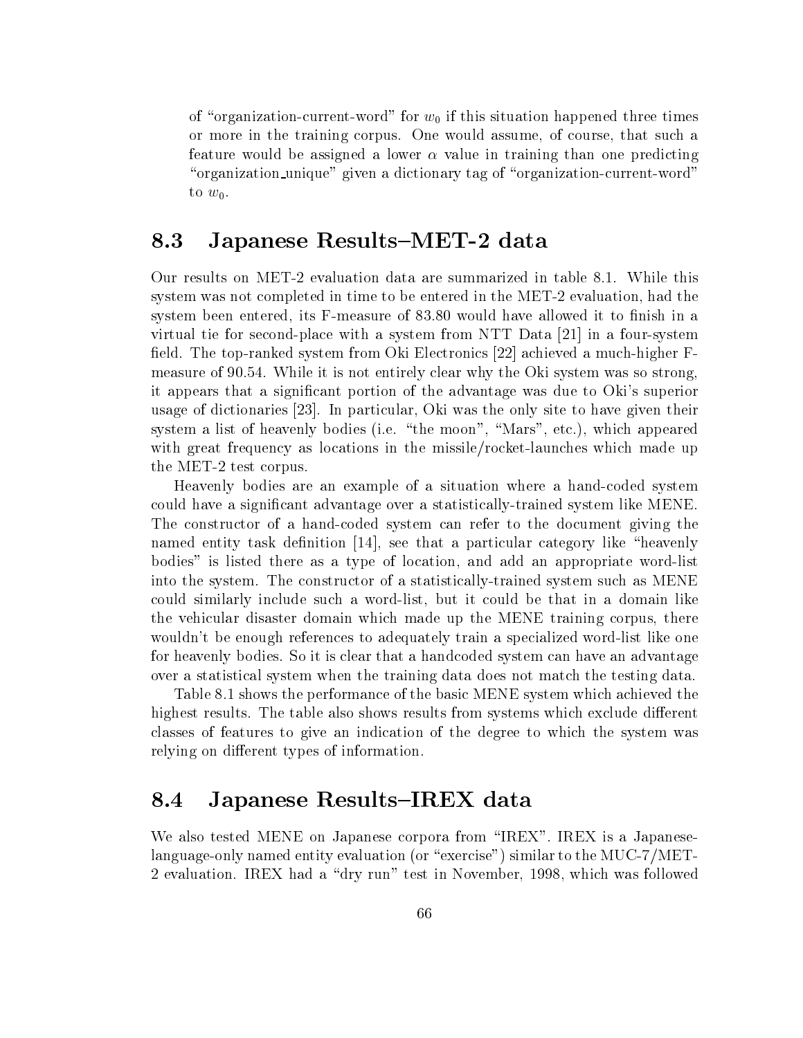of "organization-current-word" for $w_0$ if this situation happened three times or more in the training corpus. One would assume, of course, that such a feature would be assigned a lower $\alpha$ value in training than one predicting "organization_unique" given a dictionary tag of "organization-current-word" to $w_0$.

## 8.3 Japanese Results–MET-2 data

Our results on MET-2 evaluation data are summarized in table 8.1. While this system was not completed in time to be entered in the MET-2 evaluation, had the system been entered, its F-measure of 83.80 would have allowed it to finish in a virtual tie for second-place with a system from NTT Data [21] in a four-system field. The top-ranked system from Oki Electronics [22] achieved a much-higher F-measure of 90.54. While it is not entirely clear why the Oki system was so strong, it appears that a significant portion of the advantage was due to Oki's superior usage of dictionaries [23]. In particular, Oki was the only site to have given their system a list of heavenly bodies (i.e. "the moon", "Mars", etc.), which appeared with great frequency as locations in the missile/rocket-launches which made up the MET-2 test corpus.

Heavenly bodies are an example of a situation where a hand-coded system could have a significant advantage over a statistically-trained system like MENE. The constructor of a hand-coded system can refer to the document giving the named entity task definition [14], see that a particular category like "heavenly bodies" is listed there as a type of location, and add an appropriate word-list into the system. The constructor of a statistically-trained system such as MENE could similarly include such a word-list, but it could be that in a domain like the vehicular disaster domain which made up the MENE training corpus, there wouldn't be enough references to adequately train a specialized word-list like one for heavenly bodies. So it is clear that a handcoded system can have an advantage over a statistical system when the training data does not match the testing data.

Table 8.1 shows the performance of the basic MENE system which achieved the highest results. The table also shows results from systems which exclude different classes of features to give an indication of the degree to which the system was relying on different types of information.

## 8.4 Japanese Results–IREX data

We also tested MENE on Japanese corpora from "IREX". IREX is a Japanese-language-only named entity evaluation (or "exercise") similar to the MUC-7/MET-2 evaluation. IREX had a "dry run" test in November, 1998, which was followed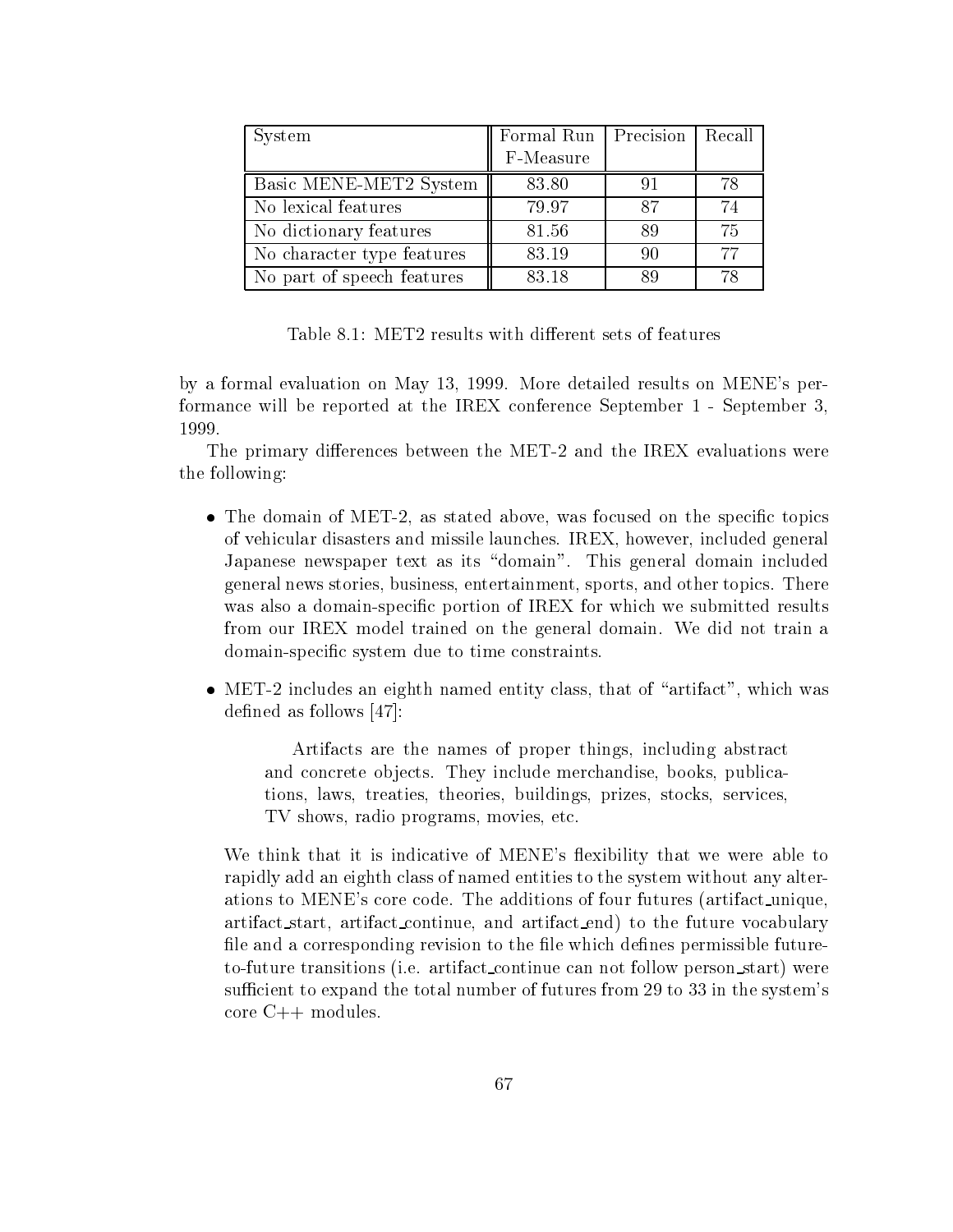| System | Formal Run F-Measure | Precision | Recall |
|---|---|---|---|
| Basic MENE-MET2 System | 83.80 | 91 | 78 |
| No lexical features | 79.97 | 87 | 74 |
| No dictionary features | 81.56 | 89 | 75 |
| No character type features | 83.19 | 90 | 77 |
| No part of speech features | 83.18 | 89 | 78 |

Table 8.1: MET2 results with different sets of features

by a formal evaluation on May 13, 1999. More detailed results on MENE's performance will be reported at the IREX conference September 1 - September 3, 1999.

The primary differences between the MET-2 and the IREX evaluations were the following:

- The domain of MET-2, as stated above, was focused on the specific topics of vehicular disasters and missile launches. IREX, however, included general Japanese newspaper text as its "domain". This general domain included general news stories, business, entertainment, sports, and other topics. There was also a domain-specific portion of IREX for which we submitted results from our IREX model trained on the general domain. We did not train a domain-specific system due to time constraints.

- MET-2 includes an eighth named entity class, that of "artifact", which was defined as follows [47]:

  > Artifacts are the names of proper things, including abstract and concrete objects. They include merchandise, books, publications, laws, treaties, theories, buildings, prizes, stocks, services, TV shows, radio programs, movies, etc.

  We think that it is indicative of MENE's flexibility that we were able to rapidly add an eighth class of named entities to the system without any alterations to MENE's core code. The additions of four futures (artifact_unique, artifact_start, artifact_continue, and artifact_end) to the future vocabulary file and a corresponding revision to the file which defines permissible future-to-future transitions (i.e. artifact_continue can not follow person_start) were sufficient to expand the total number of futures from 29 to 33 in the system's core C++ modules.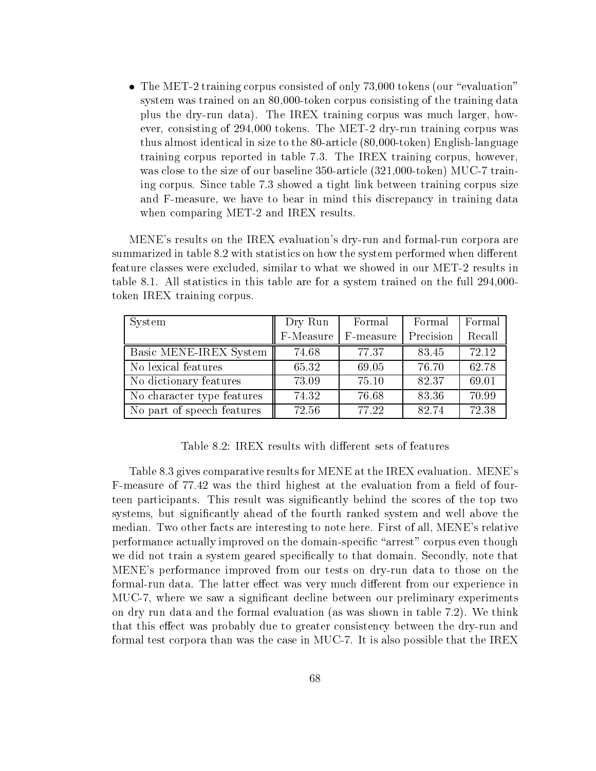- The MET-2 training corpus consisted of only 73,000 tokens (our "evaluation" system was trained on an 80,000-token corpus consisting of the training data plus the dry-run data). The IREX training corpus was much larger, however, consisting of 294,000 tokens. The MET-2 dry-run training corpus was thus almost identical in size to the 80-article (80,000-token) English-language training corpus reported in table 7.3. The IREX training corpus, however, was close to the size of our baseline 350-article (321,000-token) MUC-7 training corpus. Since table 7.3 showed a tight link between training corpus size and F-measure, we have to bear in mind this discrepancy in training data when comparing MET-2 and IREX results.

MENE's results on the IREX evaluation's dry-run and formal-run corpora are summarized in table 8.2 with statistics on how the system performed when different feature classes were excluded, similar to what we showed in our MET-2 results in table 8.1. All statistics in this table are for a system trained on the full 294,000-token IREX training corpus.

| System | Dry Run F-Measure | Formal F-measure | Formal Precision | Formal Recall |
|---|---|---|---|---|
| Basic MENE-IREX System | 74.68 | 77.37 | 83.45 | 72.12 |
| No lexical features | 65.32 | 69.05 | 76.70 | 62.78 |
| No dictionary features | 73.09 | 75.10 | 82.37 | 69.01 |
| No character type features | 74.32 | 76.68 | 83.36 | 70.99 |
| No part of speech features | 72.56 | 77.22 | 82.74 | 72.38 |

Table 8.2: IREX results with different sets of features

Table 8.3 gives comparative results for MENE at the IREX evaluation. MENE's F-measure of 77.42 was the third highest at the evaluation from a field of fourteen participants. This result was significantly behind the scores of the top two systems, but significantly ahead of the fourth ranked system and well above the median. Two other facts are interesting to note here. First of all, MENE's relative performance actually improved on the domain-specific "arrest" corpus even though we did not train a system geared specifically to that domain. Secondly, note that MENE's performance improved from our tests on dry-run data to those on the formal-run data. The latter effect was very much different from our experience in MUC-7, where we saw a significant decline between our preliminary experiments on dry run data and the formal evaluation (as was shown in table 7.2). We think that this effect was probably due to greater consistency between the dry-run and formal test corpora than was the case in MUC-7. It is also possible that the IREX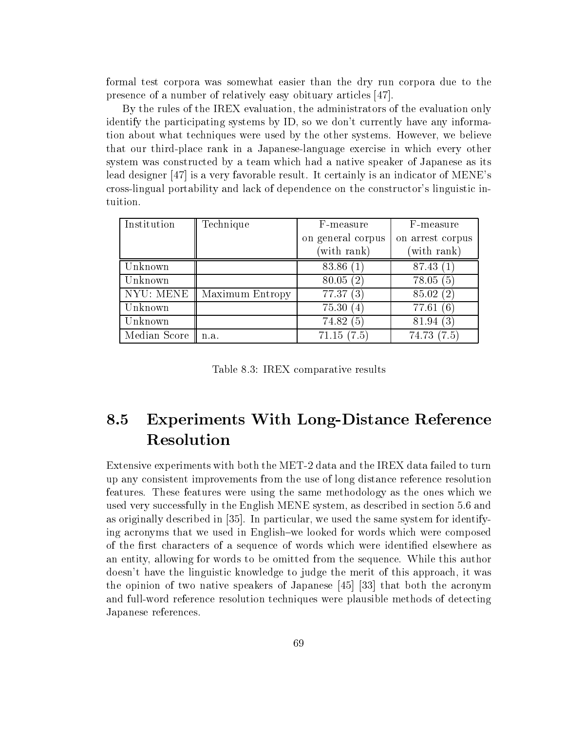formal test corpora was somewhat easier than the dry run corpora due to the presence of a number of relatively easy obituary articles [47].

By the rules of the IREX evaluation, the administrators of the evaluation only identify the participating systems by ID, so we don't currently have any information about what techniques were used by the other systems. However, we believe that our third-place rank in a Japanese-language exercise in which every other system was constructed by a team which had a native speaker of Japanese as its lead designer [47] is a very favorable result. It certainly is an indicator of MENE's cross-lingual portability and lack of dependence on the constructor's linguistic intuition.

| Institution | Technique | F-measure on general corpus (with rank) | F-measure on arrest corpus (with rank) |
|---|---|---|---|
| Unknown | | 83.86 (1) | 87.43 (1) |
| Unknown | | 80.05 (2) | 78.05 (5) |
| NYU: MENE | Maximum Entropy | 77.37 (3) | 85.02 (2) |
| Unknown | | 75.30 (4) | 77.61 (6) |
| Unknown | | 74.82 (5) | 81.94 (3) |
| Median Score | n.a. | 71.15 (7.5) | 74.73 (7.5) |

Table 8.3: IREX comparative results

## 8.5 Experiments With Long-Distance Reference Resolution

Extensive experiments with both the MET-2 data and the IREX data failed to turn up any consistent improvements from the use of long distance reference resolution features. These features were using the same methodology as the ones which we used very successfully in the English MENE system, as described in section 5.6 and as originally described in [35]. In particular, we used the same system for identifying acronyms that we used in English–we looked for words which were composed of the first characters of a sequence of words which were identified elsewhere as an entity, allowing for words to be omitted from the sequence. While this author doesn't have the linguistic knowledge to judge the merit of this approach, it was the opinion of two native speakers of Japanese [45] [33] that both the acronym and full-word reference resolution techniques were plausible methods of detecting Japanese references.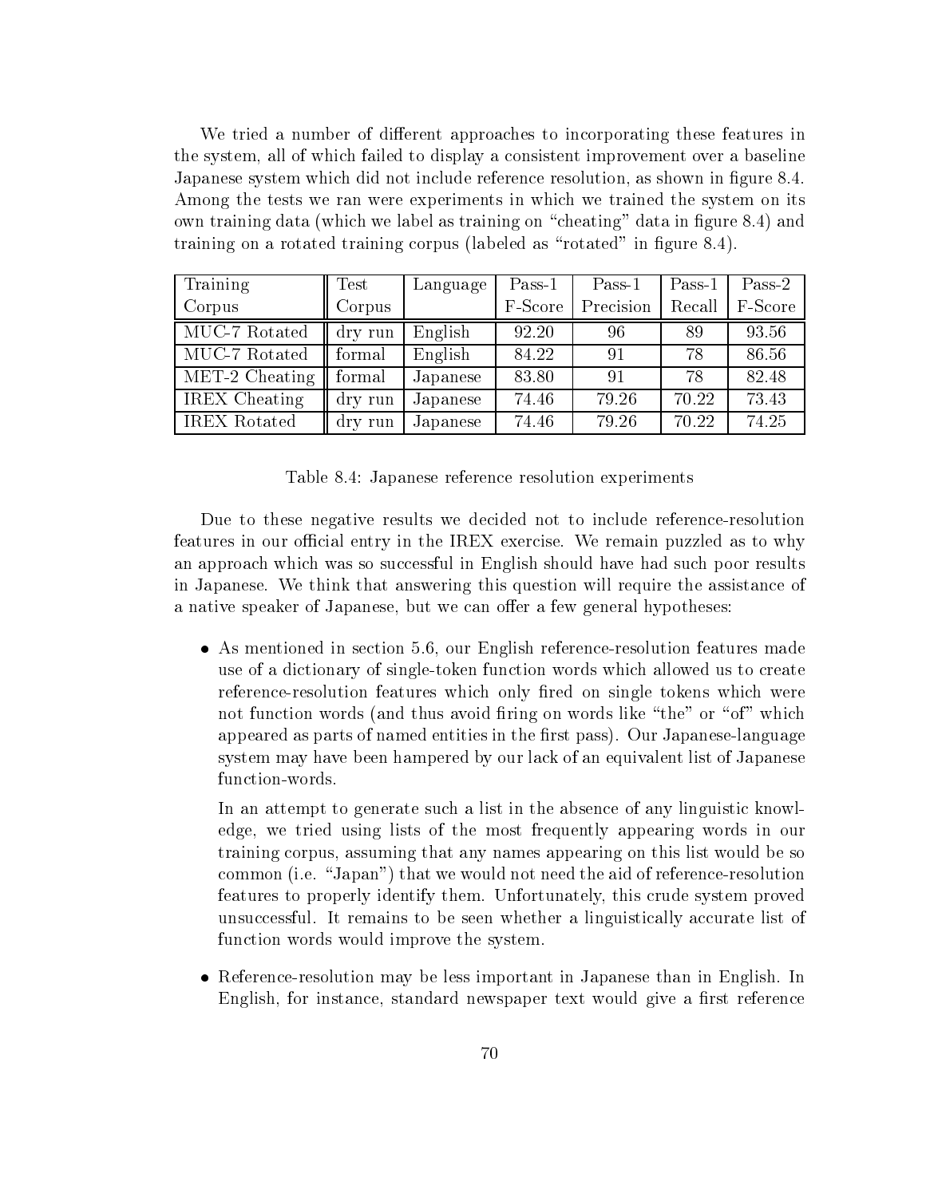We tried a number of different approaches to incorporating these features in the system, all of which failed to display a consistent improvement over a baseline Japanese system which did not include reference resolution, as shown in figure 8.4. Among the tests we ran were experiments in which we trained the system on its own training data (which we label as training on "cheating" data in figure 8.4) and training on a rotated training corpus (labeled as "rotated" in figure 8.4).

| Training Corpus | Test Corpus | Language | Pass-1 F-Score | Pass-1 Precision | Pass-1 Recall | Pass-2 F-Score |
|---|---|---|---|---|---|---|
| MUC-7 Rotated | dry run | English | 92.20 | 96 | 89 | 93.56 |
| MUC-7 Rotated | formal | English | 84.22 | 91 | 78 | 86.56 |
| MET-2 Cheating | formal | Japanese | 83.80 | 91 | 78 | 82.48 |
| IREX Cheating | dry run | Japanese | 74.46 | 79.26 | 70.22 | 73.43 |
| IREX Rotated | dry run | Japanese | 74.46 | 79.26 | 70.22 | 74.25 |

Table 8.4: Japanese reference resolution experiments

Due to these negative results we decided not to include reference-resolution features in our official entry in the IREX exercise. We remain puzzled as to why an approach which was so successful in English should have had such poor results in Japanese. We think that answering this question will require the assistance of a native speaker of Japanese, but we can offer a few general hypotheses:

- As mentioned in section 5.6, our English reference-resolution features made use of a dictionary of single-token function words which allowed us to create reference-resolution features which only fired on single tokens which were not function words (and thus avoid firing on words like "the" or "of" which appeared as parts of named entities in the first pass). Our Japanese-language system may have been hampered by our lack of an equivalent list of Japanese function-words.

  In an attempt to generate such a list in the absence of any linguistic knowledge, we tried using lists of the most frequently appearing words in our training corpus, assuming that any names appearing on this list would be so common (i.e. "Japan") that we would not need the aid of reference-resolution features to properly identify them. Unfortunately, this crude system proved unsuccessful. It remains to be seen whether a linguistically accurate list of function words would improve the system.

- Reference-resolution may be less important in Japanese than in English. In English, for instance, standard newspaper text would give a first reference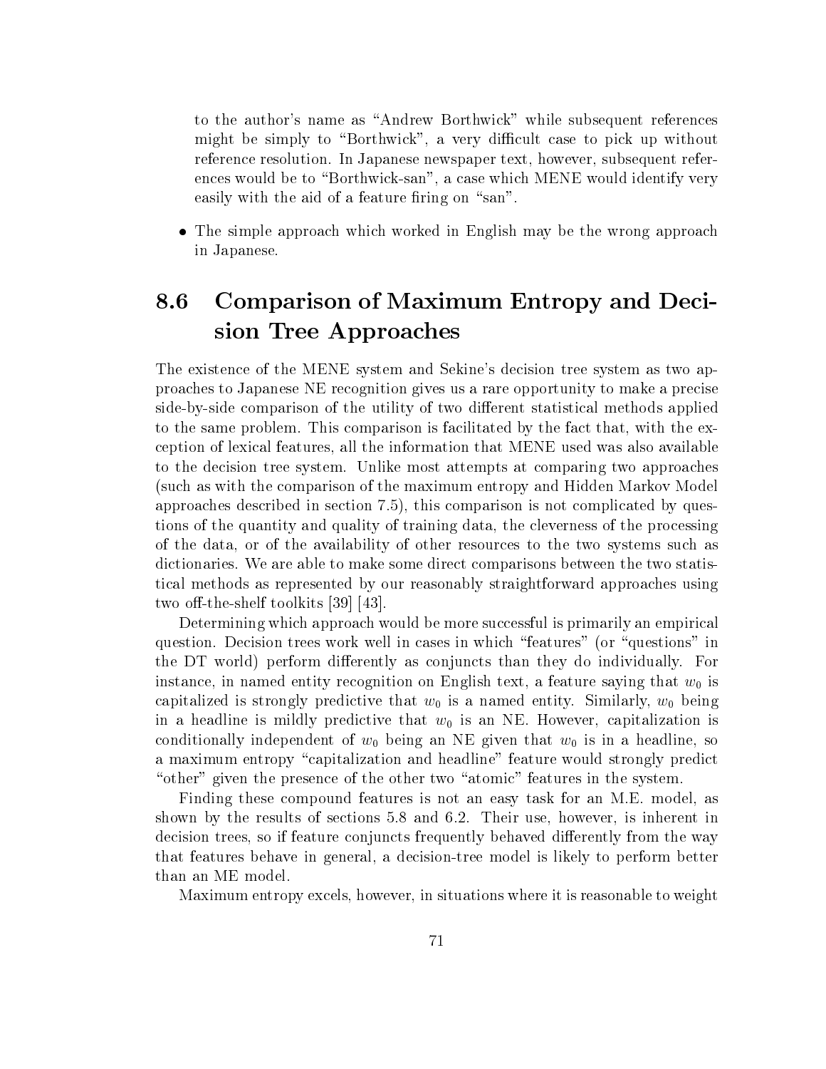to the author's name as "Andrew Borthwick" while subsequent references might be simply to "Borthwick", a very difficult case to pick up without reference resolution. In Japanese newspaper text, however, subsequent references would be to "Borthwick-san", a case which MENE would identify very easily with the aid of a feature firing on "san".

- The simple approach which worked in English may be the wrong approach in Japanese.

## 8.6 Comparison of Maximum Entropy and Decision Tree Approaches

The existence of the MENE system and Sekine's decision tree system as two approaches to Japanese NE recognition gives us a rare opportunity to make a precise side-by-side comparison of the utility of two different statistical methods applied to the same problem. This comparison is facilitated by the fact that, with the exception of lexical features, all the information that MENE used was also available to the decision tree system. Unlike most attempts at comparing two approaches (such as with the comparison of the maximum entropy and Hidden Markov Model approaches described in section 7.5), this comparison is not complicated by questions of the quantity and quality of training data, the cleverness of the processing of the data, or of the availability of other resources to the two systems such as dictionaries. We are able to make some direct comparisons between the two statistical methods as represented by our reasonably straightforward approaches using two off-the-shelf toolkits [39] [43].

Determining which approach would be more successful is primarily an empirical question. Decision trees work well in cases in which "features" (or "questions" in the DT world) perform differently as conjuncts than they do individually. For instance, in named entity recognition on English text, a feature saying that $w_0$ is capitalized is strongly predictive that $w_0$ is a named entity. Similarly, $w_0$ being in a headline is mildly predictive that $w_0$ is an NE. However, capitalization is conditionally independent of $w_0$ being an NE given that $w_0$ is in a headline, so a maximum entropy "capitalization and headline" feature would strongly predict "other" given the presence of the other two "atomic" features in the system.

Finding these compound features is not an easy task for an M.E. model, as shown by the results of sections 5.8 and 6.2. Their use, however, is inherent in decision trees, so if feature conjuncts frequently behaved differently from the way that features behave in general, a decision-tree model is likely to perform better than an ME model.

Maximum entropy excels, however, in situations where it is reasonable to weight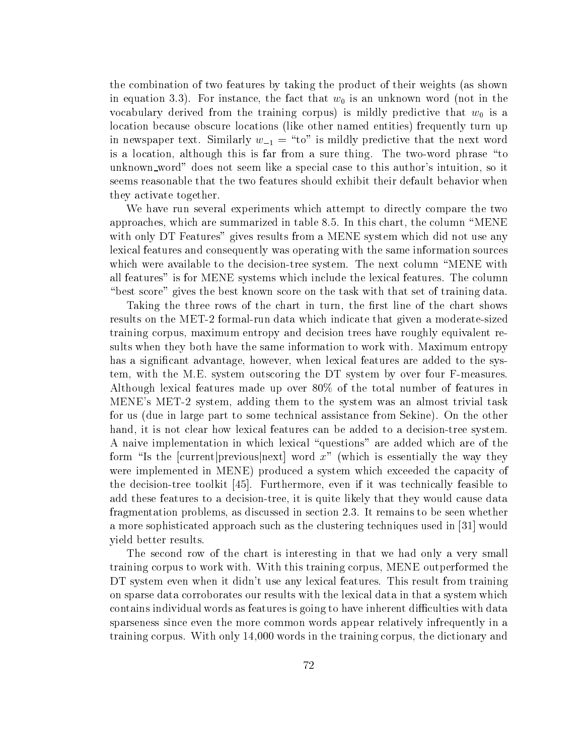the combination of two features by taking the product of their weights (as shown in equation 3.3). For instance, the fact that $w_0$ is an unknown word (not in the vocabulary derived from the training corpus) is mildly predictive that $w_0$ is a location because obscure locations (like other named entities) frequently turn up in newspaper text. Similarly $w_{-1}$ = "to" is mildly predictive that the next word is a location, although this is far from a sure thing. The two-word phrase "to unknown_word" does not seem like a special case to this author's intuition, so it seems reasonable that the two features should exhibit their default behavior when they activate together.

We have run several experiments which attempt to directly compare the two approaches, which are summarized in table 8.5. In this chart, the column "MENE with only DT Features" gives results from a MENE system which did not use any lexical features and consequently was operating with the same information sources which were available to the decision-tree system. The next column "MENE with all features" is for MENE systems which include the lexical features. The column "best score" gives the best known score on the task with that set of training data.

Taking the three rows of the chart in turn, the first line of the chart shows results on the MET-2 formal-run data which indicate that given a moderate-sized training corpus, maximum entropy and decision trees have roughly equivalent results when they both have the same information to work with. Maximum entropy has a significant advantage, however, when lexical features are added to the system, with the M.E. system outscoring the DT system by over four F-measures. Although lexical features made up over 80% of the total number of features in MENE's MET-2 system, adding them to the system was an almost trivial task for us (due in large part to some technical assistance from Sekine). On the other hand, it is not clear how lexical features can be added to a decision-tree system. A naive implementation in which lexical "questions" are added which are of the form "Is the [current|previous|next] word $x$" (which is essentially the way they were implemented in MENE) produced a system which exceeded the capacity of the decision-tree toolkit [45]. Furthermore, even if it was technically feasible to add these features to a decision-tree, it is quite likely that they would cause data fragmentation problems, as discussed in section 2.3. It remains to be seen whether a more sophisticated approach such as the clustering techniques used in [31] would yield better results.

The second row of the chart is interesting in that we had only a very small training corpus to work with. With this training corpus, MENE outperformed the DT system even when it didn't use any lexical features. This result from training on sparse data corroborates our results with the lexical data in that a system which contains individual words as features is going to have inherent difficulties with data sparseness since even the more common words appear relatively infrequently in a training corpus. With only 14,000 words in the training corpus, the dictionary and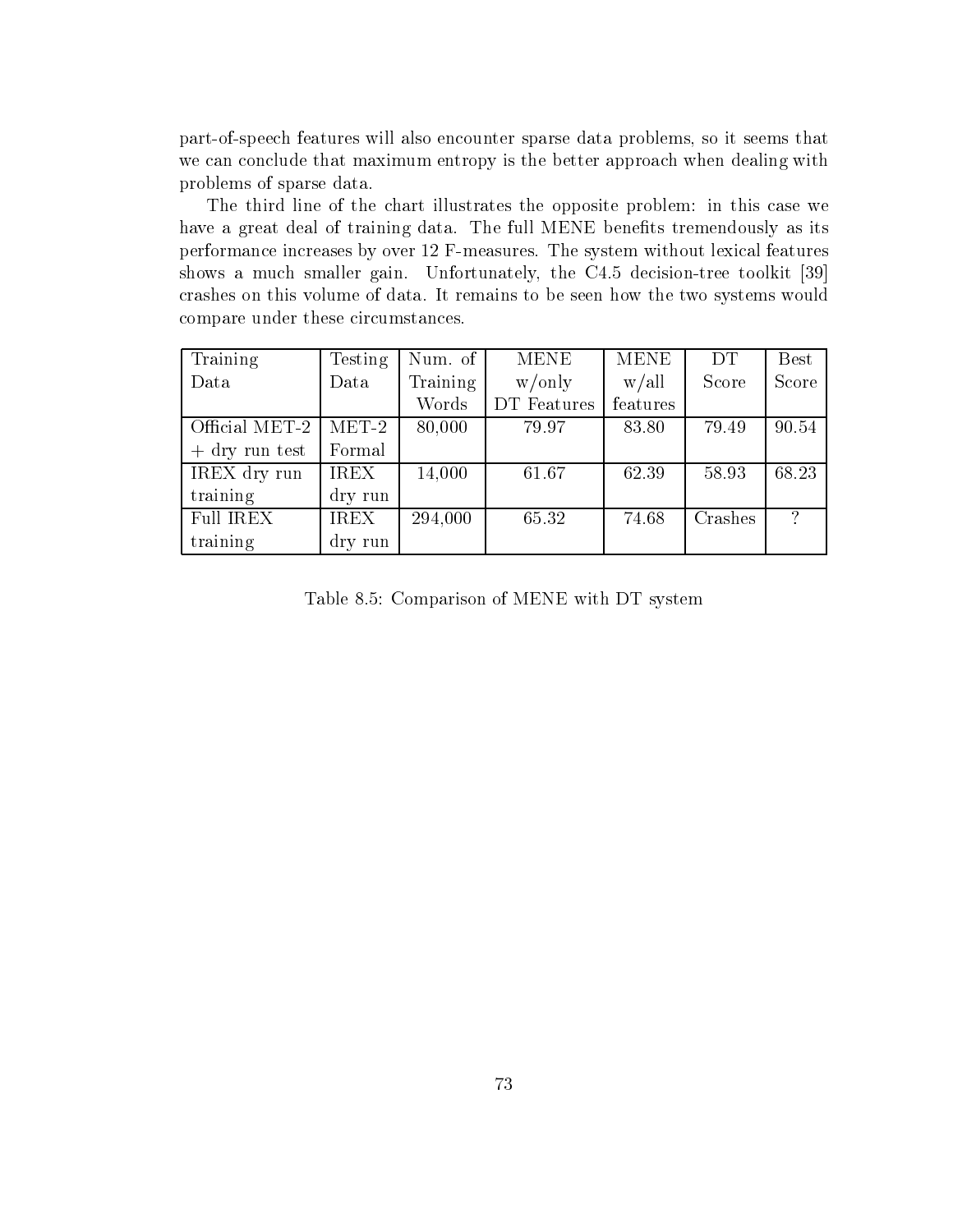part-of-speech features will also encounter sparse data problems, so it seems that we can conclude that maximum entropy is the better approach when dealing with problems of sparse data.

The third line of the chart illustrates the opposite problem: in this case we have a great deal of training data. The full MENE benefits tremendously as its performance increases by over 12 F-measures. The system without lexical features shows a much smaller gain. Unfortunately, the C4.5 decision-tree toolkit [39] crashes on this volume of data. It remains to be seen how the two systems would compare under these circumstances.

| Training Data | Testing Data | Num. of Training Words | MENE w/only DT Features | MENE w/all features | DT Score | Best Score |
|---|---|---|---|---|---|---|
| Official MET-2 + dry run test | MET-2 Formal | 80,000 | 79.97 | 83.80 | 79.49 | 90.54 |
| IREX dry run training | IREX dry run | 14,000 | 61.67 | 62.39 | 58.93 | 68.23 |
| Full IREX training | IREX dry run | 294,000 | 65.32 | 74.68 | Crashes | ? |

Table 8.5: Comparison of MENE with DT system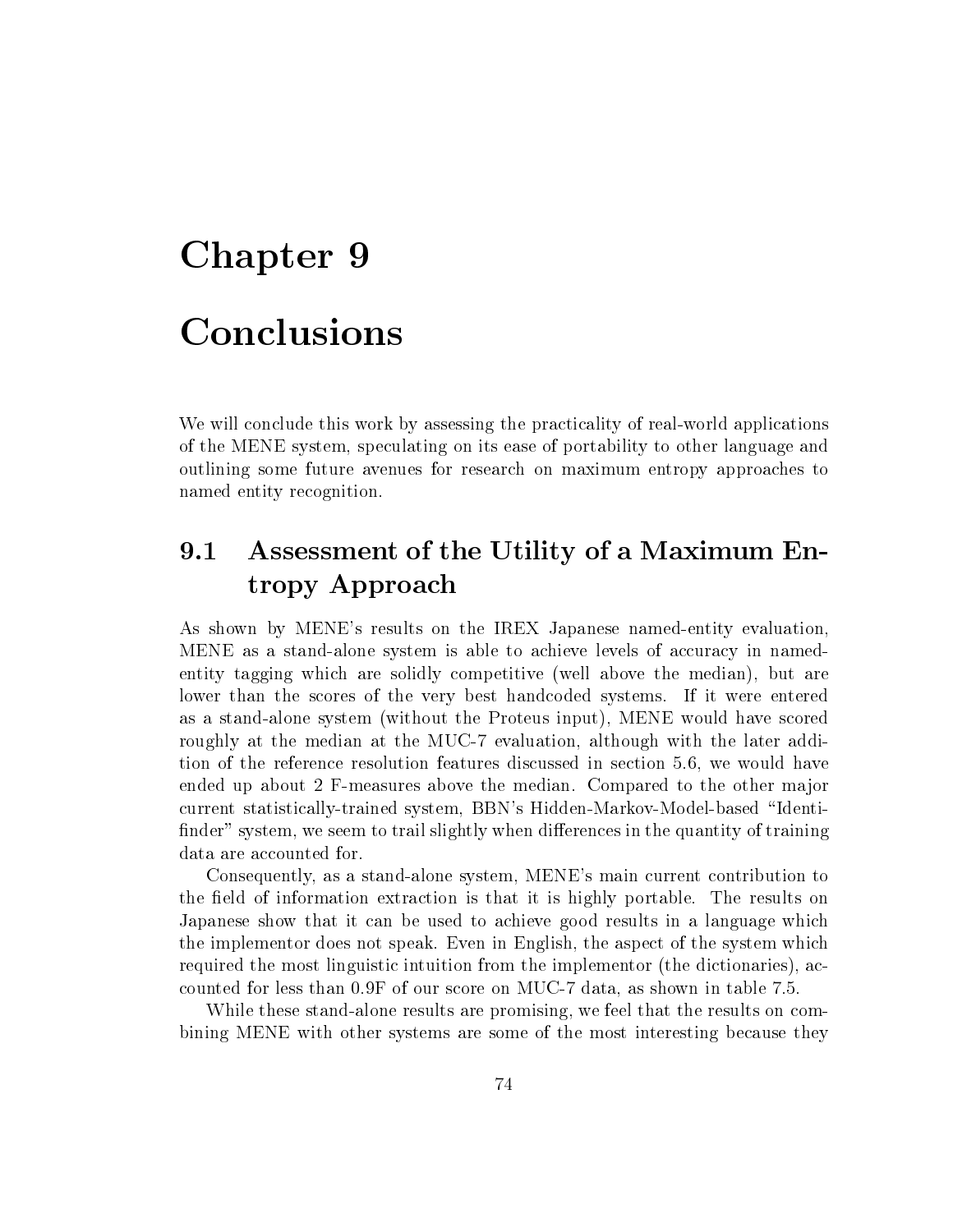# Chapter 9

# Conclusions

We will conclude this work by assessing the practicality of real-world applications of the MENE system, speculating on its ease of portability to other language and outlining some future avenues for research on maximum entropy approaches to named entity recognition.

## 9.1 Assessment of the Utility of a Maximum Entropy Approach

As shown by MENE's results on the IREX Japanese named-entity evaluation, MENE as a stand-alone system is able to achieve levels of accuracy in named-entity tagging which are solidly competitive (well above the median), but are lower than the scores of the very best handcoded systems. If it were entered as a stand-alone system (without the Proteus input), MENE would have scored roughly at the median at the MUC-7 evaluation, although with the later addition of the reference resolution features discussed in section 5.6, we would have ended up about 2 F-measures above the median. Compared to the other major current statistically-trained system, BBN's Hidden-Markov-Model-based "Identifinder" system, we seem to trail slightly when differences in the quantity of training data are accounted for.

Consequently, as a stand-alone system, MENE's main current contribution to the field of information extraction is that it is highly portable. The results on Japanese show that it can be used to achieve good results in a language which the implementor does not speak. Even in English, the aspect of the system which required the most linguistic intuition from the implementor (the dictionaries), accounted for less than 0.9F of our score on MUC-7 data, as shown in table 7.5.

While these stand-alone results are promising, we feel that the results on combining MENE with other systems are some of the most interesting because they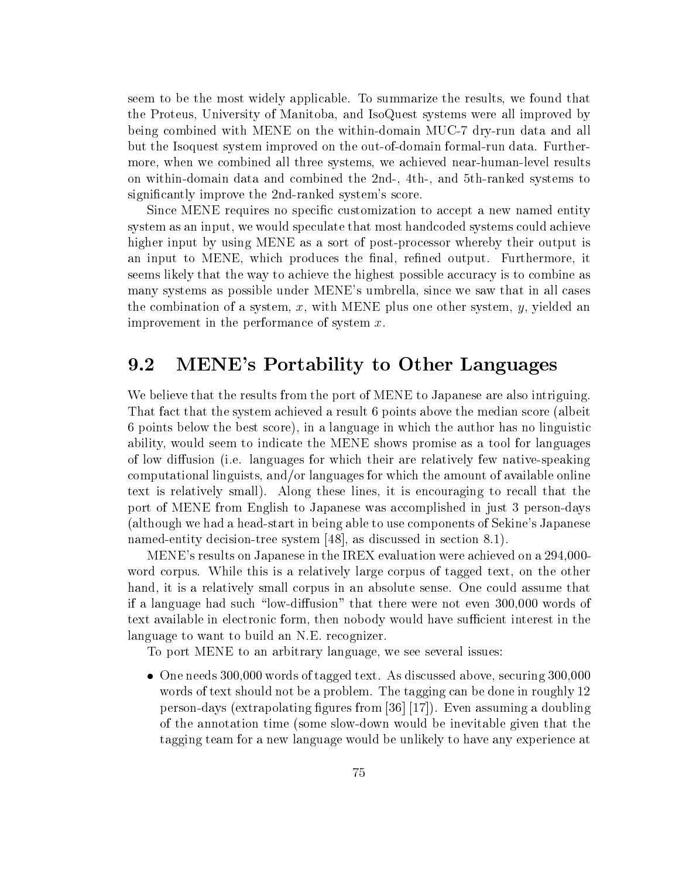seem to be the most widely applicable. To summarize the results, we found that the Proteus, University of Manitoba, and IsoQuest systems were all improved by being combined with MENE on the within-domain MUC-7 dry-run data and all but the Isoquest system improved on the out-of-domain formal-run data. Furthermore, when we combined all three systems, we achieved near-human-level results on within-domain data and combined the 2nd-, 4th-, and 5th-ranked systems to significantly improve the 2nd-ranked system's score.

Since MENE requires no specific customization to accept a new named entity system as an input, we would speculate that most handcoded systems could achieve higher input by using MENE as a sort of post-processor whereby their output is an input to MENE, which produces the final, refined output. Furthermore, it seems likely that the way to achieve the highest possible accuracy is to combine as many systems as possible under MENE's umbrella, since we saw that in all cases the combination of a system, $x$, with MENE plus one other system, $y$, yielded an improvement in the performance of system $x$.

## 9.2 MENE's Portability to Other Languages

We believe that the results from the port of MENE to Japanese are also intriguing. That fact that the system achieved a result 6 points above the median score (albeit 6 points below the best score), in a language in which the author has no linguistic ability, would seem to indicate the MENE shows promise as a tool for languages of low diffusion (i.e. languages for which their are relatively few native-speaking computational linguists, and/or languages for which the amount of available online text is relatively small). Along these lines, it is encouraging to recall that the port of MENE from English to Japanese was accomplished in just 3 person-days (although we had a head-start in being able to use components of Sekine's Japanese named-entity decision-tree system [48], as discussed in section 8.1).

MENE's results on Japanese in the IREX evaluation were achieved on a 294,000-word corpus. While this is a relatively large corpus of tagged text, on the other hand, it is a relatively small corpus in an absolute sense. One could assume that if a language had such "low-diffusion" that there were not even 300,000 words of text available in electronic form, then nobody would have sufficient interest in the language to want to build an N.E. recognizer.

To port MENE to an arbitrary language, we see several issues:

- One needs 300,000 words of tagged text. As discussed above, securing 300,000 words of text should not be a problem. The tagging can be done in roughly 12 person-days (extrapolating figures from [36] [17]). Even assuming a doubling of the annotation time (some slow-down would be inevitable given that the tagging team for a new language would be unlikely to have any experience at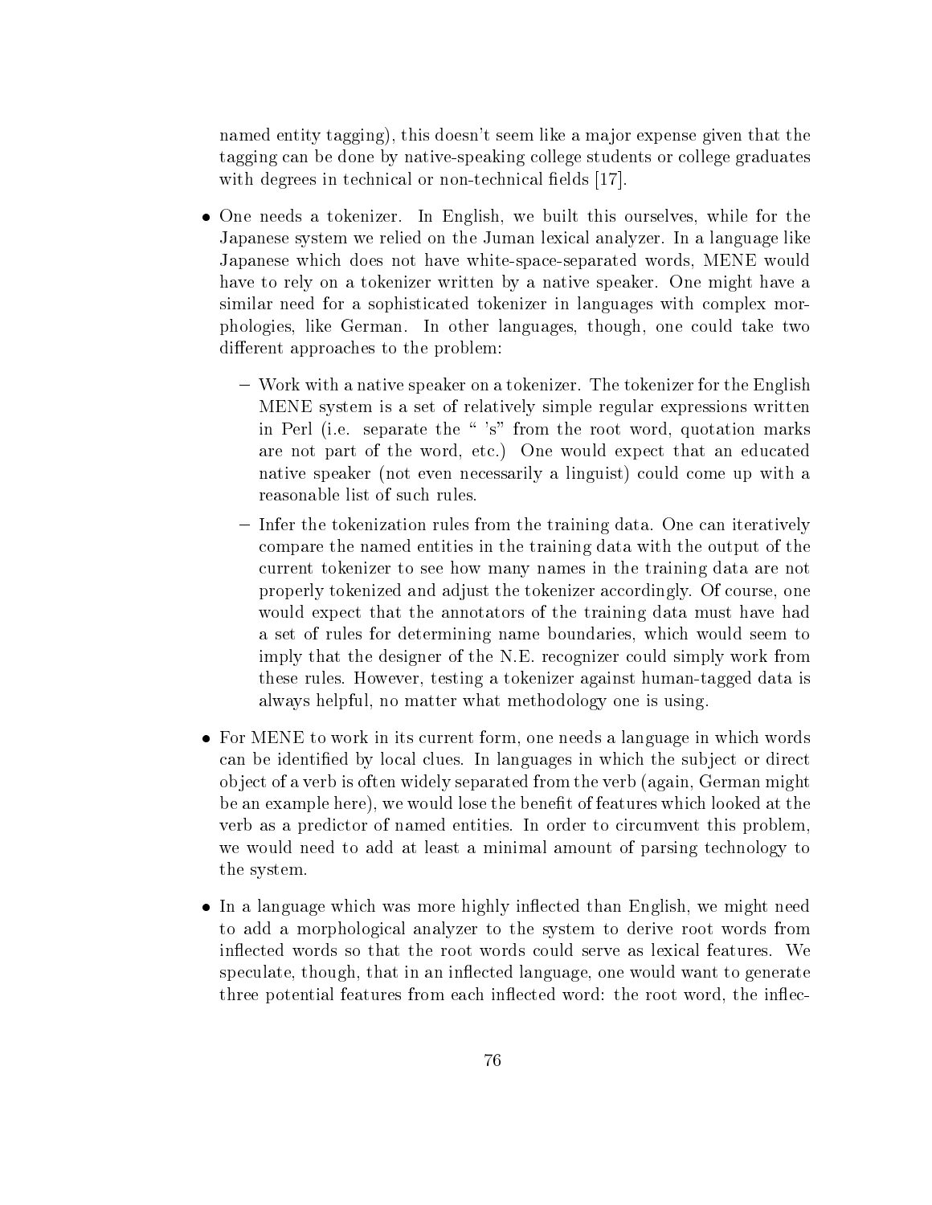named entity tagging), this doesn't seem like a major expense given that the tagging can be done by native-speaking college students or college graduates with degrees in technical or non-technical fields [17].

- One needs a tokenizer. In English, we built this ourselves, while for the Japanese system we relied on the Juman lexical analyzer. In a language like Japanese which does not have white-space-separated words, MENE would have to rely on a tokenizer written by a native speaker. One might have a similar need for a sophisticated tokenizer in languages with complex morphologies, like German. In other languages, though, one could take two different approaches to the problem:
  - Work with a native speaker on a tokenizer. The tokenizer for the English MENE system is a set of relatively simple regular expressions written in Perl (i.e. separate the " 's" from the root word, quotation marks are not part of the word, etc.) One would expect that an educated native speaker (not even necessarily a linguist) could come up with a reasonable list of such rules.
  - Infer the tokenization rules from the training data. One can iteratively compare the named entities in the training data with the output of the current tokenizer to see how many names in the training data are not properly tokenized and adjust the tokenizer accordingly. Of course, one would expect that the annotators of the training data must have had a set of rules for determining name boundaries, which would seem to imply that the designer of the N.E. recognizer could simply work from these rules. However, testing a tokenizer against human-tagged data is always helpful, no matter what methodology one is using.
- For MENE to work in its current form, one needs a language in which words can be identified by local clues. In languages in which the subject or direct object of a verb is often widely separated from the verb (again, German might be an example here), we would lose the benefit of features which looked at the verb as a predictor of named entities. In order to circumvent this problem, we would need to add at least a minimal amount of parsing technology to the system.
- In a language which was more highly inflected than English, we might need to add a morphological analyzer to the system to derive root words from inflected words so that the root words could serve as lexical features. We speculate, though, that in an inflected language, one would want to generate three potential features from each inflected word: the root word, the inflec-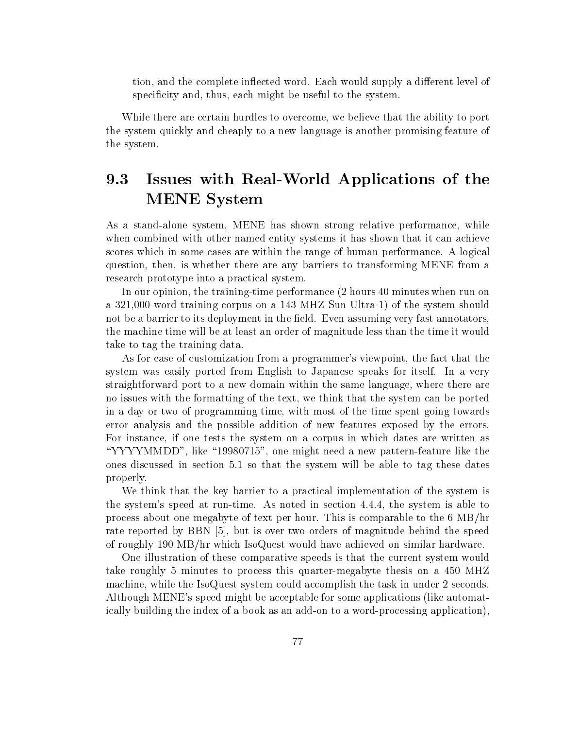tion, and the complete inflected word. Each would supply a different level of specificity and, thus, each might be useful to the system.

While there are certain hurdles to overcome, we believe that the ability to port the system quickly and cheaply to a new language is another promising feature of the system.

## 9.3 Issues with Real-World Applications of the MENE System

As a stand-alone system, MENE has shown strong relative performance, while when combined with other named entity systems it has shown that it can achieve scores which in some cases are within the range of human performance. A logical question, then, is whether there are any barriers to transforming MENE from a research prototype into a practical system.

In our opinion, the training-time performance (2 hours 40 minutes when run on a 321,000-word training corpus on a 143 MHZ Sun Ultra-1) of the system should not be a barrier to its deployment in the field. Even assuming very fast annotators, the machine time will be at least an order of magnitude less than the time it would take to tag the training data.

As for ease of customization from a programmer's viewpoint, the fact that the system was easily ported from English to Japanese speaks for itself. In a very straightforward port to a new domain within the same language, where there are no issues with the formatting of the text, we think that the system can be ported in a day or two of programming time, with most of the time spent going towards error analysis and the possible addition of new features exposed by the errors. For instance, if one tests the system on a corpus in which dates are written as "YYYYMMDD", like "19980715", one might need a new pattern-feature like the ones discussed in section 5.1 so that the system will be able to tag these dates properly.

We think that the key barrier to a practical implementation of the system is the system's speed at run-time. As noted in section 4.4.4, the system is able to process about one megabyte of text per hour. This is comparable to the 6 MB/hr rate reported by BBN [5], but is over two orders of magnitude behind the speed of roughly 190 MB/hr which IsoQuest would have achieved on similar hardware.

One illustration of these comparative speeds is that the current system would take roughly 5 minutes to process this quarter-megabyte thesis on a 450 MHZ machine, while the IsoQuest system could accomplish the task in under 2 seconds. Although MENE's speed might be acceptable for some applications (like automatically building the index of a book as an add-on to a word-processing application),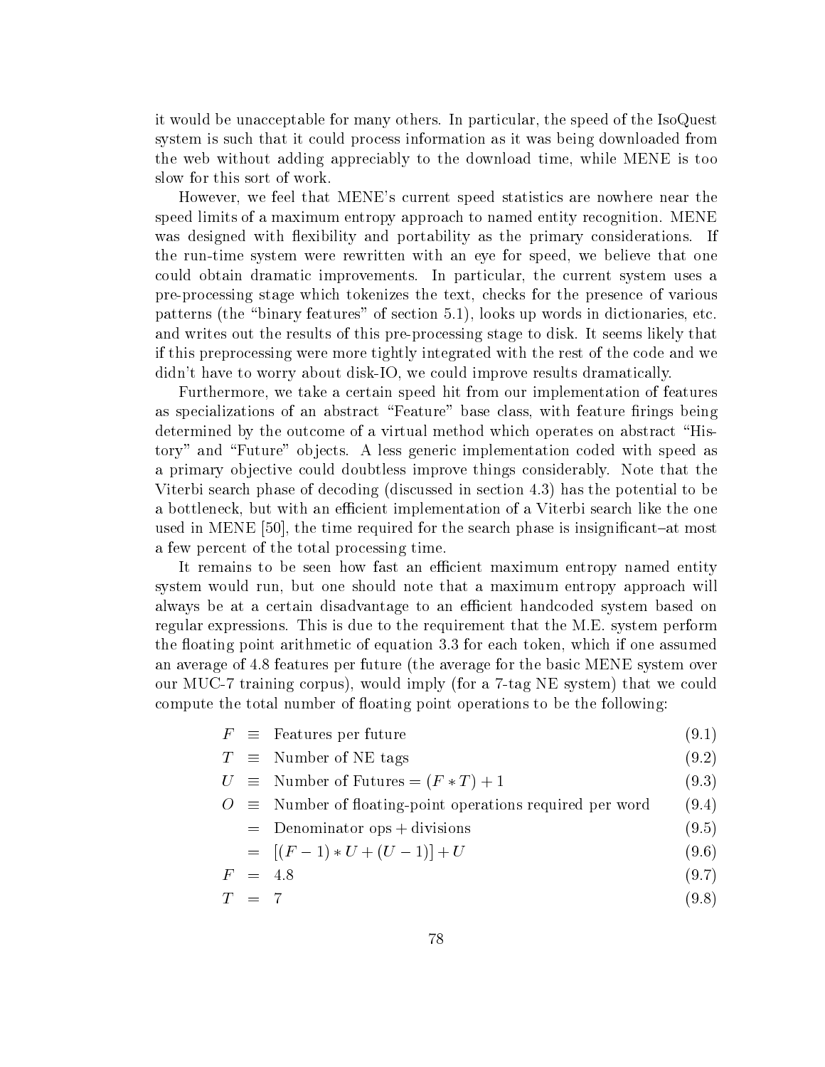it would be unacceptable for many others. In particular, the speed of the IsoQuest system is such that it could process information as it was being downloaded from the web without adding appreciably to the download time, while MENE is too slow for this sort of work.

However, we feel that MENE's current speed statistics are nowhere near the speed limits of a maximum entropy approach to named entity recognition. MENE was designed with flexibility and portability as the primary considerations. If the run-time system were rewritten with an eye for speed, we believe that one could obtain dramatic improvements. In particular, the current system uses a pre-processing stage which tokenizes the text, checks for the presence of various patterns (the "binary features" of section 5.1), looks up words in dictionaries, etc. and writes out the results of this pre-processing stage to disk. It seems likely that if this preprocessing were more tightly integrated with the rest of the code and we didn't have to worry about disk-IO, we could improve results dramatically.

Furthermore, we take a certain speed hit from our implementation of features as specializations of an abstract "Feature" base class, with feature firings being determined by the outcome of a virtual method which operates on abstract "History" and "Future" objects. A less generic implementation coded with speed as a primary objective could doubtless improve things considerably. Note that the Viterbi search phase of decoding (discussed in section 4.3) has the potential to be a bottleneck, but with an efficient implementation of a Viterbi search like the one used in MENE [50], the time required for the search phase is insignificant–at most a few percent of the total processing time.

It remains to be seen how fast an efficient maximum entropy named entity system would run, but one should note that a maximum entropy approach will always be at a certain disadvantage to an efficient handcoded system based on regular expressions. This is due to the requirement that the M.E. system perform the floating point arithmetic of equation 3.3 for each token, which if one assumed an average of 4.8 features per future (the average for the basic MENE system over our MUC-7 training corpus), would imply (for a 7-tag NE system) that we could compute the total number of floating point operations to be the following:

$$F \equiv \text{Features per future} \tag{9.1}$$

$$T \equiv \text{Number of NE tags} \tag{9.2}$$

$$U \equiv \text{Number of Futures} = (F * T) + 1 \tag{9.3}$$

$$O \equiv \text{Number of floating-point operations required per word} \tag{9.4}$$

$$= \text{Denominator ops} + \text{divisions} \tag{9.5}$$

$$= [(F-1) * U + (U-1)] + U \tag{9.6}$$

$$F = 4.8 \tag{9.7}$$

$$T = 7 \tag{9.8}$$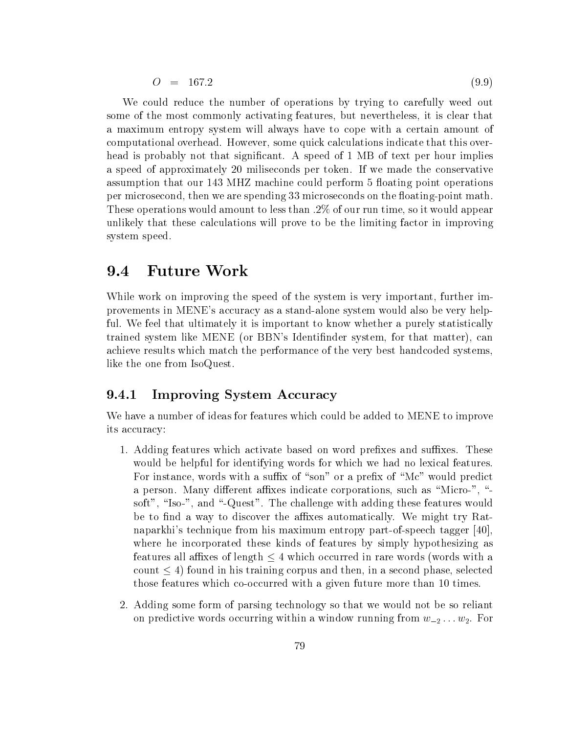$$O = 167.2 \tag{9.9}$$

We could reduce the number of operations by trying to carefully weed out some of the most commonly activating features, but nevertheless, it is clear that a maximum entropy system will always have to cope with a certain amount of computational overhead. However, some quick calculations indicate that this overhead is probably not that significant. A speed of 1 MB of text per hour implies a speed of approximately 20 miliseconds per token. If we made the conservative assumption that our 143 MHZ machine could perform 5 floating point operations per microsecond, then we are spending 33 microseconds on the floating-point math. These operations would amount to less than .2% of our run time, so it would appear unlikely that these calculations will prove to be the limiting factor in improving system speed.

## 9.4 Future Work

While work on improving the speed of the system is very important, further improvements in MENE's accuracy as a stand-alone system would also be very helpful. We feel that ultimately it is important to know whether a purely statistically trained system like MENE (or BBN's Identifinder system, for that matter), can achieve results which match the performance of the very best handcoded systems, like the one from IsoQuest.

### 9.4.1 Improving System Accuracy

We have a number of ideas for features which could be added to MENE to improve its accuracy:

1. Adding features which activate based on word prefixes and suffixes. These would be helpful for identifying words for which we had no lexical features. For instance, words with a suffix of "son" or a prefix of "Mc" would predict a person. Many different affixes indicate corporations, such as "Micro-", "-soft", "Iso-", and "-Quest". The challenge with adding these features would be to find a way to discover the affixes automatically. We might try Ratnaparkhi's technique from his maximum entropy part-of-speech tagger [40], where he incorporated these kinds of features by simply hypothesizing as features all affixes of length $\leq 4$ which occurred in rare words (words with a count $\leq 4$) found in his training corpus and then, in a second phase, selected those features which co-occurred with a given future more than 10 times.

2. Adding some form of parsing technology so that we would not be so reliant on predictive words occurring within a window running from $w_{-2} \ldots w_2$. For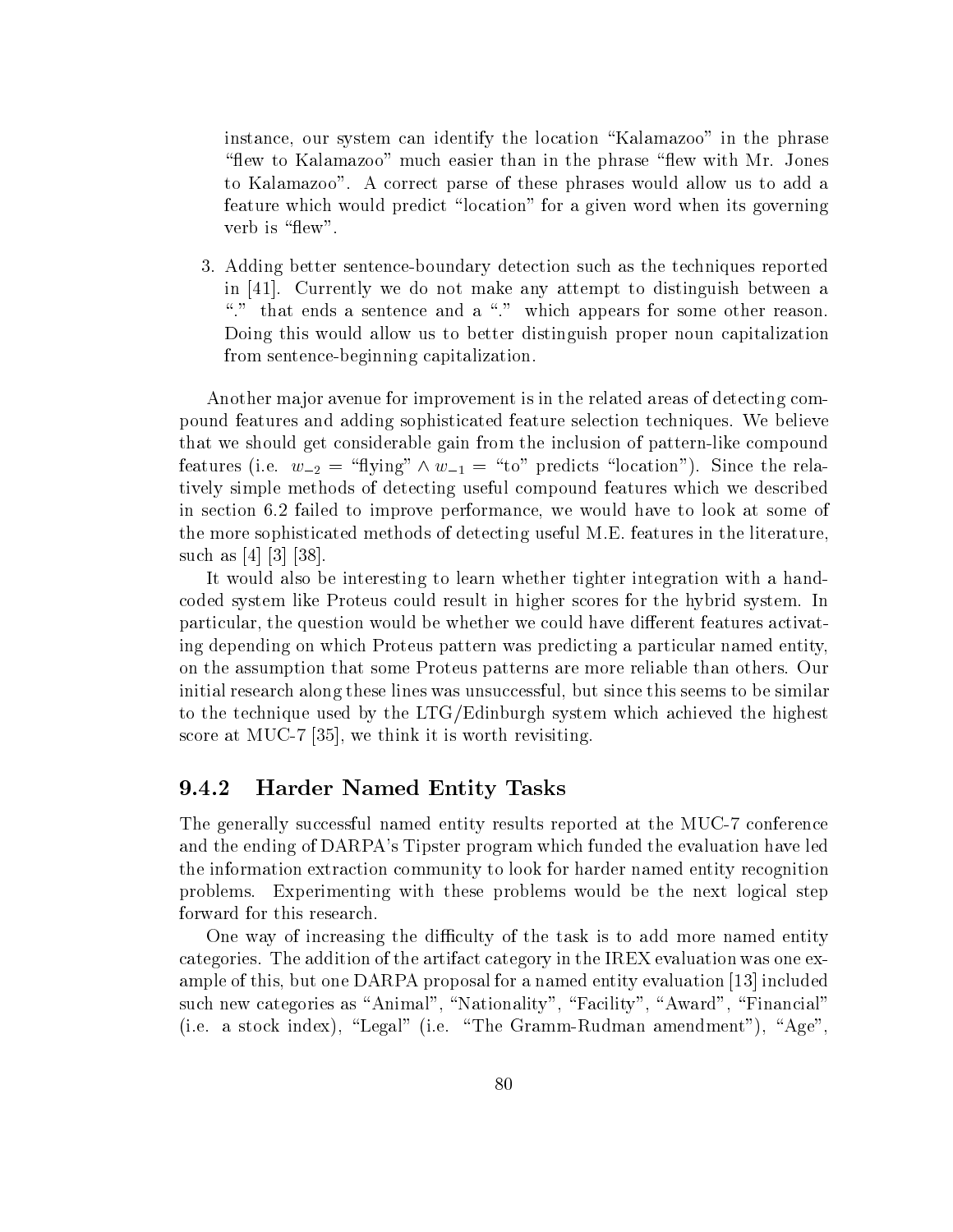instance, our system can identify the location "Kalamazoo" in the phrase "flew to Kalamazoo" much easier than in the phrase "flew with Mr. Jones to Kalamazoo". A correct parse of these phrases would allow us to add a feature which would predict "location" for a given word when its governing verb is "flew".

3. Adding better sentence-boundary detection such as the techniques reported in [41]. Currently we do not make any attempt to distinguish between a "." that ends a sentence and a "." which appears for some other reason. Doing this would allow us to better distinguish proper noun capitalization from sentence-beginning capitalization.

Another major avenue for improvement is in the related areas of detecting compound features and adding sophisticated feature selection techniques. We believe that we should get considerable gain from the inclusion of pattern-like compound features (i.e. $w_{-2}$ = "flying" $\wedge$ $w_{-1}$ = "to" predicts "location"). Since the relatively simple methods of detecting useful compound features which we described in section 6.2 failed to improve performance, we would have to look at some of the more sophisticated methods of detecting useful M.E. features in the literature, such as [4] [3] [38].

It would also be interesting to learn whether tighter integration with a hand-coded system like Proteus could result in higher scores for the hybrid system. In particular, the question would be whether we could have different features activating depending on which Proteus pattern was predicting a particular named entity, on the assumption that some Proteus patterns are more reliable than others. Our initial research along these lines was unsuccessful, but since this seems to be similar to the technique used by the LTG/Edinburgh system which achieved the highest score at MUC-7 [35], we think it is worth revisiting.

### 9.4.2 Harder Named Entity Tasks

The generally successful named entity results reported at the MUC-7 conference and the ending of DARPA's Tipster program which funded the evaluation have led the information extraction community to look for harder named entity recognition problems. Experimenting with these problems would be the next logical step forward for this research.

One way of increasing the difficulty of the task is to add more named entity categories. The addition of the artifact category in the IREX evaluation was one example of this, but one DARPA proposal for a named entity evaluation [13] included such new categories as "Animal", "Nationality", "Facility", "Award", "Financial" (i.e. a stock index), "Legal" (i.e. "The Gramm-Rudman amendment"), "Age",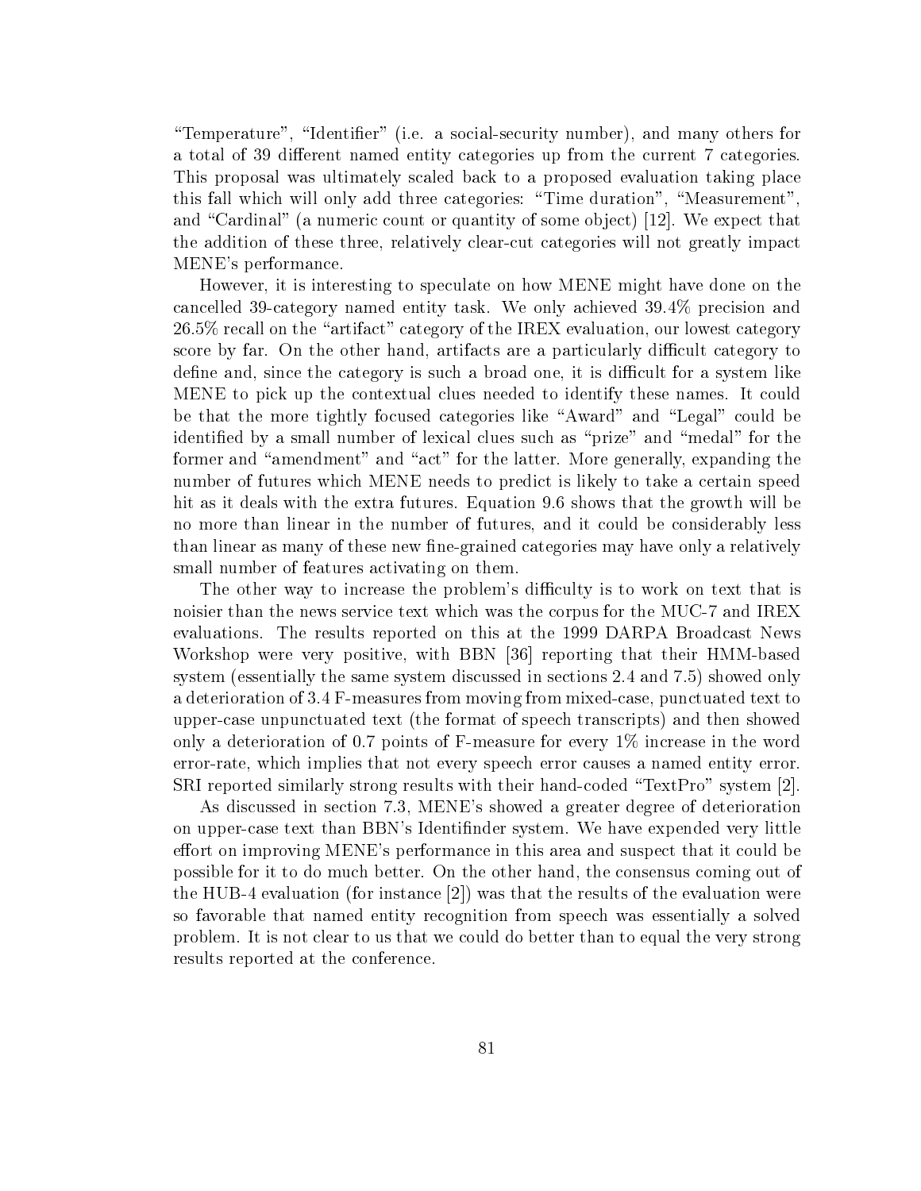"Temperature", "Identifier" (i.e. a social-security number), and many others for a total of 39 different named entity categories up from the current 7 categories. This proposal was ultimately scaled back to a proposed evaluation taking place this fall which will only add three categories: "Time duration", "Measurement", and "Cardinal" (a numeric count or quantity of some object) [12]. We expect that the addition of these three, relatively clear-cut categories will not greatly impact MENE's performance.

However, it is interesting to speculate on how MENE might have done on the cancelled 39-category named entity task. We only achieved 39.4% precision and 26.5% recall on the "artifact" category of the IREX evaluation, our lowest category score by far. On the other hand, artifacts are a particularly difficult category to define and, since the category is such a broad one, it is difficult for a system like MENE to pick up the contextual clues needed to identify these names. It could be that the more tightly focused categories like "Award" and "Legal" could be identified by a small number of lexical clues such as "prize" and "medal" for the former and "amendment" and "act" for the latter. More generally, expanding the number of futures which MENE needs to predict is likely to take a certain speed hit as it deals with the extra futures. Equation 9.6 shows that the growth will be no more than linear in the number of futures, and it could be considerably less than linear as many of these new fine-grained categories may have only a relatively small number of features activating on them.

The other way to increase the problem's difficulty is to work on text that is noisier than the news service text which was the corpus for the MUC-7 and IREX evaluations. The results reported on this at the 1999 DARPA Broadcast News Workshop were very positive, with BBN [36] reporting that their HMM-based system (essentially the same system discussed in sections 2.4 and 7.5) showed only a deterioration of 3.4 F-measures from moving from mixed-case, punctuated text to upper-case unpunctuated text (the format of speech transcripts) and then showed only a deterioration of 0.7 points of F-measure for every 1% increase in the word error-rate, which implies that not every speech error causes a named entity error. SRI reported similarly strong results with their hand-coded "TextPro" system [2].

As discussed in section 7.3, MENE's showed a greater degree of deterioration on upper-case text than BBN's Identifinder system. We have expended very little effort on improving MENE's performance in this area and suspect that it could be possible for it to do much better. On the other hand, the consensus coming out of the HUB-4 evaluation (for instance [2]) was that the results of the evaluation were so favorable that named entity recognition from speech was essentially a solved problem. It is not clear to us that we could do better than to equal the very strong results reported at the conference.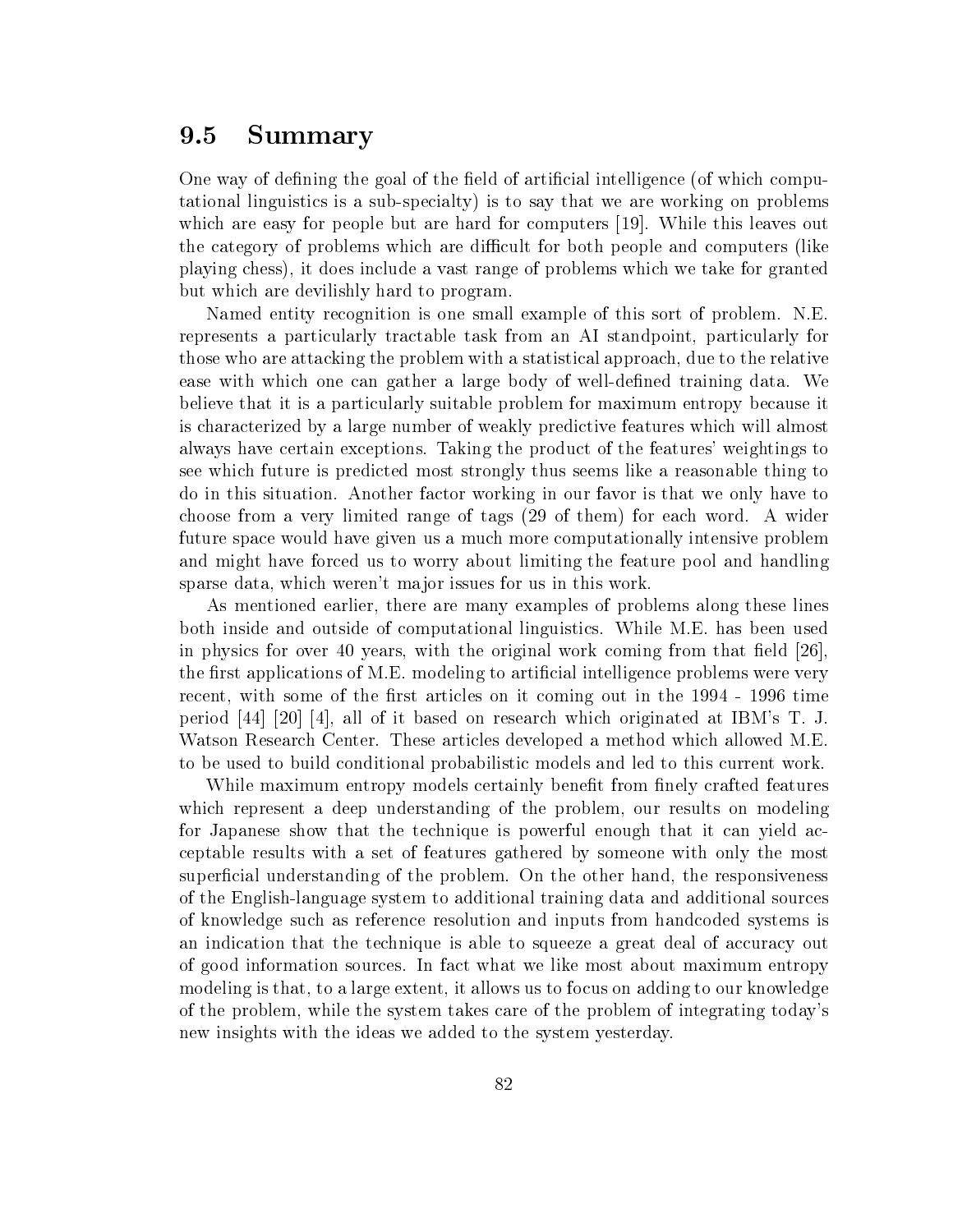## 9.5 Summary

One way of defining the goal of the field of artificial intelligence (of which computational linguistics is a sub-specialty) is to say that we are working on problems which are easy for people but are hard for computers [19]. While this leaves out the category of problems which are difficult for both people and computers (like playing chess), it does include a vast range of problems which we take for granted but which are devilishly hard to program.

Named entity recognition is one small example of this sort of problem. N.E. represents a particularly tractable task from an AI standpoint, particularly for those who are attacking the problem with a statistical approach, due to the relative ease with which one can gather a large body of well-defined training data. We believe that it is a particularly suitable problem for maximum entropy because it is characterized by a large number of weakly predictive features which will almost always have certain exceptions. Taking the product of the features' weightings to see which future is predicted most strongly thus seems like a reasonable thing to do in this situation. Another factor working in our favor is that we only have to choose from a very limited range of tags (29 of them) for each word. A wider future space would have given us a much more computationally intensive problem and might have forced us to worry about limiting the feature pool and handling sparse data, which weren't major issues for us in this work.

As mentioned earlier, there are many examples of problems along these lines both inside and outside of computational linguistics. While M.E. has been used in physics for over 40 years, with the original work coming from that field [26], the first applications of M.E. modeling to artificial intelligence problems were very recent, with some of the first articles on it coming out in the 1994 - 1996 time period [44] [20] [4], all of it based on research which originated at IBM's T. J. Watson Research Center. These articles developed a method which allowed M.E. to be used to build conditional probabilistic models and led to this current work.

While maximum entropy models certainly benefit from finely crafted features which represent a deep understanding of the problem, our results on modeling for Japanese show that the technique is powerful enough that it can yield acceptable results with a set of features gathered by someone with only the most superficial understanding of the problem. On the other hand, the responsiveness of the English-language system to additional training data and additional sources of knowledge such as reference resolution and inputs from handcoded systems is an indication that the technique is able to squeeze a great deal of accuracy out of good information sources. In fact what we like most about maximum entropy modeling is that, to a large extent, it allows us to focus on adding to our knowledge of the problem, while the system takes care of the problem of integrating today's new insights with the ideas we added to the system yesterday.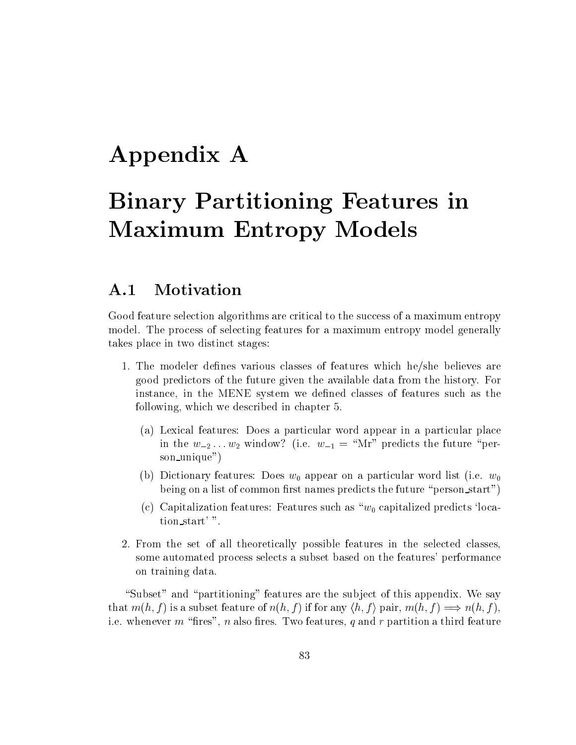# Appendix A

# Binary Partitioning Features in Maximum Entropy Models

## A.1 Motivation

Good feature selection algorithms are critical to the success of a maximum entropy model. The process of selecting features for a maximum entropy model generally takes place in two distinct stages:

1. The modeler defines various classes of features which he/she believes are good predictors of the future given the available data from the history. For instance, in the MENE system we defined classes of features such as the following, which we described in chapter 5.

   (a) Lexical features: Does a particular word appear in a particular place in the $w_{-2} \ldots w_2$ window? (i.e. $w_{-1}$ = "Mr" predicts the future "person_unique")

   (b) Dictionary features: Does $w_0$ appear on a particular word list (i.e. $w_0$ being on a list of common first names predicts the future "person_start")

   (c) Capitalization features: Features such as "$w_0$ capitalized predicts 'location_start' ".

2. From the set of all theoretically possible features in the selected classes, some automated process selects a subset based on the features' performance on training data.

"Subset" and "partitioning" features are the subject of this appendix. We say that $m(h, f)$ is a subset feature of $n(h, f)$ if for any $\langle h, f \rangle$ pair, $m(h, f) \Longrightarrow n(h, f)$, i.e. whenever $m$ "fires", $n$ also fires. Two features, $q$ and $r$ partition a third feature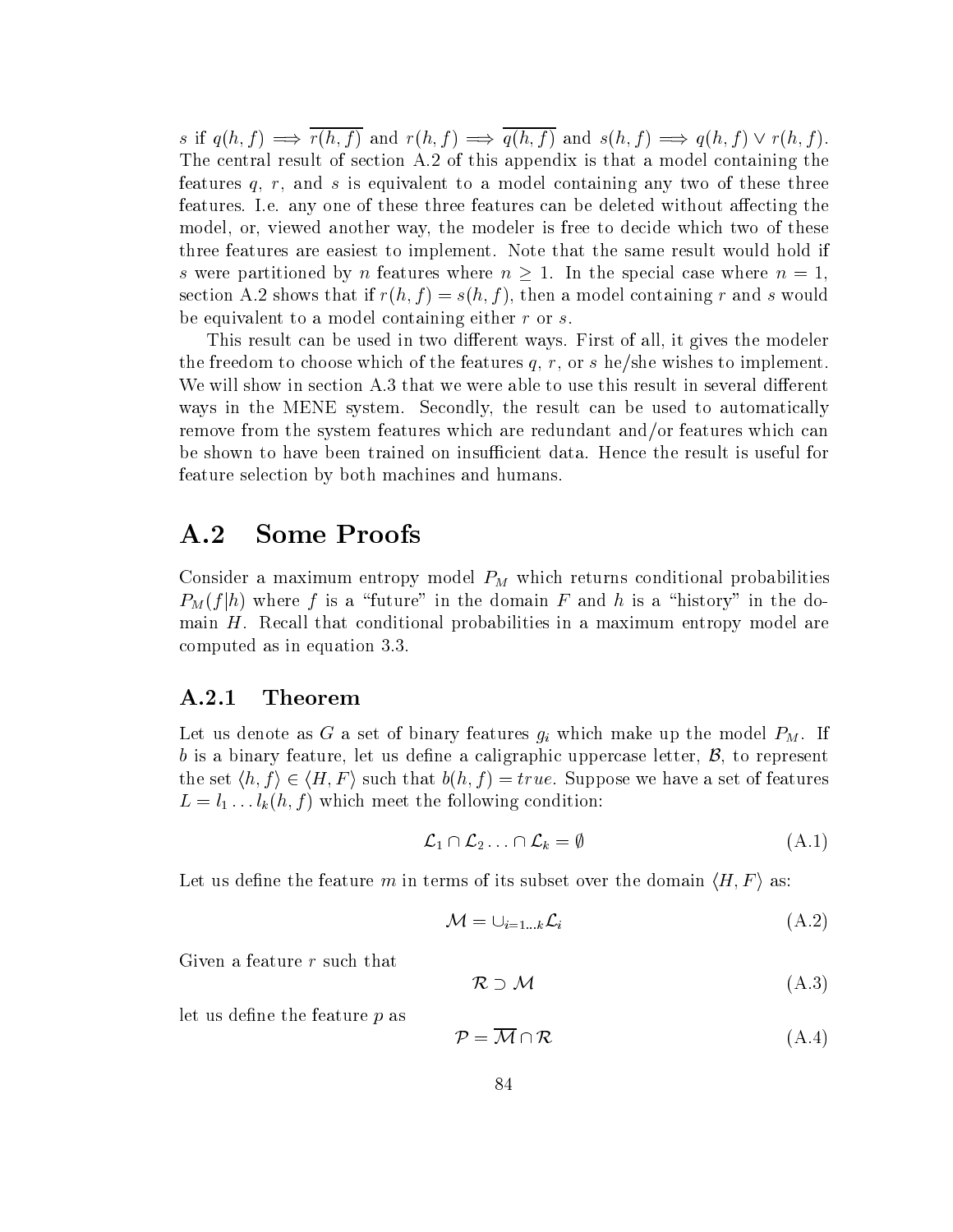$s$ if $q(h,f) \implies \overline{r(h,f)}$ and $r(h,f) \implies \overline{q(h,f)}$ and $s(h,f) \implies q(h,f) \vee r(h,f)$. The central result of section A.2 of this appendix is that a model containing the features $q$, $r$, and $s$ is equivalent to a model containing any two of these three features. I.e. any one of these three features can be deleted without affecting the model, or, viewed another way, the modeler is free to decide which two of these three features are easiest to implement. Note that the same result would hold if $s$ were partitioned by $n$ features where $n \geq 1$. In the special case where $n = 1$, section A.2 shows that if $r(h,f) = s(h,f)$, then a model containing $r$ and $s$ would be equivalent to a model containing either $r$ or $s$.

This result can be used in two different ways. First of all, it gives the modeler the freedom to choose which of the features $q$, $r$, or $s$ he/she wishes to implement. We will show in section A.3 that we were able to use this result in several different ways in the MENE system. Secondly, the result can be used to automatically remove from the system features which are redundant and/or features which can be shown to have been trained on insufficient data. Hence the result is useful for feature selection by both machines and humans.

## A.2 Some Proofs

Consider a maximum entropy model $P_M$ which returns conditional probabilities $P_M(f|h)$ where $f$ is a "future" in the domain $F$ and $h$ is a "history" in the domain $H$. Recall that conditional probabilities in a maximum entropy model are computed as in equation 3.3.

### A.2.1 Theorem

Let us denote as $G$ a set of binary features $g_i$ which make up the model $P_M$. If $b$ is a binary feature, let us define a caligraphic uppercase letter, $\mathcal{B}$, to represent the set $\langle h, f \rangle \in \langle H, F \rangle$ such that $b(h,f) = true$. Suppose we have a set of features $L = l_1 \ldots l_k(h,f)$ which meet the following condition:

$$\mathcal{L}_1 \cap \mathcal{L}_2 \ldots \cap \mathcal{L}_k = \emptyset \tag{A.1}$$

Let us define the feature $m$ in terms of its subset over the domain $\langle H, F \rangle$ as:

$$\mathcal{M} = \cup_{i=1 \ldots k} \mathcal{L}_i \tag{A.2}$$

Given a feature $r$ such that

$$\mathcal{R} \supset \mathcal{M} \tag{A.3}$$

let us define the feature $p$ as

$$\mathcal{P} = \overline{\mathcal{M}} \cap \mathcal{R} \tag{A.4}$$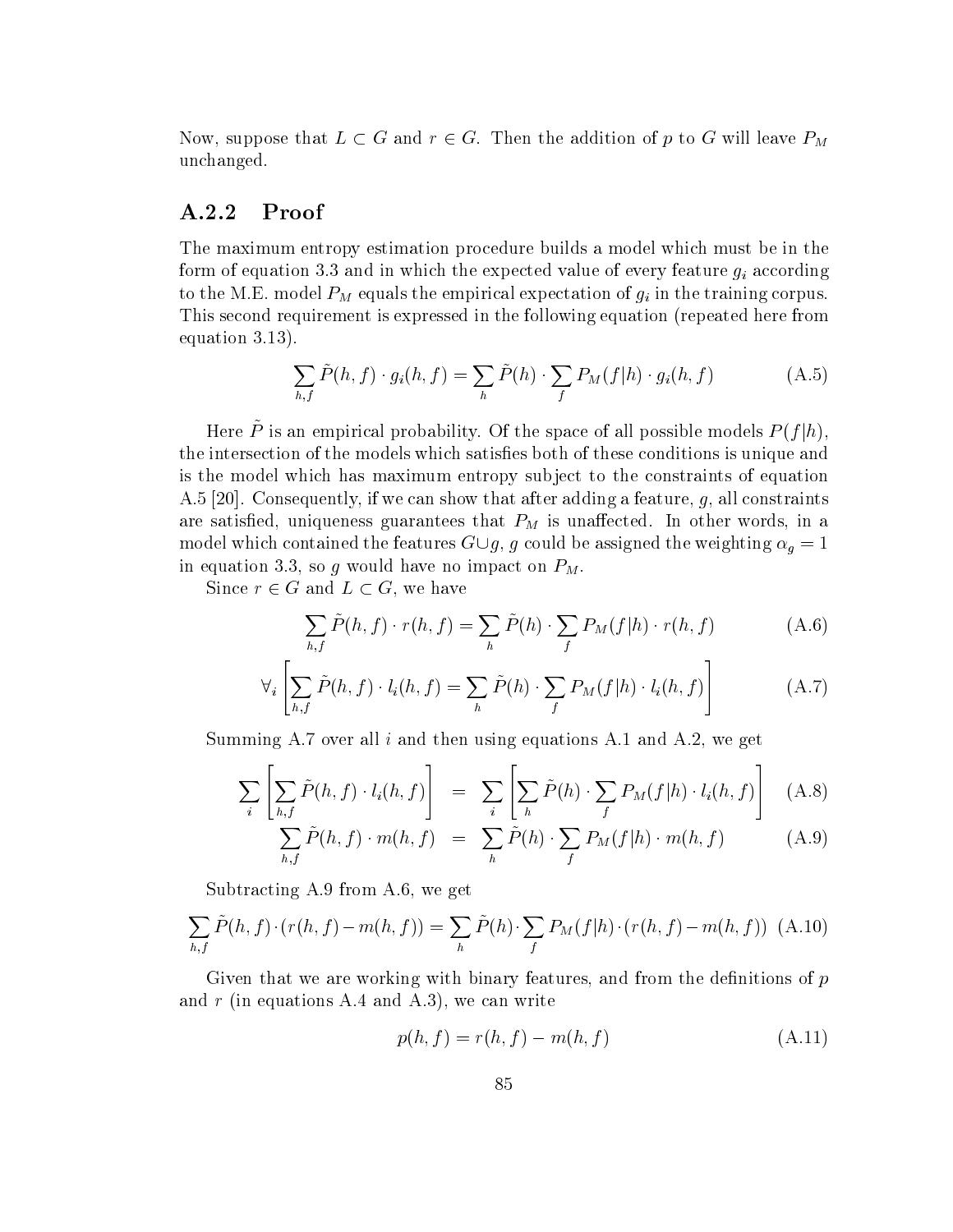Now, suppose that $L \subset G$ and $r \in G$. Then the addition of $p$ to $G$ will leave $P_M$ unchanged.

### A.2.2 Proof

The maximum entropy estimation procedure builds a model which must be in the form of equation 3.3 and in which the expected value of every feature $g_i$ according to the M.E. model $P_M$ equals the empirical expectation of $g_i$ in the training corpus. This second requirement is expressed in the following equation (repeated here from equation 3.13).

$$\sum_{h,f} \tilde{P}(h,f) \cdot g_i(h,f) = \sum_h \tilde{P}(h) \cdot \sum_f P_M(f|h) \cdot g_i(h,f) \tag{A.5}$$

Here $\tilde{P}$ is an empirical probability. Of the space of all possible models $P(f|h)$, the intersection of the models which satisfies both of these conditions is unique and is the model which has maximum entropy subject to the constraints of equation A.5 [20]. Consequently, if we can show that after adding a feature, $g$, all constraints are satisfied, uniqueness guarantees that $P_M$ is unaffected. In other words, in a model which contained the features $G \cup g$, $g$ could be assigned the weighting $\alpha_g = 1$ in equation 3.3, so $g$ would have no impact on $P_M$.

Since $r \in G$ and $L \subset G$, we have

$$\sum_{h,f} \tilde{P}(h,f) \cdot r(h,f) = \sum_h \tilde{P}(h) \cdot \sum_f P_M(f|h) \cdot r(h,f) \tag{A.6}$$

$$\forall_i \left[ \sum_{h,f} \tilde{P}(h,f) \cdot l_i(h,f) = \sum_h \tilde{P}(h) \cdot \sum_f P_M(f|h) \cdot l_i(h,f) \right] \tag{A.7}$$

Summing A.7 over all $i$ and then using equations A.1 and A.2, we get

$$\sum_i \left[ \sum_{h,f} \tilde{P}(h,f) \cdot l_i(h,f) \right] = \sum_i \left[ \sum_h \tilde{P}(h) \cdot \sum_f P_M(f|h) \cdot l_i(h,f) \right] \tag{A.8}$$

$$\sum_{h,f} \tilde{P}(h,f) \cdot m(h,f) = \sum_h \tilde{P}(h) \cdot \sum_f P_M(f|h) \cdot m(h,f) \tag{A.9}$$

Subtracting A.9 from A.6, we get

$$\sum_{h,f} \tilde{P}(h,f) \cdot (r(h,f) - m(h,f)) = \sum_h \tilde{P}(h) \cdot \sum_f P_M(f|h) \cdot (r(h,f) - m(h,f)) \tag{A.10}$$

Given that we are working with binary features, and from the definitions of $p$ and $r$ (in equations A.4 and A.3), we can write

$$p(h,f) = r(h,f) - m(h,f) \tag{A.11}$$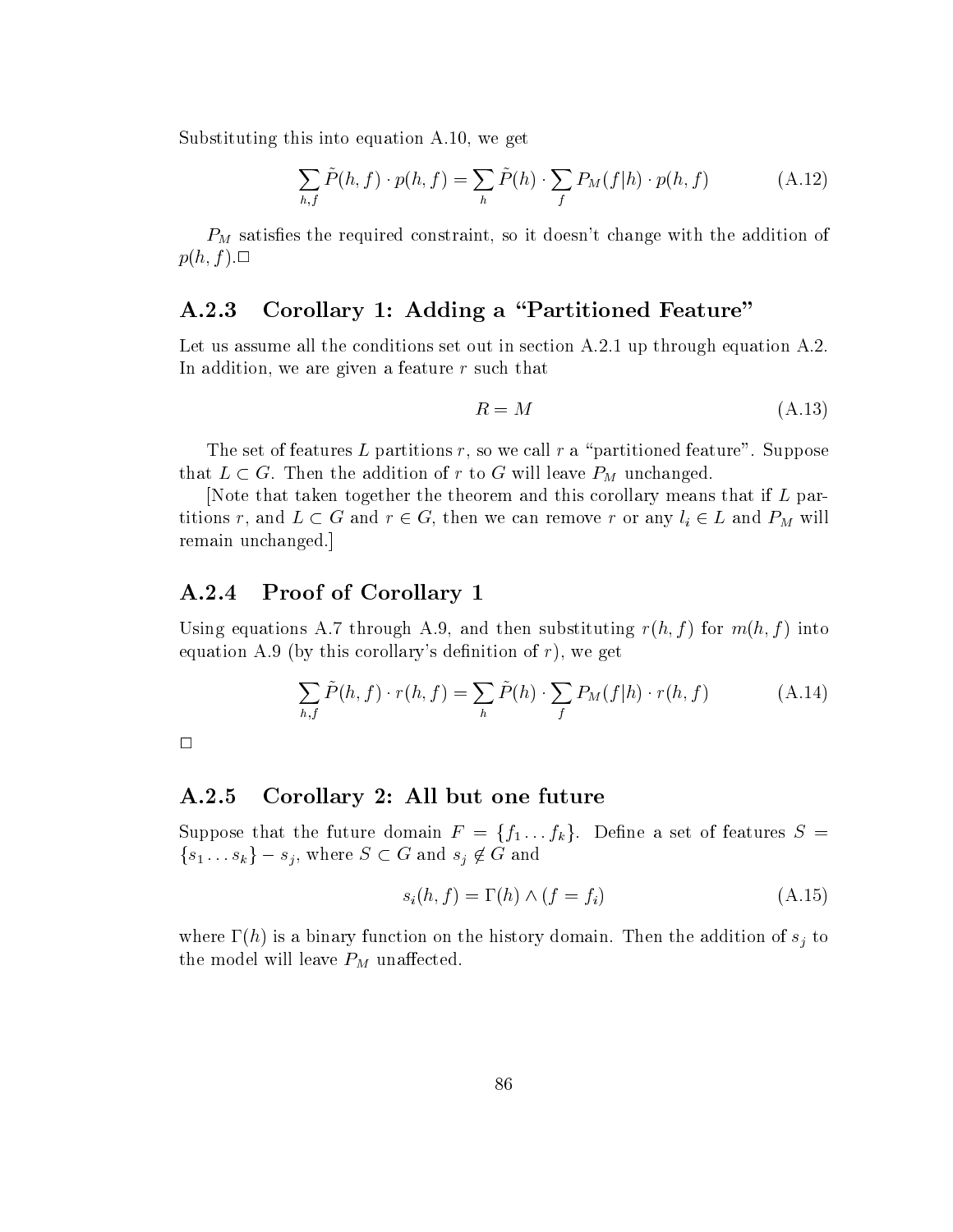Substituting this into equation A.10, we get

$$\sum_{h,f} \tilde{P}(h,f) \cdot p(h,f) = \sum_{h} \tilde{P}(h) \cdot \sum_{f} P_M(f|h) \cdot p(h,f) \tag{A.12}$$

$P_M$ satisfies the required constraint, so it doesn't change with the addition of $p(h, f)$.$\square$

### A.2.3 Corollary 1: Adding a "Partitioned Feature"

Let us assume all the conditions set out in section A.2.1 up through equation A.2. In addition, we are given a feature $r$ such that

$$R = M \tag{A.13}$$

The set of features $L$ partitions $r$, so we call $r$ a "partitioned feature". Suppose that $L \subset G$. Then the addition of $r$ to $G$ will leave $P_M$ unchanged.

[Note that taken together the theorem and this corollary means that if $L$ partitions $r$, and $L \subset G$ and $r \in G$, then we can remove $r$ or any $l_i \in L$ and $P_M$ will remain unchanged.]

### A.2.4 Proof of Corollary 1

Using equations A.7 through A.9, and then substituting $r(h, f)$ for $m(h, f)$ into equation A.9 (by this corollary's definition of $r$), we get

$$\sum_{h,f} \tilde{P}(h,f) \cdot r(h,f) = \sum_{h} \tilde{P}(h) \cdot \sum_{f} P_M(f|h) \cdot r(h,f) \tag{A.14}$$

$\square$

### A.2.5 Corollary 2: All but one future

Suppose that the future domain $F = \{f_1 \ldots f_k\}$. Define a set of features $S = \{s_1 \ldots s_k\} - s_j$, where $S \subset G$ and $s_j \notin G$ and

$$s_i(h,f) = \Gamma(h) \wedge (f = f_i) \tag{A.15}$$

where $\Gamma(h)$ is a binary function on the history domain. Then the addition of $s_j$ to the model will leave $P_M$ unaffected.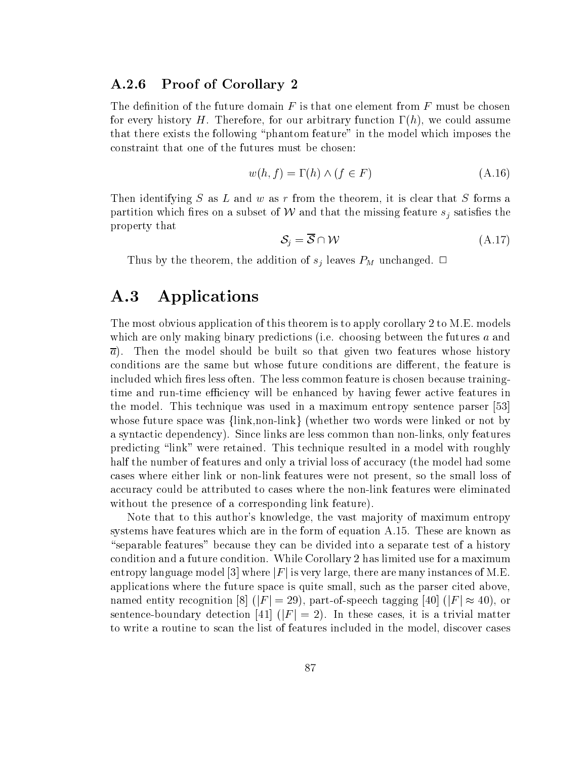### A.2.6 Proof of Corollary 2

The definition of the future domain $F$ is that one element from $F$ must be chosen for every history $H$. Therefore, for our arbitrary function $\Gamma(h)$, we could assume that there exists the following "phantom feature" in the model which imposes the constraint that one of the futures must be chosen:

$$w(h, f) = \Gamma(h) \wedge (f \in F) \tag{A.16}$$

Then identifying $S$ as $L$ and $w$ as $r$ from the theorem, it is clear that $S$ forms a partition which fires on a subset of $\mathcal{W}$ and that the missing feature $s_j$ satisfies the property that

$$\mathcal{S}_j = \overline{\mathcal{S}} \cap \mathcal{W} \tag{A.17}$$

Thus by the theorem, the addition of $s_j$ leaves $P_M$ unchanged. $\Box$

## A.3 Applications

The most obvious application of this theorem is to apply corollary 2 to M.E. models which are only making binary predictions (i.e. choosing between the futures $a$ and $\overline{a}$). Then the model should be built so that given two features whose history conditions are the same but whose future conditions are different, the feature is included which fires less often. The less common feature is chosen because training-time and run-time efficiency will be enhanced by having fewer active features in the model. This technique was used in a maximum entropy sentence parser [53] whose future space was {link,non-link} (whether two words were linked or not by a syntactic dependency). Since links are less common than non-links, only features predicting "link" were retained. This technique resulted in a model with roughly half the number of features and only a trivial loss of accuracy (the model had some cases where either link or non-link features were not present, so the small loss of accuracy could be attributed to cases where the non-link features were eliminated without the presence of a corresponding link feature).

Note that to this author's knowledge, the vast majority of maximum entropy systems have features which are in the form of equation A.15. These are known as "separable features" because they can be divided into a separate test of a history condition and a future condition. While Corollary 2 has limited use for a maximum entropy language model [3] where $|F|$ is very large, there are many instances of M.E. applications where the future space is quite small, such as the parser cited above, named entity recognition [8] ($|F| = 29$), part-of-speech tagging [40] ($|F| \approx 40$), or sentence-boundary detection [41] ($|F| = 2$). In these cases, it is a trivial matter to write a routine to scan the list of features included in the model, discover cases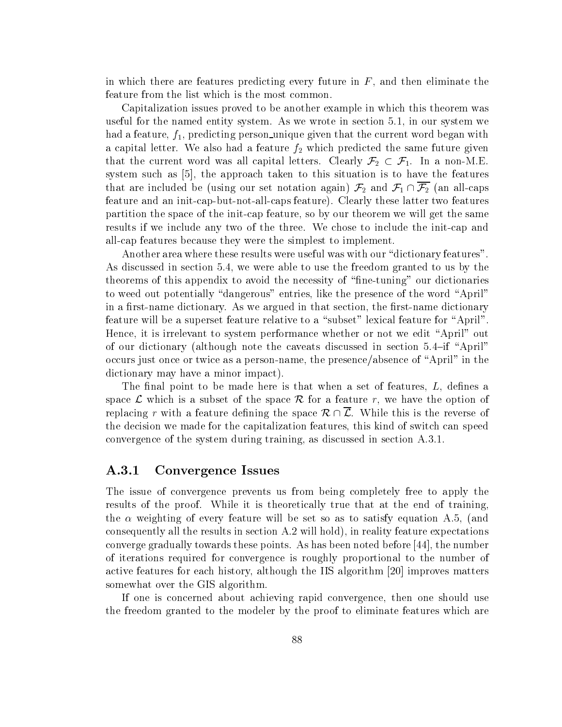in which there are features predicting every future in $F$, and then eliminate the feature from the list which is the most common.

Capitalization issues proved to be another example in which this theorem was useful for the named entity system. As we wrote in section 5.1, in our system we had a feature, $f_1$, predicting person_unique given that the current word began with a capital letter. We also had a feature $f_2$ which predicted the same future given that the current word was all capital letters. Clearly $\mathcal{F}_2 \subset \mathcal{F}_1$. In a non-M.E. system such as [5], the approach taken to this situation is to have the features that are included be (using our set notation again) $\mathcal{F}_2$ and $\mathcal{F}_1 \cap \overline{\mathcal{F}_2}$ (an all-caps feature and an init-cap-but-not-all-caps feature). Clearly these latter two features partition the space of the init-cap feature, so by our theorem we will get the same results if we include any two of the three. We chose to include the init-cap and all-cap features because they were the simplest to implement.

Another area where these results were useful was with our "dictionary features". As discussed in section 5.4, we were able to use the freedom granted to us by the theorems of this appendix to avoid the necessity of "fine-tuning" our dictionaries to weed out potentially "dangerous" entries, like the presence of the word "April" in a first-name dictionary. As we argued in that section, the first-name dictionary feature will be a superset feature relative to a "subset" lexical feature for "April". Hence, it is irrelevant to system performance whether or not we edit "April" out of our dictionary (although note the caveats discussed in section 5.4–if "April" occurs just once or twice as a person-name, the presence/absence of "April" in the dictionary may have a minor impact).

The final point to be made here is that when a set of features, $L$, defines a space $\mathcal{L}$ which is a subset of the space $\mathcal{R}$ for a feature $r$, we have the option of replacing $r$ with a feature defining the space $\mathcal{R} \cap \overline{\mathcal{L}}$. While this is the reverse of the decision we made for the capitalization features, this kind of switch can speed convergence of the system during training, as discussed in section A.3.1.

### A.3.1 Convergence Issues

The issue of convergence prevents us from being completely free to apply the results of the proof. While it is theoretically true that at the end of training, the $\alpha$ weighting of every feature will be set so as to satisfy equation A.5, (and consequently all the results in section A.2 will hold), in reality feature expectations converge gradually towards these points. As has been noted before [44], the number of iterations required for convergence is roughly proportional to the number of active features for each history, although the IIS algorithm [20] improves matters somewhat over the GIS algorithm.

If one is concerned about achieving rapid convergence, then one should use the freedom granted to the modeler by the proof to eliminate features which are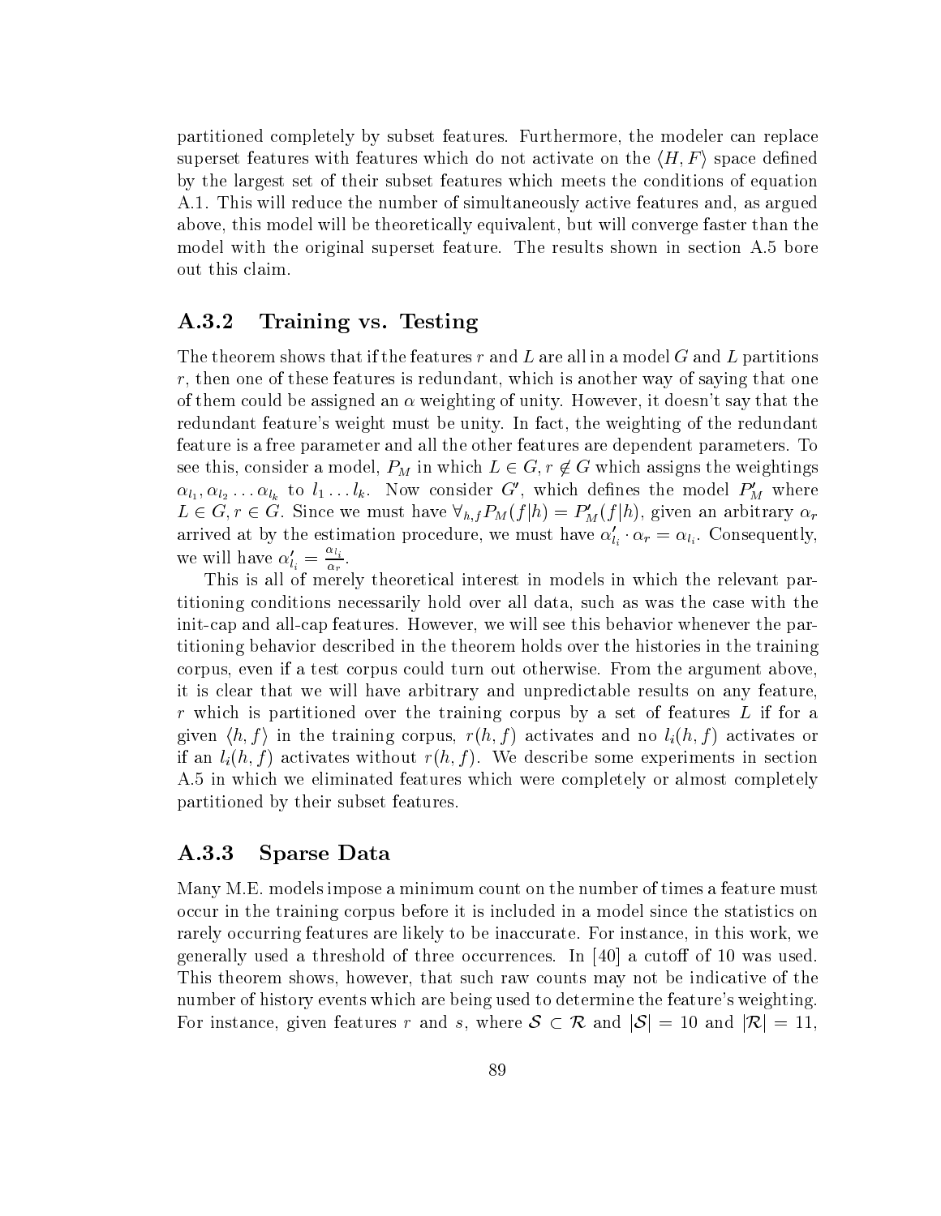partitioned completely by subset features. Furthermore, the modeler can replace superset features with features which do not activate on the $\langle H, F \rangle$ space defined by the largest set of their subset features which meets the conditions of equation A.1. This will reduce the number of simultaneously active features and, as argued above, this model will be theoretically equivalent, but will converge faster than the model with the original superset feature. The results shown in section A.5 bore out this claim.

### A.3.2 Training vs. Testing

The theorem shows that if the features $r$ and $L$ are all in a model $G$ and $L$ partitions $r$, then one of these features is redundant, which is another way of saying that one of them could be assigned an $\alpha$ weighting of unity. However, it doesn't say that the redundant feature's weight must be unity. In fact, the weighting of the redundant feature is a free parameter and all the other features are dependent parameters. To see this, consider a model, $P_M$ in which $L \in G, r \notin G$ which assigns the weightings $\alpha_{l_1}, \alpha_{l_2} \ldots \alpha_{l_k}$ to $l_1 \ldots l_k$. Now consider $G'$, which defines the model $P'_M$ where $L \in G, r \in G$. Since we must have $\forall_{h,f} P_M(f|h) = P'_M(f|h)$, given an arbitrary $\alpha_r$ arrived at by the estimation procedure, we must have $\alpha'_{l_i} \cdot \alpha_r = \alpha_{l_i}$. Consequently, we will have $\alpha'_{l_i} = \frac{\alpha_{l_i}}{\alpha_r}$.

This is all of merely theoretical interest in models in which the relevant partitioning conditions necessarily hold over all data, such as was the case with the init-cap and all-cap features. However, we will see this behavior whenever the partitioning behavior described in the theorem holds over the histories in the training corpus, even if a test corpus could turn out otherwise. From the argument above, it is clear that we will have arbitrary and unpredictable results on any feature, $r$ which is partitioned over the training corpus by a set of features $L$ if for a given $\langle h, f \rangle$ in the training corpus, $r(h, f)$ activates and no $l_i(h, f)$ activates or if an $l_i(h, f)$ activates without $r(h, f)$. We describe some experiments in section A.5 in which we eliminated features which were completely or almost completely partitioned by their subset features.

### A.3.3 Sparse Data

Many M.E. models impose a minimum count on the number of times a feature must occur in the training corpus before it is included in a model since the statistics on rarely occurring features are likely to be inaccurate. For instance, in this work, we generally used a threshold of three occurrences. In [40] a cutoff of 10 was used. This theorem shows, however, that such raw counts may not be indicative of the number of history events which are being used to determine the feature's weighting. For instance, given features $r$ and $s$, where $\mathcal{S} \subset \mathcal{R}$ and $|\mathcal{S}| = 10$ and $|\mathcal{R}| = 11$,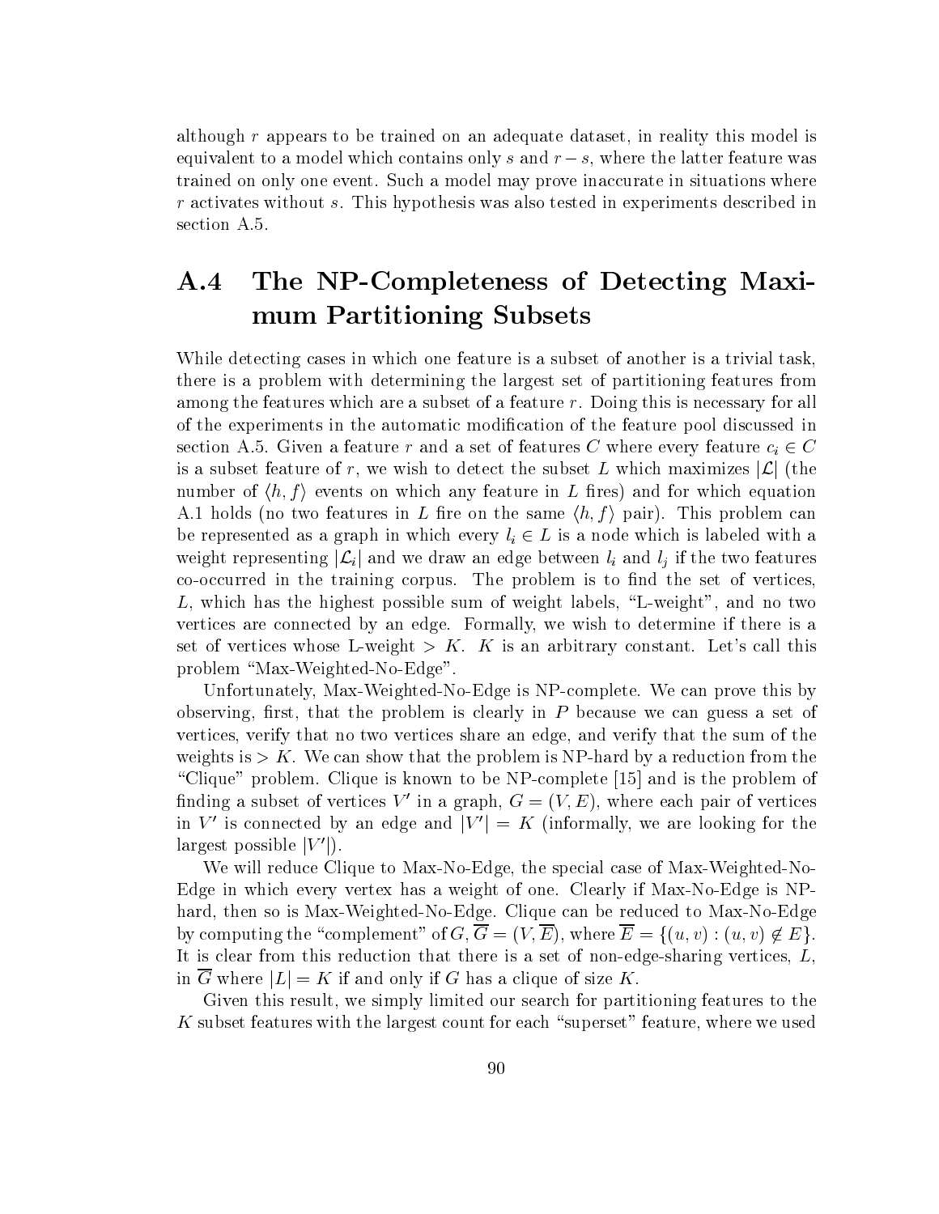although $r$ appears to be trained on an adequate dataset, in reality this model is equivalent to a model which contains only $s$ and $r - s$, where the latter feature was trained on only one event. Such a model may prove inaccurate in situations where $r$ activates without $s$. This hypothesis was also tested in experiments described in section A.5.

## A.4 The NP-Completeness of Detecting Maximum Partitioning Subsets

While detecting cases in which one feature is a subset of another is a trivial task, there is a problem with determining the largest set of partitioning features from among the features which are a subset of a feature $r$. Doing this is necessary for all of the experiments in the automatic modification of the feature pool discussed in section A.5. Given a feature $r$ and a set of features $C$ where every feature $c_i \in C$ is a subset feature of $r$, we wish to detect the subset $L$ which maximizes $|\mathcal{L}|$ (the number of $\langle h, f \rangle$ events on which any feature in $L$ fires) and for which equation A.1 holds (no two features in $L$ fire on the same $\langle h, f \rangle$ pair). This problem can be represented as a graph in which every $l_i \in L$ is a node which is labeled with a weight representing $|\mathcal{L}_i|$ and we draw an edge between $l_i$ and $l_j$ if the two features co-occurred in the training corpus. The problem is to find the set of vertices, $L$, which has the highest possible sum of weight labels, "L-weight", and no two vertices are connected by an edge. Formally, we wish to determine if there is a set of vertices whose L-weight $> K$. $K$ is an arbitrary constant. Let's call this problem "Max-Weighted-No-Edge".

Unfortunately, Max-Weighted-No-Edge is NP-complete. We can prove this by observing, first, that the problem is clearly in $P$ because we can guess a set of vertices, verify that no two vertices share an edge, and verify that the sum of the weights is $> K$. We can show that the problem is NP-hard by a reduction from the "Clique" problem. Clique is known to be NP-complete [15] and is the problem of finding a subset of vertices $V'$ in a graph, $G = (V, E)$, where each pair of vertices in $V'$ is connected by an edge and $|V'| = K$ (informally, we are looking for the largest possible $|V'|$).

We will reduce Clique to Max-No-Edge, the special case of Max-Weighted-No-Edge in which every vertex has a weight of one. Clearly if Max-No-Edge is NP-hard, then so is Max-Weighted-No-Edge. Clique can be reduced to Max-No-Edge by computing the "complement" of $G$, $\overline{G} = (V, \overline{E})$, where $\overline{E} = \{(u, v) : (u, v) \notin E\}$. It is clear from this reduction that there is a set of non-edge-sharing vertices, $L$, in $\overline{G}$ where $|L| = K$ if and only if $G$ has a clique of size $K$.

Given this result, we simply limited our search for partitioning features to the $K$ subset features with the largest count for each "superset" feature, where we used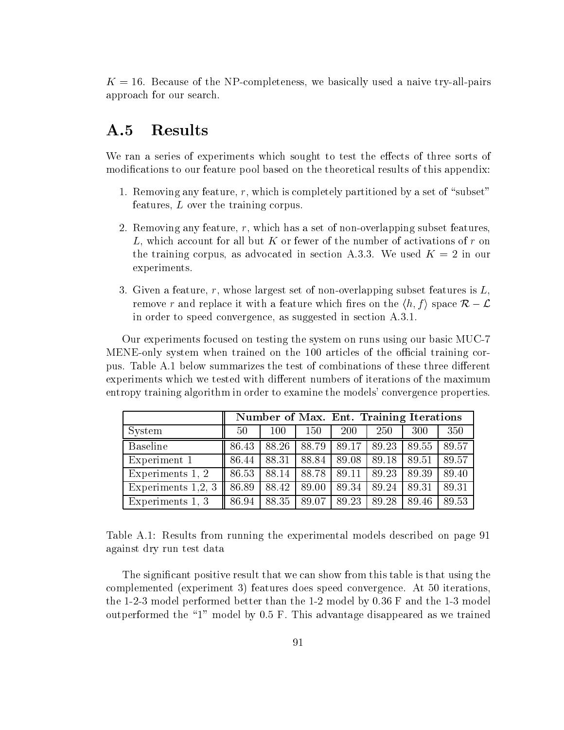$K = 16$. Because of the NP-completeness, we basically used a naive try-all-pairs approach for our search.

## A.5 Results

We ran a series of experiments which sought to test the effects of three sorts of modifications to our feature pool based on the theoretical results of this appendix:

1. Removing any feature, $r$, which is completely partitioned by a set of "subset" features, $L$ over the training corpus.

2. Removing any feature, $r$, which has a set of non-overlapping subset features, $L$, which account for all but $K$ or fewer of the number of activations of $r$ on the training corpus, as advocated in section A.3.3. We used $K = 2$ in our experiments.

3. Given a feature, $r$, whose largest set of non-overlapping subset features is $L$, remove $r$ and replace it with a feature which fires on the $\langle h, f \rangle$ space $\mathcal{R} - \mathcal{L}$ in order to speed convergence, as suggested in section A.3.1.

Our experiments focused on testing the system on runs using our basic MUC-7 MENE-only system when trained on the 100 articles of the official training corpus. Table A.1 below summarizes the test of combinations of these three different experiments which we tested with different numbers of iterations of the maximum entropy training algorithm in order to examine the models' convergence properties.

| | **Number of Max. Ent. Training Iterations** | | | | | | |
|---|---|---|---|---|---|---|---|
| System | 50 | 100 | 150 | 200 | 250 | 300 | 350 |
| Baseline | 86.43 | 88.26 | 88.79 | 89.17 | 89.23 | 89.55 | 89.57 |
| Experiment 1 | 86.44 | 88.31 | 88.84 | 89.08 | 89.18 | 89.51 | 89.57 |
| Experiments 1, 2 | 86.53 | 88.14 | 88.78 | 89.11 | 89.23 | 89.39 | 89.40 |
| Experiments 1,2, 3 | 86.89 | 88.42 | 89.00 | 89.34 | 89.24 | 89.31 | 89.31 |
| Experiments 1, 3 | 86.94 | 88.35 | 89.07 | 89.23 | 89.28 | 89.46 | 89.53 |

Table A.1: Results from running the experimental models described on page 91 against dry run test data

The significant positive result that we can show from this table is that using the complemented (experiment 3) features does speed convergence. At 50 iterations, the 1-2-3 model performed better than the 1-2 model by 0.36 F and the 1-3 model outperformed the "1" model by 0.5 F. This advantage disappeared as we trained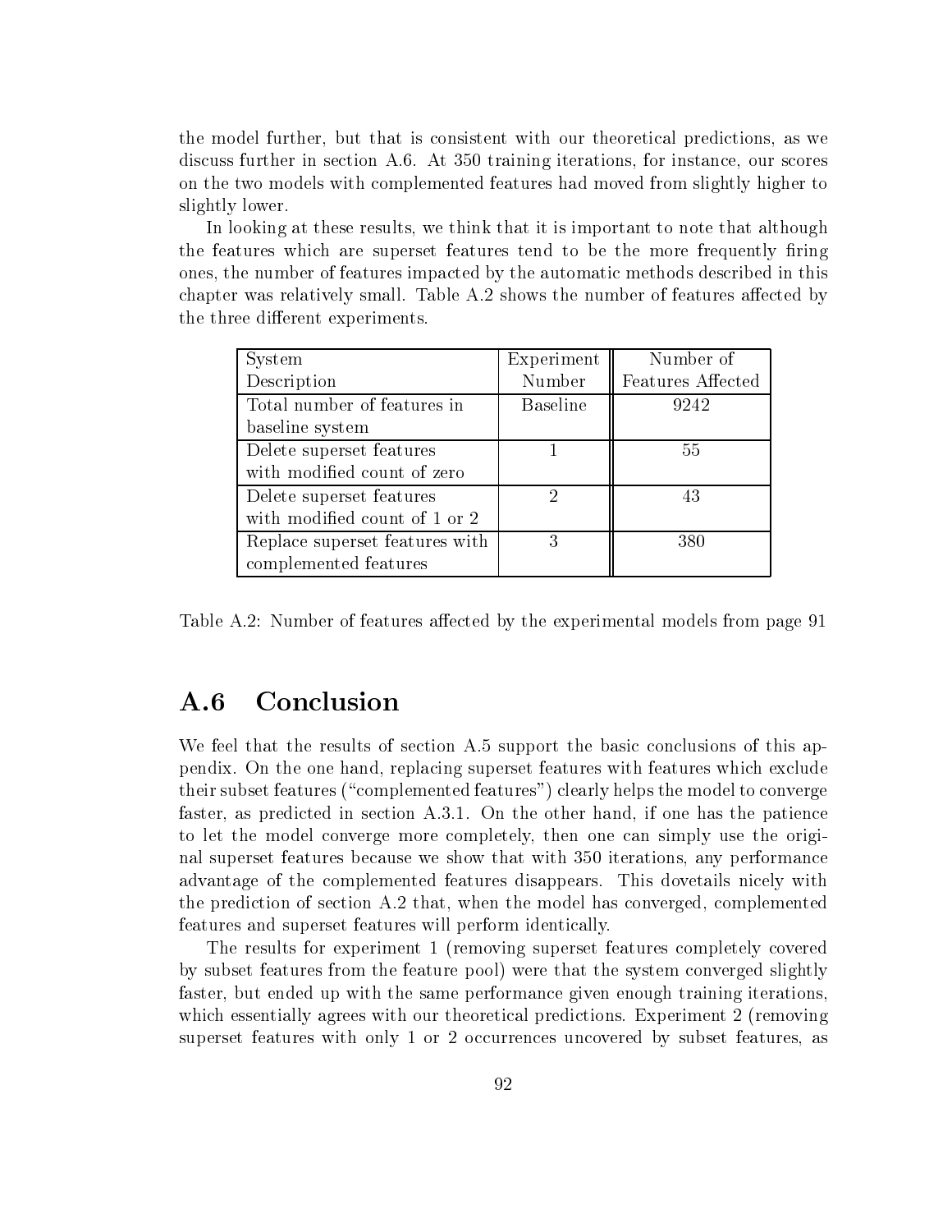the model further, but that is consistent with our theoretical predictions, as we discuss further in section A.6. At 350 training iterations, for instance, our scores on the two models with complemented features had moved from slightly higher to slightly lower.

In looking at these results, we think that it is important to note that although the features which are superset features tend to be the more frequently firing ones, the number of features impacted by the automatic methods described in this chapter was relatively small. Table A.2 shows the number of features affected by the three different experiments.

| System Description | Experiment Number | Number of Features Affected |
|---|---|---|
| Total number of features in baseline system | Baseline | 9242 |
| Delete superset features with modified count of zero | 1 | 55 |
| Delete superset features with modified count of 1 or 2 | 2 | 43 |
| Replace superset features with complemented features | 3 | 380 |

Table A.2: Number of features affected by the experimental models from page 91

## A.6 Conclusion

We feel that the results of section A.5 support the basic conclusions of this appendix. On the one hand, replacing superset features with features which exclude their subset features ("complemented features") clearly helps the model to converge faster, as predicted in section A.3.1. On the other hand, if one has the patience to let the model converge more completely, then one can simply use the original superset features because we show that with 350 iterations, any performance advantage of the complemented features disappears. This dovetails nicely with the prediction of section A.2 that, when the model has converged, complemented features and superset features will perform identically.

The results for experiment 1 (removing superset features completely covered by subset features from the feature pool) were that the system converged slightly faster, but ended up with the same performance given enough training iterations, which essentially agrees with our theoretical predictions. Experiment 2 (removing superset features with only 1 or 2 occurrences uncovered by subset features, as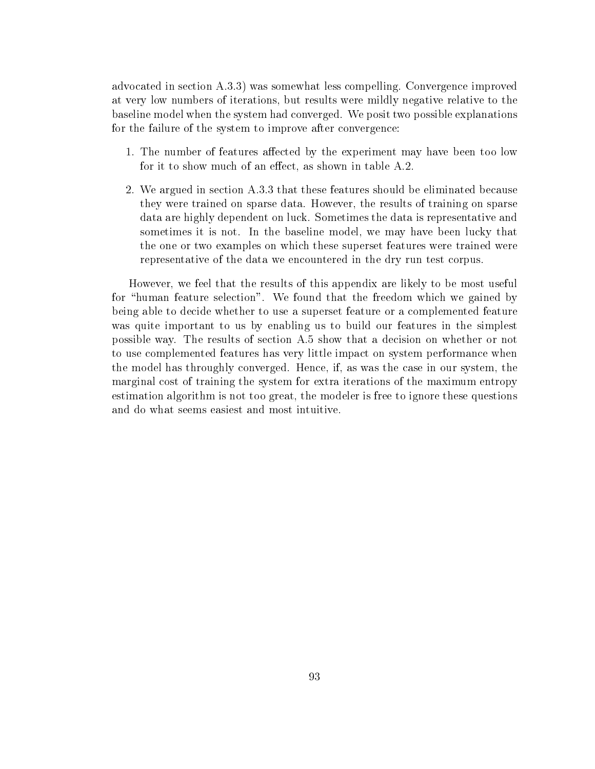advocated in section A.3.3) was somewhat less compelling. Convergence improved at very low numbers of iterations, but results were mildly negative relative to the baseline model when the system had converged. We posit two possible explanations for the failure of the system to improve after convergence:

1. The number of features affected by the experiment may have been too low for it to show much of an effect, as shown in table A.2.

2. We argued in section A.3.3 that these features should be eliminated because they were trained on sparse data. However, the results of training on sparse data are highly dependent on luck. Sometimes the data is representative and sometimes it is not. In the baseline model, we may have been lucky that the one or two examples on which these superset features were trained were representative of the data we encountered in the dry run test corpus.

However, we feel that the results of this appendix are likely to be most useful for "human feature selection". We found that the freedom which we gained by being able to decide whether to use a superset feature or a complemented feature was quite important to us by enabling us to build our features in the simplest possible way. The results of section A.5 show that a decision on whether or not to use complemented features has very little impact on system performance when the model has throughly converged. Hence, if, as was the case in our system, the marginal cost of training the system for extra iterations of the maximum entropy estimation algorithm is not too great, the modeler is free to ignore these questions and do what seems easiest and most intuitive.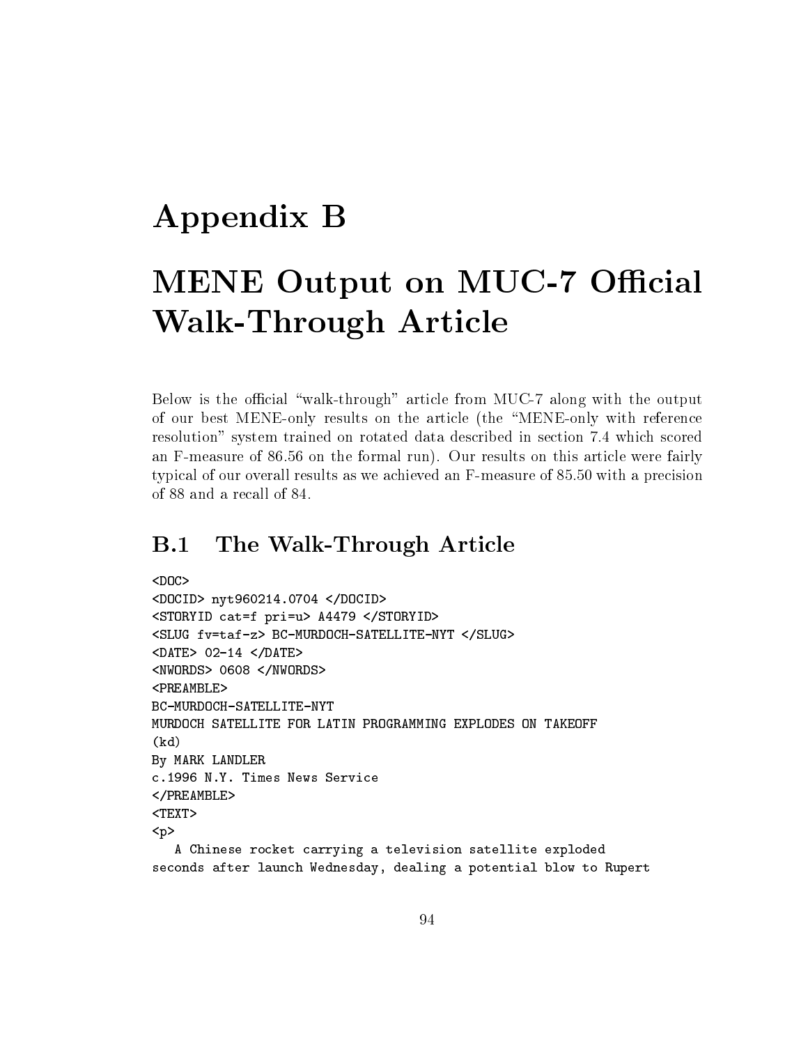# Appendix B

# MENE Output on MUC-7 Official Walk-Through Article

Below is the official "walk-through" article from MUC-7 along with the output of our best MENE-only results on the article (the "MENE-only with reference resolution" system trained on rotated data described in section 7.4 which scored an F-measure of 86.56 on the formal run). Our results on this article were fairly typical of our overall results as we achieved an F-measure of 85.50 with a precision of 88 and a recall of 84.

## B.1 The Walk-Through Article

```
<DOC>
<DOCID> nyt960214.0704 </DOCID>
<STORYID cat=f pri=u> A4479 </STORYID>
<SLUG fv=taf-z> BC-MURDOCH-SATELLITE-NYT </SLUG>
<DATE> 02-14 </DATE>
<NWORDS> 0608 </NWORDS>
<PREAMBLE>
BC-MURDOCH-SATELLITE-NYT
MURDOCH SATELLITE FOR LATIN PROGRAMMING EXPLODES ON TAKEOFF
(kd)
By MARK LANDLER
c.1996 N.Y. Times News Service
</PREAMBLE>
<TEXT>
<p>
   A Chinese rocket carrying a television satellite exploded
seconds after launch Wednesday, dealing a potential blow to Rupert
```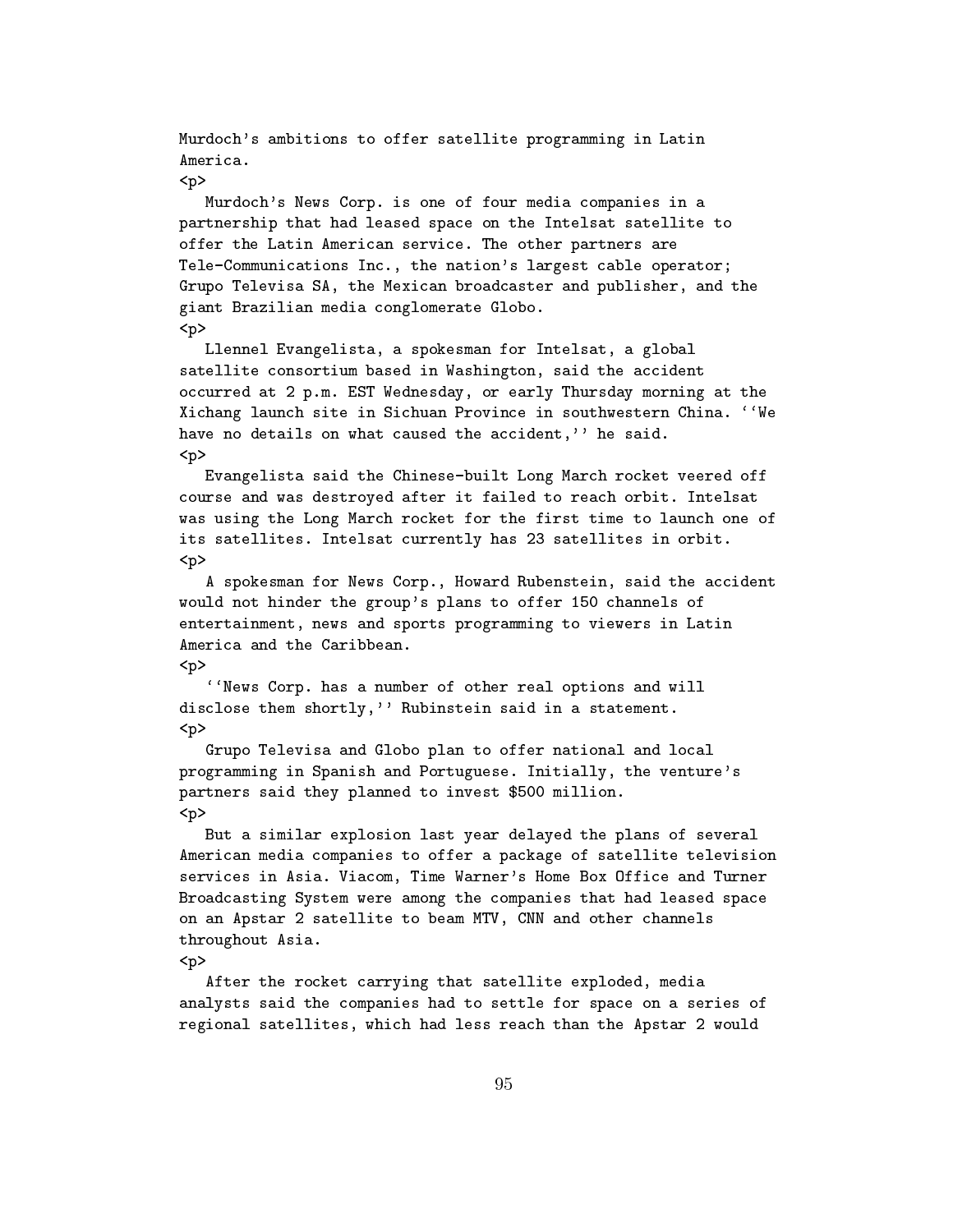Murdoch's ambitions to offer satellite programming in Latin America.
<p>
Murdoch's News Corp. is one of four media companies in a partnership that had leased space on the Intelsat satellite to offer the Latin American service. The other partners are Tele-Communications Inc., the nation's largest cable operator; Grupo Televisa SA, the Mexican broadcaster and publisher, and the giant Brazilian media conglomerate Globo.
<p>
Llennel Evangelista, a spokesman for Intelsat, a global satellite consortium based in Washington, said the accident occurred at 2 p.m. EST Wednesday, or early Thursday morning at the Xichang launch site in Sichuan Province in southwestern China. ''We have no details on what caused the accident,'' he said.
<p>
Evangelista said the Chinese-built Long March rocket veered off course and was destroyed after it failed to reach orbit. Intelsat was using the Long March rocket for the first time to launch one of its satellites. Intelsat currently has 23 satellites in orbit.
<p>
A spokesman for News Corp., Howard Rubenstein, said the accident would not hinder the group's plans to offer 150 channels of entertainment, news and sports programming to viewers in Latin America and the Caribbean.
<p>
''News Corp. has a number of other real options and will disclose them shortly,'' Rubinstein said in a statement.
<p>
Grupo Televisa and Globo plan to offer national and local programming in Spanish and Portuguese. Initially, the venture's partners said they planned to invest $500 million.
<p>
But a similar explosion last year delayed the plans of several American media companies to offer a package of satellite television services in Asia. Viacom, Time Warner's Home Box Office and Turner Broadcasting System were among the companies that had leased space on an Apstar 2 satellite to beam MTV, CNN and other channels throughout Asia.
<p>
After the rocket carrying that satellite exploded, media analysts said the companies had to settle for space on a series of regional satellites, which had less reach than the Apstar 2 would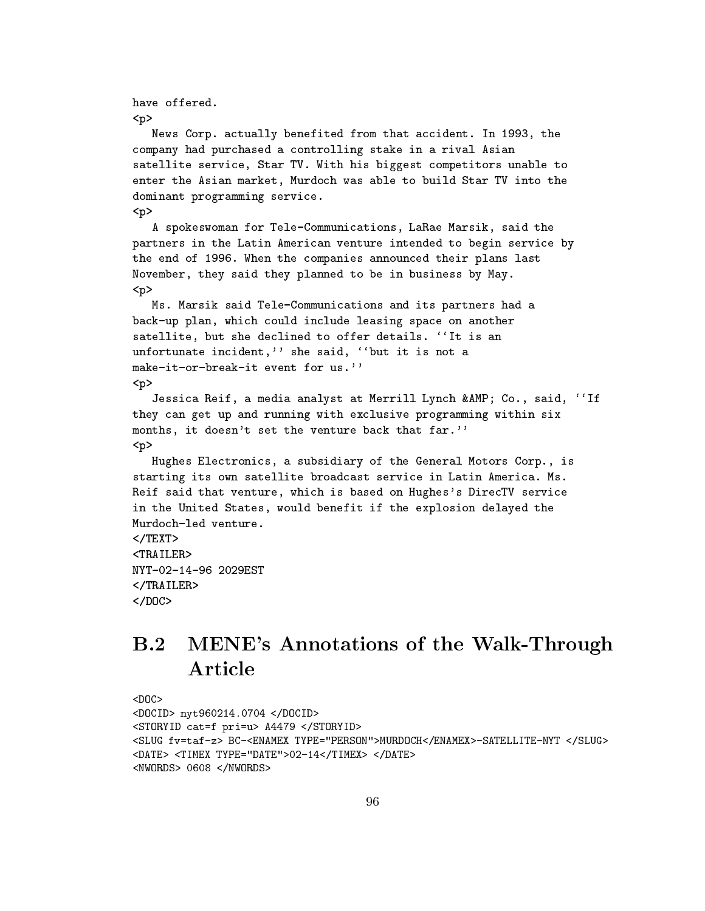```
have offered.
<p>
   News Corp. actually benefited from that accident. In 1993, the
company had purchased a controlling stake in a rival Asian
satellite service, Star TV. With his biggest competitors unable to
enter the Asian market, Murdoch was able to build Star TV into the
dominant programming service.
<p>
   A spokeswoman for Tele-Communications, LaRae Marsik, said the
partners in the Latin American venture intended to begin service by
the end of 1996. When the companies announced their plans last
November, they said they planned to be in business by May.
<p>
   Ms. Marsik said Tele-Communications and its partners had a
back-up plan, which could include leasing space on another
satellite, but she declined to offer details. ``It is an
unfortunate incident,'' she said, ``but it is not a
make-it-or-break-it event for us.''
<p>
   Jessica Reif, a media analyst at Merrill Lynch &AMP; Co., said, ``If
they can get up and running with exclusive programming within six
months, it doesn't set the venture back that far.''
<p>
   Hughes Electronics, a subsidiary of the General Motors Corp., is
starting its own satellite broadcast service in Latin America. Ms.
Reif said that venture, which is based on Hughes's DirecTV service
in the United States, would benefit if the explosion delayed the
Murdoch-led venture.
</TEXT>
<TRAILER>
NYT-02-14-96 2029EST
</TRAILER>
</DOC>
```

## B.2 MENE's Annotations of the Walk-Through Article

```
<DOC>
<DOCID> nyt960214.0704 </DOCID>
<STORYID cat=f pri=u> A4479 </STORYID>
<SLUG fv=taf-z> BC-<ENAMEX TYPE="PERSON">MURDOCH</ENAMEX>-SATELLITE-NYT </SLUG>
<DATE> <TIMEX TYPE="DATE">02-14</TIMEX> </DATE>
<NWORDS> 0608 </NWORDS>
```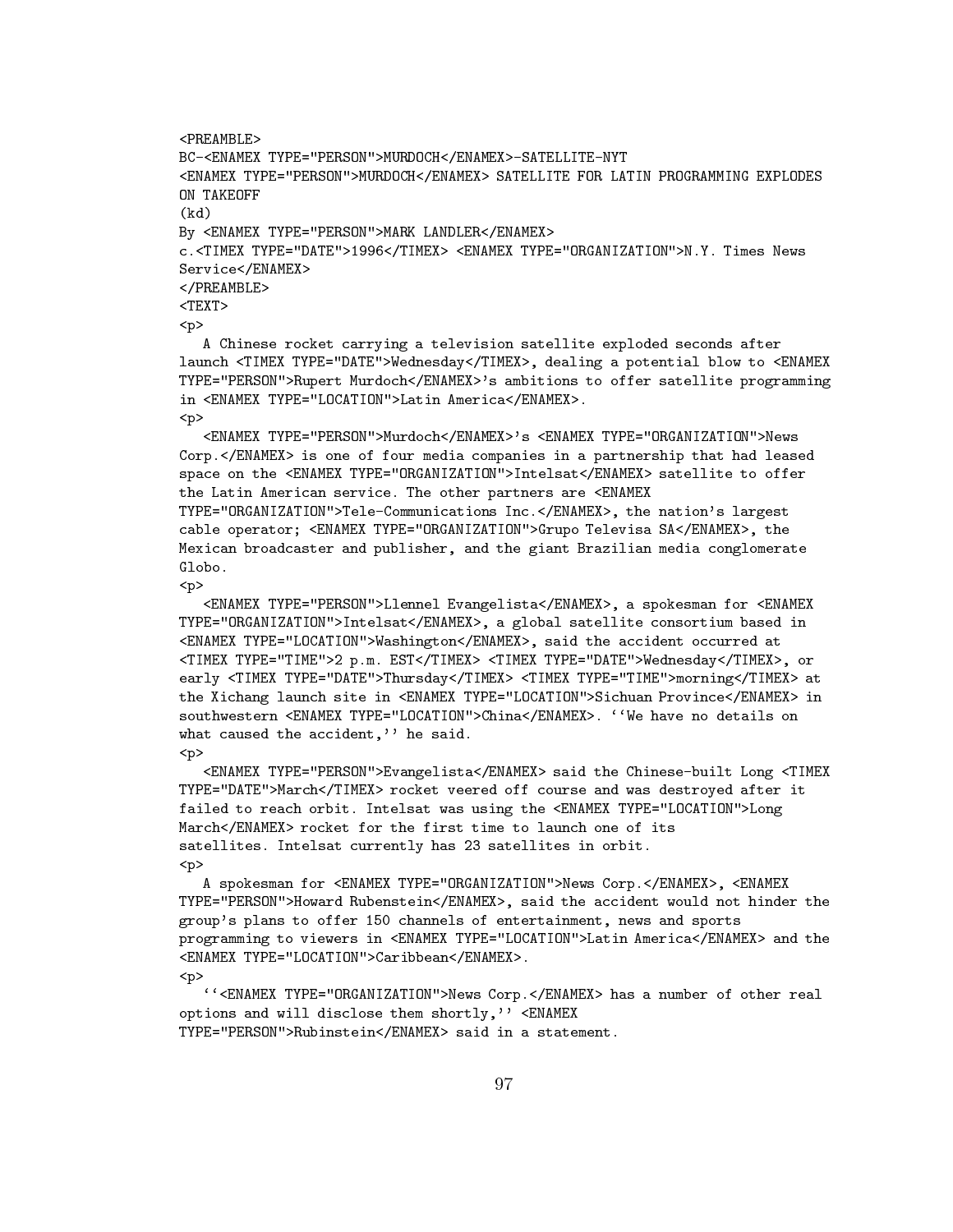```
<PREAMBLE>
BC-<ENAMEX TYPE="PERSON">MURDOCH</ENAMEX>-SATELLITE-NYT
<ENAMEX TYPE="PERSON">MURDOCH</ENAMEX> SATELLITE FOR LATIN PROGRAMMING EXPLODES
ON TAKEOFF
(kd)
By <ENAMEX TYPE="PERSON">MARK LANDLER</ENAMEX>
c.<TIMEX TYPE="DATE">1996</TIMEX> <ENAMEX TYPE="ORGANIZATION">N.Y. Times News
Service</ENAMEX>
</PREAMBLE>
<TEXT>
<p>
   A Chinese rocket carrying a television satellite exploded seconds after
launch <TIMEX TYPE="DATE">Wednesday</TIMEX>, dealing a potential blow to <ENAMEX
TYPE="PERSON">Rupert Murdoch</ENAMEX>'s ambitions to offer satellite programming
in <ENAMEX TYPE="LOCATION">Latin America</ENAMEX>.
<p>
   <ENAMEX TYPE="PERSON">Murdoch</ENAMEX>'s <ENAMEX TYPE="ORGANIZATION">News
Corp.</ENAMEX> is one of four media companies in a partnership that had leased
space on the <ENAMEX TYPE="ORGANIZATION">Intelsat</ENAMEX> satellite to offer
the Latin American service. The other partners are <ENAMEX
TYPE="ORGANIZATION">Tele-Communications Inc.</ENAMEX>, the nation's largest
cable operator; <ENAMEX TYPE="ORGANIZATION">Grupo Televisa SA</ENAMEX>, the
Mexican broadcaster and publisher, and the giant Brazilian media conglomerate
Globo.
<p>
   <ENAMEX TYPE="PERSON">Llennel Evangelista</ENAMEX>, a spokesman for <ENAMEX
TYPE="ORGANIZATION">Intelsat</ENAMEX>, a global satellite consortium based in
<ENAMEX TYPE="LOCATION">Washington</ENAMEX>, said the accident occurred at
<TIMEX TYPE="TIME">2 p.m. EST</TIMEX> <TIMEX TYPE="DATE">Wednesday</TIMEX>, or
early <TIMEX TYPE="DATE">Thursday</TIMEX> <TIMEX TYPE="TIME">morning</TIMEX> at
the Xichang launch site in <ENAMEX TYPE="LOCATION">Sichuan Province</ENAMEX> in
southwestern <ENAMEX TYPE="LOCATION">China</ENAMEX>. ``We have no details on
what caused the accident,'' he said.
<p>
   <ENAMEX TYPE="PERSON">Evangelista</ENAMEX> said the Chinese-built Long <TIMEX
TYPE="DATE">March</TIMEX> rocket veered off course and was destroyed after it
failed to reach orbit. Intelsat was using the <ENAMEX TYPE="LOCATION">Long
March</ENAMEX> rocket for the first time to launch one of its
satellites. Intelsat currently has 23 satellites in orbit.
<p>
   A spokesman for <ENAMEX TYPE="ORGANIZATION">News Corp.</ENAMEX>, <ENAMEX
TYPE="PERSON">Howard Rubenstein</ENAMEX>, said the accident would not hinder the
group's plans to offer 150 channels of entertainment, news and sports
programming to viewers in <ENAMEX TYPE="LOCATION">Latin America</ENAMEX> and the
<ENAMEX TYPE="LOCATION">Caribbean</ENAMEX>.
<p>
   ``<ENAMEX TYPE="ORGANIZATION">News Corp.</ENAMEX> has a number of other real
options and will disclose them shortly,'' <ENAMEX
TYPE="PERSON">Rubinstein</ENAMEX> said in a statement.
```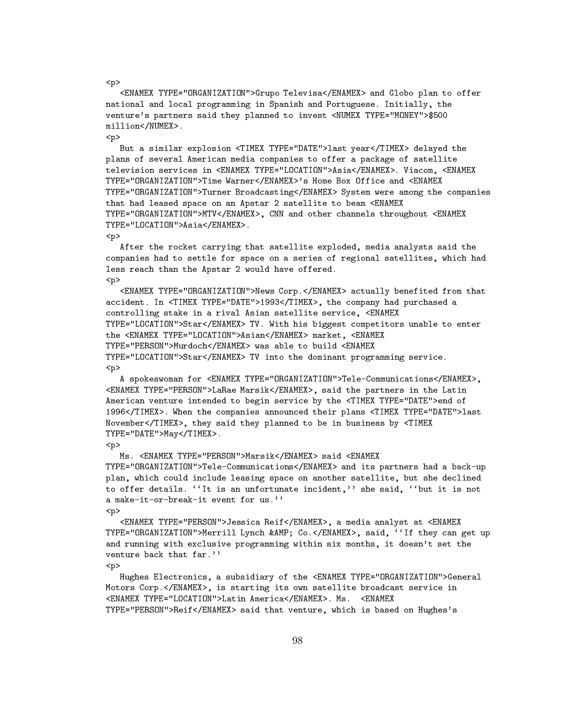```
<p>
   <ENAMEX TYPE="ORGANIZATION">Grupo Televisa</ENAMEX> and Globo plan to offer
national and local programming in Spanish and Portuguese. Initially, the
venture's partners said they planned to invest <NUMEX TYPE="MONEY">$500
million</NUMEX>.
<p>
   But a similar explosion <TIMEX TYPE="DATE">last year</TIMEX> delayed the
plans of several American media companies to offer a package of satellite
television services in <ENAMEX TYPE="LOCATION">Asia</ENAMEX>. Viacom, <ENAMEX
TYPE="ORGANIZATION">Time Warner</ENAMEX>'s Home Box Office and <ENAMEX
TYPE="ORGANIZATION">Turner Broadcasting</ENAMEX> System were among the companies
that had leased space on an Apstar 2 satellite to beam <ENAMEX
TYPE="ORGANIZATION">MTV</ENAMEX>, CNN and other channels throughout <ENAMEX
TYPE="LOCATION">Asia</ENAMEX>.
<p>
   After the rocket carrying that satellite exploded, media analysts said the
companies had to settle for space on a series of regional satellites, which had
less reach than the Apstar 2 would have offered.
<p>
   <ENAMEX TYPE="ORGANIZATION">News Corp.</ENAMEX> actually benefited from that
accident. In <TIMEX TYPE="DATE">1993</TIMEX>, the company had purchased a
controlling stake in a rival Asian satellite service, <ENAMEX
TYPE="LOCATION">Star</ENAMEX> TV. With his biggest competitors unable to enter
the <ENAMEX TYPE="LOCATION">Asian</ENAMEX> market, <ENAMEX
TYPE="PERSON">Murdoch</ENAMEX> was able to build <ENAMEX
TYPE="LOCATION">Star</ENAMEX> TV into the dominant programming service.
<p>
   A spokeswoman for <ENAMEX TYPE="ORGANIZATION">Tele-Communications</ENAMEX>,
<ENAMEX TYPE="PERSON">LaRae Marsik</ENAMEX>, said the partners in the Latin
American venture intended to begin service by the <TIMEX TYPE="DATE">end of
1996</TIMEX>. When the companies announced their plans <TIMEX TYPE="DATE">last
November</TIMEX>, they said they planned to be in business by <TIMEX
TYPE="DATE">May</TIMEX>.
<p>
   Ms. <ENAMEX TYPE="PERSON">Marsik</ENAMEX> said <ENAMEX
TYPE="ORGANIZATION">Tele-Communications</ENAMEX> and its partners had a back-up
plan, which could include leasing space on another satellite, but she declined
to offer details. ``It is an unfortunate incident,'' she said, ``but it is not
a make-it-or-break-it event for us.''
<p>
   <ENAMEX TYPE="PERSON">Jessica Reif</ENAMEX>, a media analyst at <ENAMEX
TYPE="ORGANIZATION">Merrill Lynch &AMP; Co.</ENAMEX>, said, ``If they can get up
and running with exclusive programming within six months, it doesn't set the
venture back that far.''
<p>
   Hughes Electronics, a subsidiary of the <ENAMEX TYPE="ORGANIZATION">General
Motors Corp.</ENAMEX>, is starting its own satellite broadcast service in
<ENAMEX TYPE="LOCATION">Latin America</ENAMEX>. Ms.  <ENAMEX
TYPE="PERSON">Reif</ENAMEX> said that venture, which is based on Hughes's
```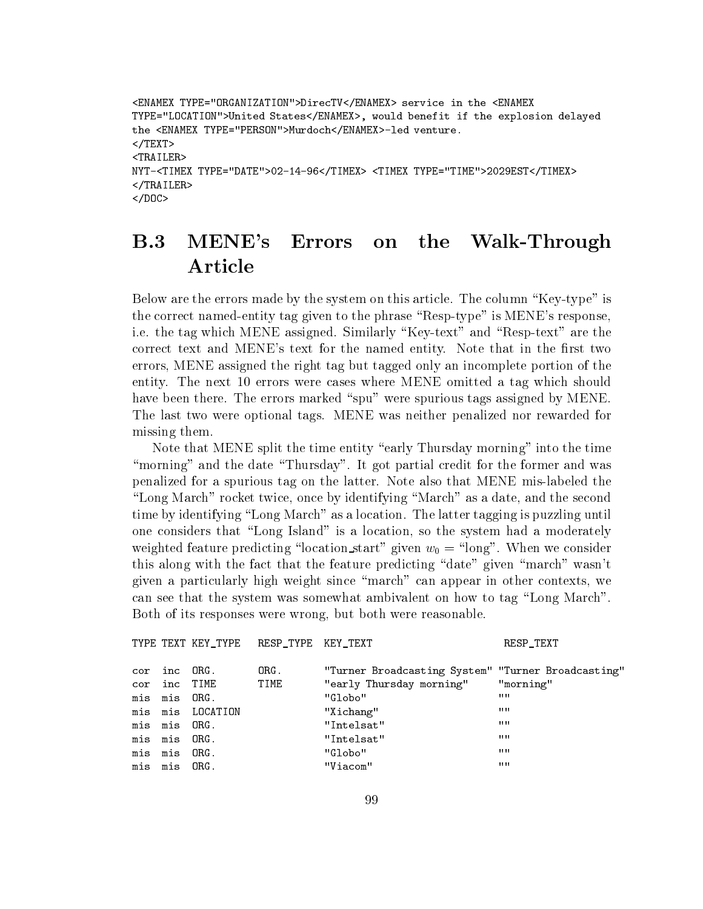```
<ENAMEX TYPE="ORGANIZATION">DirecTV</ENAMEX> service in the <ENAMEX
TYPE="LOCATION">United States</ENAMEX>, would benefit if the explosion delayed
the <ENAMEX TYPE="PERSON">Murdoch</ENAMEX>-led venture.
</TEXT>
<TRAILER>
NYT-<TIMEX TYPE="DATE">02-14-96</TIMEX> <TIMEX TYPE="TIME">2029EST</TIMEX>
</TRAILER>
</DOC>
```

## B.3 MENE's Errors on the Walk-Through Article

Below are the errors made by the system on this article. The column "Key-type" is the correct named-entity tag given to the phrase "Resp-type" is MENE's response, i.e. the tag which MENE assigned. Similarly "Key-text" and "Resp-text" are the correct text and MENE's text for the named entity. Note that in the first two errors, MENE assigned the right tag but tagged only an incomplete portion of the entity. The next 10 errors were cases where MENE omitted a tag which should have been there. The errors marked "spu" were spurious tags assigned by MENE. The last two were optional tags. MENE was neither penalized nor rewarded for missing them.

Note that MENE split the time entity "early Thursday morning" into the time "morning" and the date "Thursday". It got partial credit for the former and was penalized for a spurious tag on the latter. Note also that MENE mis-labeled the "Long March" rocket twice, once by identifying "March" as a date, and the second time by identifying "Long March" as a location. The latter tagging is puzzling until one considers that "Long Island" is a location, so the system had a moderately weighted feature predicting "location_start" given $w_0$ = "long". When we consider this along with the fact that the feature predicting "date" given "march" wasn't given a particularly high weight since "march" can appear in other contexts, we can see that the system was somewhat ambivalent on how to tag "Long March". Both of its responses were wrong, but both were reasonable.

| TYPE | TEXT | KEY_TYPE | RESP_TYPE | KEY_TEXT | RESP_TEXT |
|---|---|---|---|---|---|
| cor | inc | ORG. | ORG. | "Turner Broadcasting System" | "Turner Broadcasting" |
| cor | inc | TIME | TIME | "early Thursday morning" | "morning" |
| mis | mis | ORG. | | "Globo" | "" |
| mis | mis | LOCATION | | "Xichang" | "" |
| mis | mis | ORG. | | "Intelsat" | "" |
| mis | mis | ORG. | | "Intelsat" | "" |
| mis | mis | ORG. | | "Globo" | "" |
| mis | mis | ORG. | | "Viacom" | "" |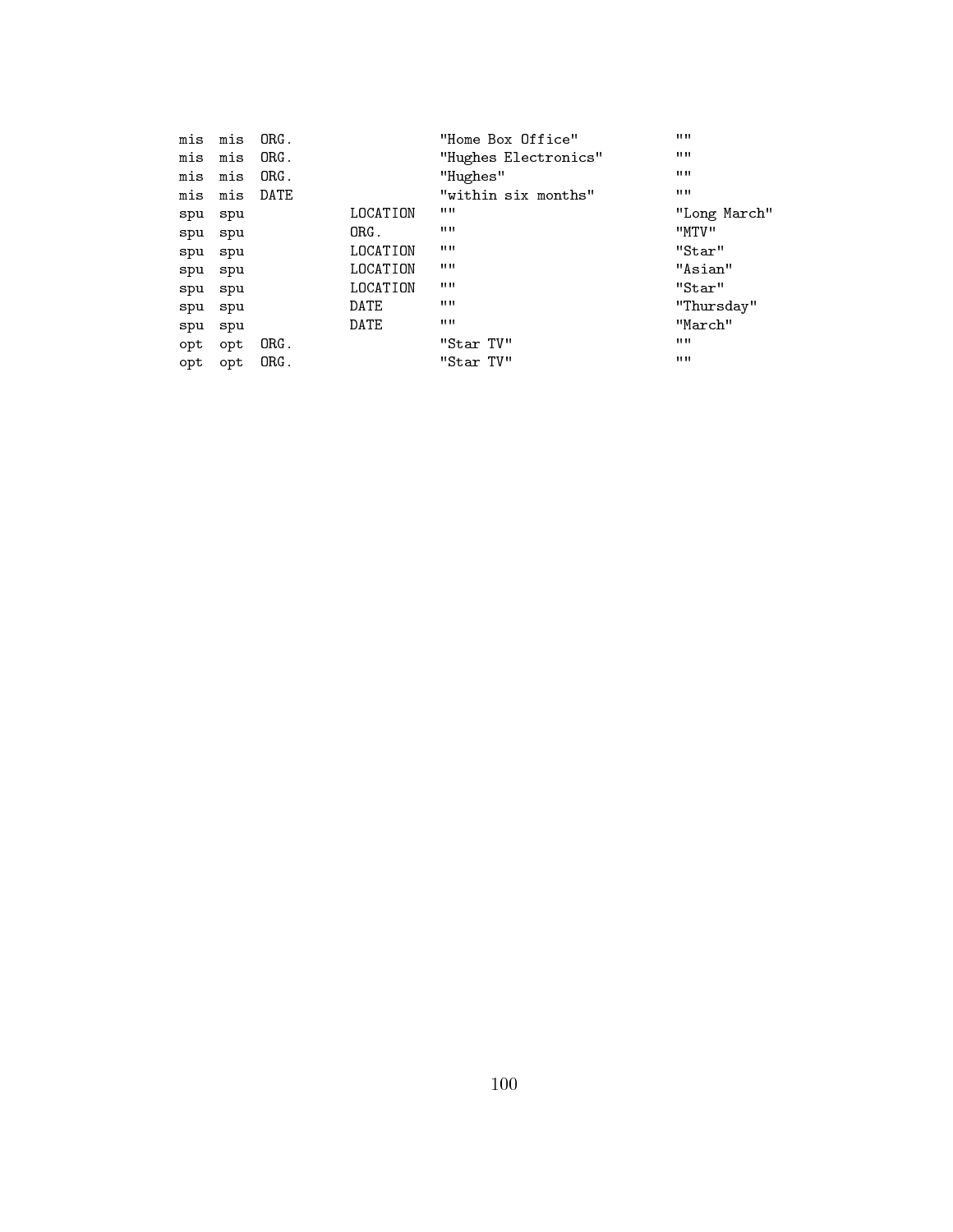```
mis  mis  ORG.                  "Home Box Office"         ""
mis  mis  ORG.                  "Hughes Electronics"      ""
mis  mis  ORG.                  "Hughes"                  ""
mis  mis  DATE                  "within six months"       ""
spu  spu             LOCATION   ""                        "Long March"
spu  spu             ORG.       ""                        "MTV"
spu  spu             LOCATION   ""                        "Star"
spu  spu             LOCATION   ""                        "Asian"
spu  spu             LOCATION   ""                        "Star"
spu  spu             DATE       ""                        "Thursday"
spu  spu             DATE       ""                        "March"
opt  opt  ORG.                  "Star TV"                 ""
opt  opt  ORG.                  "Star TV"                 ""
```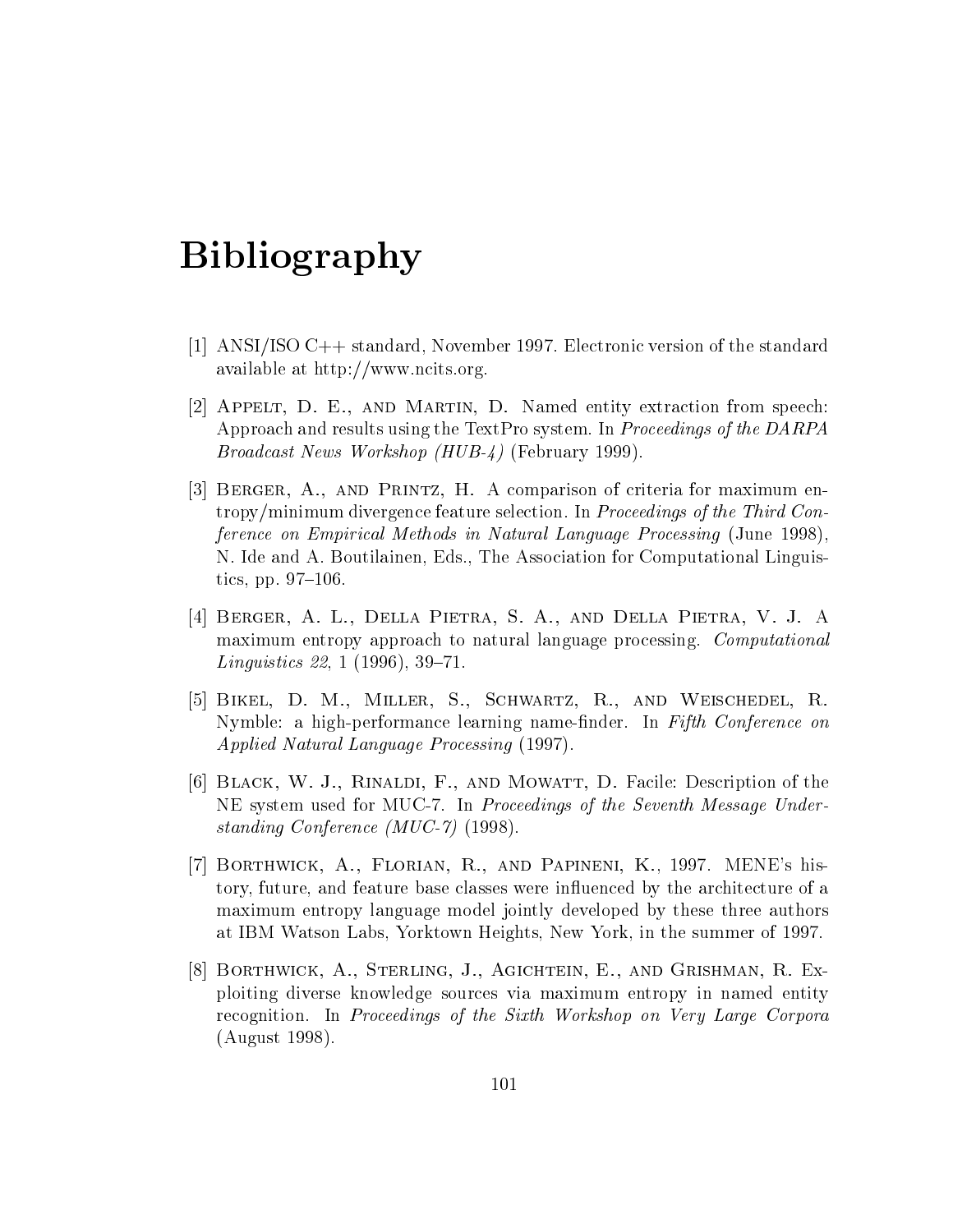# Bibliography

[1] ANSI/ISO C++ standard, November 1997. Electronic version of the standard available at http://www.ncits.org.

[2] Appelt, D. E., and Martin, D. Named entity extraction from speech: Approach and results using the TextPro system. In *Proceedings of the DARPA Broadcast News Workshop (HUB-4)* (February 1999).

[3] Berger, A., and Printz, H. A comparison of criteria for maximum entropy/minimum divergence feature selection. In *Proceedings of the Third Conference on Empirical Methods in Natural Language Processing* (June 1998), N. Ide and A. Boutilainen, Eds., The Association for Computational Linguistics, pp. 97–106.

[4] Berger, A. L., Della Pietra, S. A., and Della Pietra, V. J. A maximum entropy approach to natural language processing. *Computational Linguistics 22*, 1 (1996), 39–71.

[5] Bikel, D. M., Miller, S., Schwartz, R., and Weischedel, R. Nymble: a high-performance learning name-finder. In *Fifth Conference on Applied Natural Language Processing* (1997).

[6] Black, W. J., Rinaldi, F., and Mowatt, D. Facile: Description of the NE system used for MUC-7. In *Proceedings of the Seventh Message Understanding Conference (MUC-7)* (1998).

[7] Borthwick, A., Florian, R., and Papineni, K., 1997. MENE's history, future, and feature base classes were influenced by the architecture of a maximum entropy language model jointly developed by these three authors at IBM Watson Labs, Yorktown Heights, New York, in the summer of 1997.

[8] Borthwick, A., Sterling, J., Agichtein, E., and Grishman, R. Exploiting diverse knowledge sources via maximum entropy in named entity recognition. In *Proceedings of the Sixth Workshop on Very Large Corpora* (August 1998).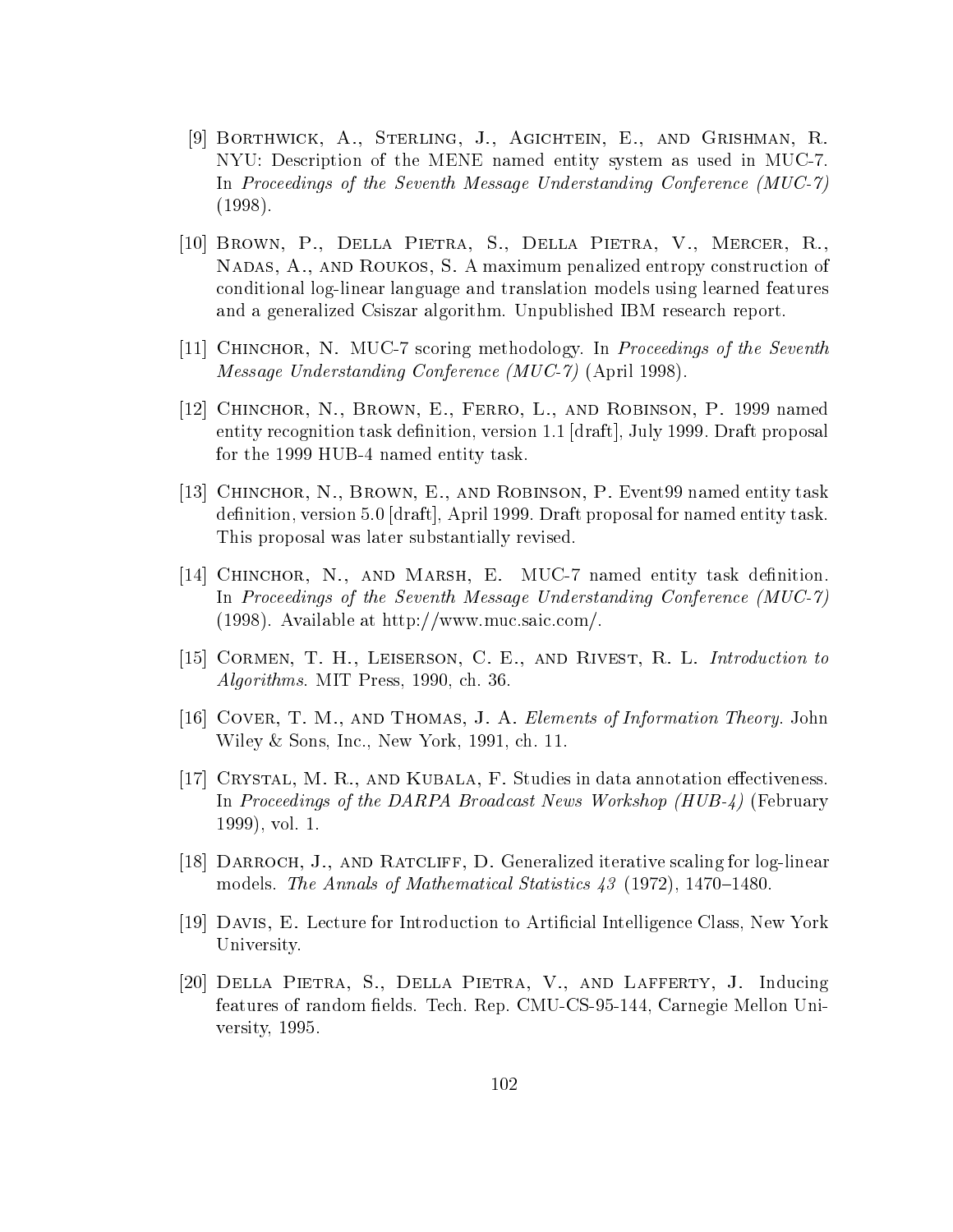[9] Borthwick, A., Sterling, J., Agichtein, E., and Grishman, R. NYU: Description of the MENE named entity system as used in MUC-7. In *Proceedings of the Seventh Message Understanding Conference (MUC-7)* (1998).

[10] Brown, P., Della Pietra, S., Della Pietra, V., Mercer, R., Nadas, A., and Roukos, S. A maximum penalized entropy construction of conditional log-linear language and translation models using learned features and a generalized Csiszar algorithm. Unpublished IBM research report.

[11] Chinchor, N. MUC-7 scoring methodology. In *Proceedings of the Seventh Message Understanding Conference (MUC-7)* (April 1998).

[12] Chinchor, N., Brown, E., Ferro, L., and Robinson, P. 1999 named entity recognition task definition, version 1.1 [draft], July 1999. Draft proposal for the 1999 HUB-4 named entity task.

[13] Chinchor, N., Brown, E., and Robinson, P. Event99 named entity task definition, version 5.0 [draft], April 1999. Draft proposal for named entity task. This proposal was later substantially revised.

[14] Chinchor, N., and Marsh, E. MUC-7 named entity task definition. In *Proceedings of the Seventh Message Understanding Conference (MUC-7)* (1998). Available at http://www.muc.saic.com/.

[15] Cormen, T. H., Leiserson, C. E., and Rivest, R. L. *Introduction to Algorithms*. MIT Press, 1990, ch. 36.

[16] Cover, T. M., and Thomas, J. A. *Elements of Information Theory*. John Wiley & Sons, Inc., New York, 1991, ch. 11.

[17] Crystal, M. R., and Kubala, F. Studies in data annotation effectiveness. In *Proceedings of the DARPA Broadcast News Workshop (HUB-4)* (February 1999), vol. 1.

[18] Darroch, J., and Ratcliff, D. Generalized iterative scaling for log-linear models. *The Annals of Mathematical Statistics 43* (1972), 1470–1480.

[19] Davis, E. Lecture for Introduction to Artificial Intelligence Class, New York University.

[20] Della Pietra, S., Della Pietra, V., and Lafferty, J. Inducing features of random fields. Tech. Rep. CMU-CS-95-144, Carnegie Mellon University, 1995.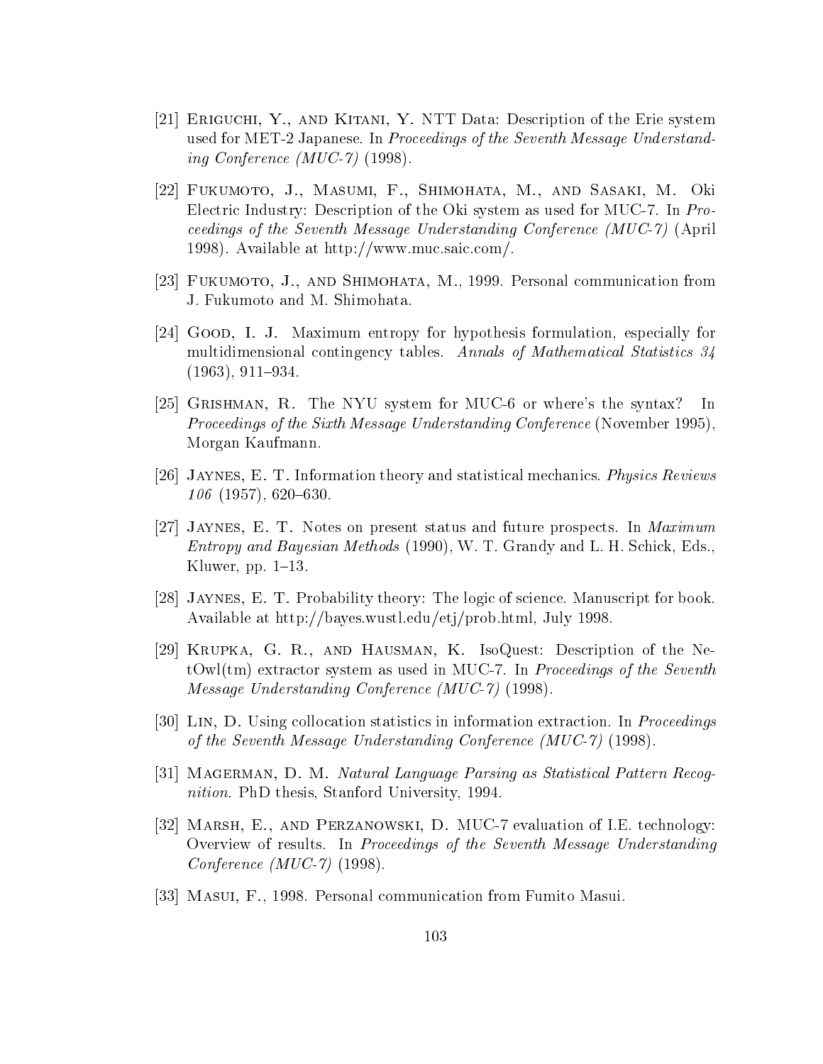[21] Eriguchi, Y., and Kitani, Y. NTT Data: Description of the Erie system used for MET-2 Japanese. In *Proceedings of the Seventh Message Understanding Conference (MUC-7)* (1998).

[22] Fukumoto, J., Masumi, F., Shimohata, M., and Sasaki, M. Oki Electric Industry: Description of the Oki system as used for MUC-7. In *Proceedings of the Seventh Message Understanding Conference (MUC-7)* (April 1998). Available at http://www.muc.saic.com/.

[23] Fukumoto, J., and Shimohata, M., 1999. Personal communication from J. Fukumoto and M. Shimohata.

[24] Good, I. J. Maximum entropy for hypothesis formulation, especially for multidimensional contingency tables. *Annals of Mathematical Statistics 34* (1963), 911–934.

[25] Grishman, R. The NYU system for MUC-6 or where's the syntax? In *Proceedings of the Sixth Message Understanding Conference* (November 1995), Morgan Kaufmann.

[26] Jaynes, E. T. Information theory and statistical mechanics. *Physics Reviews 106* (1957), 620–630.

[27] Jaynes, E. T. Notes on present status and future prospects. In *Maximum Entropy and Bayesian Methods* (1990), W. T. Grandy and L. H. Schick, Eds., Kluwer, pp. 1–13.

[28] Jaynes, E. T. Probability theory: The logic of science. Manuscript for book. Available at http://bayes.wustl.edu/etj/prob.html, July 1998.

[29] Krupka, G. R., and Hausman, K. IsoQuest: Description of the NetOwl(tm) extractor system as used in MUC-7. In *Proceedings of the Seventh Message Understanding Conference (MUC-7)* (1998).

[30] Lin, D. Using collocation statistics in information extraction. In *Proceedings of the Seventh Message Understanding Conference (MUC-7)* (1998).

[31] Magerman, D. M. *Natural Language Parsing as Statistical Pattern Recognition*. PhD thesis, Stanford University, 1994.

[32] Marsh, E., and Perzanowski, D. MUC-7 evaluation of I.E. technology: Overview of results. In *Proceedings of the Seventh Message Understanding Conference (MUC-7)* (1998).

[33] Masui, F., 1998. Personal communication from Fumito Masui.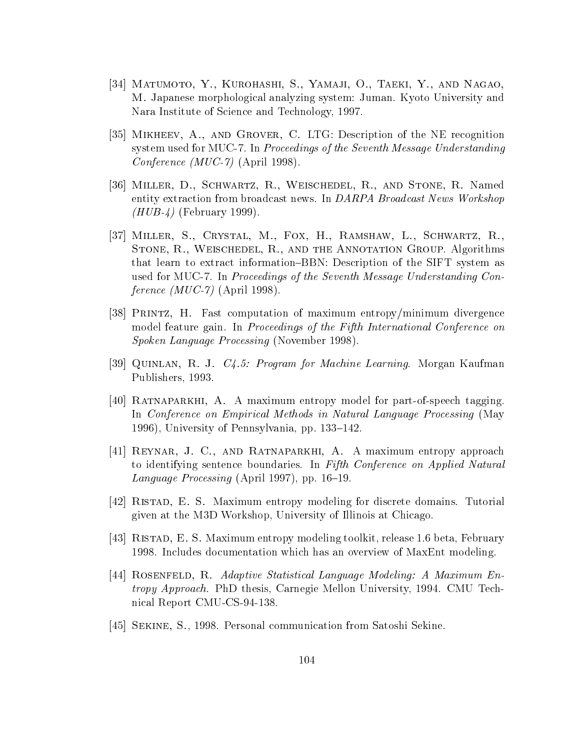[34] Matumoto, Y., Kurohashi, S., Yamaji, O., Taeki, Y., and Nagao, M. Japanese morphological analyzing system: Juman. Kyoto University and Nara Institute of Science and Technology, 1997.

[35] Mikheev, A., and Grover, C. LTG: Description of the NE recognition system used for MUC-7. In *Proceedings of the Seventh Message Understanding Conference (MUC-7)* (April 1998).

[36] Miller, D., Schwartz, R., Weischedel, R., and Stone, R. Named entity extraction from broadcast news. In *DARPA Broadcast News Workshop (HUB-4)* (February 1999).

[37] Miller, S., Crystal, M., Fox, H., Ramshaw, L., Schwartz, R., Stone, R., Weischedel, R., and the Annotation Group. Algorithms that learn to extract information–BBN: Description of the SIFT system as used for MUC-7. In *Proceedings of the Seventh Message Understanding Conference (MUC-7)* (April 1998).

[38] Printz, H. Fast computation of maximum entropy/minimum divergence model feature gain. In *Proceedings of the Fifth International Conference on Spoken Language Processing* (November 1998).

[39] Quinlan, R. J. *C4.5: Program for Machine Learning*. Morgan Kaufman Publishers, 1993.

[40] Ratnaparkhi, A. A maximum entropy model for part-of-speech tagging. In *Conference on Empirical Methods in Natural Language Processing* (May 1996), University of Pennsylvania, pp. 133–142.

[41] Reynar, J. C., and Ratnaparkhi, A. A maximum entropy approach to identifying sentence boundaries. In *Fifth Conference on Applied Natural Language Processing* (April 1997), pp. 16–19.

[42] Ristad, E. S. Maximum entropy modeling for discrete domains. Tutorial given at the M3D Workshop, University of Illinois at Chicago.

[43] Ristad, E. S. Maximum entropy modeling toolkit, release 1.6 beta, February 1998. Includes documentation which has an overview of MaxEnt modeling.

[44] Rosenfeld, R. *Adaptive Statistical Language Modeling: A Maximum Entropy Approach*. PhD thesis, Carnegie Mellon University, 1994. CMU Technical Report CMU-CS-94-138.

[45] Sekine, S., 1998. Personal communication from Satoshi Sekine.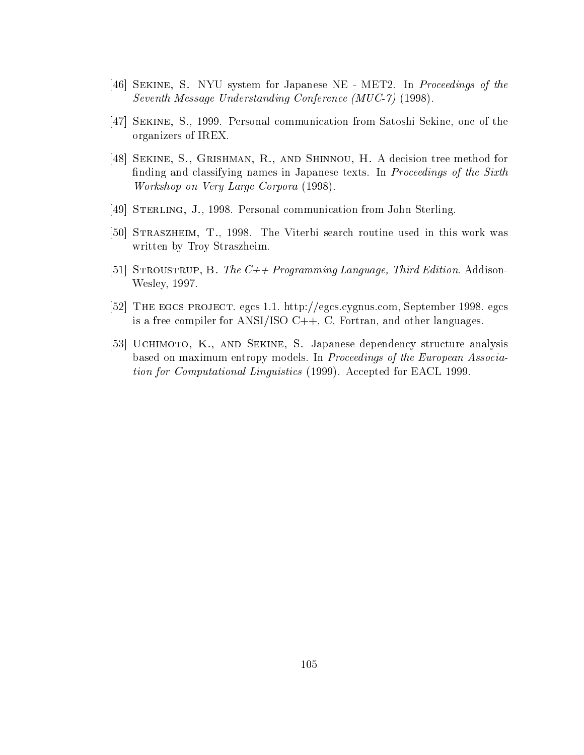[46] Sekine, S. NYU system for Japanese NE - MET2. In *Proceedings of the Seventh Message Understanding Conference (MUC-7)* (1998).

[47] Sekine, S., 1999. Personal communication from Satoshi Sekine, one of the organizers of IREX.

[48] Sekine, S., Grishman, R., and Shinnou, H. A decision tree method for finding and classifying names in Japanese texts. In *Proceedings of the Sixth Workshop on Very Large Corpora* (1998).

[49] Sterling, J., 1998. Personal communication from John Sterling.

[50] Straszheim, T., 1998. The Viterbi search routine used in this work was written by Troy Straszheim.

[51] Stroustrup, B. *The C++ Programming Language, Third Edition*. Addison-Wesley, 1997.

[52] The egcs project. egcs 1.1. http://egcs.cygnus.com, September 1998. egcs is a free compiler for ANSI/ISO C++, C, Fortran, and other languages.

[53] Uchimoto, K., and Sekine, S. Japanese dependency structure analysis based on maximum entropy models. In *Proceedings of the European Association for Computational Linguistics* (1999). Accepted for EACL 1999.